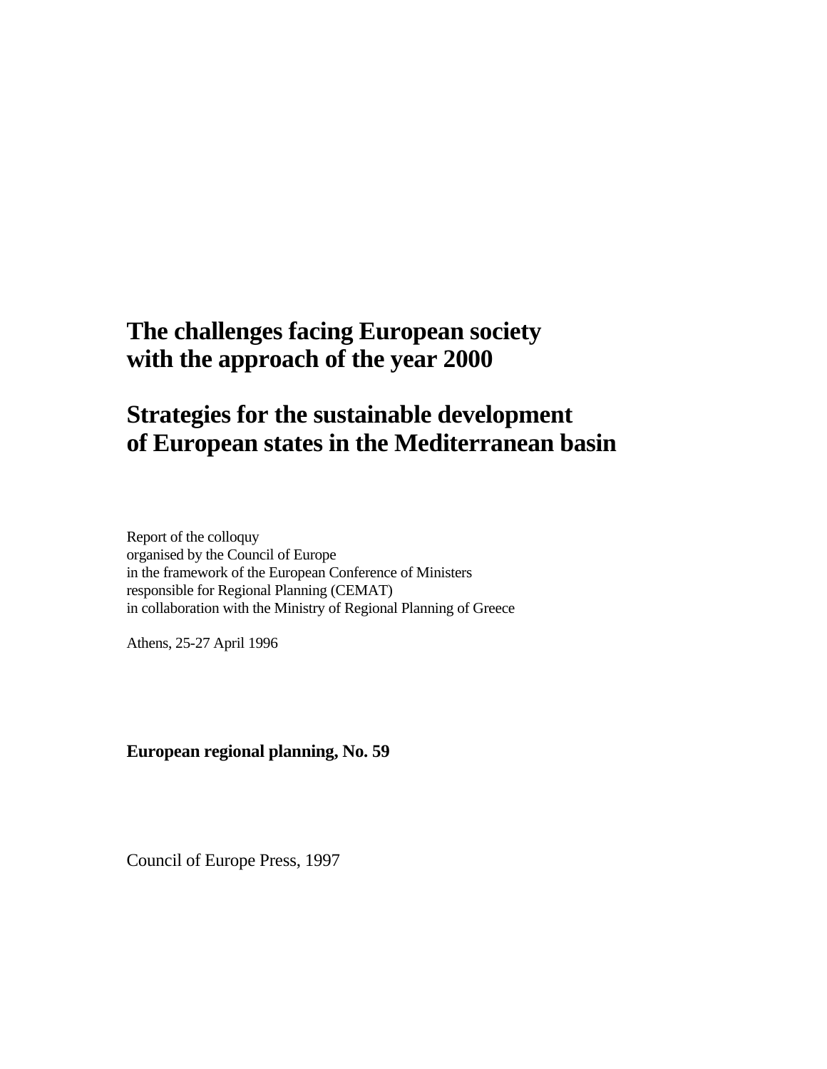# The challenges facing European society with the approach of the year 2000

# Strategies for the sustainable development of European states in the Mediterranean basin

Report of the colloquy
organised by the Council of Europe
in the framework of the European Conference of Ministers
responsible for Regional Planning (CEMAT)
in collaboration with the Ministry of Regional Planning of Greece

Athens, 25-27 April 1996

**European regional planning, No. 59**

Council of Europe Press, 1997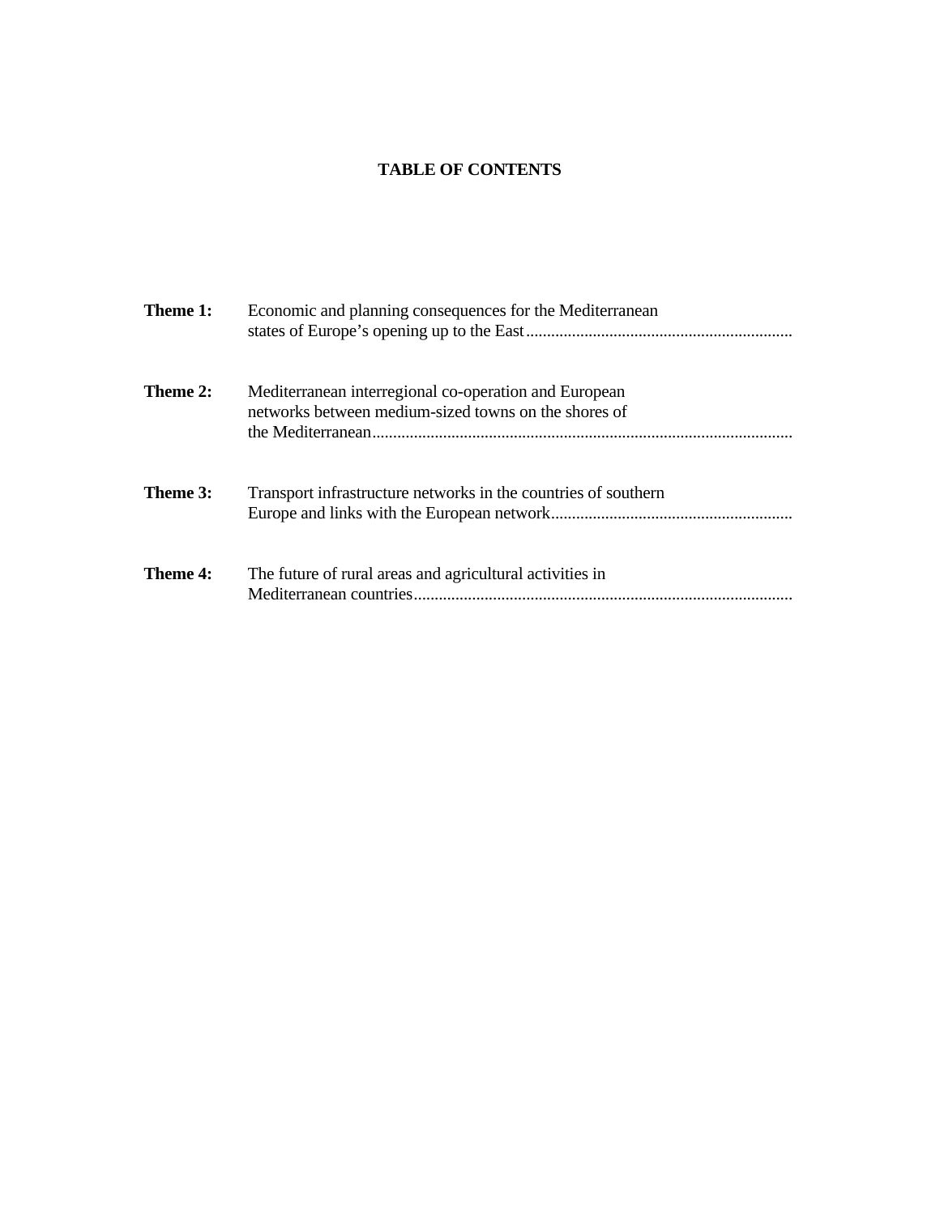# TABLE OF CONTENTS

**Theme 1:** Economic and planning consequences for the Mediterranean states of Europe's opening up to the East

**Theme 2:** Mediterranean interregional co-operation and European networks between medium-sized towns on the shores of the Mediterranean

**Theme 3:** Transport infrastructure networks in the countries of southern Europe and links with the European network

**Theme 4:** The future of rural areas and agricultural activities in Mediterranean countries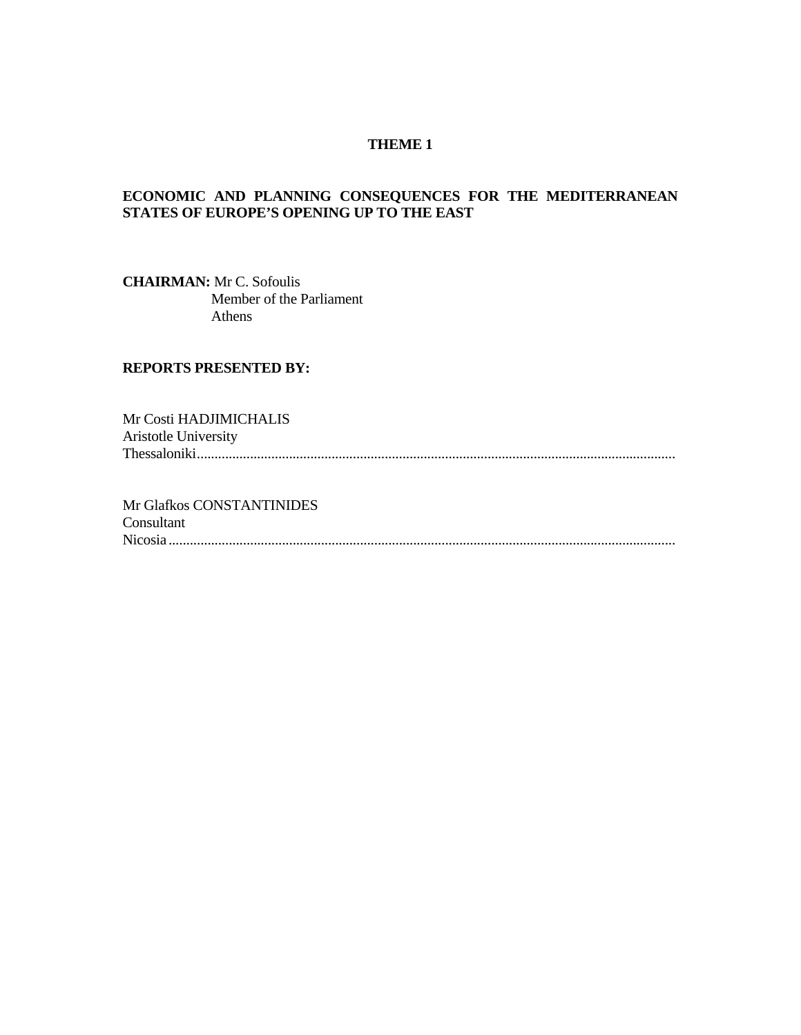**THEME 1**

**ECONOMIC AND PLANNING CONSEQUENCES FOR THE MEDITERRANEAN STATES OF EUROPE'S OPENING UP TO THE EAST**

**CHAIRMAN:** Mr C. Sofoulis
Member of the Parliament
Athens

**REPORTS PRESENTED BY:**

Mr Costi HADJIMICHALIS
Aristotle University
Thessaloniki......................................................................................................................................

Mr Glafkos CONSTANTINIDES
Consultant
Nicosia..............................................................................................................................................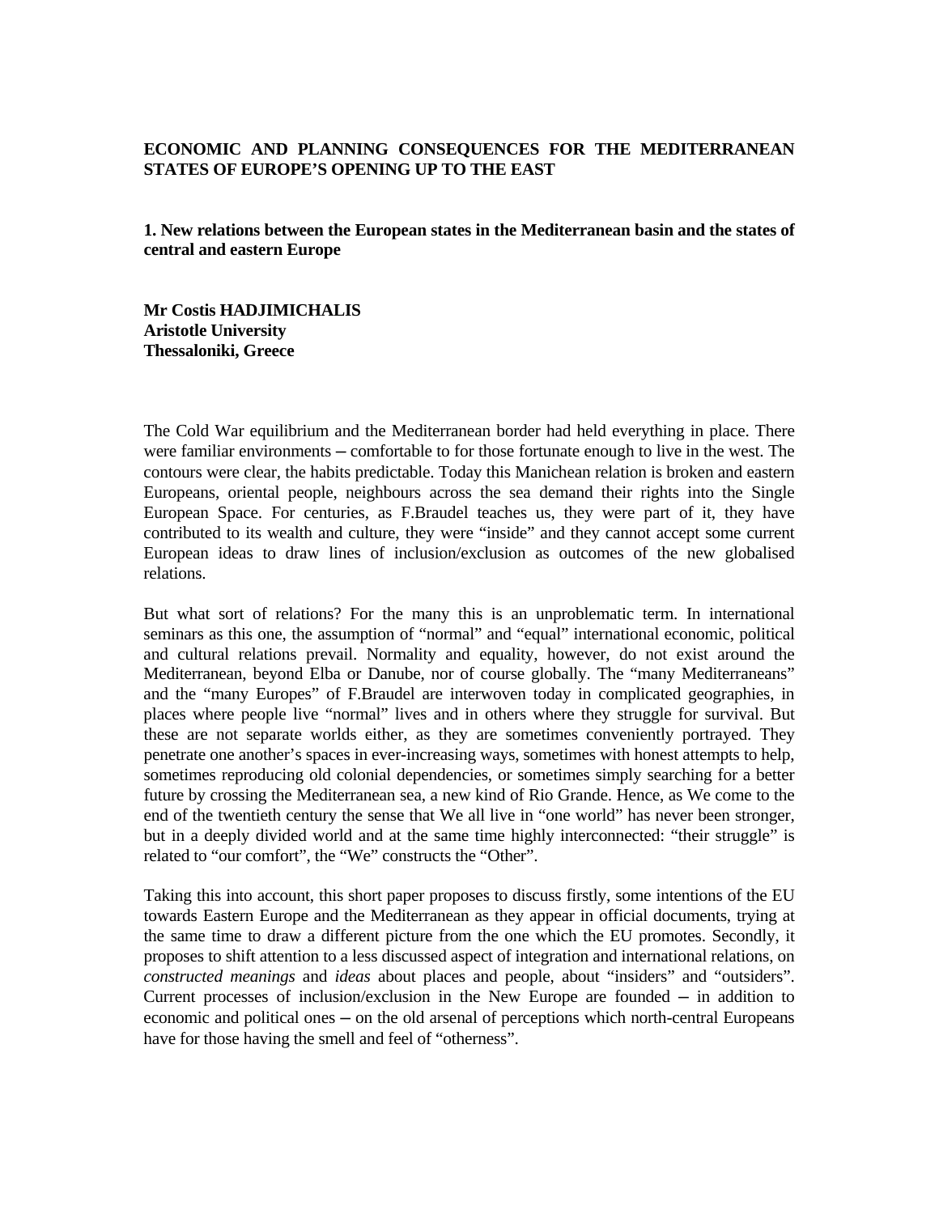**ECONOMIC AND PLANNING CONSEQUENCES FOR THE MEDITERRANEAN STATES OF EUROPE'S OPENING UP TO THE EAST**

**1. New relations between the European states in the Mediterranean basin and the states of central and eastern Europe**

**Mr Costis HADJIMICHALIS**
**Aristotle University**
**Thessaloniki, Greece**

The Cold War equilibrium and the Mediterranean border had held everything in place. There were familiar environments – comfortable to for those fortunate enough to live in the west. The contours were clear, the habits predictable. Today this Manichean relation is broken and eastern Europeans, oriental people, neighbours across the sea demand their rights into the Single European Space. For centuries, as F.Braudel teaches us, they were part of it, they have contributed to its wealth and culture, they were "inside" and they cannot accept some current European ideas to draw lines of inclusion/exclusion as outcomes of the new globalised relations.

But what sort of relations? For the many this is an unproblematic term. In international seminars as this one, the assumption of "normal" and "equal" international economic, political and cultural relations prevail. Normality and equality, however, do not exist around the Mediterranean, beyond Elba or Danube, nor of course globally. The "many Mediterraneans" and the "many Europes" of F.Braudel are interwoven today in complicated geographies, in places where people live "normal" lives and in others where they struggle for survival. But these are not separate worlds either, as they are sometimes conveniently portrayed. They penetrate one another's spaces in ever-increasing ways, sometimes with honest attempts to help, sometimes reproducing old colonial dependencies, or sometimes simply searching for a better future by crossing the Mediterranean sea, a new kind of Rio Grande. Hence, as We come to the end of the twentieth century the sense that We all live in "one world" has never been stronger, but in a deeply divided world and at the same time highly interconnected: "their struggle" is related to "our comfort", the "We" constructs the "Other".

Taking this into account, this short paper proposes to discuss firstly, some intentions of the EU towards Eastern Europe and the Mediterranean as they appear in official documents, trying at the same time to draw a different picture from the one which the EU promotes. Secondly, it proposes to shift attention to a less discussed aspect of integration and international relations, on *constructed meanings* and *ideas* about places and people, about "insiders" and "outsiders". Current processes of inclusion/exclusion in the New Europe are founded – in addition to economic and political ones – on the old arsenal of perceptions which north-central Europeans have for those having the smell and feel of "otherness".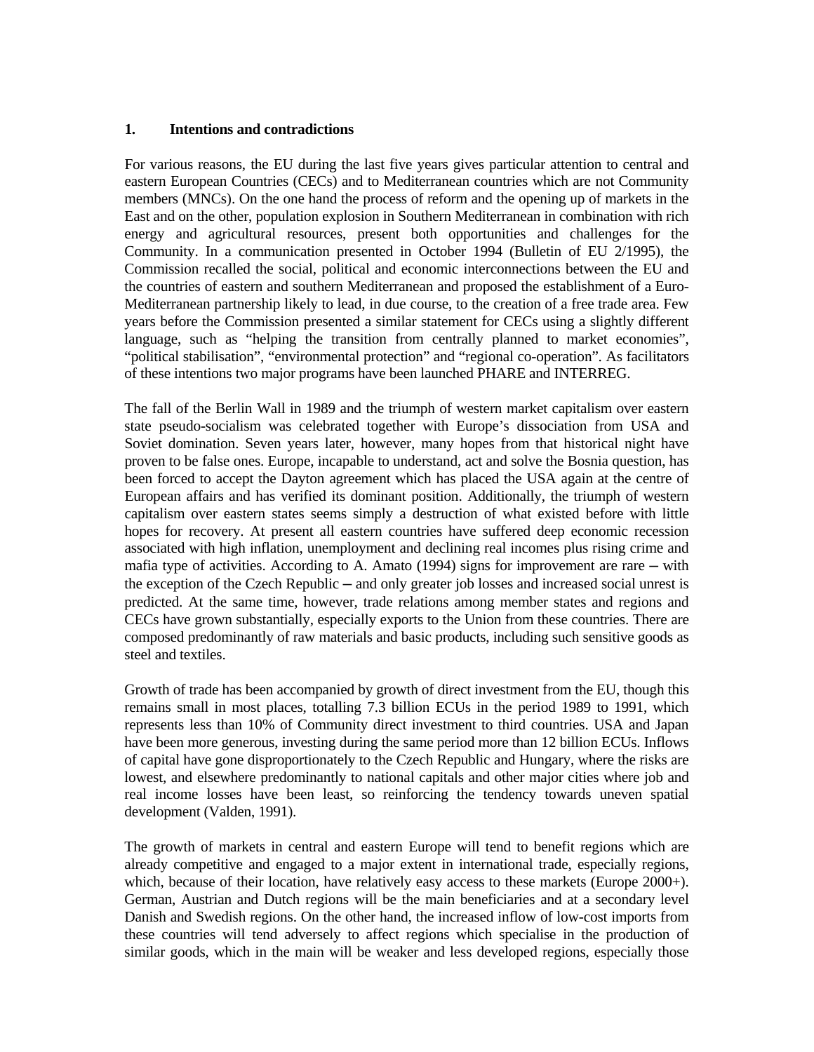## 1. Intentions and contradictions

For various reasons, the EU during the last five years gives particular attention to central and eastern European Countries (CECs) and to Mediterranean countries which are not Community members (MNCs). On the one hand the process of reform and the opening up of markets in the East and on the other, population explosion in Southern Mediterranean in combination with rich energy and agricultural resources, present both opportunities and challenges for the Community. In a communication presented in October 1994 (Bulletin of EU 2/1995), the Commission recalled the social, political and economic interconnections between the EU and the countries of eastern and southern Mediterranean and proposed the establishment of a Euro-Mediterranean partnership likely to lead, in due course, to the creation of a free trade area. Few years before the Commission presented a similar statement for CECs using a slightly different language, such as "helping the transition from centrally planned to market economies", "political stabilisation", "environmental protection" and "regional co-operation". As facilitators of these intentions two major programs have been launched PHARE and INTERREG.

The fall of the Berlin Wall in 1989 and the triumph of western market capitalism over eastern state pseudo-socialism was celebrated together with Europe's dissociation from USA and Soviet domination. Seven years later, however, many hopes from that historical night have proven to be false ones. Europe, incapable to understand, act and solve the Bosnia question, has been forced to accept the Dayton agreement which has placed the USA again at the centre of European affairs and has verified its dominant position. Additionally, the triumph of western capitalism over eastern states seems simply a destruction of what existed before with little hopes for recovery. At present all eastern countries have suffered deep economic recession associated with high inflation, unemployment and declining real incomes plus rising crime and mafia type of activities. According to A. Amato (1994) signs for improvement are rare – with the exception of the Czech Republic – and only greater job losses and increased social unrest is predicted. At the same time, however, trade relations among member states and regions and CECs have grown substantially, especially exports to the Union from these countries. There are composed predominantly of raw materials and basic products, including such sensitive goods as steel and textiles.

Growth of trade has been accompanied by growth of direct investment from the EU, though this remains small in most places, totalling 7.3 billion ECUs in the period 1989 to 1991, which represents less than 10% of Community direct investment to third countries. USA and Japan have been more generous, investing during the same period more than 12 billion ECUs. Inflows of capital have gone disproportionately to the Czech Republic and Hungary, where the risks are lowest, and elsewhere predominantly to national capitals and other major cities where job and real income losses have been least, so reinforcing the tendency towards uneven spatial development (Valden, 1991).

The growth of markets in central and eastern Europe will tend to benefit regions which are already competitive and engaged to a major extent in international trade, especially regions, which, because of their location, have relatively easy access to these markets (Europe 2000+). German, Austrian and Dutch regions will be the main beneficiaries and at a secondary level Danish and Swedish regions. On the other hand, the increased inflow of low-cost imports from these countries will tend adversely to affect regions which specialise in the production of similar goods, which in the main will be weaker and less developed regions, especially those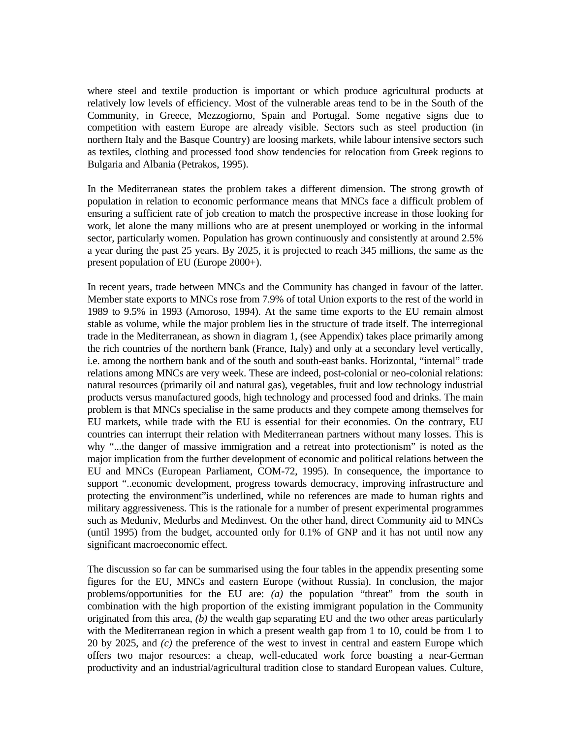where steel and textile production is important or which produce agricultural products at relatively low levels of efficiency. Most of the vulnerable areas tend to be in the South of the Community, in Greece, Mezzogiorno, Spain and Portugal. Some negative signs due to competition with eastern Europe are already visible. Sectors such as steel production (in northern Italy and the Basque Country) are loosing markets, while labour intensive sectors such as textiles, clothing and processed food show tendencies for relocation from Greek regions to Bulgaria and Albania (Petrakos, 1995).

In the Mediterranean states the problem takes a different dimension. The strong growth of population in relation to economic performance means that MNCs face a difficult problem of ensuring a sufficient rate of job creation to match the prospective increase in those looking for work, let alone the many millions who are at present unemployed or working in the informal sector, particularly women. Population has grown continuously and consistently at around 2.5% a year during the past 25 years. By 2025, it is projected to reach 345 millions, the same as the present population of EU (Europe 2000+).

In recent years, trade between MNCs and the Community has changed in favour of the latter. Member state exports to MNCs rose from 7.9% of total Union exports to the rest of the world in 1989 to 9.5% in 1993 (Amoroso, 1994). At the same time exports to the EU remain almost stable as volume, while the major problem lies in the structure of trade itself. The interregional trade in the Mediterranean, as shown in diagram 1, (see Appendix) takes place primarily among the rich countries of the northern bank (France, Italy) and only at a secondary level vertically, i.e. among the northern bank and of the south and south-east banks. Horizontal, "internal" trade relations among MNCs are very week. These are indeed, post-colonial or neo-colonial relations: natural resources (primarily oil and natural gas), vegetables, fruit and low technology industrial products versus manufactured goods, high technology and processed food and drinks. The main problem is that MNCs specialise in the same products and they compete among themselves for EU markets, while trade with the EU is essential for their economies. On the contrary, EU countries can interrupt their relation with Mediterranean partners without many losses. This is why "...the danger of massive immigration and a retreat into protectionism" is noted as the major implication from the further development of economic and political relations between the EU and MNCs (European Parliament, COM-72, 1995). In consequence, the importance to support "..economic development, progress towards democracy, improving infrastructure and protecting the environment"is underlined, while no references are made to human rights and military aggressiveness. This is the rationale for a number of present experimental programmes such as Meduniv, Medurbs and Medinvest. On the other hand, direct Community aid to MNCs (until 1995) from the budget, accounted only for 0.1% of GNP and it has not until now any significant macroeconomic effect.

The discussion so far can be summarised using the four tables in the appendix presenting some figures for the EU, MNCs and eastern Europe (without Russia). In conclusion, the major problems/opportunities for the EU are: *(a)* the population "threat" from the south in combination with the high proportion of the existing immigrant population in the Community originated from this area, *(b)* the wealth gap separating EU and the two other areas particularly with the Mediterranean region in which a present wealth gap from 1 to 10, could be from 1 to 20 by 2025, and *(c)* the preference of the west to invest in central and eastern Europe which offers two major resources: a cheap, well-educated work force boasting a near-German productivity and an industrial/agricultural tradition close to standard European values. Culture,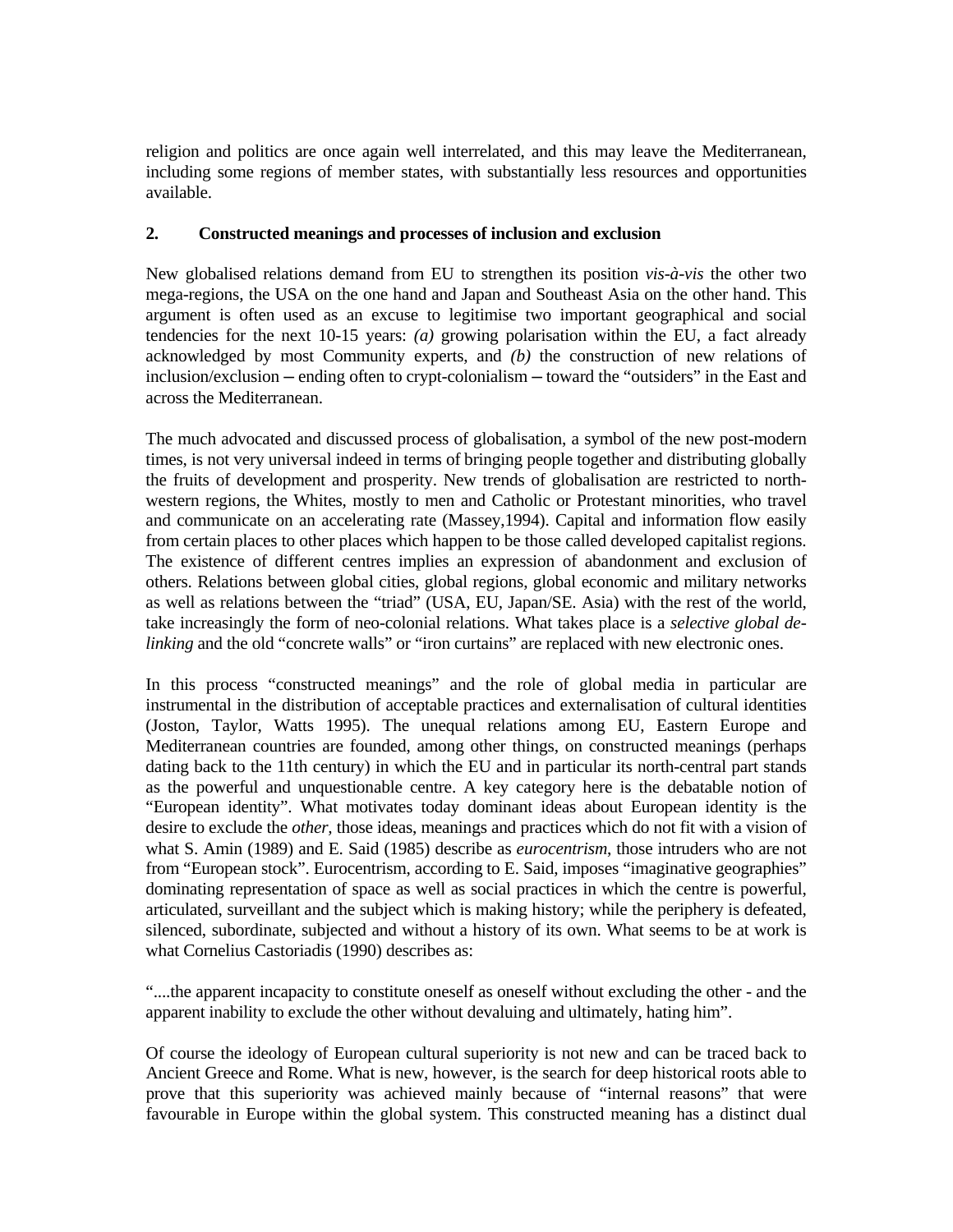religion and politics are once again well interrelated, and this may leave the Mediterranean, including some regions of member states, with substantially less resources and opportunities available.

## 2. Constructed meanings and processes of inclusion and exclusion

New globalised relations demand from EU to strengthen its position *vis-à-vis* the other two mega-regions, the USA on the one hand and Japan and Southeast Asia on the other hand. This argument is often used as an excuse to legitimise two important geographical and social tendencies for the next 10-15 years: *(a)* growing polarisation within the EU, a fact already acknowledged by most Community experts, and *(b)* the construction of new relations of inclusion/exclusion ─ ending often to crypt-colonialism ─ toward the "outsiders" in the East and across the Mediterranean.

The much advocated and discussed process of globalisation, a symbol of the new post-modern times, is not very universal indeed in terms of bringing people together and distributing globally the fruits of development and prosperity. New trends of globalisation are restricted to north-western regions, the Whites, mostly to men and Catholic or Protestant minorities, who travel and communicate on an accelerating rate (Massey,1994). Capital and information flow easily from certain places to other places which happen to be those called developed capitalist regions. The existence of different centres implies an expression of abandonment and exclusion of others. Relations between global cities, global regions, global economic and military networks as well as relations between the "triad" (USA, EU, Japan/SE. Asia) with the rest of the world, take increasingly the form of neo-colonial relations. What takes place is a *selective global de-linking* and the old "concrete walls" or "iron curtains" are replaced with new electronic ones.

In this process "constructed meanings" and the role of global media in particular are instrumental in the distribution of acceptable practices and externalisation of cultural identities (Joston, Taylor, Watts 1995). The unequal relations among EU, Eastern Europe and Mediterranean countries are founded, among other things, on constructed meanings (perhaps dating back to the 11th century) in which the EU and in particular its north-central part stands as the powerful and unquestionable centre. A key category here is the debatable notion of "European identity". What motivates today dominant ideas about European identity is the desire to exclude the *other,* those ideas, meanings and practices which do not fit with a vision of what S. Amin (1989) and E. Said (1985) describe as *eurocentrism*, those intruders who are not from "European stock". Eurocentrism, according to E. Said, imposes "imaginative geographies" dominating representation of space as well as social practices in which the centre is powerful, articulated, surveillant and the subject which is making history; while the periphery is defeated, silenced, subordinate, subjected and without a history of its own. What seems to be at work is what Cornelius Castoriadis (1990) describes as:

"....the apparent incapacity to constitute oneself as oneself without excluding the other - and the apparent inability to exclude the other without devaluing and ultimately, hating him".

Of course the ideology of European cultural superiority is not new and can be traced back to Ancient Greece and Rome. What is new, however, is the search for deep historical roots able to prove that this superiority was achieved mainly because of "internal reasons" that were favourable in Europe within the global system. This constructed meaning has a distinct dual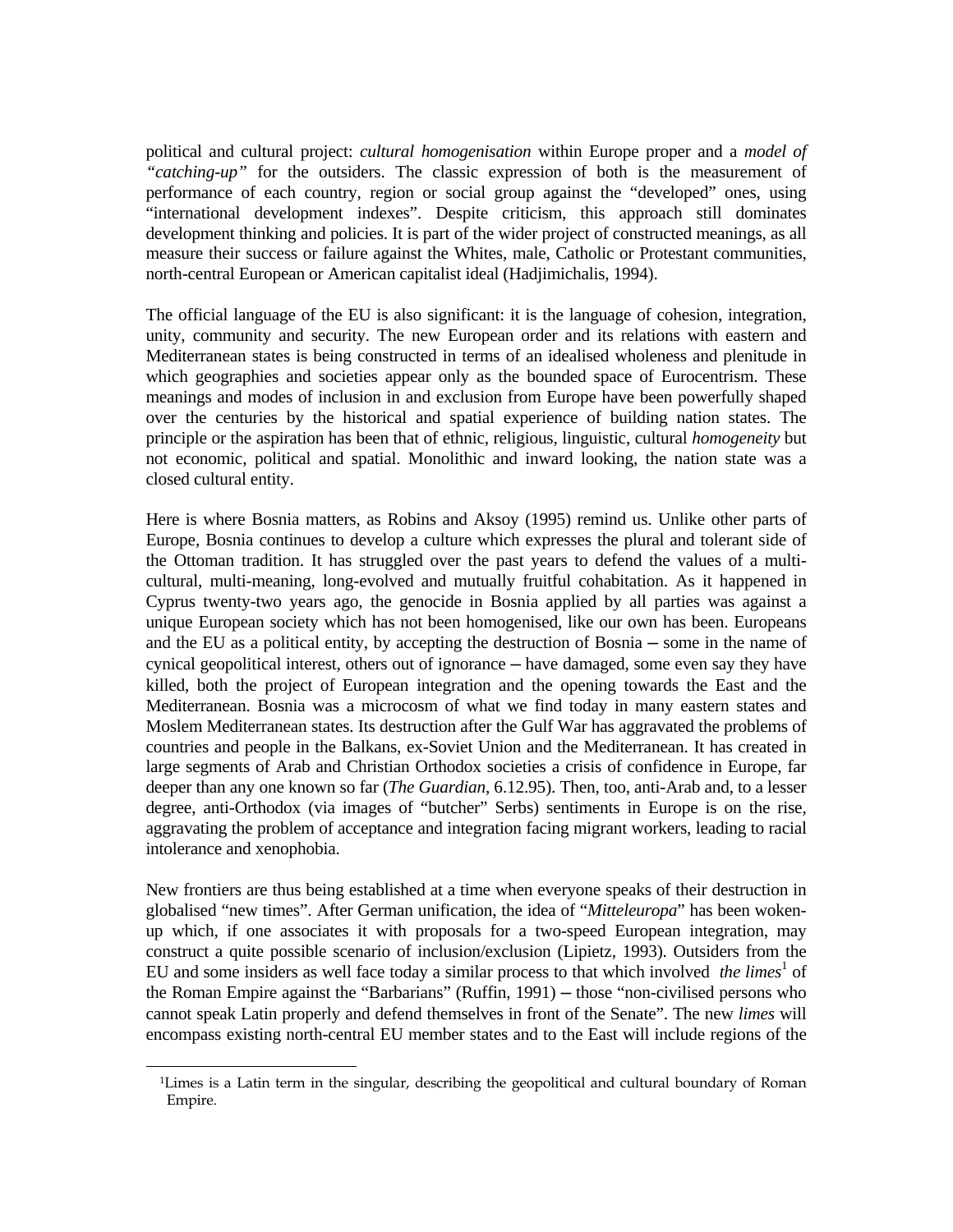political and cultural project: *cultural homogenisation* within Europe proper and a *model of "catching-up"* for the outsiders. The classic expression of both is the measurement of performance of each country, region or social group against the "developed" ones, using "international development indexes". Despite criticism, this approach still dominates development thinking and policies. It is part of the wider project of constructed meanings, as all measure their success or failure against the Whites, male, Catholic or Protestant communities, north-central European or American capitalist ideal (Hadjimichalis, 1994).

The official language of the EU is also significant: it is the language of cohesion, integration, unity, community and security. The new European order and its relations with eastern and Mediterranean states is being constructed in terms of an idealised wholeness and plenitude in which geographies and societies appear only as the bounded space of Eurocentrism. These meanings and modes of inclusion in and exclusion from Europe have been powerfully shaped over the centuries by the historical and spatial experience of building nation states. The principle or the aspiration has been that of ethnic, religious, linguistic, cultural *homogeneity* but not economic, political and spatial. Monolithic and inward looking, the nation state was a closed cultural entity.

Here is where Bosnia matters, as Robins and Aksoy (1995) remind us. Unlike other parts of Europe, Bosnia continues to develop a culture which expresses the plural and tolerant side of the Ottoman tradition. It has struggled over the past years to defend the values of a multi-cultural, multi-meaning, long-evolved and mutually fruitful cohabitation. As it happened in Cyprus twenty-two years ago, the genocide in Bosnia applied by all parties was against a unique European society which has not been homogenised, like our own has been. Europeans and the EU as a political entity, by accepting the destruction of Bosnia – some in the name of cynical geopolitical interest, others out of ignorance – have damaged, some even say they have killed, both the project of European integration and the opening towards the East and the Mediterranean. Bosnia was a microcosm of what we find today in many eastern states and Moslem Mediterranean states. Its destruction after the Gulf War has aggravated the problems of countries and people in the Balkans, ex-Soviet Union and the Mediterranean. It has created in large segments of Arab and Christian Orthodox societies a crisis of confidence in Europe, far deeper than any one known so far (*The Guardian*, 6.12.95). Then, too, anti-Arab and, to a lesser degree, anti-Orthodox (via images of "butcher" Serbs) sentiments in Europe is on the rise, aggravating the problem of acceptance and integration facing migrant workers, leading to racial intolerance and xenophobia.

New frontiers are thus being established at a time when everyone speaks of their destruction in globalised "new times". After German unification, the idea of "*Mitteleuropa*" has been woken-up which, if one associates it with proposals for a two-speed European integration, may construct a quite possible scenario of inclusion/exclusion (Lipietz, 1993). Outsiders from the EU and some insiders as well face today a similar process to that which involved *the limes*[1] of the Roman Empire against the "Barbarians" (Ruffin, 1991) – those "non-civilised persons who cannot speak Latin properly and defend themselves in front of the Senate". The new *limes* will encompass existing north-central EU member states and to the East will include regions of the

[1] Limes is a Latin term in the singular, describing the geopolitical and cultural boundary of Roman Empire.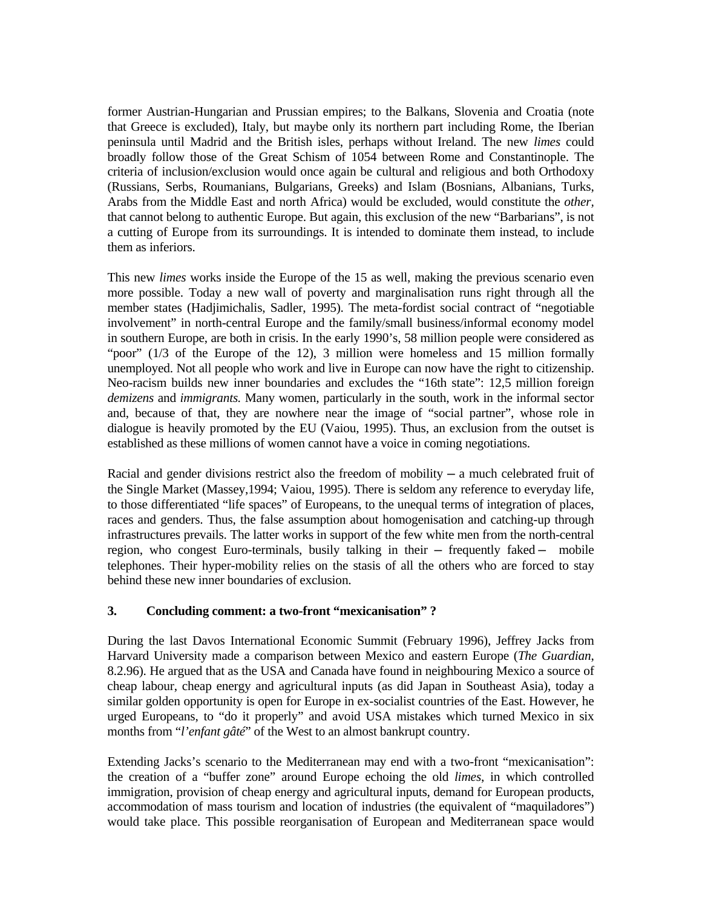former Austrian-Hungarian and Prussian empires; to the Balkans, Slovenia and Croatia (note that Greece is excluded), Italy, but maybe only its northern part including Rome, the Iberian peninsula until Madrid and the British isles, perhaps without Ireland. The new *limes* could broadly follow those of the Great Schism of 1054 between Rome and Constantinople. The criteria of inclusion/exclusion would once again be cultural and religious and both Orthodoxy (Russians, Serbs, Roumanians, Bulgarians, Greeks) and Islam (Bosnians, Albanians, Turks, Arabs from the Middle East and north Africa) would be excluded, would constitute the *other*, that cannot belong to authentic Europe. But again, this exclusion of the new "Barbarians", is not a cutting of Europe from its surroundings. It is intended to dominate them instead, to include them as inferiors.

This new *limes* works inside the Europe of the 15 as well, making the previous scenario even more possible. Today a new wall of poverty and marginalisation runs right through all the member states (Hadjimichalis, Sadler, 1995). The meta-fordist social contract of "negotiable involvement" in north-central Europe and the family/small business/informal economy model in southern Europe, are both in crisis. In the early 1990's, 58 million people were considered as "poor" (1/3 of the Europe of the 12), 3 million were homeless and 15 million formally unemployed. Not all people who work and live in Europe can now have the right to citizenship. Neo-racism builds new inner boundaries and excludes the "16th state": 12,5 million foreign *demizens* and *immigrants.* Many women, particularly in the south, work in the informal sector and, because of that, they are nowhere near the image of "social partner", whose role in dialogue is heavily promoted by the EU (Vaiou, 1995). Thus, an exclusion from the outset is established as these millions of women cannot have a voice in coming negotiations.

Racial and gender divisions restrict also the freedom of mobility – a much celebrated fruit of the Single Market (Massey,1994; Vaiou, 1995). There is seldom any reference to everyday life, to those differentiated "life spaces" of Europeans, to the unequal terms of integration of places, races and genders. Thus, the false assumption about homogenisation and catching-up through infrastructures prevails. The latter works in support of the few white men from the north-central region, who congest Euro-terminals, busily talking in their – frequently faked – mobile telephones. Their hyper-mobility relies on the stasis of all the others who are forced to stay behind these new inner boundaries of exclusion.

### 3. Concluding comment: a two-front "mexicanisation" ?

During the last Davos International Economic Summit (February 1996), Jeffrey Jacks from Harvard University made a comparison between Mexico and eastern Europe (*The Guardian*, 8.2.96). He argued that as the USA and Canada have found in neighbouring Mexico a source of cheap labour, cheap energy and agricultural inputs (as did Japan in Southeast Asia), today a similar golden opportunity is open for Europe in ex-socialist countries of the East. However, he urged Europeans, to "do it properly" and avoid USA mistakes which turned Mexico in six months from "*l'enfant gâté*" of the West to an almost bankrupt country.

Extending Jacks's scenario to the Mediterranean may end with a two-front "mexicanisation": the creation of a "buffer zone" around Europe echoing the old *limes*, in which controlled immigration, provision of cheap energy and agricultural inputs, demand for European products, accommodation of mass tourism and location of industries (the equivalent of "maquiladores") would take place. This possible reorganisation of European and Mediterranean space would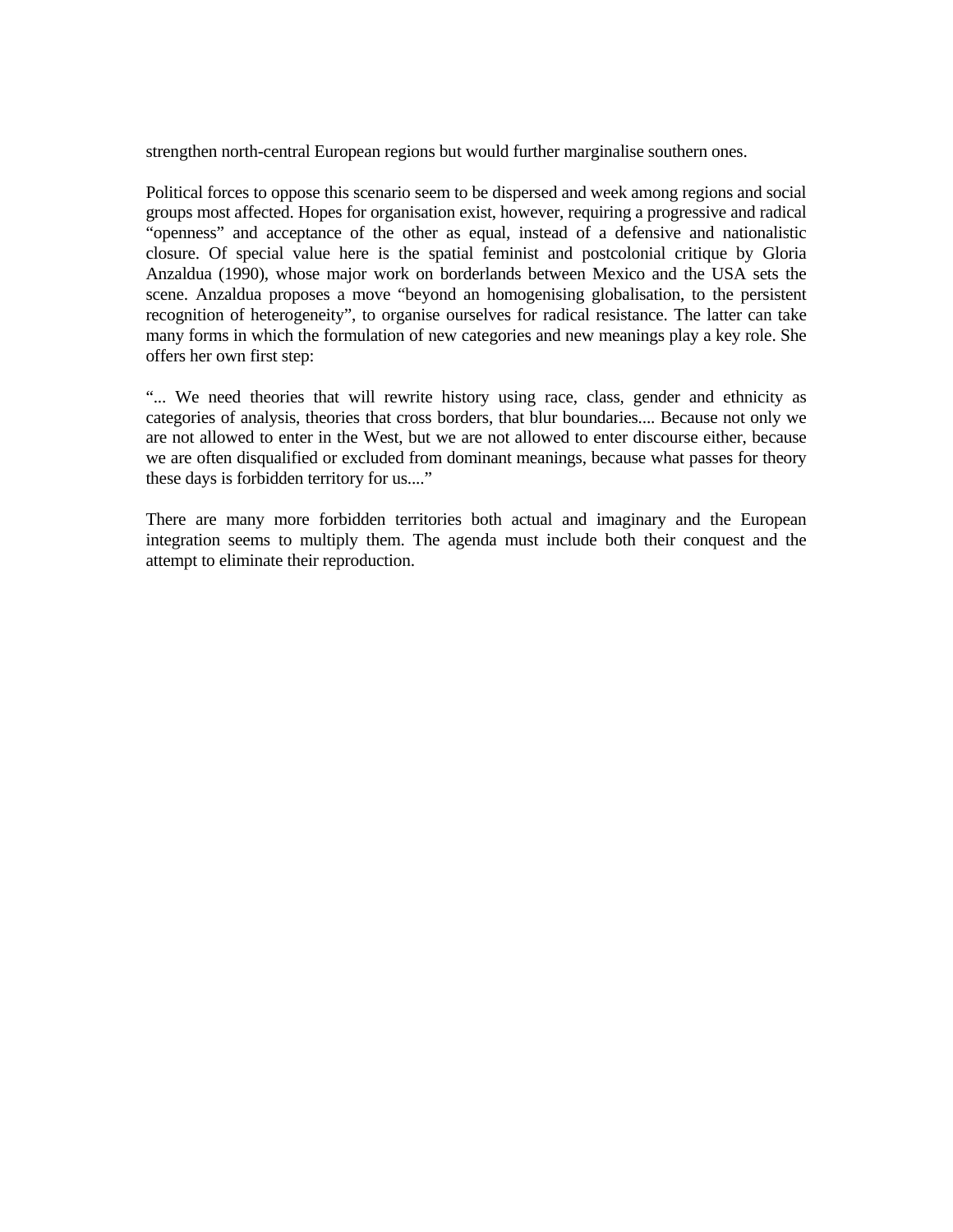strengthen north-central European regions but would further marginalise southern ones.

Political forces to oppose this scenario seem to be dispersed and week among regions and social groups most affected. Hopes for organisation exist, however, requiring a progressive and radical “openness” and acceptance of the other as equal, instead of a defensive and nationalistic closure. Of special value here is the spatial feminist and postcolonial critique by Gloria Anzaldua (1990), whose major work on borderlands between Mexico and the USA sets the scene. Anzaldua proposes a move “beyond an homogenising globalisation, to the persistent recognition of heterogeneity”, to organise ourselves for radical resistance. The latter can take many forms in which the formulation of new categories and new meanings play a key role. She offers her own first step:

“... We need theories that will rewrite history using race, class, gender and ethnicity as categories of analysis, theories that cross borders, that blur boundaries.... Because not only we are not allowed to enter in the West, but we are not allowed to enter discourse either, because we are often disqualified or excluded from dominant meanings, because what passes for theory these days is forbidden territory for us....”

There are many more forbidden territories both actual and imaginary and the European integration seems to multiply them. The agenda must include both their conquest and the attempt to eliminate their reproduction.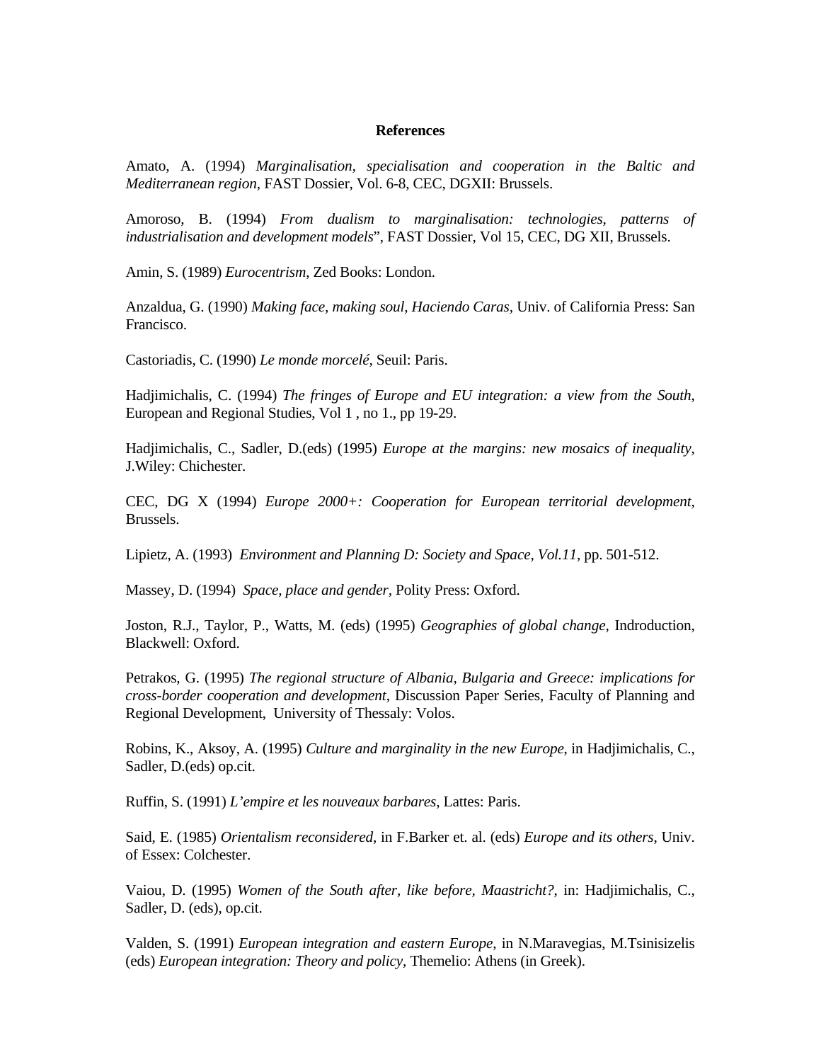**References**

Amato, A. (1994) *Marginalisation, specialisation and cooperation in the Baltic and Mediterranean region*, FAST Dossier, Vol. 6-8, CEC, DGXII: Brussels.

Amoroso, B. (1994) *From dualism to marginalisation: technologies, patterns of industrialisation and development models*", FAST Dossier, Vol 15, CEC, DG XII, Brussels.

Amin, S. (1989) *Eurocentrism*, Zed Books: London.

Anzaldua, G. (1990) *Making face, making soul, Haciendo Caras,* Univ. of California Press: San Francisco.

Castoriadis, C. (1990) *Le monde morcelé,* Seuil: Paris.

Hadjimichalis, C. (1994) *The fringes of Europe and EU integration: a view from the South*, European and Regional Studies, Vol 1 , no 1., pp 19-29.

Hadjimichalis, C., Sadler, D.(eds) (1995) *Europe at the margins: new mosaics of inequality*, J.Wiley: Chichester.

CEC, DG X (1994) *Europe 2000+: Cooperation for European territorial development*, Brussels.

Lipietz, A. (1993) *Environment and Planning D: Society and Space, Vol.11,* pp. 501-512.

Massey, D. (1994) *Space, place and gender,* Polity Press: Oxford.

Joston, R.J., Taylor, P., Watts, M. (eds) (1995) *Geographies of global change,* Indroduction, Blackwell: Oxford.

Petrakos, G. (1995) *The regional structure of Albania, Bulgaria and Greece: implications for cross-border cooperation and development*, Discussion Paper Series, Faculty of Planning and Regional Development, University of Thessaly: Volos.

Robins, K., Aksoy, A. (1995) *Culture and marginality in the new Europe*, in Hadjimichalis, C., Sadler, D.(eds) op.cit.

Ruffin, S. (1991) *L'empire et les nouveaux barbares,* Lattes: Paris.

Said, E. (1985) *Orientalism reconsidered*, in F.Barker et. al. (eds) *Europe and its others*, Univ. of Essex: Colchester.

Vaiou, D. (1995) *Women of the South after, like before, Maastricht?*, in: Hadjimichalis, C., Sadler, D. (eds), op.cit.

Valden, S. (1991) *European integration and eastern Europe*, in N.Maravegias, M.Tsinisizelis (eds) *European integration: Theory and policy,* Themelio: Athens (in Greek).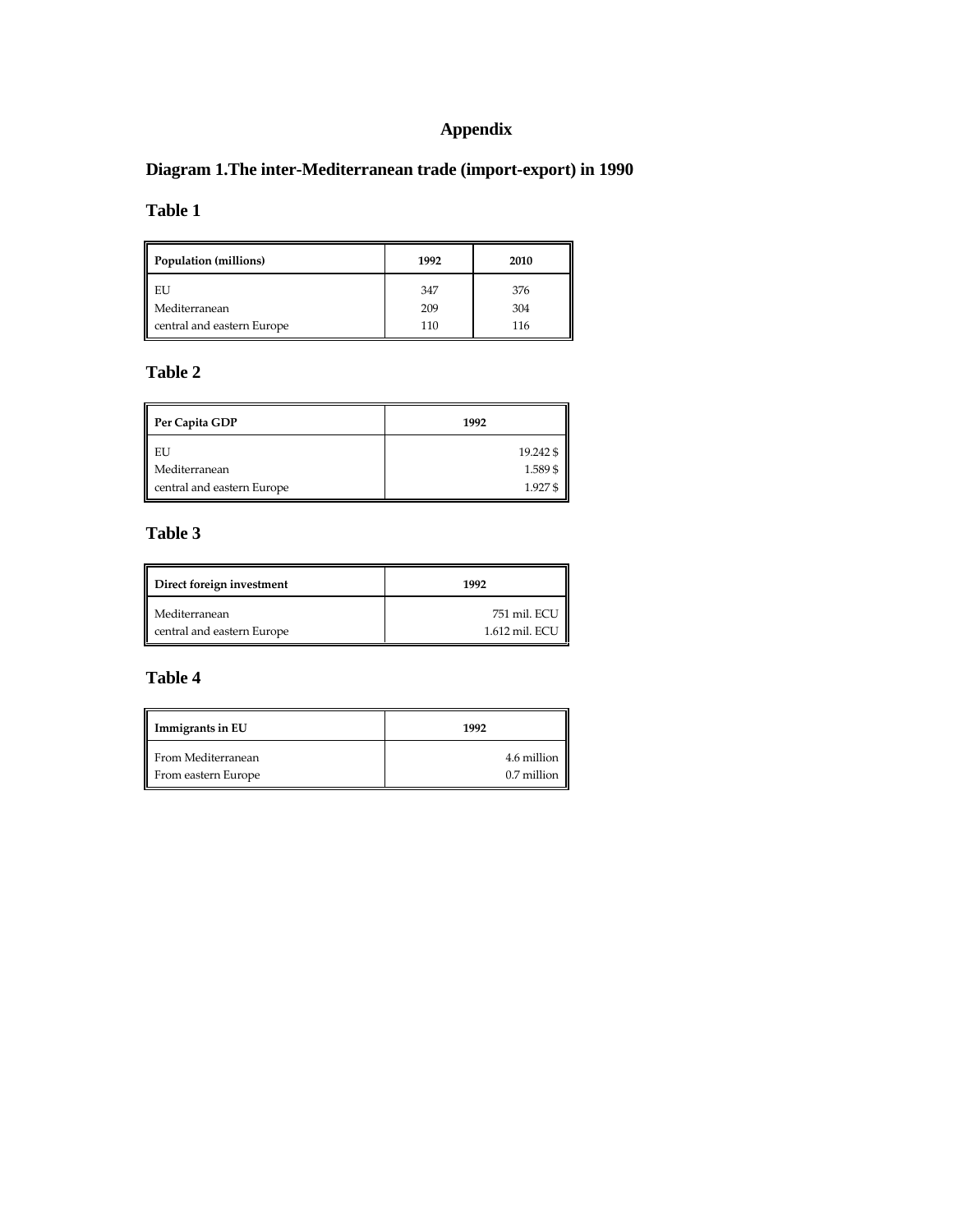# Appendix

## Diagram 1.The inter-Mediterranean trade (import-export) in 1990

### Table 1

| Population (millions) | 1992 | 2010 |
|---|---|---|
| EU | 347 | 376 |
| Mediterranean | 209 | 304 |
| central and eastern Europe | 110 | 116 |

### Table 2

| Per Capita GDP | 1992 |
|---|---|
| EU | 19.242 $ |
| Mediterranean | 1.589 $ |
| central and eastern Europe | 1.927 $ |

### Table 3

| Direct foreign investment | 1992 |
|---|---|
| Mediterranean | 751 mil. ECU |
| central and eastern Europe | 1.612 mil. ECU |

### Table 4

| Immigrants in EU | 1992 |
|---|---|
| From Mediterranean | 4.6 million |
| From eastern Europe | 0.7 million |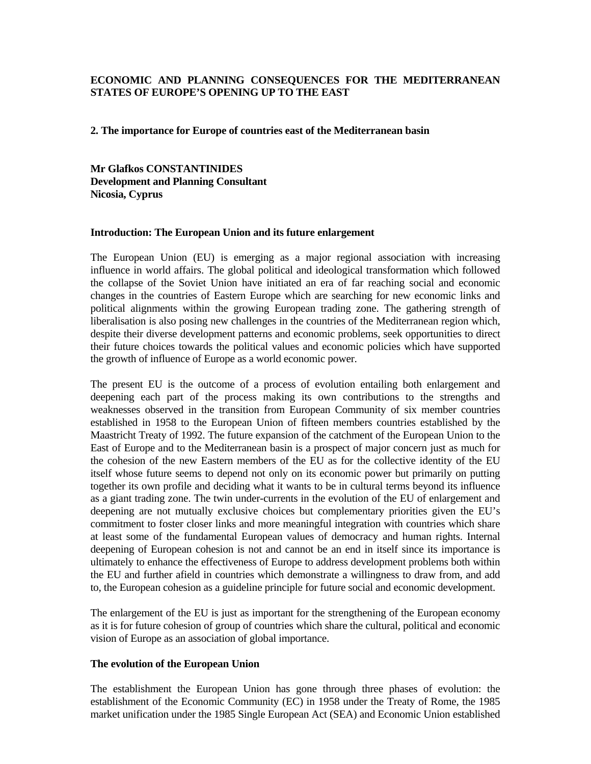**ECONOMIC AND PLANNING CONSEQUENCES FOR THE MEDITERRANEAN STATES OF EUROPE'S OPENING UP TO THE EAST**

**2. The importance for Europe of countries east of the Mediterranean basin**

**Mr Glafkos CONSTANTINIDES**
**Development and Planning Consultant**
**Nicosia, Cyprus**

**Introduction: The European Union and its future enlargement**

The European Union (EU) is emerging as a major regional association with increasing influence in world affairs. The global political and ideological transformation which followed the collapse of the Soviet Union have initiated an era of far reaching social and economic changes in the countries of Eastern Europe which are searching for new economic links and political alignments within the growing European trading zone. The gathering strength of liberalisation is also posing new challenges in the countries of the Mediterranean region which, despite their diverse development patterns and economic problems, seek opportunities to direct their future choices towards the political values and economic policies which have supported the growth of influence of Europe as a world economic power.

The present EU is the outcome of a process of evolution entailing both enlargement and deepening each part of the process making its own contributions to the strengths and weaknesses observed in the transition from European Community of six member countries established in 1958 to the European Union of fifteen members countries established by the Maastricht Treaty of 1992. The future expansion of the catchment of the European Union to the East of Europe and to the Mediterranean basin is a prospect of major concern just as much for the cohesion of the new Eastern members of the EU as for the collective identity of the EU itself whose future seems to depend not only on its economic power but primarily on putting together its own profile and deciding what it wants to be in cultural terms beyond its influence as a giant trading zone. The twin under-currents in the evolution of the EU of enlargement and deepening are not mutually exclusive choices but complementary priorities given the EU's commitment to foster closer links and more meaningful integration with countries which share at least some of the fundamental European values of democracy and human rights. Internal deepening of European cohesion is not and cannot be an end in itself since its importance is ultimately to enhance the effectiveness of Europe to address development problems both within the EU and further afield in countries which demonstrate a willingness to draw from, and add to, the European cohesion as a guideline principle for future social and economic development.

The enlargement of the EU is just as important for the strengthening of the European economy as it is for future cohesion of group of countries which share the cultural, political and economic vision of Europe as an association of global importance.

**The evolution of the European Union**

The establishment the European Union has gone through three phases of evolution: the establishment of the Economic Community (EC) in 1958 under the Treaty of Rome, the 1985 market unification under the 1985 Single European Act (SEA) and Economic Union established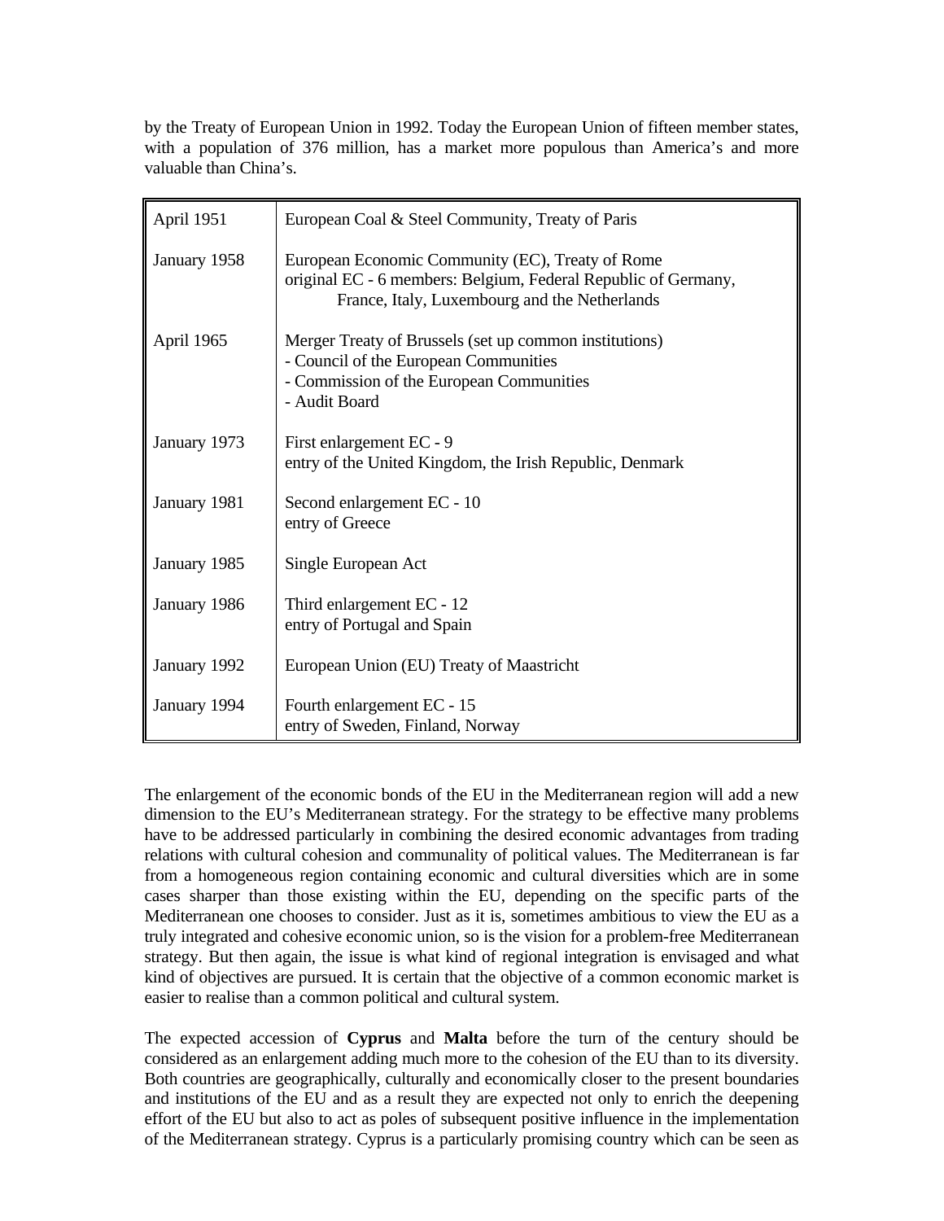by the Treaty of European Union in 1992. Today the European Union of fifteen member states, with a population of 376 million, has a market more populous than America's and more valuable than China's.

| | |
|---|---|
| April 1951 | European Coal & Steel Community, Treaty of Paris |
| January 1958 | European Economic Community (EC), Treaty of Rome<br>original EC - 6 members: Belgium, Federal Republic of Germany, France, Italy, Luxembourg and the Netherlands |
| April 1965 | Merger Treaty of Brussels (set up common institutions)<br>- Council of the European Communities<br>- Commission of the European Communities<br>- Audit Board |
| January 1973 | First enlargement EC - 9<br>entry of the United Kingdom, the Irish Republic, Denmark |
| January 1981 | Second enlargement EC - 10<br>entry of Greece |
| January 1985 | Single European Act |
| January 1986 | Third enlargement EC - 12<br>entry of Portugal and Spain |
| January 1992 | European Union (EU) Treaty of Maastricht |
| January 1994 | Fourth enlargement EC - 15<br>entry of Sweden, Finland, Norway |

The enlargement of the economic bonds of the EU in the Mediterranean region will add a new dimension to the EU's Mediterranean strategy. For the strategy to be effective many problems have to be addressed particularly in combining the desired economic advantages from trading relations with cultural cohesion and communality of political values. The Mediterranean is far from a homogeneous region containing economic and cultural diversities which are in some cases sharper than those existing within the EU, depending on the specific parts of the Mediterranean one chooses to consider. Just as it is, sometimes ambitious to view the EU as a truly integrated and cohesive economic union, so is the vision for a problem-free Mediterranean strategy. But then again, the issue is what kind of regional integration is envisaged and what kind of objectives are pursued. It is certain that the objective of a common economic market is easier to realise than a common political and cultural system.

The expected accession of **Cyprus** and **Malta** before the turn of the century should be considered as an enlargement adding much more to the cohesion of the EU than to its diversity. Both countries are geographically, culturally and economically closer to the present boundaries and institutions of the EU and as a result they are expected not only to enrich the deepening effort of the EU but also to act as poles of subsequent positive influence in the implementation of the Mediterranean strategy. Cyprus is a particularly promising country which can be seen as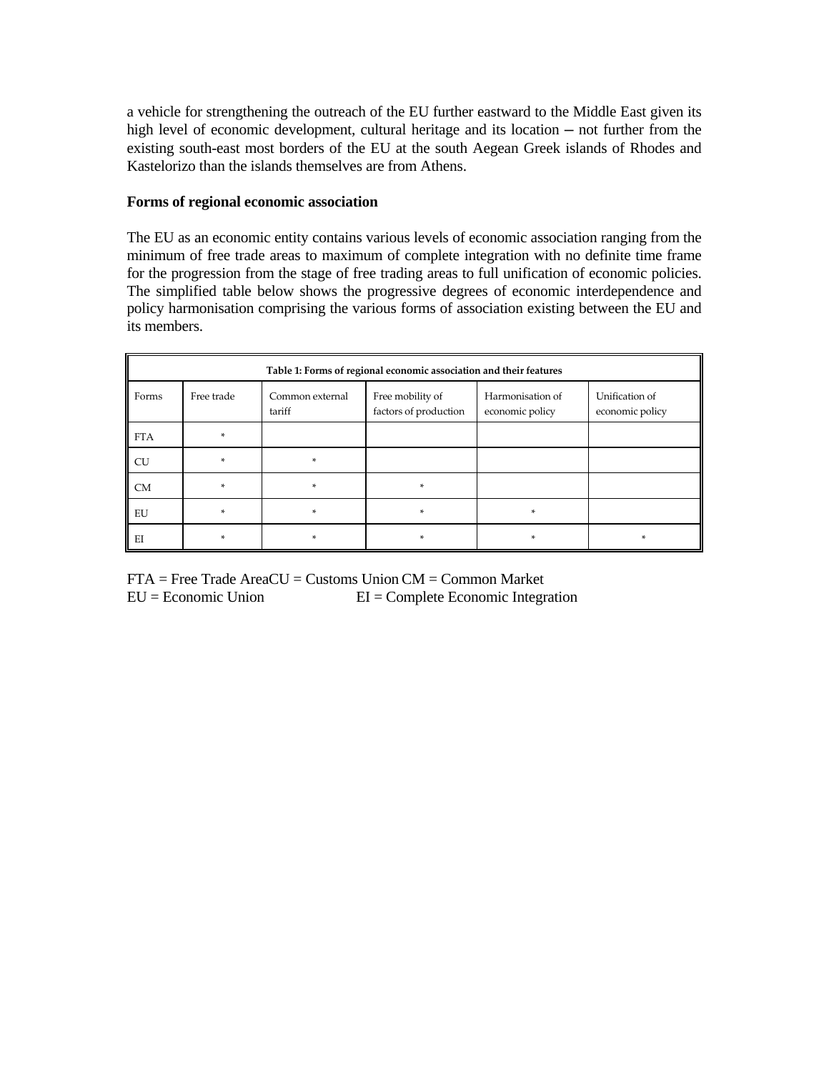a vehicle for strengthening the outreach of the EU further eastward to the Middle East given its high level of economic development, cultural heritage and its location – not further from the existing south-east most borders of the EU at the south Aegean Greek islands of Rhodes and Kastelorizo than the islands themselves are from Athens.

**Forms of regional economic association**

The EU as an economic entity contains various levels of economic association ranging from the minimum of free trade areas to maximum of complete integration with no definite time frame for the progression from the stage of free trading areas to full unification of economic policies. The simplified table below shows the progressive degrees of economic interdependence and policy harmonisation comprising the various forms of association existing between the EU and its members.

**Table 1: Forms of regional economic association and their features**

| Forms | Free trade | Common external tariff | Free mobility of factors of production | Harmonisation of economic policy | Unification of economic policy |
|---|---|---|---|---|---|
| FTA | * | | | | |
| CU | * | * | | | |
| CM | * | * | * | | |
| EU | * | * | * | * | |
| EI | * | * | * | * | * |

FTA = Free Trade AreaCU = Customs Union CM = Common Market
EU = Economic Union EI = Complete Economic Integration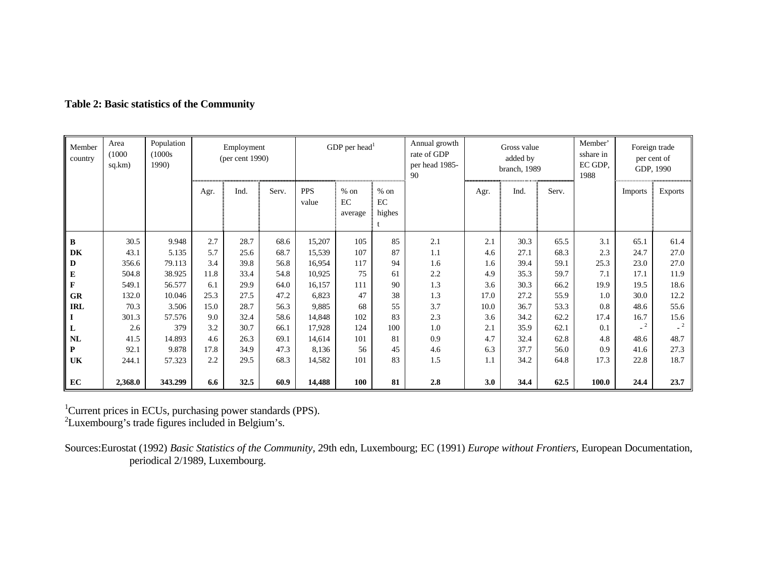**Table 2: Basic statistics of the Community**

| Member country | Area (1000 sq.km) | Population (1000s 1990) | Employment (per cent 1990) | | | GDP per head[1] | | | Annual growth rate of GDP per head 1985-90 | Gross value added by branch, 1989 | | | Member's share in EC GDP, 1988 | Foreign trade per cent of GDP, 1990 | |
|---|---|---|---|---|---|---|---|---|---|---|---|---|---|---|---|
| | | | Agr. | Ind. | Serv. | PPS value | % on EC average | % on EC highest | | Agr. | Ind. | Serv. | | Imports | Exports |
| **B** | 30.5 | 9.948 | 2.7 | 28.7 | 68.6 | 15,207 | 105 | 85 | 2.1 | 2.1 | 30.3 | 65.5 | 3.1 | 65.1 | 61.4 |
| **DK** | 43.1 | 5.135 | 5.7 | 25.6 | 68.7 | 15,539 | 107 | 87 | 1.1 | 4.6 | 27.1 | 68.3 | 2.3 | 24.7 | 27.0 |
| **D** | 356.6 | 79.113 | 3.4 | 39.8 | 56.8 | 16,954 | 117 | 94 | 1.6 | 1.6 | 39.4 | 59.1 | 25.3 | 23.0 | 27.0 |
| **E** | 504.8 | 38.925 | 11.8 | 33.4 | 54.8 | 10,925 | 75 | 61 | 2.2 | 4.9 | 35.3 | 59.7 | 7.1 | 17.1 | 11.9 |
| **F** | 549.1 | 56.577 | 6.1 | 29.9 | 64.0 | 16,157 | 111 | 90 | 1.3 | 3.6 | 30.3 | 66.2 | 19.9 | 19.5 | 18.6 |
| **GR** | 132.0 | 10.046 | 25.3 | 27.5 | 47.2 | 6,823 | 47 | 38 | 1.3 | 17.0 | 27.2 | 55.9 | 1.0 | 30.0 | 12.2 |
| **IRL** | 70.3 | 3.506 | 15.0 | 28.7 | 56.3 | 9,885 | 68 | 55 | 3.7 | 10.0 | 36.7 | 53.3 | 0.8 | 48.6 | 55.6 |
| **I** | 301.3 | 57.576 | 9.0 | 32.4 | 58.6 | 14,848 | 102 | 83 | 2.3 | 3.6 | 34.2 | 62.2 | 17.4 | 16.7 | 15.6 |
| **L** | 2.6 | 379 | 3.2 | 30.7 | 66.1 | 17,928 | 124 | 100 | 1.0 | 2.1 | 35.9 | 62.1 | 0.1 | -[2] | -[2] |
| **NL** | 41.5 | 14.893 | 4.6 | 26.3 | 69.1 | 14,614 | 101 | 81 | 0.9 | 4.7 | 32.4 | 62.8 | 4.8 | 48.6 | 48.7 |
| **P** | 92.1 | 9.878 | 17.8 | 34.9 | 47.3 | 8,136 | 56 | 45 | 4.6 | 6.3 | 37.7 | 56.0 | 0.9 | 41.6 | 27.3 |
| **UK** | 244.1 | 57.323 | 2.2 | 29.5 | 68.3 | 14,582 | 101 | 83 | 1.5 | 1.1 | 34.2 | 64.8 | 17.3 | 22.8 | 18.7 |
| **EC** | **2,368.0** | **343.299** | **6.6** | **32.5** | **60.9** | **14,488** | **100** | **81** | **2.8** | **3.0** | **34.4** | **62.5** | **100.0** | **24.4** | **23.7** |

[1]Current prices in ECUs, purchasing power standards (PPS).
[2]Luxembourg's trade figures included in Belgium's.

Sources: Eurostat (1992) *Basic Statistics of the Community*, 29th edn, Luxembourg; EC (1991) *Europe without Frontiers*, European Documentation, periodical 2/1989, Luxembourg.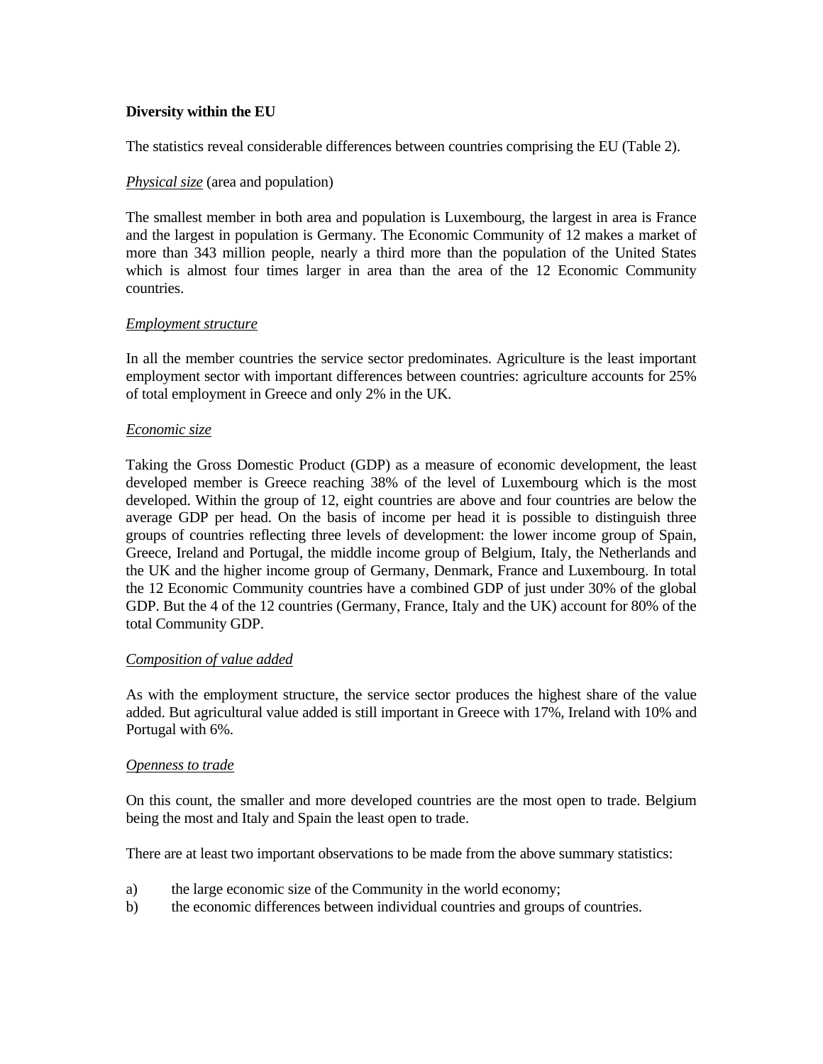**Diversity within the EU**

The statistics reveal considerable differences between countries comprising the EU (Table 2).

*Physical size* (area and population)

The smallest member in both area and population is Luxembourg, the largest in area is France and the largest in population is Germany. The Economic Community of 12 makes a market of more than 343 million people, nearly a third more than the population of the United States which is almost four times larger in area than the area of the 12 Economic Community countries.

*Employment structure*

In all the member countries the service sector predominates. Agriculture is the least important employment sector with important differences between countries: agriculture accounts for 25% of total employment in Greece and only 2% in the UK.

*Economic size*

Taking the Gross Domestic Product (GDP) as a measure of economic development, the least developed member is Greece reaching 38% of the level of Luxembourg which is the most developed. Within the group of 12, eight countries are above and four countries are below the average GDP per head. On the basis of income per head it is possible to distinguish three groups of countries reflecting three levels of development: the lower income group of Spain, Greece, Ireland and Portugal, the middle income group of Belgium, Italy, the Netherlands and the UK and the higher income group of Germany, Denmark, France and Luxembourg. In total the 12 Economic Community countries have a combined GDP of just under 30% of the global GDP. But the 4 of the 12 countries (Germany, France, Italy and the UK) account for 80% of the total Community GDP.

*Composition of value added*

As with the employment structure, the service sector produces the highest share of the value added. But agricultural value added is still important in Greece with 17%, Ireland with 10% and Portugal with 6%.

*Openness to trade*

On this count, the smaller and more developed countries are the most open to trade. Belgium being the most and Italy and Spain the least open to trade.

There are at least two important observations to be made from the above summary statistics:

a) the large economic size of the Community in the world economy;
b) the economic differences between individual countries and groups of countries.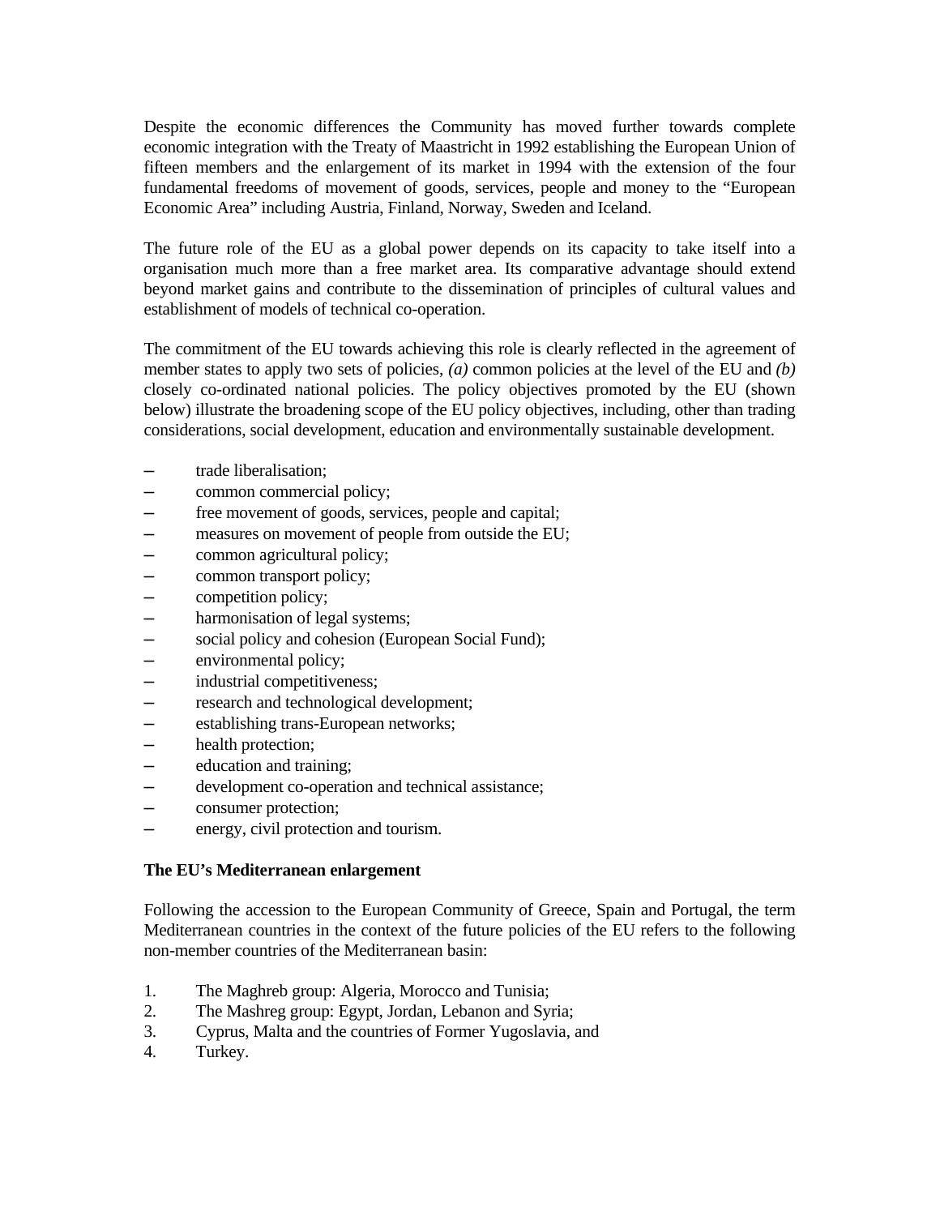Despite the economic differences the Community has moved further towards complete economic integration with the Treaty of Maastricht in 1992 establishing the European Union of fifteen members and the enlargement of its market in 1994 with the extension of the four fundamental freedoms of movement of goods, services, people and money to the "European Economic Area" including Austria, Finland, Norway, Sweden and Iceland.

The future role of the EU as a global power depends on its capacity to take itself into a organisation much more than a free market area. Its comparative advantage should extend beyond market gains and contribute to the dissemination of principles of cultural values and establishment of models of technical co-operation.

The commitment of the EU towards achieving this role is clearly reflected in the agreement of member states to apply two sets of policies, *(a)* common policies at the level of the EU and *(b)* closely co-ordinated national policies. The policy objectives promoted by the EU (shown below) illustrate the broadening scope of the EU policy objectives, including, other than trading considerations, social development, education and environmentally sustainable development.

- trade liberalisation;
- common commercial policy;
- free movement of goods, services, people and capital;
- measures on movement of people from outside the EU;
- common agricultural policy;
- common transport policy;
- competition policy;
- harmonisation of legal systems;
- social policy and cohesion (European Social Fund);
- environmental policy;
- industrial competitiveness;
- research and technological development;
- establishing trans-European networks;
- health protection;
- education and training;
- development co-operation and technical assistance;
- consumer protection;
- energy, civil protection and tourism.

**The EU's Mediterranean enlargement**

Following the accession to the European Community of Greece, Spain and Portugal, the term Mediterranean countries in the context of the future policies of the EU refers to the following non-member countries of the Mediterranean basin:

1. The Maghreb group: Algeria, Morocco and Tunisia;
2. The Mashreg group: Egypt, Jordan, Lebanon and Syria;
3. Cyprus, Malta and the countries of Former Yugoslavia, and
4. Turkey.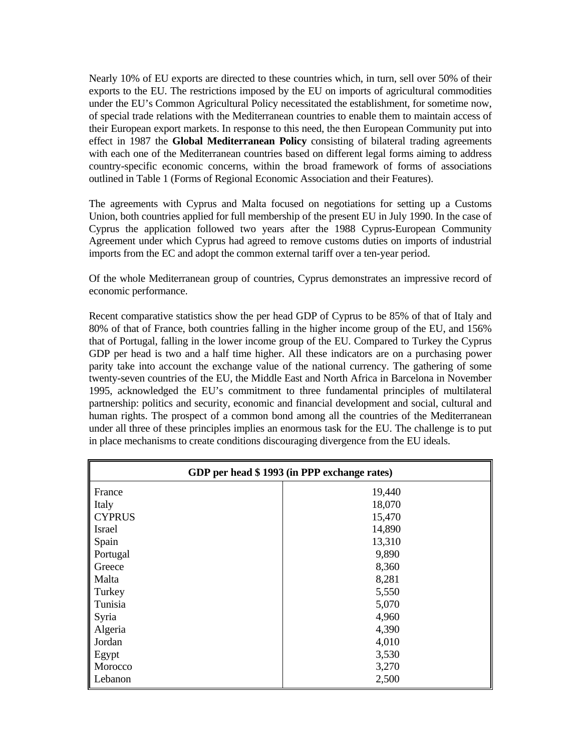Nearly 10% of EU exports are directed to these countries which, in turn, sell over 50% of their exports to the EU. The restrictions imposed by the EU on imports of agricultural commodities under the EU's Common Agricultural Policy necessitated the establishment, for sometime now, of special trade relations with the Mediterranean countries to enable them to maintain access of their European export markets. In response to this need, the then European Community put into effect in 1987 the **Global Mediterranean Policy** consisting of bilateral trading agreements with each one of the Mediterranean countries based on different legal forms aiming to address country-specific economic concerns, within the broad framework of forms of associations outlined in Table 1 (Forms of Regional Economic Association and their Features).

The agreements with Cyprus and Malta focused on negotiations for setting up a Customs Union, both countries applied for full membership of the present EU in July 1990. In the case of Cyprus the application followed two years after the 1988 Cyprus-European Community Agreement under which Cyprus had agreed to remove customs duties on imports of industrial imports from the EC and adopt the common external tariff over a ten-year period.

Of the whole Mediterranean group of countries, Cyprus demonstrates an impressive record of economic performance.

Recent comparative statistics show the per head GDP of Cyprus to be 85% of that of Italy and 80% of that of France, both countries falling in the higher income group of the EU, and 156% that of Portugal, falling in the lower income group of the EU. Compared to Turkey the Cyprus GDP per head is two and a half time higher. All these indicators are on a purchasing power parity take into account the exchange value of the national currency. The gathering of some twenty-seven countries of the EU, the Middle East and North Africa in Barcelona in November 1995, acknowledged the EU's commitment to three fundamental principles of multilateral partnership: politics and security, economic and financial development and social, cultural and human rights. The prospect of a common bond among all the countries of the Mediterranean under all three of these principles implies an enormous task for the EU. The challenge is to put in place mechanisms to create conditions discouraging divergence from the EU ideals.

| **GDP per head $ 1993 (in PPP exchange rates)** | |
|---|---|
| France | 19,440 |
| Italy | 18,070 |
| CYPRUS | 15,470 |
| Israel | 14,890 |
| Spain | 13,310 |
| Portugal | 9,890 |
| Greece | 8,360 |
| Malta | 8,281 |
| Turkey | 5,550 |
| Tunisia | 5,070 |
| Syria | 4,960 |
| Algeria | 4,390 |
| Jordan | 4,010 |
| Egypt | 3,530 |
| Morocco | 3,270 |
| Lebanon | 2,500 |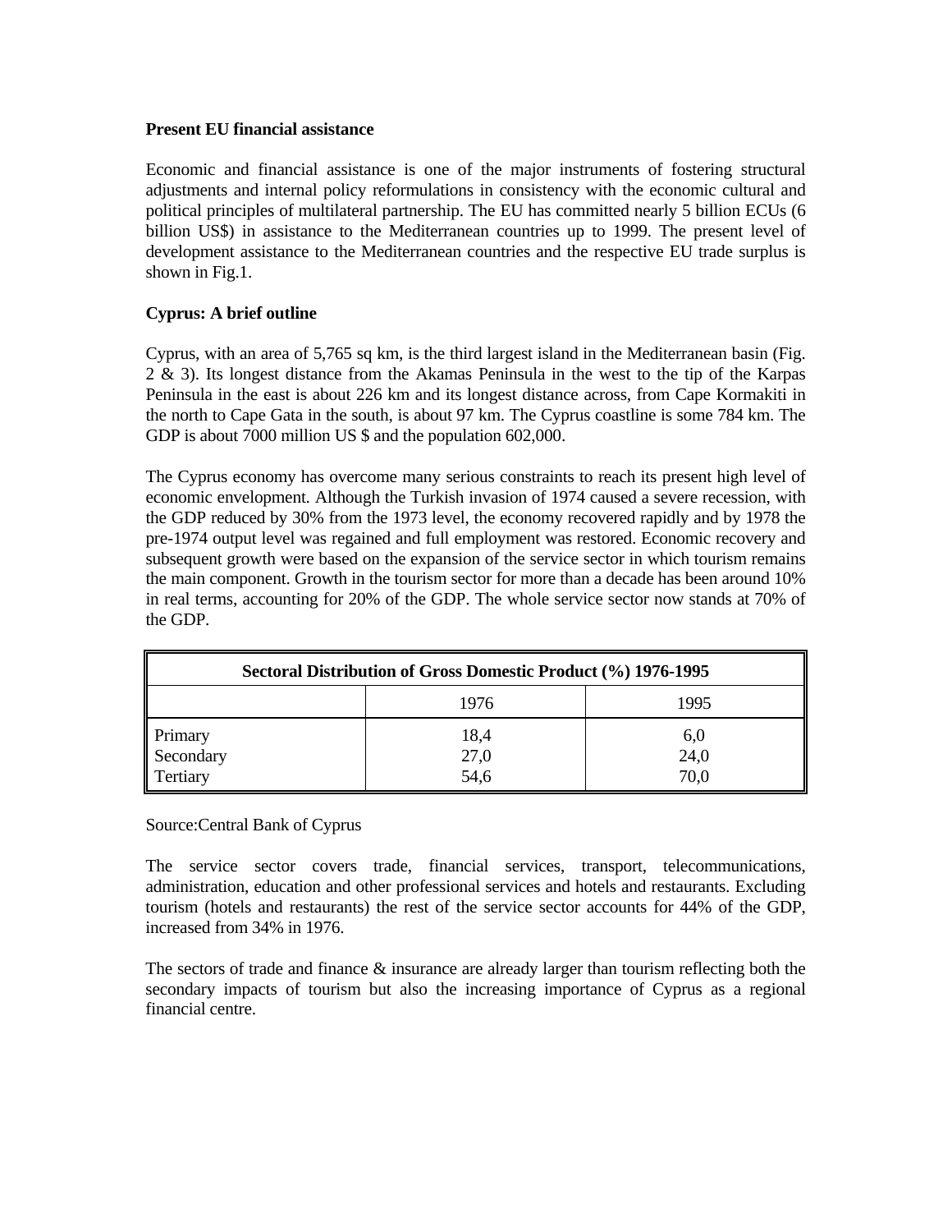**Present EU financial assistance**

Economic and financial assistance is one of the major instruments of fostering structural adjustments and internal policy reformulations in consistency with the economic cultural and political principles of multilateral partnership. The EU has committed nearly 5 billion ECUs (6 billion US$) in assistance to the Mediterranean countries up to 1999. The present level of development assistance to the Mediterranean countries and the respective EU trade surplus is shown in Fig.1.

**Cyprus: A brief outline**

Cyprus, with an area of 5,765 sq km, is the third largest island in the Mediterranean basin (Fig. 2 & 3). Its longest distance from the Akamas Peninsula in the west to the tip of the Karpas Peninsula in the east is about 226 km and its longest distance across, from Cape Kormakiti in the north to Cape Gata in the south, is about 97 km. The Cyprus coastline is some 784 km. The GDP is about 7000 million US $ and the population 602,000.

The Cyprus economy has overcome many serious constraints to reach its present high level of economic envelopment. Although the Turkish invasion of 1974 caused a severe recession, with the GDP reduced by 30% from the 1973 level, the economy recovered rapidly and by 1978 the pre-1974 output level was regained and full employment was restored. Economic recovery and subsequent growth were based on the expansion of the service sector in which tourism remains the main component. Growth in the tourism sector for more than a decade has been around 10% in real terms, accounting for 20% of the GDP. The whole service sector now stands at 70% of the GDP.

| Sectoral Distribution of Gross Domestic Product (%) 1976-1995 | | |
|---|---|---|
| | 1976 | 1995 |
| Primary | 18,4 | 6,0 |
| Secondary | 27,0 | 24,0 |
| Tertiary | 54,6 | 70,0 |

Source:Central Bank of Cyprus

The service sector covers trade, financial services, transport, telecommunications, administration, education and other professional services and hotels and restaurants. Excluding tourism (hotels and restaurants) the rest of the service sector accounts for 44% of the GDP, increased from 34% in 1976.

The sectors of trade and finance & insurance are already larger than tourism reflecting both the secondary impacts of tourism but also the increasing importance of Cyprus as a regional financial centre.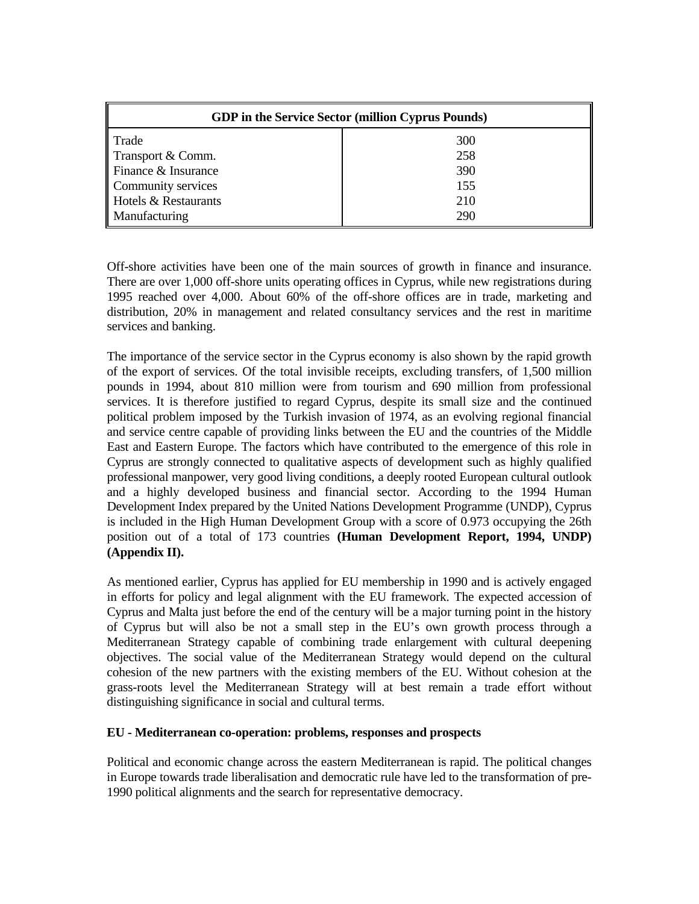| GDP in the Service Sector (million Cyprus Pounds) | |
|---|---|
| Trade | 300 |
| Transport & Comm. | 258 |
| Finance & Insurance | 390 |
| Community services | 155 |
| Hotels & Restaurants | 210 |
| Manufacturing | 290 |

Off-shore activities have been one of the main sources of growth in finance and insurance. There are over 1,000 off-shore units operating offices in Cyprus, while new registrations during 1995 reached over 4,000. About 60% of the off-shore offices are in trade, marketing and distribution, 20% in management and related consultancy services and the rest in maritime services and banking.

The importance of the service sector in the Cyprus economy is also shown by the rapid growth of the export of services. Of the total invisible receipts, excluding transfers, of 1,500 million pounds in 1994, about 810 million were from tourism and 690 million from professional services. It is therefore justified to regard Cyprus, despite its small size and the continued political problem imposed by the Turkish invasion of 1974, as an evolving regional financial and service centre capable of providing links between the EU and the countries of the Middle East and Eastern Europe. The factors which have contributed to the emergence of this role in Cyprus are strongly connected to qualitative aspects of development such as highly qualified professional manpower, very good living conditions, a deeply rooted European cultural outlook and a highly developed business and financial sector. According to the 1994 Human Development Index prepared by the United Nations Development Programme (UNDP), Cyprus is included in the High Human Development Group with a score of 0.973 occupying the 26th position out of a total of 173 countries **(Human Development Report, 1994, UNDP) (Appendix II).**

As mentioned earlier, Cyprus has applied for EU membership in 1990 and is actively engaged in efforts for policy and legal alignment with the EU framework. The expected accession of Cyprus and Malta just before the end of the century will be a major turning point in the history of Cyprus but will also be not a small step in the EU's own growth process through a Mediterranean Strategy capable of combining trade enlargement with cultural deepening objectives. The social value of the Mediterranean Strategy would depend on the cultural cohesion of the new partners with the existing members of the EU. Without cohesion at the grass-roots level the Mediterranean Strategy will at best remain a trade effort without distinguishing significance in social and cultural terms.

**EU - Mediterranean co-operation: problems, responses and prospects**

Political and economic change across the eastern Mediterranean is rapid. The political changes in Europe towards trade liberalisation and democratic rule have led to the transformation of pre-1990 political alignments and the search for representative democracy.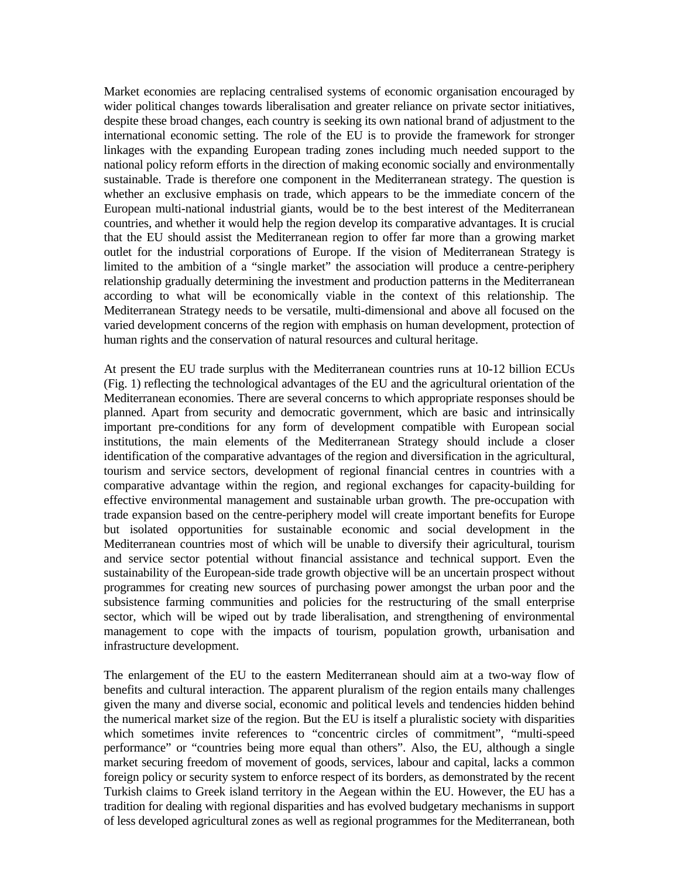Market economies are replacing centralised systems of economic organisation encouraged by wider political changes towards liberalisation and greater reliance on private sector initiatives, despite these broad changes, each country is seeking its own national brand of adjustment to the international economic setting. The role of the EU is to provide the framework for stronger linkages with the expanding European trading zones including much needed support to the national policy reform efforts in the direction of making economic socially and environmentally sustainable. Trade is therefore one component in the Mediterranean strategy. The question is whether an exclusive emphasis on trade, which appears to be the immediate concern of the European multi-national industrial giants, would be to the best interest of the Mediterranean countries, and whether it would help the region develop its comparative advantages. It is crucial that the EU should assist the Mediterranean region to offer far more than a growing market outlet for the industrial corporations of Europe. If the vision of Mediterranean Strategy is limited to the ambition of a "single market" the association will produce a centre-periphery relationship gradually determining the investment and production patterns in the Mediterranean according to what will be economically viable in the context of this relationship. The Mediterranean Strategy needs to be versatile, multi-dimensional and above all focused on the varied development concerns of the region with emphasis on human development, protection of human rights and the conservation of natural resources and cultural heritage.

At present the EU trade surplus with the Mediterranean countries runs at 10-12 billion ECUs (Fig. 1) reflecting the technological advantages of the EU and the agricultural orientation of the Mediterranean economies. There are several concerns to which appropriate responses should be planned. Apart from security and democratic government, which are basic and intrinsically important pre-conditions for any form of development compatible with European social institutions, the main elements of the Mediterranean Strategy should include a closer identification of the comparative advantages of the region and diversification in the agricultural, tourism and service sectors, development of regional financial centres in countries with a comparative advantage within the region, and regional exchanges for capacity-building for effective environmental management and sustainable urban growth. The pre-occupation with trade expansion based on the centre-periphery model will create important benefits for Europe but isolated opportunities for sustainable economic and social development in the Mediterranean countries most of which will be unable to diversify their agricultural, tourism and service sector potential without financial assistance and technical support. Even the sustainability of the European-side trade growth objective will be an uncertain prospect without programmes for creating new sources of purchasing power amongst the urban poor and the subsistence farming communities and policies for the restructuring of the small enterprise sector, which will be wiped out by trade liberalisation, and strengthening of environmental management to cope with the impacts of tourism, population growth, urbanisation and infrastructure development.

The enlargement of the EU to the eastern Mediterranean should aim at a two-way flow of benefits and cultural interaction. The apparent pluralism of the region entails many challenges given the many and diverse social, economic and political levels and tendencies hidden behind the numerical market size of the region. But the EU is itself a pluralistic society with disparities which sometimes invite references to "concentric circles of commitment", "multi-speed performance" or "countries being more equal than others". Also, the EU, although a single market securing freedom of movement of goods, services, labour and capital, lacks a common foreign policy or security system to enforce respect of its borders, as demonstrated by the recent Turkish claims to Greek island territory in the Aegean within the EU. However, the EU has a tradition for dealing with regional disparities and has evolved budgetary mechanisms in support of less developed agricultural zones as well as regional programmes for the Mediterranean, both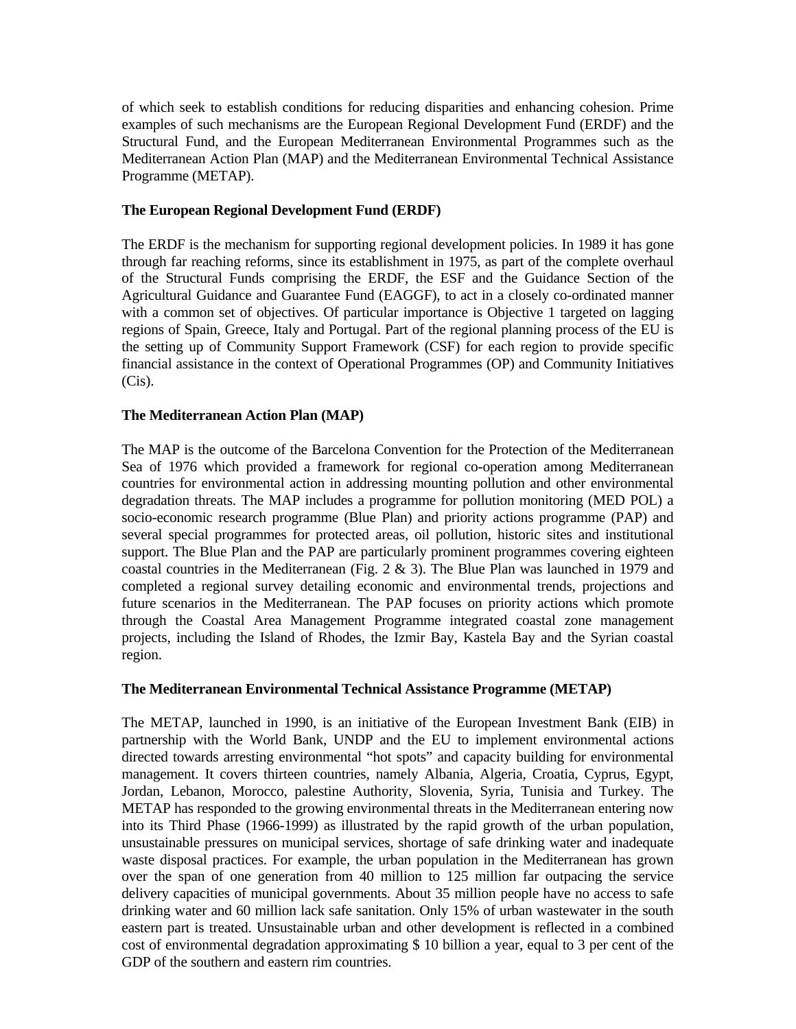of which seek to establish conditions for reducing disparities and enhancing cohesion. Prime examples of such mechanisms are the European Regional Development Fund (ERDF) and the Structural Fund, and the European Mediterranean Environmental Programmes such as the Mediterranean Action Plan (MAP) and the Mediterranean Environmental Technical Assistance Programme (METAP).

**The European Regional Development Fund (ERDF)**

The ERDF is the mechanism for supporting regional development policies. In 1989 it has gone through far reaching reforms, since its establishment in 1975, as part of the complete overhaul of the Structural Funds comprising the ERDF, the ESF and the Guidance Section of the Agricultural Guidance and Guarantee Fund (EAGGF), to act in a closely co-ordinated manner with a common set of objectives. Of particular importance is Objective 1 targeted on lagging regions of Spain, Greece, Italy and Portugal. Part of the regional planning process of the EU is the setting up of Community Support Framework (CSF) for each region to provide specific financial assistance in the context of Operational Programmes (OP) and Community Initiatives (Cis).

**The Mediterranean Action Plan (MAP)**

The MAP is the outcome of the Barcelona Convention for the Protection of the Mediterranean Sea of 1976 which provided a framework for regional co-operation among Mediterranean countries for environmental action in addressing mounting pollution and other environmental degradation threats. The MAP includes a programme for pollution monitoring (MED POL) a socio-economic research programme (Blue Plan) and priority actions programme (PAP) and several special programmes for protected areas, oil pollution, historic sites and institutional support. The Blue Plan and the PAP are particularly prominent programmes covering eighteen coastal countries in the Mediterranean (Fig. 2 & 3). The Blue Plan was launched in 1979 and completed a regional survey detailing economic and environmental trends, projections and future scenarios in the Mediterranean. The PAP focuses on priority actions which promote through the Coastal Area Management Programme integrated coastal zone management projects, including the Island of Rhodes, the Izmir Bay, Kastela Bay and the Syrian coastal region.

**The Mediterranean Environmental Technical Assistance Programme (METAP)**

The METAP, launched in 1990, is an initiative of the European Investment Bank (EIB) in partnership with the World Bank, UNDP and the EU to implement environmental actions directed towards arresting environmental "hot spots" and capacity building for environmental management. It covers thirteen countries, namely Albania, Algeria, Croatia, Cyprus, Egypt, Jordan, Lebanon, Morocco, palestine Authority, Slovenia, Syria, Tunisia and Turkey. The METAP has responded to the growing environmental threats in the Mediterranean entering now into its Third Phase (1966-1999) as illustrated by the rapid growth of the urban population, unsustainable pressures on municipal services, shortage of safe drinking water and inadequate waste disposal practices. For example, the urban population in the Mediterranean has grown over the span of one generation from 40 million to 125 million far outpacing the service delivery capacities of municipal governments. About 35 million people have no access to safe drinking water and 60 million lack safe sanitation. Only 15% of urban wastewater in the south eastern part is treated. Unsustainable urban and other development is reflected in a combined cost of environmental degradation approximating $ 10 billion a year, equal to 3 per cent of the GDP of the southern and eastern rim countries.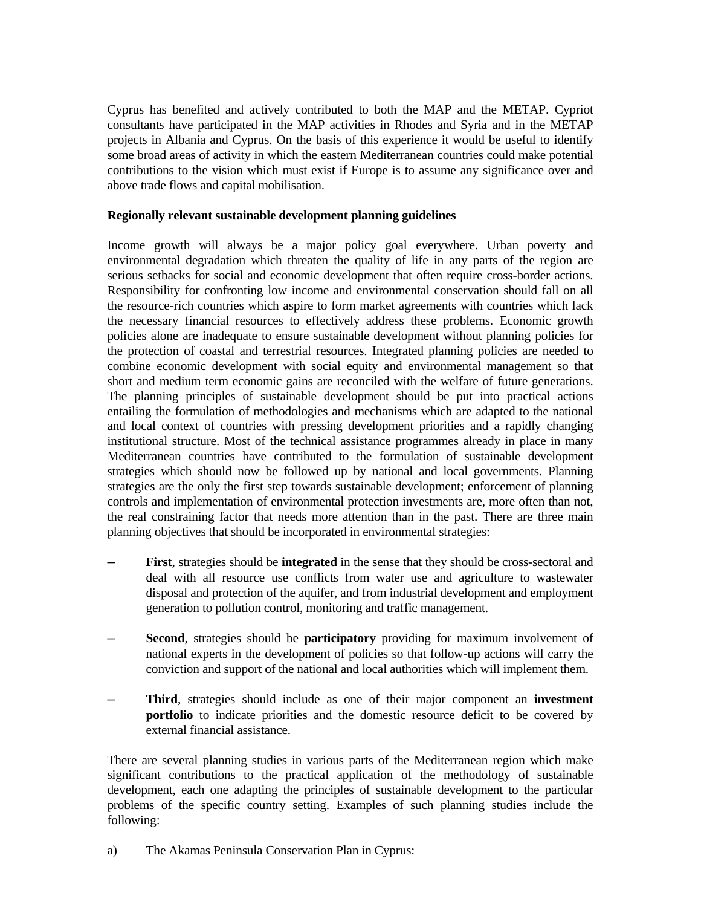Cyprus has benefited and actively contributed to both the MAP and the METAP. Cypriot consultants have participated in the MAP activities in Rhodes and Syria and in the METAP projects in Albania and Cyprus. On the basis of this experience it would be useful to identify some broad areas of activity in which the eastern Mediterranean countries could make potential contributions to the vision which must exist if Europe is to assume any significance over and above trade flows and capital mobilisation.

**Regionally relevant sustainable development planning guidelines**

Income growth will always be a major policy goal everywhere. Urban poverty and environmental degradation which threaten the quality of life in any parts of the region are serious setbacks for social and economic development that often require cross-border actions. Responsibility for confronting low income and environmental conservation should fall on all the resource-rich countries which aspire to form market agreements with countries which lack the necessary financial resources to effectively address these problems. Economic growth policies alone are inadequate to ensure sustainable development without planning policies for the protection of coastal and terrestrial resources. Integrated planning policies are needed to combine economic development with social equity and environmental management so that short and medium term economic gains are reconciled with the welfare of future generations. The planning principles of sustainable development should be put into practical actions entailing the formulation of methodologies and mechanisms which are adapted to the national and local context of countries with pressing development priorities and a rapidly changing institutional structure. Most of the technical assistance programmes already in place in many Mediterranean countries have contributed to the formulation of sustainable development strategies which should now be followed up by national and local governments. Planning strategies are the only the first step towards sustainable development; enforcement of planning controls and implementation of environmental protection investments are, more often than not, the real constraining factor that needs more attention than in the past. There are three main planning objectives that should be incorporated in environmental strategies:

– **First**, strategies should be **integrated** in the sense that they should be cross-sectoral and deal with all resource use conflicts from water use and agriculture to wastewater disposal and protection of the aquifer, and from industrial development and employment generation to pollution control, monitoring and traffic management.

– **Second**, strategies should be **participatory** providing for maximum involvement of national experts in the development of policies so that follow-up actions will carry the conviction and support of the national and local authorities which will implement them.

– **Third**, strategies should include as one of their major component an **investment portfolio** to indicate priorities and the domestic resource deficit to be covered by external financial assistance.

There are several planning studies in various parts of the Mediterranean region which make significant contributions to the practical application of the methodology of sustainable development, each one adapting the principles of sustainable development to the particular problems of the specific country setting. Examples of such planning studies include the following:

a) The Akamas Peninsula Conservation Plan in Cyprus: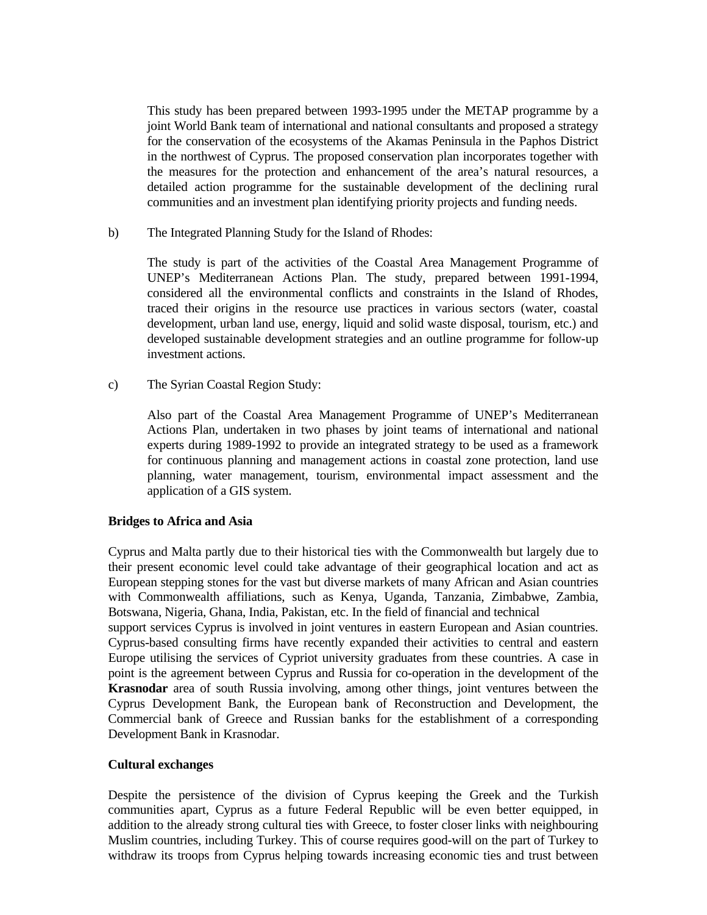This study has been prepared between 1993-1995 under the METAP programme by a joint World Bank team of international and national consultants and proposed a strategy for the conservation of the ecosystems of the Akamas Peninsula in the Paphos District in the northwest of Cyprus. The proposed conservation plan incorporates together with the measures for the protection and enhancement of the area's natural resources, a detailed action programme for the sustainable development of the declining rural communities and an investment plan identifying priority projects and funding needs.

b) The Integrated Planning Study for the Island of Rhodes:

The study is part of the activities of the Coastal Area Management Programme of UNEP's Mediterranean Actions Plan. The study, prepared between 1991-1994, considered all the environmental conflicts and constraints in the Island of Rhodes, traced their origins in the resource use practices in various sectors (water, coastal development, urban land use, energy, liquid and solid waste disposal, tourism, etc.) and developed sustainable development strategies and an outline programme for follow-up investment actions.

c) The Syrian Coastal Region Study:

Also part of the Coastal Area Management Programme of UNEP's Mediterranean Actions Plan, undertaken in two phases by joint teams of international and national experts during 1989-1992 to provide an integrated strategy to be used as a framework for continuous planning and management actions in coastal zone protection, land use planning, water management, tourism, environmental impact assessment and the application of a GIS system.

**Bridges to Africa and Asia**

Cyprus and Malta partly due to their historical ties with the Commonwealth but largely due to their present economic level could take advantage of their geographical location and act as European stepping stones for the vast but diverse markets of many African and Asian countries with Commonwealth affiliations, such as Kenya, Uganda, Tanzania, Zimbabwe, Zambia, Botswana, Nigeria, Ghana, India, Pakistan, etc. In the field of financial and technical support services Cyprus is involved in joint ventures in eastern European and Asian countries. Cyprus-based consulting firms have recently expanded their activities to central and eastern Europe utilising the services of Cypriot university graduates from these countries. A case in point is the agreement between Cyprus and Russia for co-operation in the development of the **Krasnodar** area of south Russia involving, among other things, joint ventures between the Cyprus Development Bank, the European bank of Reconstruction and Development, the Commercial bank of Greece and Russian banks for the establishment of a corresponding Development Bank in Krasnodar.

**Cultural exchanges**

Despite the persistence of the division of Cyprus keeping the Greek and the Turkish communities apart, Cyprus as a future Federal Republic will be even better equipped, in addition to the already strong cultural ties with Greece, to foster closer links with neighbouring Muslim countries, including Turkey. This of course requires good-will on the part of Turkey to withdraw its troops from Cyprus helping towards increasing economic ties and trust between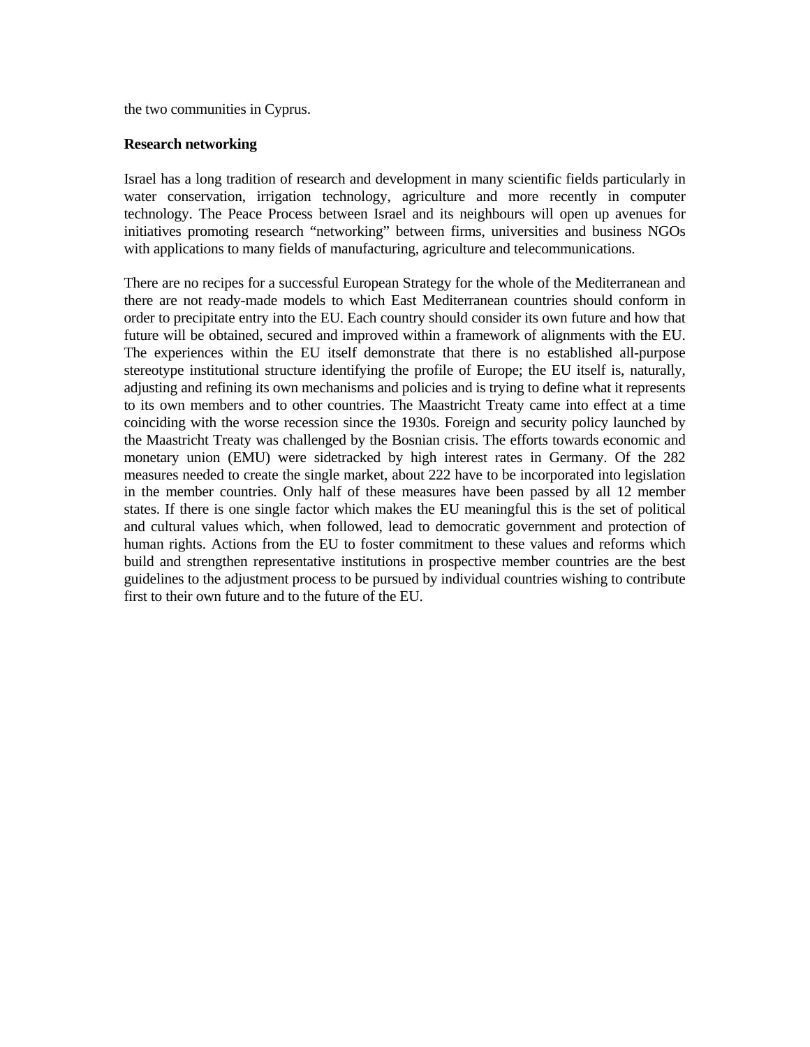the two communities in Cyprus.

**Research networking**

Israel has a long tradition of research and development in many scientific fields particularly in water conservation, irrigation technology, agriculture and more recently in computer technology. The Peace Process between Israel and its neighbours will open up avenues for initiatives promoting research "networking" between firms, universities and business NGOs with applications to many fields of manufacturing, agriculture and telecommunications.

There are no recipes for a successful European Strategy for the whole of the Mediterranean and there are not ready-made models to which East Mediterranean countries should conform in order to precipitate entry into the EU. Each country should consider its own future and how that future will be obtained, secured and improved within a framework of alignments with the EU. The experiences within the EU itself demonstrate that there is no established all-purpose stereotype institutional structure identifying the profile of Europe; the EU itself is, naturally, adjusting and refining its own mechanisms and policies and is trying to define what it represents to its own members and to other countries. The Maastricht Treaty came into effect at a time coinciding with the worse recession since the 1930s. Foreign and security policy launched by the Maastricht Treaty was challenged by the Bosnian crisis. The efforts towards economic and monetary union (EMU) were sidetracked by high interest rates in Germany. Of the 282 measures needed to create the single market, about 222 have to be incorporated into legislation in the member countries. Only half of these measures have been passed by all 12 member states. If there is one single factor which makes the EU meaningful this is the set of political and cultural values which, when followed, lead to democratic government and protection of human rights. Actions from the EU to foster commitment to these values and reforms which build and strengthen representative institutions in prospective member countries are the best guidelines to the adjustment process to be pursued by individual countries wishing to contribute first to their own future and to the future of the EU.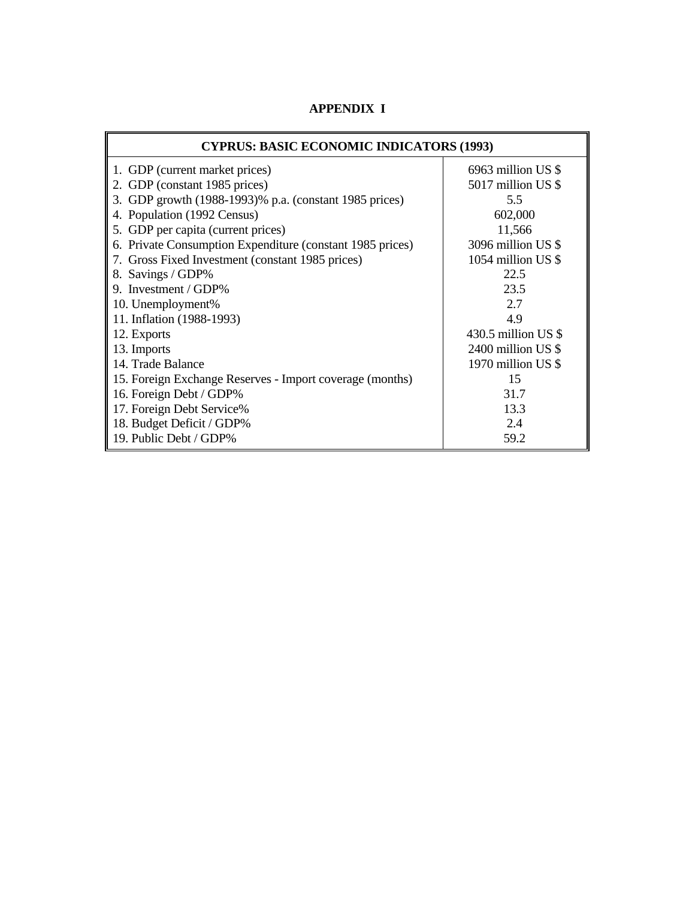# APPENDIX I

| CYPRUS: BASIC ECONOMIC INDICATORS (1993) | |
|---|---|
| 1. GDP (current market prices) | 6963 million US $ |
| 2. GDP (constant 1985 prices) | 5017 million US $ |
| 3. GDP growth (1988-1993)% p.a. (constant 1985 prices) | 5.5 |
| 4. Population (1992 Census) | 602,000 |
| 5. GDP per capita (current prices) | 11,566 |
| 6. Private Consumption Expenditure (constant 1985 prices) | 3096 million US $ |
| 7. Gross Fixed Investment (constant 1985 prices) | 1054 million US $ |
| 8. Savings / GDP% | 22.5 |
| 9. Investment / GDP% | 23.5 |
| 10. Unemployment% | 2.7 |
| 11. Inflation (1988-1993) | 4.9 |
| 12. Exports | 430.5 million US $ |
| 13. Imports | 2400 million US $ |
| 14. Trade Balance | 1970 million US $ |
| 15. Foreign Exchange Reserves - Import coverage (months) | 15 |
| 16. Foreign Debt / GDP% | 31.7 |
| 17. Foreign Debt Service% | 13.3 |
| 18. Budget Deficit / GDP% | 2.4 |
| 19. Public Debt / GDP% | 59.2 |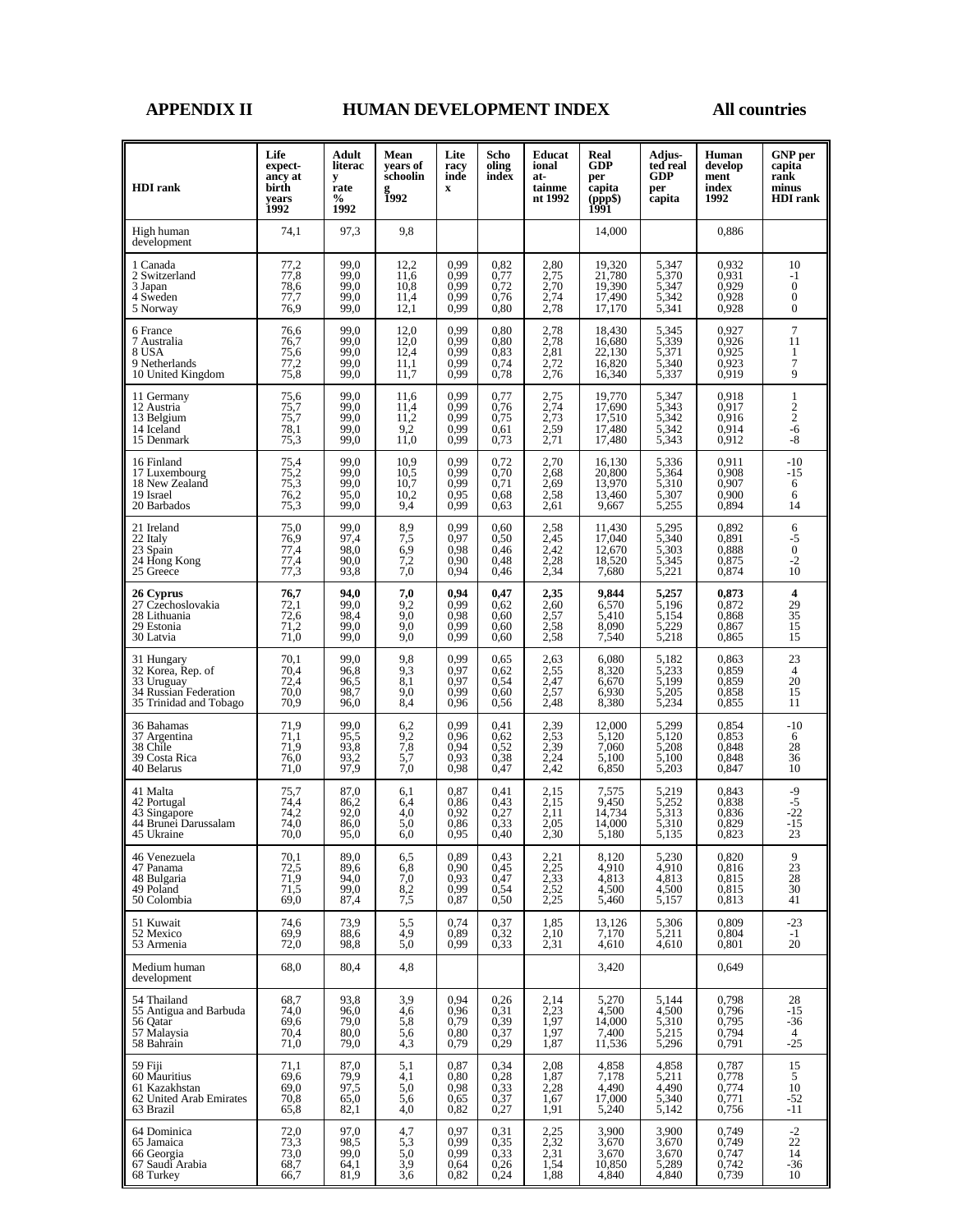**APPENDIX II HUMAN DEVELOPMENT INDEX All countries**

| HDI rank | Life expectancy at birth years 1992 | Adult literacy rate % 1992 | Mean years of schooling 1992 | Literacy index | Schooling index | Educational attainment 1992 | Real GDP per capita (ppp$) 1991 | Adjusted real GDP per capita | Human development index 1992 | GNP per capita rank minus HDI rank |
|---|---|---|---|---|---|---|---|---|---|---|
| High human development | 74,1 | 97,3 | 9,8 | | | | 14,000 | | 0,886 | |
| 1 Canada | 77,2 | 99,0 | 12,2 | 0,99 | 0,82 | 2,80 | 19,320 | 5,347 | 0,932 | 10 |
| 2 Switzerland | 77,8 | 99,0 | 11,6 | 0,99 | 0,77 | 2,75 | 21,780 | 5,370 | 0,931 | -1 |
| 3 Japan | 78,6 | 99,0 | 10,8 | 0,99 | 0,72 | 2,70 | 19,390 | 5,347 | 0,929 | 0 |
| 4 Sweden | 77,7 | 99,0 | 11,4 | 0,99 | 0,76 | 2,74 | 17,490 | 5,342 | 0,928 | 0 |
| 5 Norway | 76,9 | 99,0 | 12,1 | 0,99 | 0,80 | 2,78 | 17,170 | 5,341 | 0,928 | 0 |
| 6 France | 76,6 | 99,0 | 12,0 | 0,99 | 0,80 | 2,78 | 18,430 | 5,345 | 0,927 | 7 |
| 7 Australia | 76,7 | 99,0 | 12,0 | 0,99 | 0,80 | 2,78 | 16,680 | 5,339 | 0,926 | 11 |
| 8 USA | 75,6 | 99,0 | 12,4 | 0,99 | 0,83 | 2,81 | 22,130 | 5,371 | 0,925 | 1 |
| 9 Netherlands | 77,2 | 99,0 | 11,1 | 0,99 | 0,74 | 2,72 | 16,820 | 5,340 | 0,923 | 7 |
| 10 United Kingdom | 75,8 | 99,0 | 11,7 | 0,99 | 0,78 | 2,76 | 16,340 | 5,337 | 0,919 | 9 |
| 11 Germany | 75,6 | 99,0 | 11,6 | 0,99 | 0,77 | 2,75 | 19,770 | 5,347 | 0,918 | 1 |
| 12 Austria | 75,7 | 99,0 | 11,4 | 0,99 | 0,76 | 2,74 | 17,690 | 5,343 | 0,917 | 2 |
| 13 Belgium | 75,7 | 99,0 | 11,2 | 0,99 | 0,75 | 2,73 | 17,510 | 5,342 | 0,916 | 2 |
| 14 Iceland | 78,1 | 99,0 | 9,2 | 0,99 | 0,61 | 2,59 | 17,480 | 5,342 | 0,914 | -6 |
| 15 Denmark | 75,3 | 99,0 | 11,0 | 0,99 | 0,73 | 2,71 | 17,480 | 5,343 | 0,912 | -8 |
| 16 Finland | 75,4 | 99,0 | 10,9 | 0,99 | 0,72 | 2,70 | 16,130 | 5,336 | 0,911 | -10 |
| 17 Luxembourg | 75,2 | 99,0 | 10,5 | 0,99 | 0,70 | 2,68 | 20,800 | 5,364 | 0,908 | -15 |
| 18 New Zealand | 75,3 | 99,0 | 10,7 | 0,99 | 0,71 | 2,69 | 13,970 | 5,310 | 0,907 | 6 |
| 19 Israel | 76,2 | 95,0 | 10,2 | 0,95 | 0,68 | 2,58 | 13,460 | 5,307 | 0,900 | 6 |
| 20 Barbados | 75,3 | 99,0 | 9,4 | 0,99 | 0,63 | 2,61 | 9,667 | 5,255 | 0,894 | 14 |
| 21 Ireland | 75,0 | 99,0 | 8,9 | 0,99 | 0,60 | 2,58 | 11,430 | 5,295 | 0,892 | 6 |
| 22 Italy | 76,9 | 97,4 | 7,5 | 0,97 | 0,50 | 2,45 | 17,040 | 5,340 | 0,891 | -5 |
| 23 Spain | 77,4 | 98,0 | 6,9 | 0,98 | 0,46 | 2,42 | 12,670 | 5,303 | 0,888 | 0 |
| 24 Hong Kong | 77,4 | 90,0 | 7,2 | 0,90 | 0,48 | 2,28 | 18,520 | 5,345 | 0,875 | -2 |
| 25 Greece | 77,3 | 93,8 | 7,0 | 0,94 | 0,46 | 2,34 | 7,680 | 5,221 | 0,874 | 10 |
| **26 Cyprus** | **76,7** | **94,0** | **7,0** | **0,94** | **0,47** | **2,35** | **9,844** | **5,257** | **0,873** | **4** |
| 27 Czechoslovakia | 72,1 | 99,0 | 9,2 | 0,99 | 0,62 | 2,60 | 6,570 | 5,196 | 0,872 | 29 |
| 28 Lithuania | 72,6 | 98,4 | 9,0 | 0,98 | 0,60 | 2,57 | 5,410 | 5,154 | 0,868 | 35 |
| 29 Estonia | 71,2 | 99,0 | 9,0 | 0,99 | 0,60 | 2,58 | 8,090 | 5,229 | 0,867 | 15 |
| 30 Latvia | 71,0 | 99,0 | 9,0 | 0,99 | 0,60 | 2,58 | 7,540 | 5,218 | 0,865 | 15 |
| 31 Hungary | 70,1 | 99,0 | 9,8 | 0,99 | 0,65 | 2,63 | 6,080 | 5,182 | 0,863 | 23 |
| 32 Korea, Rep. of | 70,4 | 96,8 | 9,3 | 0,97 | 0,62 | 2,55 | 8,320 | 5,233 | 0,859 | 4 |
| 33 Uruguay | 72,4 | 96,5 | 8,1 | 0,97 | 0,54 | 2,47 | 6,670 | 5,199 | 0,859 | 20 |
| 34 Russian Federation | 70,0 | 98,7 | 9,0 | 0,99 | 0,60 | 2,57 | 6,930 | 5,205 | 0,858 | 15 |
| 35 Trinidad and Tobago | 70,9 | 96,0 | 8,4 | 0,96 | 0,56 | 2,48 | 8,380 | 5,234 | 0,855 | 11 |
| 36 Bahamas | 71,9 | 99,0 | 6,2 | 0,99 | 0,41 | 2,39 | 12,000 | 5,299 | 0,854 | -10 |
| 37 Argentina | 71,1 | 95,5 | 9,2 | 0,96 | 0,62 | 2,53 | 5,120 | 5,120 | 0,853 | 6 |
| 38 Chile | 71,9 | 93,8 | 7,8 | 0,94 | 0,52 | 2,39 | 7,060 | 5,208 | 0,848 | 28 |
| 39 Costa Rica | 76,0 | 93,2 | 5,7 | 0,93 | 0,38 | 2,24 | 5,100 | 5,100 | 0,848 | 36 |
| 40 Belarus | 71,0 | 97,9 | 7,0 | 0,98 | 0,47 | 2,42 | 6,850 | 5,203 | 0,847 | 10 |
| 41 Malta | 75,7 | 87,0 | 6,1 | 0,87 | 0,41 | 2,15 | 7,575 | 5,219 | 0,843 | -9 |
| 42 Portugal | 74,4 | 86,2 | 6,4 | 0,86 | 0,43 | 2,15 | 9,450 | 5,252 | 0,838 | -5 |
| 43 Singapore | 74,2 | 92,0 | 4,0 | 0,92 | 0,27 | 2,11 | 14,734 | 5,313 | 0,836 | -22 |
| 44 Brunei Darussalam | 74,0 | 86,0 | 5,0 | 0,86 | 0,33 | 2,05 | 14,000 | 5,310 | 0,829 | -15 |
| 45 Ukraine | 70,0 | 95,0 | 6,0 | 0,95 | 0,40 | 2,30 | 5,180 | 5,135 | 0,823 | 23 |
| 46 Venezuela | 70,1 | 89,0 | 6,5 | 0,89 | 0,43 | 2,21 | 8,120 | 5,230 | 0,820 | 9 |
| 47 Panama | 72,5 | 89,6 | 6,8 | 0,90 | 0,45 | 2,25 | 4,910 | 4,910 | 0,816 | 23 |
| 48 Bulgaria | 71,9 | 94,0 | 7,0 | 0,93 | 0,47 | 2,33 | 4,813 | 4,813 | 0,815 | 28 |
| 49 Poland | 71,5 | 99,0 | 8,2 | 0,99 | 0,54 | 2,52 | 4,500 | 4,500 | 0,815 | 30 |
| 50 Colombia | 69,0 | 87,4 | 7,5 | 0,87 | 0,50 | 2,25 | 5,460 | 5,157 | 0,813 | 41 |
| 51 Kuwait | 74,6 | 73,9 | 5,5 | 0,74 | 0,37 | 1,85 | 13,126 | 5,306 | 0,809 | -23 |
| 52 Mexico | 69,9 | 88,6 | 4,9 | 0,89 | 0,32 | 2,10 | 7,170 | 5,211 | 0,804 | -1 |
| 53 Armenia | 72,0 | 98,8 | 5,0 | 0,99 | 0,33 | 2,31 | 4,610 | 4,610 | 0,801 | 20 |
| Medium human development | 68,0 | 80,4 | 4,8 | | | | 3,420 | | 0,649 | |
| 54 Thailand | 68,7 | 93,8 | 3,9 | 0,94 | 0,26 | 2,14 | 5,270 | 5,144 | 0,798 | 28 |
| 55 Antigua and Barbuda | 74,0 | 96,0 | 4,6 | 0,96 | 0,31 | 2,23 | 4,500 | 4,500 | 0,796 | -15 |
| 56 Qatar | 69,6 | 79,0 | 5,8 | 0,79 | 0,39 | 1,97 | 14,000 | 5,310 | 0,795 | -36 |
| 57 Malaysia | 70,4 | 80,0 | 5,6 | 0,80 | 0,37 | 1,97 | 7,400 | 5,215 | 0,794 | 4 |
| 58 Bahrain | 71,0 | 79,0 | 4,3 | 0,79 | 0,29 | 1,87 | 11,536 | 5,296 | 0,791 | -25 |
| 59 Fiji | 71,1 | 87,0 | 5,1 | 0,87 | 0,34 | 2,08 | 4,858 | 4,858 | 0,787 | 15 |
| 60 Mauritius | 69,6 | 79,9 | 4,1 | 0,80 | 0,28 | 1,87 | 7,178 | 5,211 | 0,778 | 5 |
| 61 Kazakhstan | 69,0 | 97,5 | 5,0 | 0,98 | 0,33 | 2,28 | 4,490 | 4,490 | 0,774 | 10 |
| 62 United Arab Emirates | 70,8 | 65,0 | 5,6 | 0,65 | 0,37 | 1,67 | 17,000 | 5,340 | 0,771 | -52 |
| 63 Brazil | 65,8 | 82,1 | 4,0 | 0,82 | 0,27 | 1,91 | 5,240 | 5,142 | 0,756 | -11 |
| 64 Dominica | 72,0 | 97,0 | 4,7 | 0,97 | 0,31 | 2,25 | 3,900 | 3,900 | 0,749 | -2 |
| 65 Jamaica | 73,3 | 98,5 | 5,3 | 0,99 | 0,35 | 2,32 | 3,670 | 3,670 | 0,749 | 22 |
| 66 Georgia | 73,0 | 99,0 | 5,0 | 0,99 | 0,33 | 2,31 | 3,670 | 3,670 | 0,747 | 14 |
| 67 Saudi Arabia | 68,7 | 64,1 | 3,9 | 0,64 | 0,26 | 1,54 | 10,850 | 5,289 | 0,742 | -36 |
| 68 Turkey | 66,7 | 81,9 | 3,6 | 0,82 | 0,24 | 1,88 | 4,840 | 4,840 | 0,739 | 10 |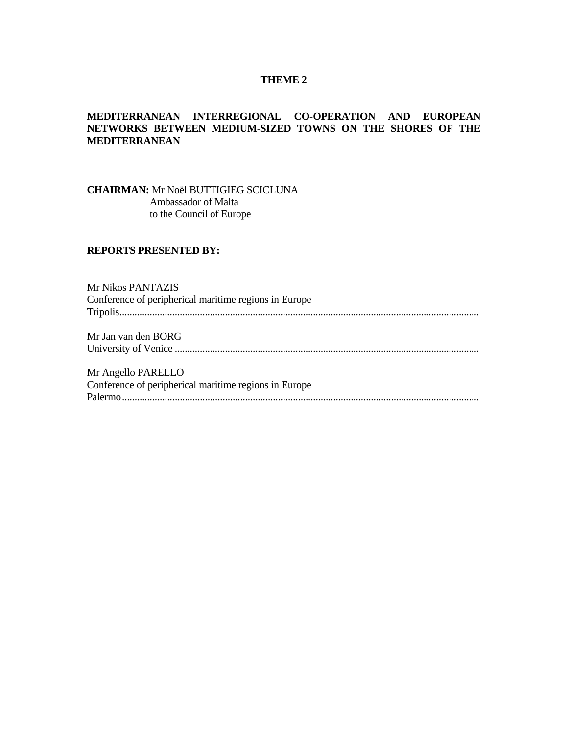# THEME 2

## MEDITERRANEAN INTERREGIONAL CO-OPERATION AND EUROPEAN NETWORKS BETWEEN MEDIUM-SIZED TOWNS ON THE SHORES OF THE MEDITERRANEAN

**CHAIRMAN:** Mr Noël BUTTIGIEG SCICLUNA
Ambassador of Malta
to the Council of Europe

**REPORTS PRESENTED BY:**

Mr Nikos PANTAZIS
Conference of peripherical maritime regions in Europe
Tripolis.............................................................................................................................................

Mr Jan van den BORG
University of Venice .......................................................................................................................

Mr Angello PARELLO
Conference of peripherical maritime regions in Europe
Palermo...........................................................................................................................................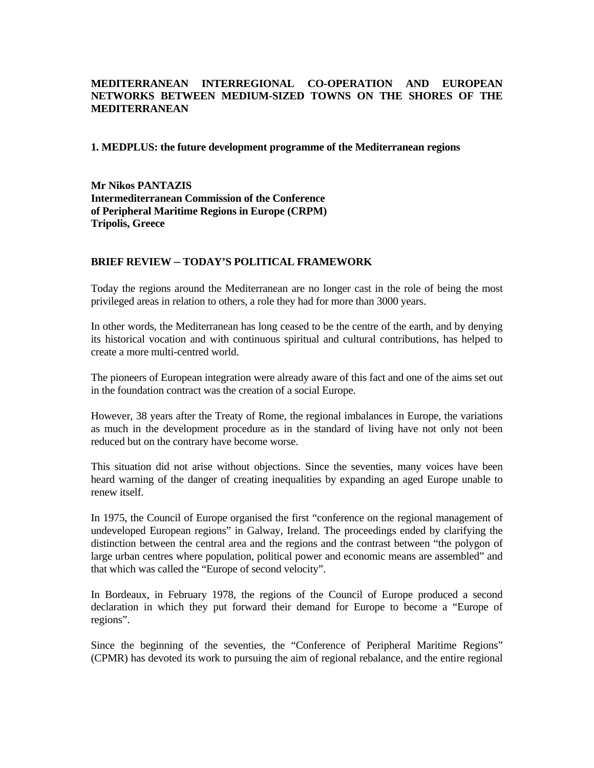## MEDITERRANEAN INTERREGIONAL CO-OPERATION AND EUROPEAN NETWORKS BETWEEN MEDIUM-SIZED TOWNS ON THE SHORES OF THE MEDITERRANEAN

### 1. MEDPLUS: the future development programme of the Mediterranean regions

**Mr Nikos PANTAZIS**
**Intermediterranean Commission of the Conference of Peripheral Maritime Regions in Europe (CRPM)**
**Tripolis, Greece**

#### BRIEF REVIEW – TODAY'S POLITICAL FRAMEWORK

Today the regions around the Mediterranean are no longer cast in the role of being the most privileged areas in relation to others, a role they had for more than 3000 years.

In other words, the Mediterranean has long ceased to be the centre of the earth, and by denying its historical vocation and with continuous spiritual and cultural contributions, has helped to create a more multi-centred world.

The pioneers of European integration were already aware of this fact and one of the aims set out in the foundation contract was the creation of a social Europe.

However, 38 years after the Treaty of Rome, the regional imbalances in Europe, the variations as much in the development procedure as in the standard of living have not only not been reduced but on the contrary have become worse.

This situation did not arise without objections. Since the seventies, many voices have been heard warning of the danger of creating inequalities by expanding an aged Europe unable to renew itself.

In 1975, the Council of Europe organised the first "conference on the regional management of undeveloped European regions" in Galway, Ireland. The proceedings ended by clarifying the distinction between the central area and the regions and the contrast between "the polygon of large urban centres where population, political power and economic means are assembled" and that which was called the "Europe of second velocity".

In Bordeaux, in February 1978, the regions of the Council of Europe produced a second declaration in which they put forward their demand for Europe to become a "Europe of regions".

Since the beginning of the seventies, the "Conference of Peripheral Maritime Regions" (CPMR) has devoted its work to pursuing the aim of regional rebalance, and the entire regional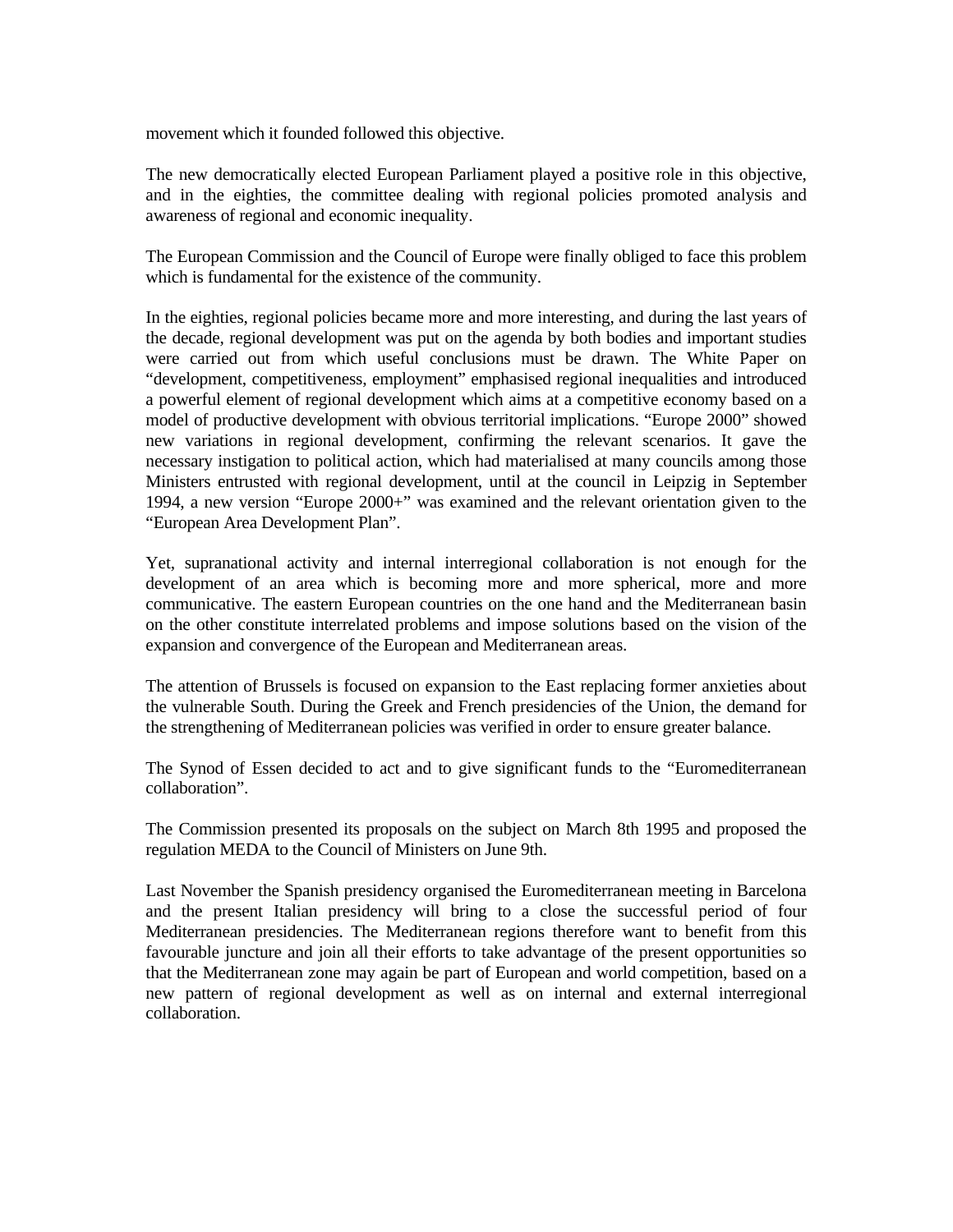movement which it founded followed this objective.

The new democratically elected European Parliament played a positive role in this objective, and in the eighties, the committee dealing with regional policies promoted analysis and awareness of regional and economic inequality.

The European Commission and the Council of Europe were finally obliged to face this problem which is fundamental for the existence of the community.

In the eighties, regional policies became more and more interesting, and during the last years of the decade, regional development was put on the agenda by both bodies and important studies were carried out from which useful conclusions must be drawn. The White Paper on "development, competitiveness, employment" emphasised regional inequalities and introduced a powerful element of regional development which aims at a competitive economy based on a model of productive development with obvious territorial implications. "Europe 2000" showed new variations in regional development, confirming the relevant scenarios. It gave the necessary instigation to political action, which had materialised at many councils among those Ministers entrusted with regional development, until at the council in Leipzig in September 1994, a new version "Europe 2000+" was examined and the relevant orientation given to the "European Area Development Plan".

Yet, supranational activity and internal interregional collaboration is not enough for the development of an area which is becoming more and more spherical, more and more communicative. The eastern European countries on the one hand and the Mediterranean basin on the other constitute interrelated problems and impose solutions based on the vision of the expansion and convergence of the European and Mediterranean areas.

The attention of Brussels is focused on expansion to the East replacing former anxieties about the vulnerable South. During the Greek and French presidencies of the Union, the demand for the strengthening of Mediterranean policies was verified in order to ensure greater balance.

The Synod of Essen decided to act and to give significant funds to the "Euromediterranean collaboration".

The Commission presented its proposals on the subject on March 8th 1995 and proposed the regulation MEDA to the Council of Ministers on June 9th.

Last November the Spanish presidency organised the Euromediterranean meeting in Barcelona and the present Italian presidency will bring to a close the successful period of four Mediterranean presidencies. The Mediterranean regions therefore want to benefit from this favourable juncture and join all their efforts to take advantage of the present opportunities so that the Mediterranean zone may again be part of European and world competition, based on a new pattern of regional development as well as on internal and external interregional collaboration.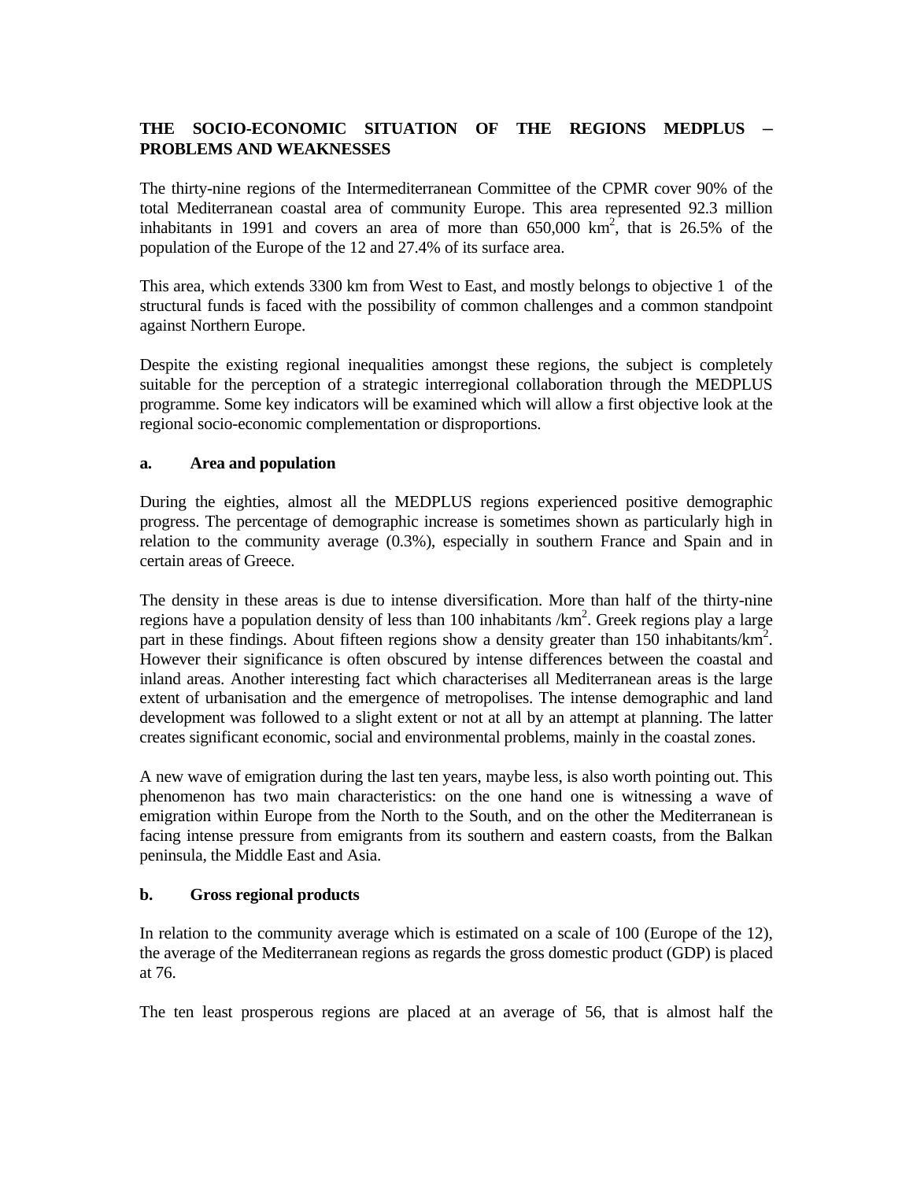**THE SOCIO-ECONOMIC SITUATION OF THE REGIONS MEDPLUS – PROBLEMS AND WEAKNESSES**

The thirty-nine regions of the Intermediterranean Committee of the CPMR cover 90% of the total Mediterranean coastal area of community Europe. This area represented 92.3 million inhabitants in 1991 and covers an area of more than 650,000 km$^2$, that is 26.5% of the population of the Europe of the 12 and 27.4% of its surface area.

This area, which extends 3300 km from West to East, and mostly belongs to objective 1 of the structural funds is faced with the possibility of common challenges and a common standpoint against Northern Europe.

Despite the existing regional inequalities amongst these regions, the subject is completely suitable for the perception of a strategic interregional collaboration through the MEDPLUS programme. Some key indicators will be examined which will allow a first objective look at the regional socio-economic complementation or disproportions.

**a. Area and population**

During the eighties, almost all the MEDPLUS regions experienced positive demographic progress. The percentage of demographic increase is sometimes shown as particularly high in relation to the community average (0.3%), especially in southern France and Spain and in certain areas of Greece.

The density in these areas is due to intense diversification. More than half of the thirty-nine regions have a population density of less than 100 inhabitants /km$^2$. Greek regions play a large part in these findings. About fifteen regions show a density greater than 150 inhabitants/km$^2$. However their significance is often obscured by intense differences between the coastal and inland areas. Another interesting fact which characterises all Mediterranean areas is the large extent of urbanisation and the emergence of metropolises. The intense demographic and land development was followed to a slight extent or not at all by an attempt at planning. The latter creates significant economic, social and environmental problems, mainly in the coastal zones.

A new wave of emigration during the last ten years, maybe less, is also worth pointing out. This phenomenon has two main characteristics: on the one hand one is witnessing a wave of emigration within Europe from the North to the South, and on the other the Mediterranean is facing intense pressure from emigrants from its southern and eastern coasts, from the Balkan peninsula, the Middle East and Asia.

**b. Gross regional products**

In relation to the community average which is estimated on a scale of 100 (Europe of the 12), the average of the Mediterranean regions as regards the gross domestic product (GDP) is placed at 76.

The ten least prosperous regions are placed at an average of 56, that is almost half the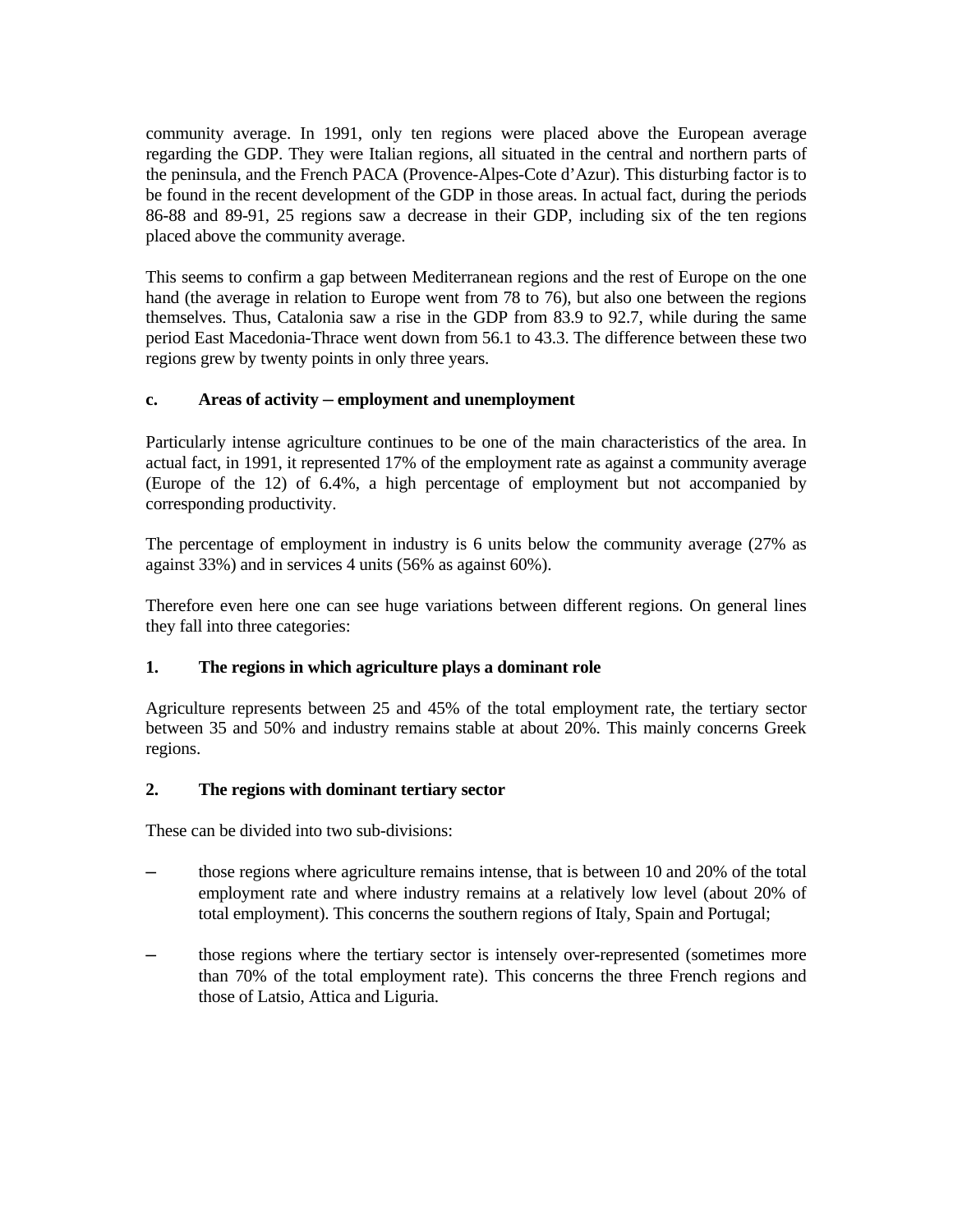community average. In 1991, only ten regions were placed above the European average regarding the GDP. They were Italian regions, all situated in the central and northern parts of the peninsula, and the French PACA (Provence-Alpes-Cote d'Azur). This disturbing factor is to be found in the recent development of the GDP in those areas. In actual fact, during the periods 86-88 and 89-91, 25 regions saw a decrease in their GDP, including six of the ten regions placed above the community average.

This seems to confirm a gap between Mediterranean regions and the rest of Europe on the one hand (the average in relation to Europe went from 78 to 76), but also one between the regions themselves. Thus, Catalonia saw a rise in the GDP from 83.9 to 92.7, while during the same period East Macedonia-Thrace went down from 56.1 to 43.3. The difference between these two regions grew by twenty points in only three years.

### c. Areas of activity – employment and unemployment

Particularly intense agriculture continues to be one of the main characteristics of the area. In actual fact, in 1991, it represented 17% of the employment rate as against a community average (Europe of the 12) of 6.4%, a high percentage of employment but not accompanied by corresponding productivity.

The percentage of employment in industry is 6 units below the community average (27% as against 33%) and in services 4 units (56% as against 60%).

Therefore even here one can see huge variations between different regions. On general lines they fall into three categories:

#### 1. The regions in which agriculture plays a dominant role

Agriculture represents between 25 and 45% of the total employment rate, the tertiary sector between 35 and 50% and industry remains stable at about 20%. This mainly concerns Greek regions.

#### 2. The regions with dominant tertiary sector

These can be divided into two sub-divisions:

- those regions where agriculture remains intense, that is between 10 and 20% of the total employment rate and where industry remains at a relatively low level (about 20% of total employment). This concerns the southern regions of Italy, Spain and Portugal;
- those regions where the tertiary sector is intensely over-represented (sometimes more than 70% of the total employment rate). This concerns the three French regions and those of Latsio, Attica and Liguria.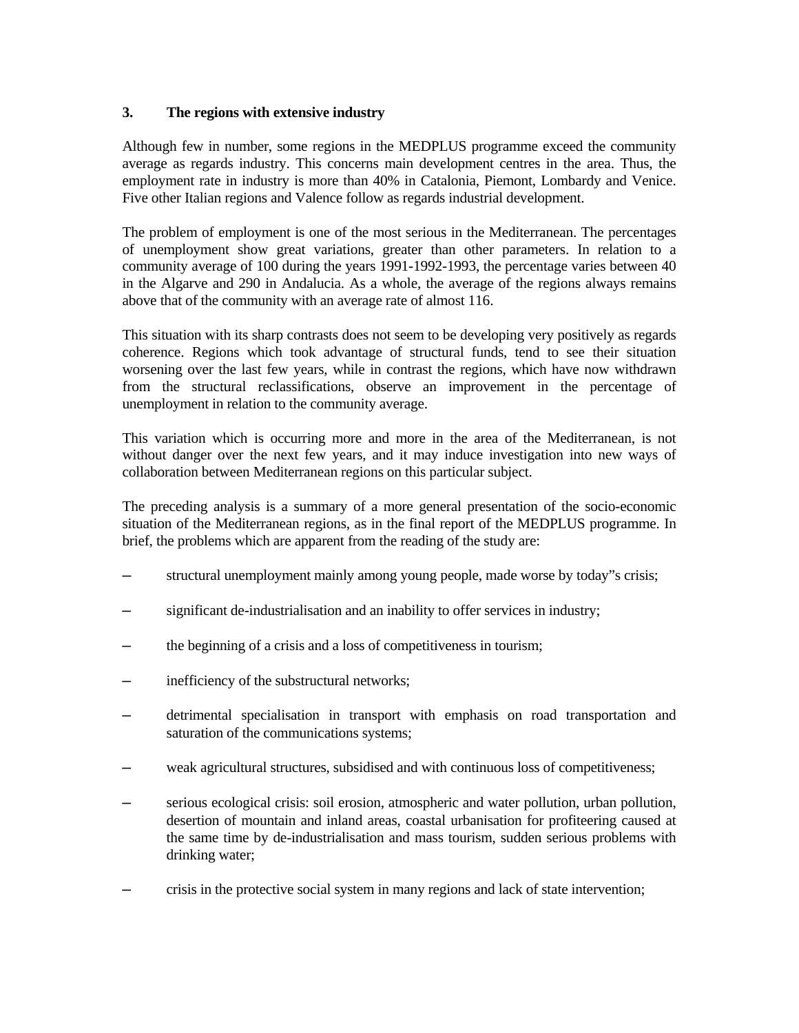### 3. The regions with extensive industry

Although few in number, some regions in the MEDPLUS programme exceed the community average as regards industry. This concerns main development centres in the area. Thus, the employment rate in industry is more than 40% in Catalonia, Piemont, Lombardy and Venice. Five other Italian regions and Valence follow as regards industrial development.

The problem of employment is one of the most serious in the Mediterranean. The percentages of unemployment show great variations, greater than other parameters. In relation to a community average of 100 during the years 1991-1992-1993, the percentage varies between 40 in the Algarve and 290 in Andalucia. As a whole, the average of the regions always remains above that of the community with an average rate of almost 116.

This situation with its sharp contrasts does not seem to be developing very positively as regards coherence. Regions which took advantage of structural funds, tend to see their situation worsening over the last few years, while in contrast the regions, which have now withdrawn from the structural reclassifications, observe an improvement in the percentage of unemployment in relation to the community average.

This variation which is occurring more and more in the area of the Mediterranean, is not without danger over the next few years, and it may induce investigation into new ways of collaboration between Mediterranean regions on this particular subject.

The preceding analysis is a summary of a more general presentation of the socio-economic situation of the Mediterranean regions, as in the final report of the MEDPLUS programme. In brief, the problems which are apparent from the reading of the study are:

- structural unemployment mainly among young people, made worse by today"s crisis;
- significant de-industrialisation and an inability to offer services in industry;
- the beginning of a crisis and a loss of competitiveness in tourism;
- inefficiency of the substructural networks;
- detrimental specialisation in transport with emphasis on road transportation and saturation of the communications systems;
- weak agricultural structures, subsidised and with continuous loss of competitiveness;
- serious ecological crisis: soil erosion, atmospheric and water pollution, urban pollution, desertion of mountain and inland areas, coastal urbanisation for profiteering caused at the same time by de-industrialisation and mass tourism, sudden serious problems with drinking water;
- crisis in the protective social system in many regions and lack of state intervention;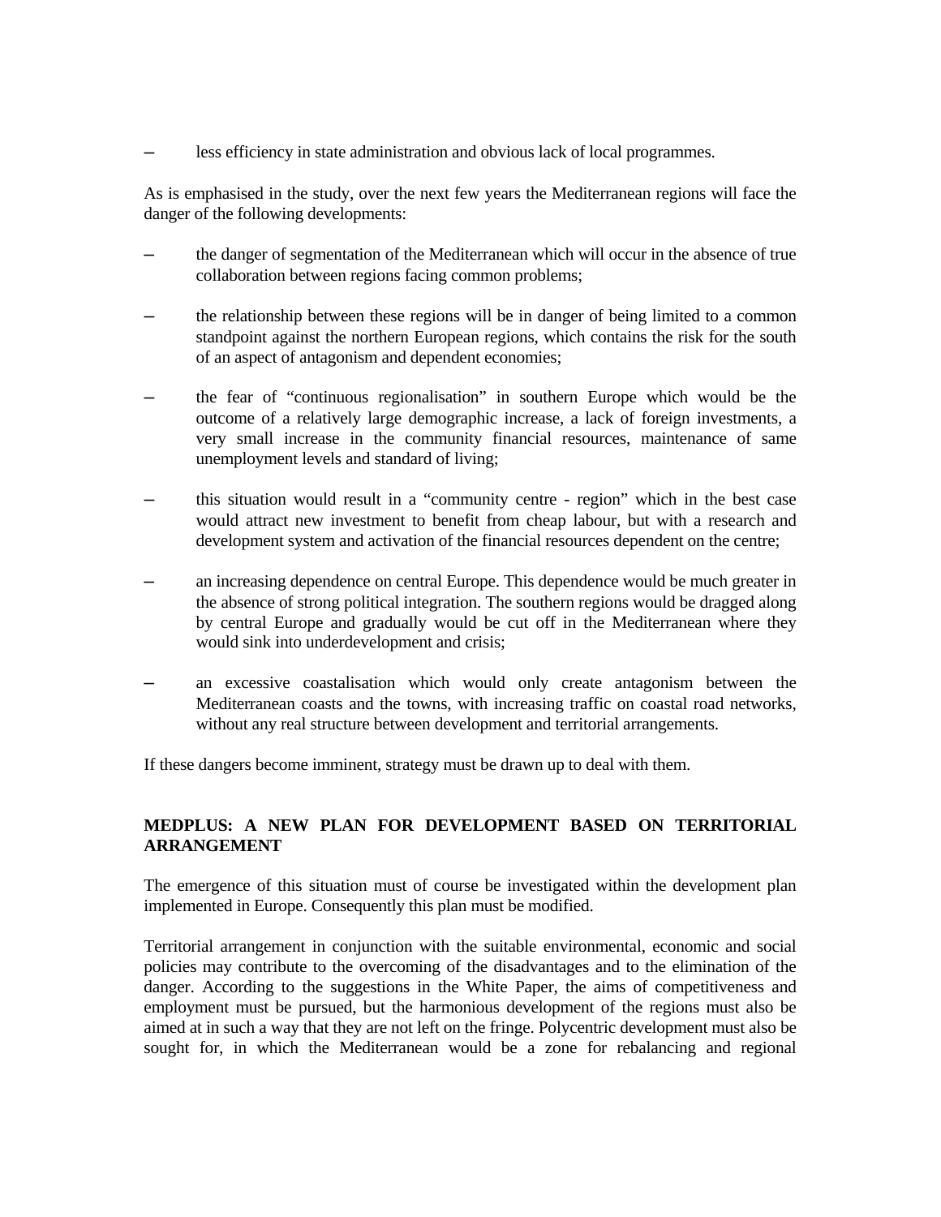- less efficiency in state administration and obvious lack of local programmes.

As is emphasised in the study, over the next few years the Mediterranean regions will face the danger of the following developments:

- the danger of segmentation of the Mediterranean which will occur in the absence of true collaboration between regions facing common problems;

- the relationship between these regions will be in danger of being limited to a common standpoint against the northern European regions, which contains the risk for the south of an aspect of antagonism and dependent economies;

- the fear of "continuous regionalisation" in southern Europe which would be the outcome of a relatively large demographic increase, a lack of foreign investments, a very small increase in the community financial resources, maintenance of same unemployment levels and standard of living;

- this situation would result in a "community centre - region" which in the best case would attract new investment to benefit from cheap labour, but with a research and development system and activation of the financial resources dependent on the centre;

- an increasing dependence on central Europe. This dependence would be much greater in the absence of strong political integration. The southern regions would be dragged along by central Europe and gradually would be cut off in the Mediterranean where they would sink into underdevelopment and crisis;

- an excessive coastalisation which would only create antagonism between the Mediterranean coasts and the towns, with increasing traffic on coastal road networks, without any real structure between development and territorial arrangements.

If these dangers become imminent, strategy must be drawn up to deal with them.

**MEDPLUS: A NEW PLAN FOR DEVELOPMENT BASED ON TERRITORIAL ARRANGEMENT**

The emergence of this situation must of course be investigated within the development plan implemented in Europe. Consequently this plan must be modified.

Territorial arrangement in conjunction with the suitable environmental, economic and social policies may contribute to the overcoming of the disadvantages and to the elimination of the danger. According to the suggestions in the White Paper, the aims of competitiveness and employment must be pursued, but the harmonious development of the regions must also be aimed at in such a way that they are not left on the fringe. Polycentric development must also be sought for, in which the Mediterranean would be a zone for rebalancing and regional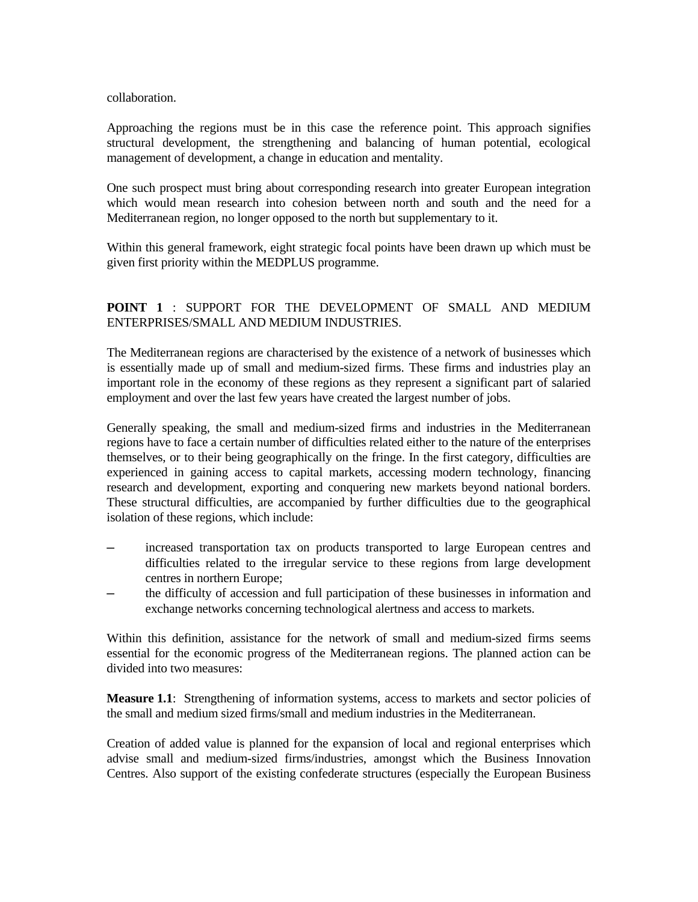collaboration.

Approaching the regions must be in this case the reference point. This approach signifies structural development, the strengthening and balancing of human potential, ecological management of development, a change in education and mentality.

One such prospect must bring about corresponding research into greater European integration which would mean research into cohesion between north and south and the need for a Mediterranean region, no longer opposed to the north but supplementary to it.

Within this general framework, eight strategic focal points have been drawn up which must be given first priority within the MEDPLUS programme.

**POINT 1** : SUPPORT FOR THE DEVELOPMENT OF SMALL AND MEDIUM ENTERPRISES/SMALL AND MEDIUM INDUSTRIES.

The Mediterranean regions are characterised by the existence of a network of businesses which is essentially made up of small and medium-sized firms. These firms and industries play an important role in the economy of these regions as they represent a significant part of salaried employment and over the last few years have created the largest number of jobs.

Generally speaking, the small and medium-sized firms and industries in the Mediterranean regions have to face a certain number of difficulties related either to the nature of the enterprises themselves, or to their being geographically on the fringe. In the first category, difficulties are experienced in gaining access to capital markets, accessing modern technology, financing research and development, exporting and conquering new markets beyond national borders. These structural difficulties, are accompanied by further difficulties due to the geographical isolation of these regions, which include:

- increased transportation tax on products transported to large European centres and difficulties related to the irregular service to these regions from large development centres in northern Europe;
- the difficulty of accession and full participation of these businesses in information and exchange networks concerning technological alertness and access to markets.

Within this definition, assistance for the network of small and medium-sized firms seems essential for the economic progress of the Mediterranean regions. The planned action can be divided into two measures:

**Measure 1.1**: Strengthening of information systems, access to markets and sector policies of the small and medium sized firms/small and medium industries in the Mediterranean.

Creation of added value is planned for the expansion of local and regional enterprises which advise small and medium-sized firms/industries, amongst which the Business Innovation Centres. Also support of the existing confederate structures (especially the European Business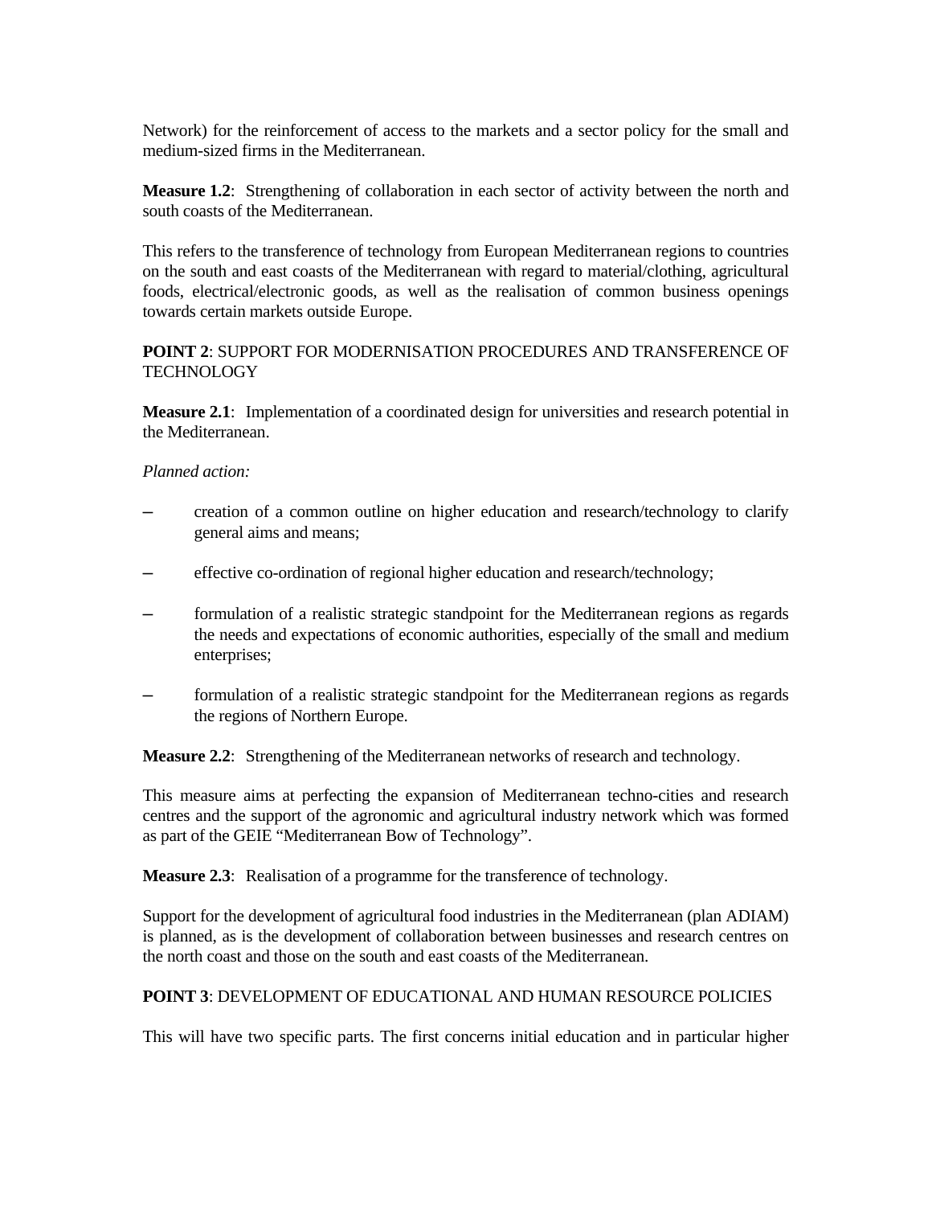Network) for the reinforcement of access to the markets and a sector policy for the small and medium-sized firms in the Mediterranean.

**Measure 1.2**: Strengthening of collaboration in each sector of activity between the north and south coasts of the Mediterranean.

This refers to the transference of technology from European Mediterranean regions to countries on the south and east coasts of the Mediterranean with regard to material/clothing, agricultural foods, electrical/electronic goods, as well as the realisation of common business openings towards certain markets outside Europe.

**POINT 2**: SUPPORT FOR MODERNISATION PROCEDURES AND TRANSFERENCE OF TECHNOLOGY

**Measure 2.1**: Implementation of a coordinated design for universities and research potential in the Mediterranean.

*Planned action:*

- creation of a common outline on higher education and research/technology to clarify general aims and means;
- effective co-ordination of regional higher education and research/technology;
- formulation of a realistic strategic standpoint for the Mediterranean regions as regards the needs and expectations of economic authorities, especially of the small and medium enterprises;
- formulation of a realistic strategic standpoint for the Mediterranean regions as regards the regions of Northern Europe.

**Measure 2.2**: Strengthening of the Mediterranean networks of research and technology.

This measure aims at perfecting the expansion of Mediterranean techno-cities and research centres and the support of the agronomic and agricultural industry network which was formed as part of the GEIE "Mediterranean Bow of Technology".

**Measure 2.3**: Realisation of a programme for the transference of technology.

Support for the development of agricultural food industries in the Mediterranean (plan ADIAM) is planned, as is the development of collaboration between businesses and research centres on the north coast and those on the south and east coasts of the Mediterranean.

**POINT 3**: DEVELOPMENT OF EDUCATIONAL AND HUMAN RESOURCE POLICIES

This will have two specific parts. The first concerns initial education and in particular higher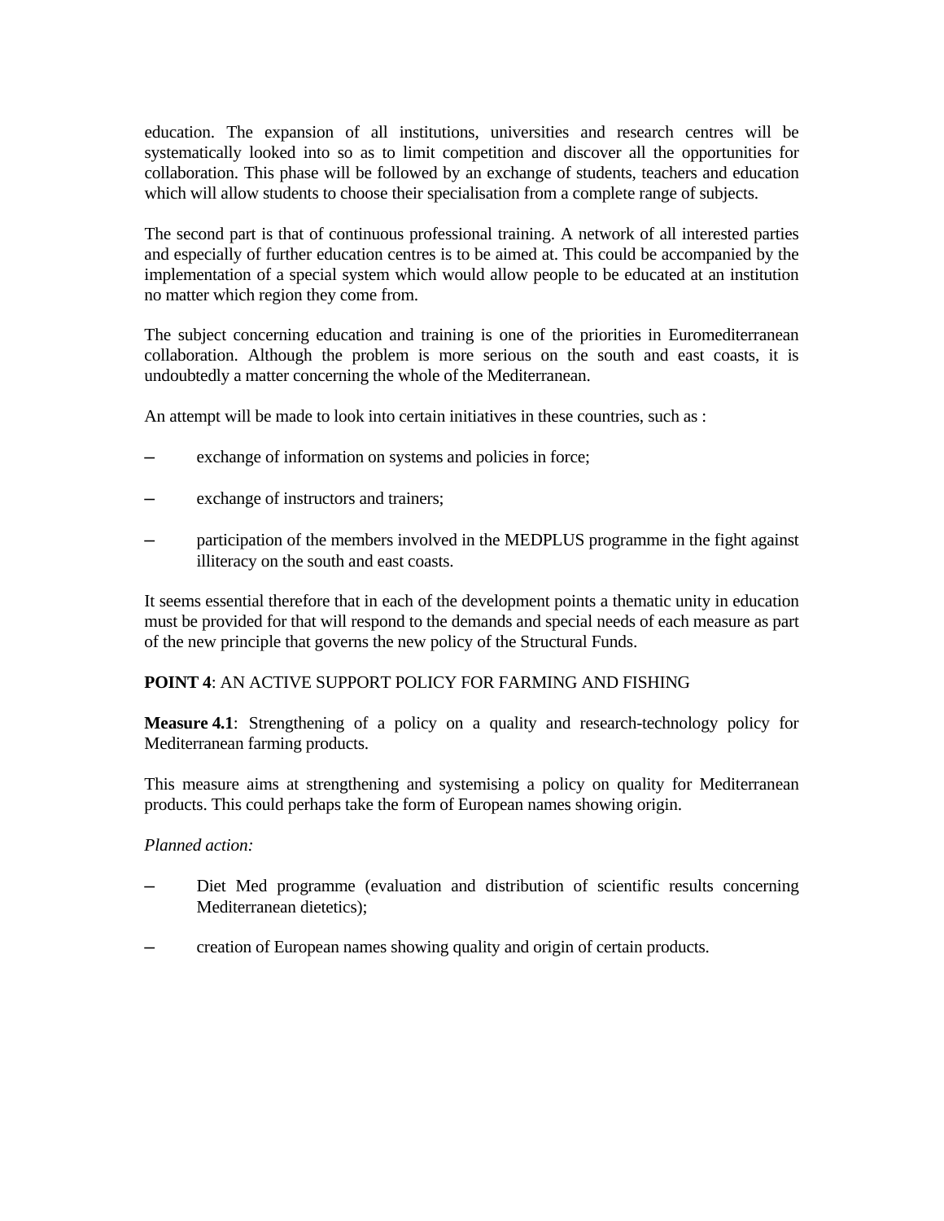education. The expansion of all institutions, universities and research centres will be systematically looked into so as to limit competition and discover all the opportunities for collaboration. This phase will be followed by an exchange of students, teachers and education which will allow students to choose their specialisation from a complete range of subjects.

The second part is that of continuous professional training. A network of all interested parties and especially of further education centres is to be aimed at. This could be accompanied by the implementation of a special system which would allow people to be educated at an institution no matter which region they come from.

The subject concerning education and training is one of the priorities in Euromediterranean collaboration. Although the problem is more serious on the south and east coasts, it is undoubtedly a matter concerning the whole of the Mediterranean.

An attempt will be made to look into certain initiatives in these countries, such as :

- exchange of information on systems and policies in force;
- exchange of instructors and trainers;
- participation of the members involved in the MEDPLUS programme in the fight against illiteracy on the south and east coasts.

It seems essential therefore that in each of the development points a thematic unity in education must be provided for that will respond to the demands and special needs of each measure as part of the new principle that governs the new policy of the Structural Funds.

**POINT 4**: AN ACTIVE SUPPORT POLICY FOR FARMING AND FISHING

**Measure 4.1**: Strengthening of a policy on a quality and research-technology policy for Mediterranean farming products.

This measure aims at strengthening and systemising a policy on quality for Mediterranean products. This could perhaps take the form of European names showing origin.

*Planned action:*

- Diet Med programme (evaluation and distribution of scientific results concerning Mediterranean dietetics);
- creation of European names showing quality and origin of certain products.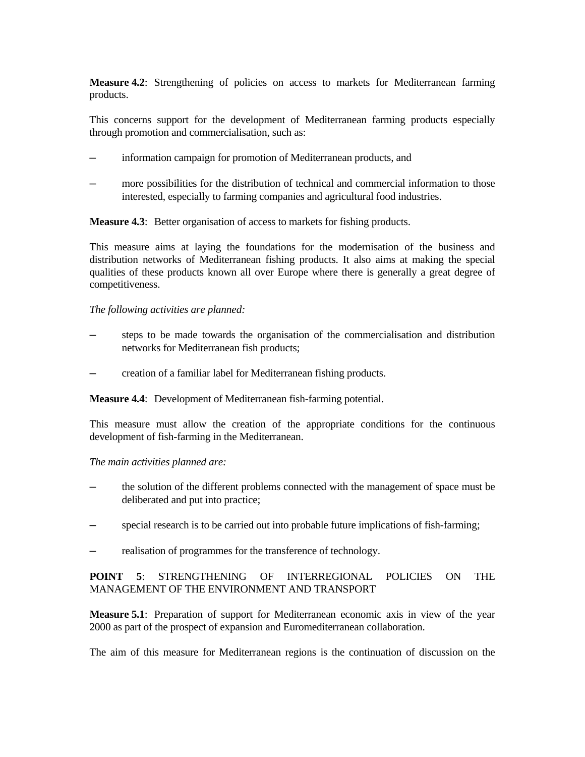**Measure 4.2**: Strengthening of policies on access to markets for Mediterranean farming products.

This concerns support for the development of Mediterranean farming products especially through promotion and commercialisation, such as:

– information campaign for promotion of Mediterranean products, and

– more possibilities for the distribution of technical and commercial information to those interested, especially to farming companies and agricultural food industries.

**Measure 4.3**: Better organisation of access to markets for fishing products.

This measure aims at laying the foundations for the modernisation of the business and distribution networks of Mediterranean fishing products. It also aims at making the special qualities of these products known all over Europe where there is generally a great degree of competitiveness.

*The following activities are planned:*

– steps to be made towards the organisation of the commercialisation and distribution networks for Mediterranean fish products;

– creation of a familiar label for Mediterranean fishing products.

**Measure 4.4**: Development of Mediterranean fish-farming potential.

This measure must allow the creation of the appropriate conditions for the continuous development of fish-farming in the Mediterranean.

*The main activities planned are:*

– the solution of the different problems connected with the management of space must be deliberated and put into practice;

– special research is to be carried out into probable future implications of fish-farming;

– realisation of programmes for the transference of technology.

**POINT 5**: STRENGTHENING OF INTERREGIONAL POLICIES ON THE MANAGEMENT OF THE ENVIRONMENT AND TRANSPORT

**Measure 5.1**: Preparation of support for Mediterranean economic axis in view of the year 2000 as part of the prospect of expansion and Euromediterranean collaboration.

The aim of this measure for Mediterranean regions is the continuation of discussion on the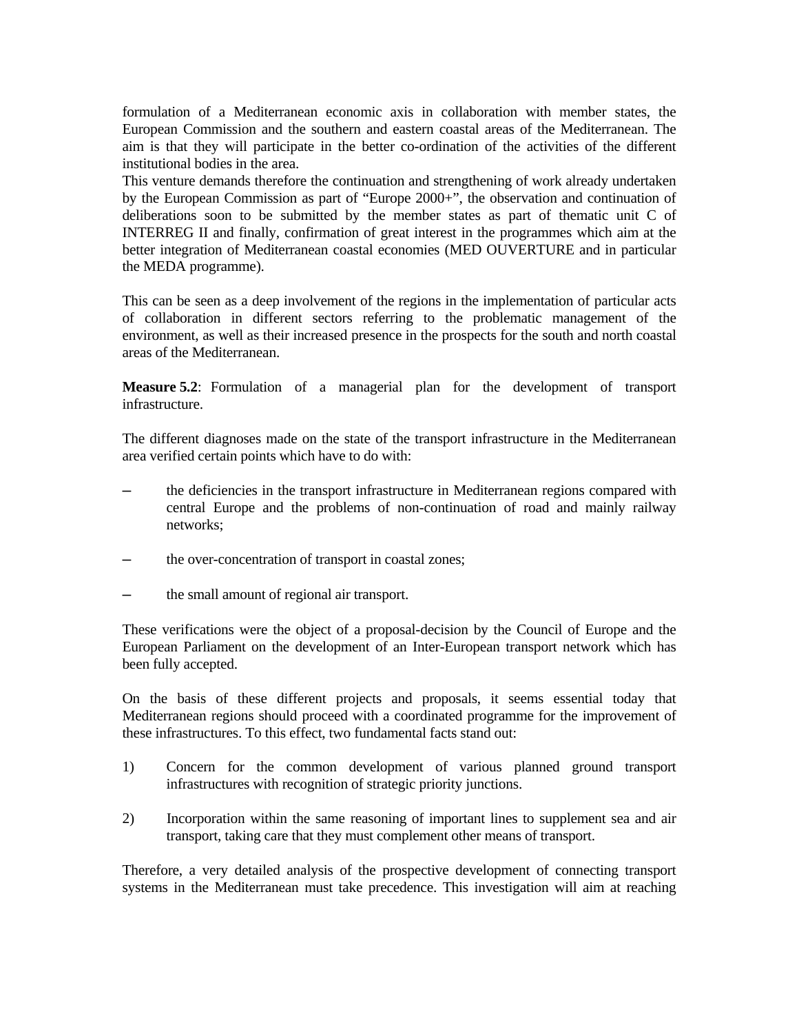formulation of a Mediterranean economic axis in collaboration with member states, the European Commission and the southern and eastern coastal areas of the Mediterranean. The aim is that they will participate in the better co-ordination of the activities of the different institutional bodies in the area.
This venture demands therefore the continuation and strengthening of work already undertaken by the European Commission as part of "Europe 2000+", the observation and continuation of deliberations soon to be submitted by the member states as part of thematic unit C of INTERREG II and finally, confirmation of great interest in the programmes which aim at the better integration of Mediterranean coastal economies (MED OUVERTURE and in particular the MEDA programme).

This can be seen as a deep involvement of the regions in the implementation of particular acts of collaboration in different sectors referring to the problematic management of the environment, as well as their increased presence in the prospects for the south and north coastal areas of the Mediterranean.

**Measure 5.2**: Formulation of a managerial plan for the development of transport infrastructure.

The different diagnoses made on the state of the transport infrastructure in the Mediterranean area verified certain points which have to do with:

- the deficiencies in the transport infrastructure in Mediterranean regions compared with central Europe and the problems of non-continuation of road and mainly railway networks;
- the over-concentration of transport in coastal zones;
- the small amount of regional air transport.

These verifications were the object of a proposal-decision by the Council of Europe and the European Parliament on the development of an Inter-European transport network which has been fully accepted.

On the basis of these different projects and proposals, it seems essential today that Mediterranean regions should proceed with a coordinated programme for the improvement of these infrastructures. To this effect, two fundamental facts stand out:

1) Concern for the common development of various planned ground transport infrastructures with recognition of strategic priority junctions.

2) Incorporation within the same reasoning of important lines to supplement sea and air transport, taking care that they must complement other means of transport.

Therefore, a very detailed analysis of the prospective development of connecting transport systems in the Mediterranean must take precedence. This investigation will aim at reaching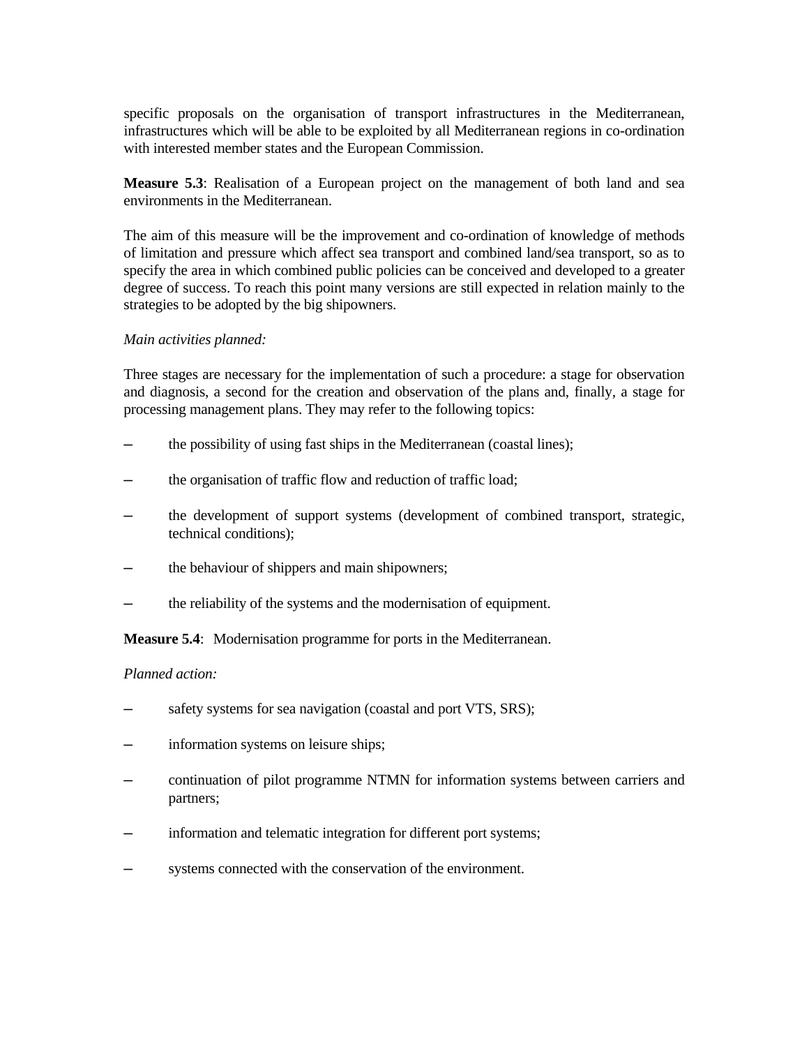specific proposals on the organisation of transport infrastructures in the Mediterranean, infrastructures which will be able to be exploited by all Mediterranean regions in co-ordination with interested member states and the European Commission.

**Measure 5.3**: Realisation of a European project on the management of both land and sea environments in the Mediterranean.

The aim of this measure will be the improvement and co-ordination of knowledge of methods of limitation and pressure which affect sea transport and combined land/sea transport, so as to specify the area in which combined public policies can be conceived and developed to a greater degree of success. To reach this point many versions are still expected in relation mainly to the strategies to be adopted by the big shipowners.

*Main activities planned:*

Three stages are necessary for the implementation of such a procedure: a stage for observation and diagnosis, a second for the creation and observation of the plans and, finally, a stage for processing management plans. They may refer to the following topics:

- the possibility of using fast ships in the Mediterranean (coastal lines);
- the organisation of traffic flow and reduction of traffic load;
- the development of support systems (development of combined transport, strategic, technical conditions);
- the behaviour of shippers and main shipowners;
- the reliability of the systems and the modernisation of equipment.

**Measure 5.4**: Modernisation programme for ports in the Mediterranean.

*Planned action:*

- safety systems for sea navigation (coastal and port VTS, SRS);
- information systems on leisure ships;
- continuation of pilot programme NTMN for information systems between carriers and partners;
- information and telematic integration for different port systems;
- systems connected with the conservation of the environment.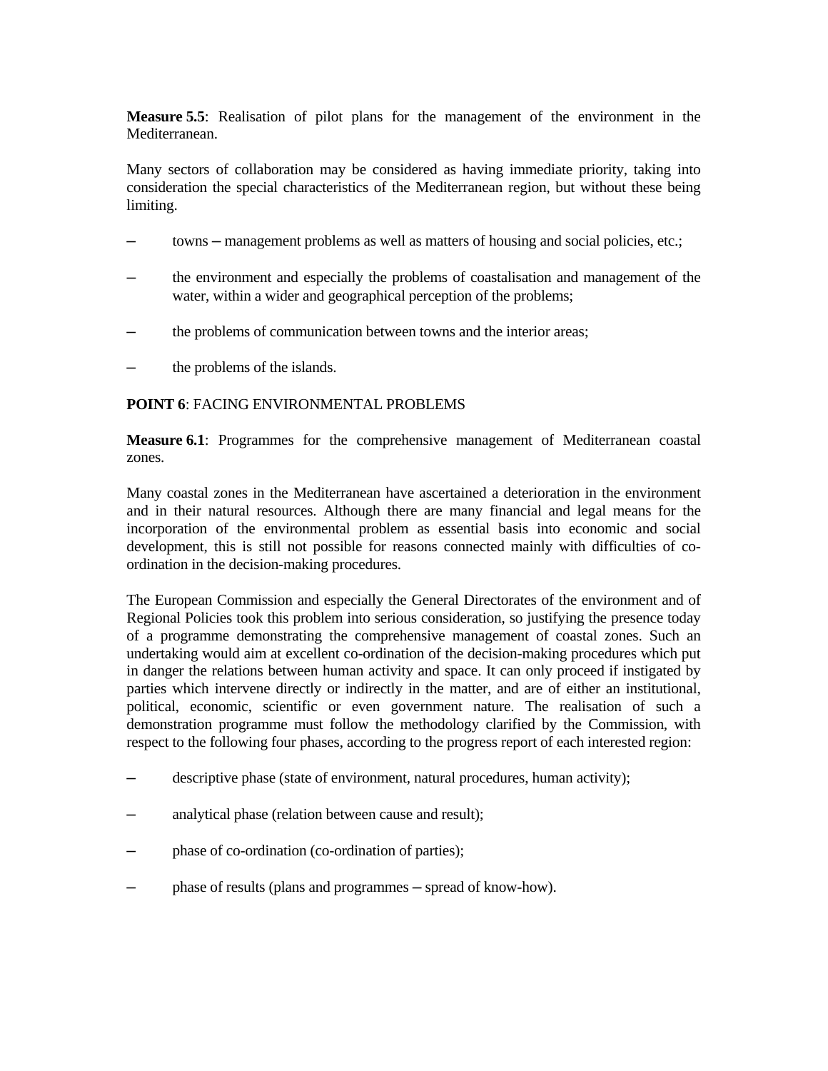**Measure 5.5**: Realisation of pilot plans for the management of the environment in the Mediterranean.

Many sectors of collaboration may be considered as having immediate priority, taking into consideration the special characteristics of the Mediterranean region, but without these being limiting.

- towns – management problems as well as matters of housing and social policies, etc.;
- the environment and especially the problems of coastalisation and management of the water, within a wider and geographical perception of the problems;
- the problems of communication between towns and the interior areas;
- the problems of the islands.

**POINT 6**: FACING ENVIRONMENTAL PROBLEMS

**Measure 6.1**: Programmes for the comprehensive management of Mediterranean coastal zones.

Many coastal zones in the Mediterranean have ascertained a deterioration in the environment and in their natural resources. Although there are many financial and legal means for the incorporation of the environmental problem as essential basis into economic and social development, this is still not possible for reasons connected mainly with difficulties of co-ordination in the decision-making procedures.

The European Commission and especially the General Directorates of the environment and of Regional Policies took this problem into serious consideration, so justifying the presence today of a programme demonstrating the comprehensive management of coastal zones. Such an undertaking would aim at excellent co-ordination of the decision-making procedures which put in danger the relations between human activity and space. It can only proceed if instigated by parties which intervene directly or indirectly in the matter, and are of either an institutional, political, economic, scientific or even government nature. The realisation of such a demonstration programme must follow the methodology clarified by the Commission, with respect to the following four phases, according to the progress report of each interested region:

- descriptive phase (state of environment, natural procedures, human activity);
- analytical phase (relation between cause and result);
- phase of co-ordination (co-ordination of parties);
- phase of results (plans and programmes – spread of know-how).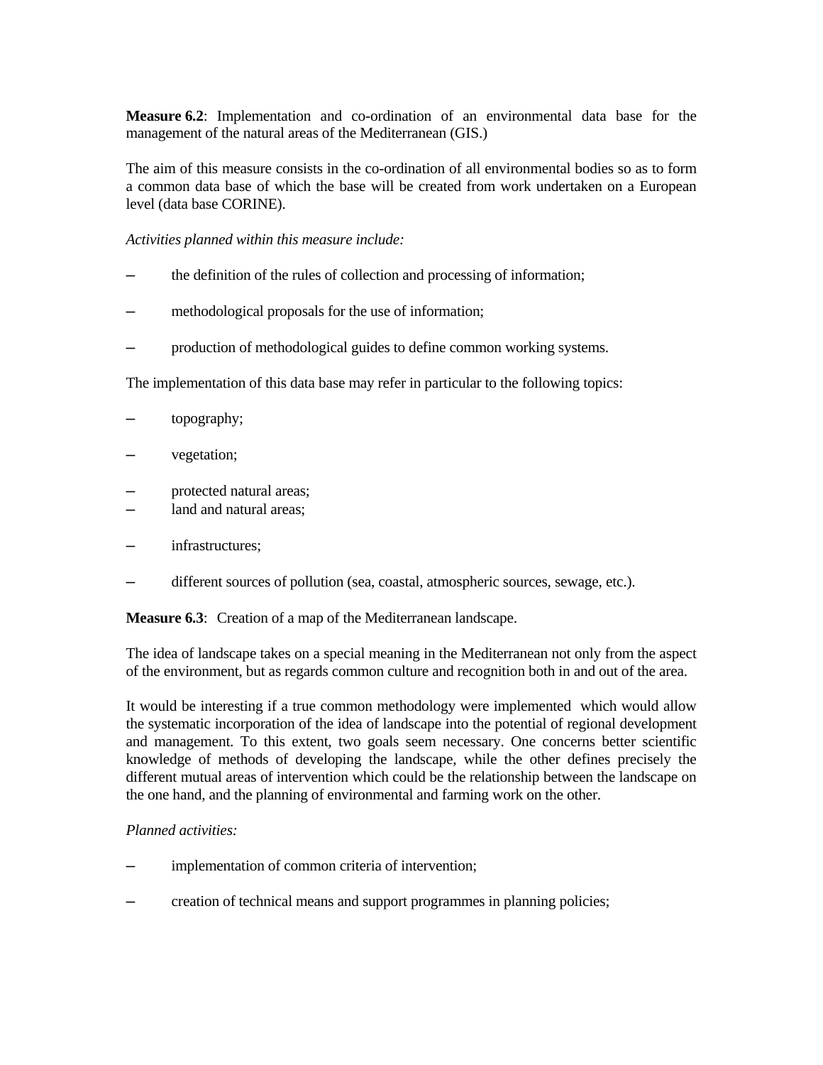**Measure 6.2**: Implementation and co-ordination of an environmental data base for the management of the natural areas of the Mediterranean (GIS.)

The aim of this measure consists in the co-ordination of all environmental bodies so as to form a common data base of which the base will be created from work undertaken on a European level (data base CORINE).

*Activities planned within this measure include:*

- the definition of the rules of collection and processing of information;
- methodological proposals for the use of information;
- production of methodological guides to define common working systems.

The implementation of this data base may refer in particular to the following topics:

- topography;
- vegetation;
- protected natural areas;
- land and natural areas;
- infrastructures;
- different sources of pollution (sea, coastal, atmospheric sources, sewage, etc.).

**Measure 6.3**: Creation of a map of the Mediterranean landscape.

The idea of landscape takes on a special meaning in the Mediterranean not only from the aspect of the environment, but as regards common culture and recognition both in and out of the area.

It would be interesting if a true common methodology were implemented which would allow the systematic incorporation of the idea of landscape into the potential of regional development and management. To this extent, two goals seem necessary. One concerns better scientific knowledge of methods of developing the landscape, while the other defines precisely the different mutual areas of intervention which could be the relationship between the landscape on the one hand, and the planning of environmental and farming work on the other.

*Planned activities:*

- implementation of common criteria of intervention;
- creation of technical means and support programmes in planning policies;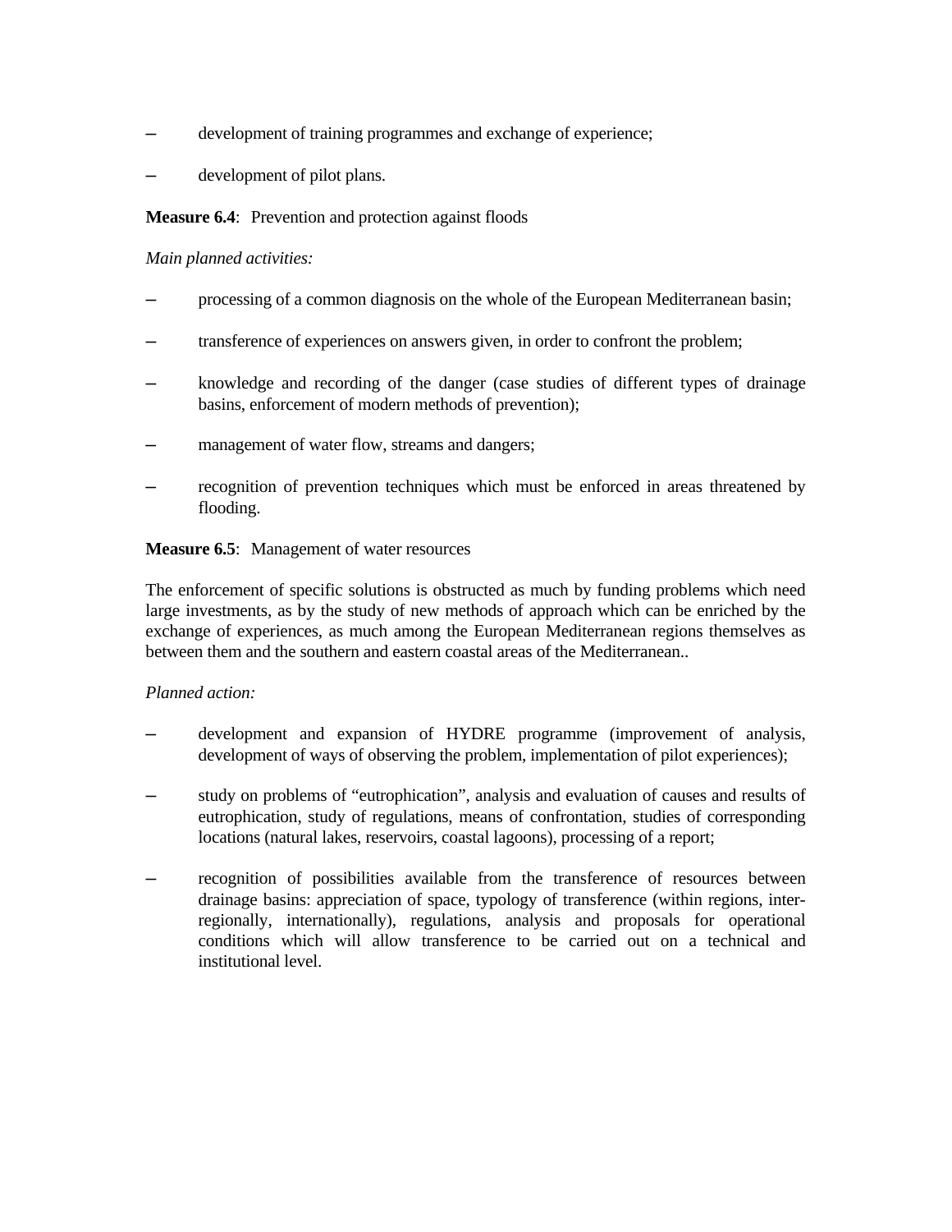- development of training programmes and exchange of experience;
- development of pilot plans.

**Measure 6.4**: Prevention and protection against floods

*Main planned activities:*

- processing of a common diagnosis on the whole of the European Mediterranean basin;
- transference of experiences on answers given, in order to confront the problem;
- knowledge and recording of the danger (case studies of different types of drainage basins, enforcement of modern methods of prevention);
- management of water flow, streams and dangers;
- recognition of prevention techniques which must be enforced in areas threatened by flooding.

**Measure 6.5**: Management of water resources

The enforcement of specific solutions is obstructed as much by funding problems which need large investments, as by the study of new methods of approach which can be enriched by the exchange of experiences, as much among the European Mediterranean regions themselves as between them and the southern and eastern coastal areas of the Mediterranean..

*Planned action:*

- development and expansion of HYDRE programme (improvement of analysis, development of ways of observing the problem, implementation of pilot experiences);
- study on problems of "eutrophication", analysis and evaluation of causes and results of eutrophication, study of regulations, means of confrontation, studies of corresponding locations (natural lakes, reservoirs, coastal lagoons), processing of a report;
- recognition of possibilities available from the transference of resources between drainage basins: appreciation of space, typology of transference (within regions, inter-regionally, internationally), regulations, analysis and proposals for operational conditions which will allow transference to be carried out on a technical and institutional level.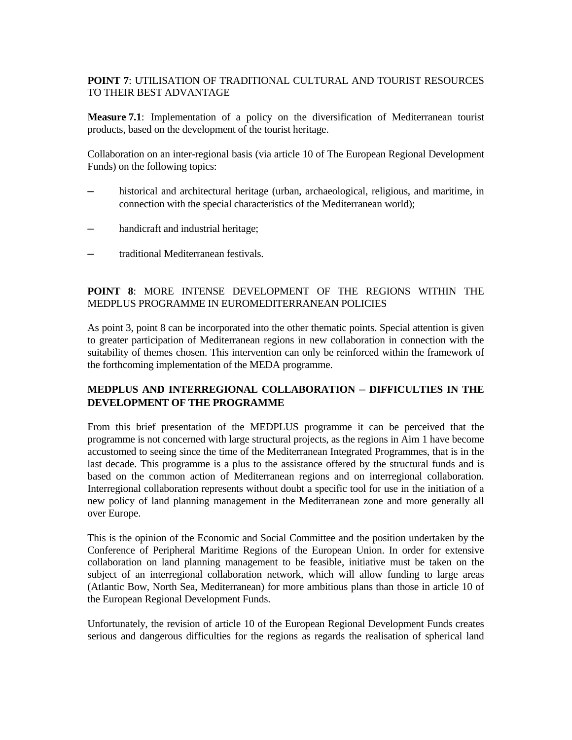**POINT 7**: UTILISATION OF TRADITIONAL CULTURAL AND TOURIST RESOURCES TO THEIR BEST ADVANTAGE

**Measure 7.1**: Implementation of a policy on the diversification of Mediterranean tourist products, based on the development of the tourist heritage.

Collaboration on an inter-regional basis (via article 10 of The European Regional Development Funds) on the following topics:

- historical and architectural heritage (urban, archaeological, religious, and maritime, in connection with the special characteristics of the Mediterranean world);
- handicraft and industrial heritage;
- traditional Mediterranean festivals.

**POINT 8**: MORE INTENSE DEVELOPMENT OF THE REGIONS WITHIN THE MEDPLUS PROGRAMME IN EUROMEDITERRANEAN POLICIES

As point 3, point 8 can be incorporated into the other thematic points. Special attention is given to greater participation of Mediterranean regions in new collaboration in connection with the suitability of themes chosen. This intervention can only be reinforced within the framework of the forthcoming implementation of the MEDA programme.

**MEDPLUS AND INTERREGIONAL COLLABORATION – DIFFICULTIES IN THE DEVELOPMENT OF THE PROGRAMME**

From this brief presentation of the MEDPLUS programme it can be perceived that the programme is not concerned with large structural projects, as the regions in Aim 1 have become accustomed to seeing since the time of the Mediterranean Integrated Programmes, that is in the last decade. This programme is a plus to the assistance offered by the structural funds and is based on the common action of Mediterranean regions and on interregional collaboration. Interregional collaboration represents without doubt a specific tool for use in the initiation of a new policy of land planning management in the Mediterranean zone and more generally all over Europe.

This is the opinion of the Economic and Social Committee and the position undertaken by the Conference of Peripheral Maritime Regions of the European Union. In order for extensive collaboration on land planning management to be feasible, initiative must be taken on the subject of an interregional collaboration network, which will allow funding to large areas (Atlantic Bow, North Sea, Mediterranean) for more ambitious plans than those in article 10 of the European Regional Development Funds.

Unfortunately, the revision of article 10 of the European Regional Development Funds creates serious and dangerous difficulties for the regions as regards the realisation of spherical land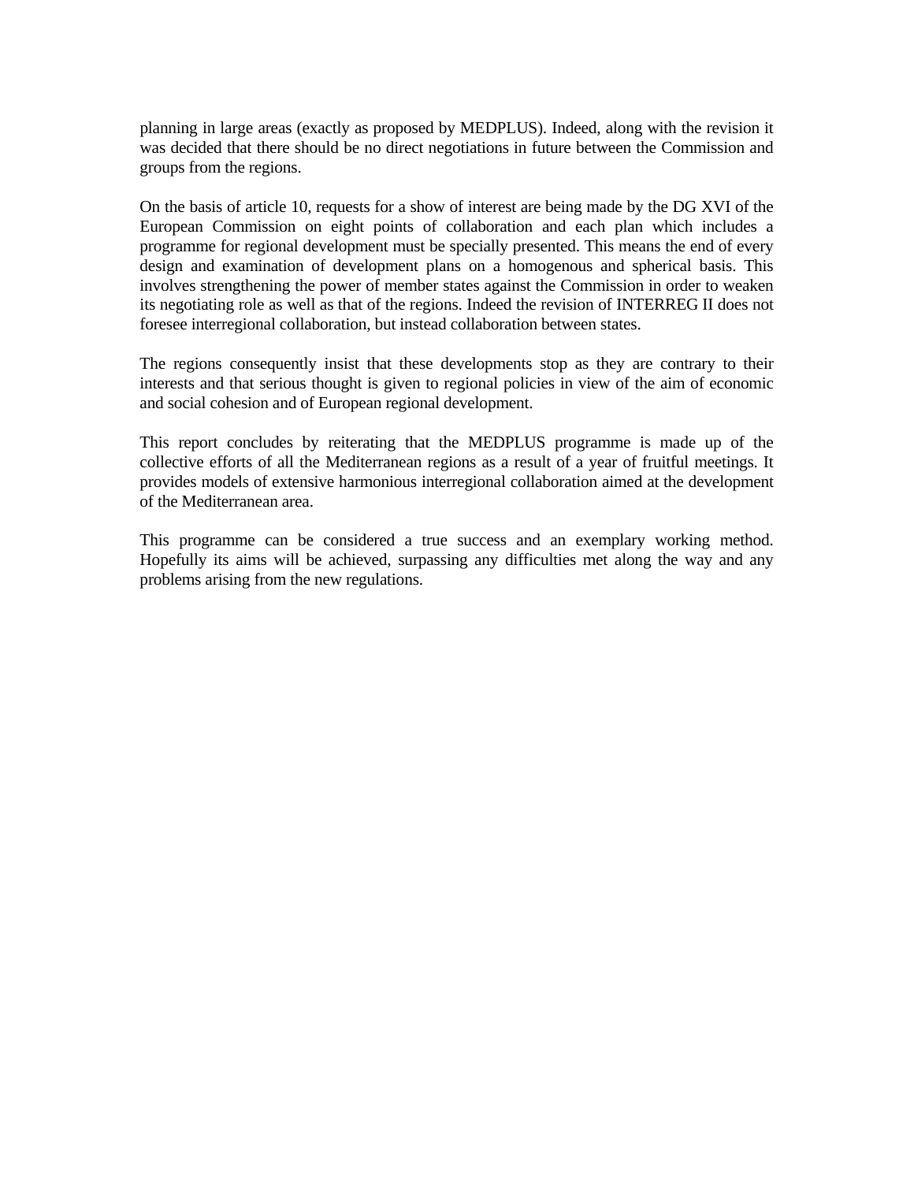planning in large areas (exactly as proposed by MEDPLUS). Indeed, along with the revision it was decided that there should be no direct negotiations in future between the Commission and groups from the regions.

On the basis of article 10, requests for a show of interest are being made by the DG XVI of the European Commission on eight points of collaboration and each plan which includes a programme for regional development must be specially presented. This means the end of every design and examination of development plans on a homogenous and spherical basis. This involves strengthening the power of member states against the Commission in order to weaken its negotiating role as well as that of the regions. Indeed the revision of INTERREG II does not foresee interregional collaboration, but instead collaboration between states.

The regions consequently insist that these developments stop as they are contrary to their interests and that serious thought is given to regional policies in view of the aim of economic and social cohesion and of European regional development.

This report concludes by reiterating that the MEDPLUS programme is made up of the collective efforts of all the Mediterranean regions as a result of a year of fruitful meetings. It provides models of extensive harmonious interregional collaboration aimed at the development of the Mediterranean area.

This programme can be considered a true success and an exemplary working method. Hopefully its aims will be achieved, surpassing any difficulties met along the way and any problems arising from the new regulations.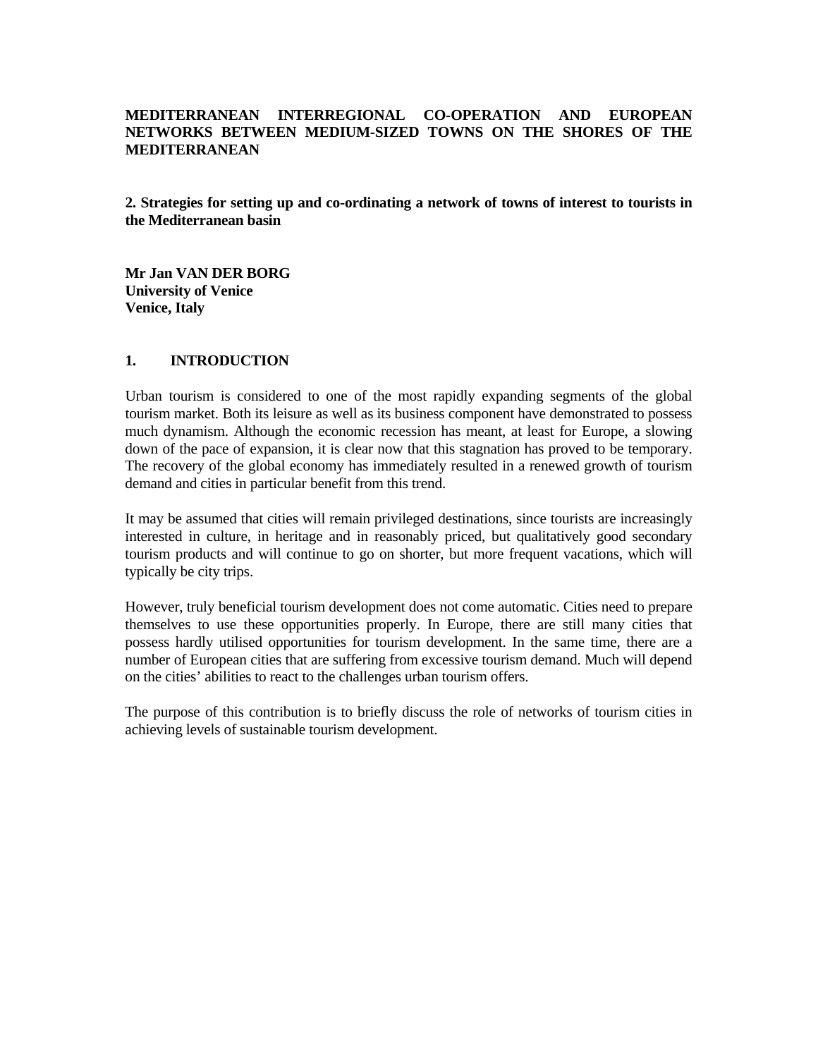**MEDITERRANEAN INTERREGIONAL CO-OPERATION AND EUROPEAN NETWORKS BETWEEN MEDIUM-SIZED TOWNS ON THE SHORES OF THE MEDITERRANEAN**

**2. Strategies for setting up and co-ordinating a network of towns of interest to tourists in the Mediterranean basin**

**Mr Jan VAN DER BORG**
**University of Venice**
**Venice, Italy**

## 1. INTRODUCTION

Urban tourism is considered to one of the most rapidly expanding segments of the global tourism market. Both its leisure as well as its business component have demonstrated to possess much dynamism. Although the economic recession has meant, at least for Europe, a slowing down of the pace of expansion, it is clear now that this stagnation has proved to be temporary. The recovery of the global economy has immediately resulted in a renewed growth of tourism demand and cities in particular benefit from this trend.

It may be assumed that cities will remain privileged destinations, since tourists are increasingly interested in culture, in heritage and in reasonably priced, but qualitatively good secondary tourism products and will continue to go on shorter, but more frequent vacations, which will typically be city trips.

However, truly beneficial tourism development does not come automatic. Cities need to prepare themselves to use these opportunities properly. In Europe, there are still many cities that possess hardly utilised opportunities for tourism development. In the same time, there are a number of European cities that are suffering from excessive tourism demand. Much will depend on the cities' abilities to react to the challenges urban tourism offers.

The purpose of this contribution is to briefly discuss the role of networks of tourism cities in achieving levels of sustainable tourism development.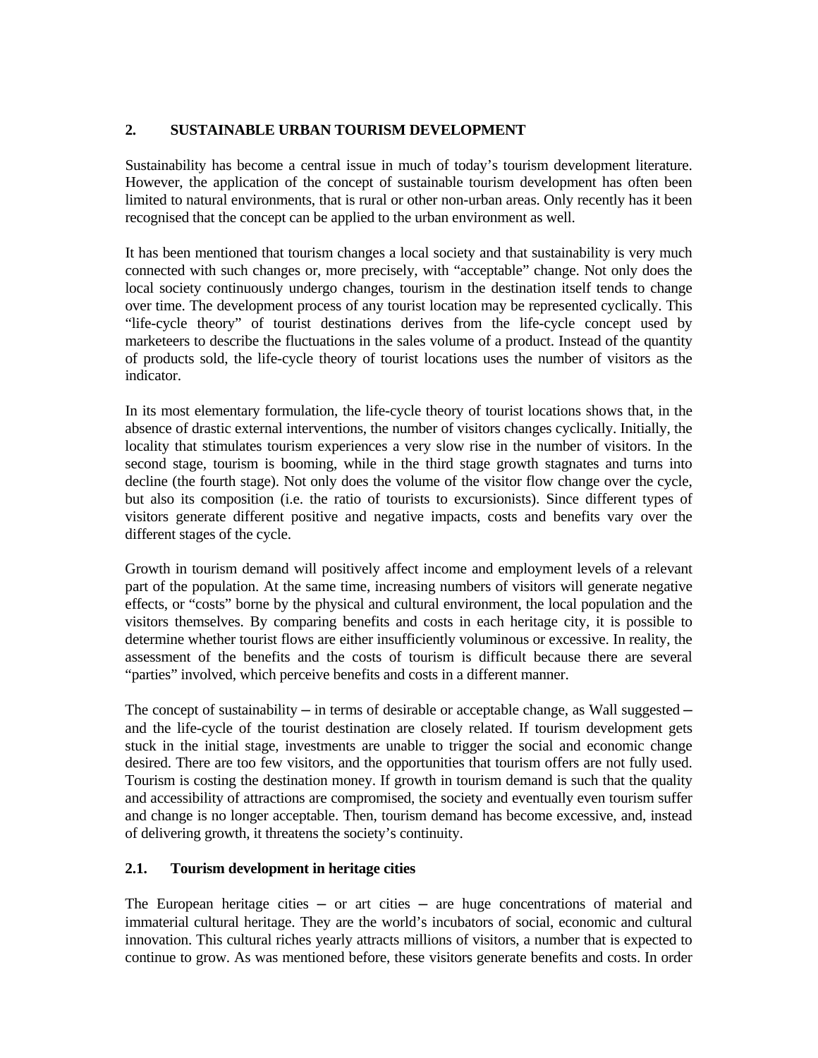## 2. SUSTAINABLE URBAN TOURISM DEVELOPMENT

Sustainability has become a central issue in much of today's tourism development literature. However, the application of the concept of sustainable tourism development has often been limited to natural environments, that is rural or other non-urban areas. Only recently has it been recognised that the concept can be applied to the urban environment as well.

It has been mentioned that tourism changes a local society and that sustainability is very much connected with such changes or, more precisely, with "acceptable" change. Not only does the local society continuously undergo changes, tourism in the destination itself tends to change over time. The development process of any tourist location may be represented cyclically. This "life-cycle theory" of tourist destinations derives from the life-cycle concept used by marketeers to describe the fluctuations in the sales volume of a product. Instead of the quantity of products sold, the life-cycle theory of tourist locations uses the number of visitors as the indicator.

In its most elementary formulation, the life-cycle theory of tourist locations shows that, in the absence of drastic external interventions, the number of visitors changes cyclically. Initially, the locality that stimulates tourism experiences a very slow rise in the number of visitors. In the second stage, tourism is booming, while in the third stage growth stagnates and turns into decline (the fourth stage). Not only does the volume of the visitor flow change over the cycle, but also its composition (i.e. the ratio of tourists to excursionists). Since different types of visitors generate different positive and negative impacts, costs and benefits vary over the different stages of the cycle.

Growth in tourism demand will positively affect income and employment levels of a relevant part of the population. At the same time, increasing numbers of visitors will generate negative effects, or "costs" borne by the physical and cultural environment, the local population and the visitors themselves. By comparing benefits and costs in each heritage city, it is possible to determine whether tourist flows are either insufficiently voluminous or excessive. In reality, the assessment of the benefits and the costs of tourism is difficult because there are several "parties" involved, which perceive benefits and costs in a different manner.

The concept of sustainability – in terms of desirable or acceptable change, as Wall suggested – and the life-cycle of the tourist destination are closely related. If tourism development gets stuck in the initial stage, investments are unable to trigger the social and economic change desired. There are too few visitors, and the opportunities that tourism offers are not fully used. Tourism is costing the destination money. If growth in tourism demand is such that the quality and accessibility of attractions are compromised, the society and eventually even tourism suffer and change is no longer acceptable. Then, tourism demand has become excessive, and, instead of delivering growth, it threatens the society's continuity.

### 2.1. Tourism development in heritage cities

The European heritage cities – or art cities – are huge concentrations of material and immaterial cultural heritage. They are the world's incubators of social, economic and cultural innovation. This cultural riches yearly attracts millions of visitors, a number that is expected to continue to grow. As was mentioned before, these visitors generate benefits and costs. In order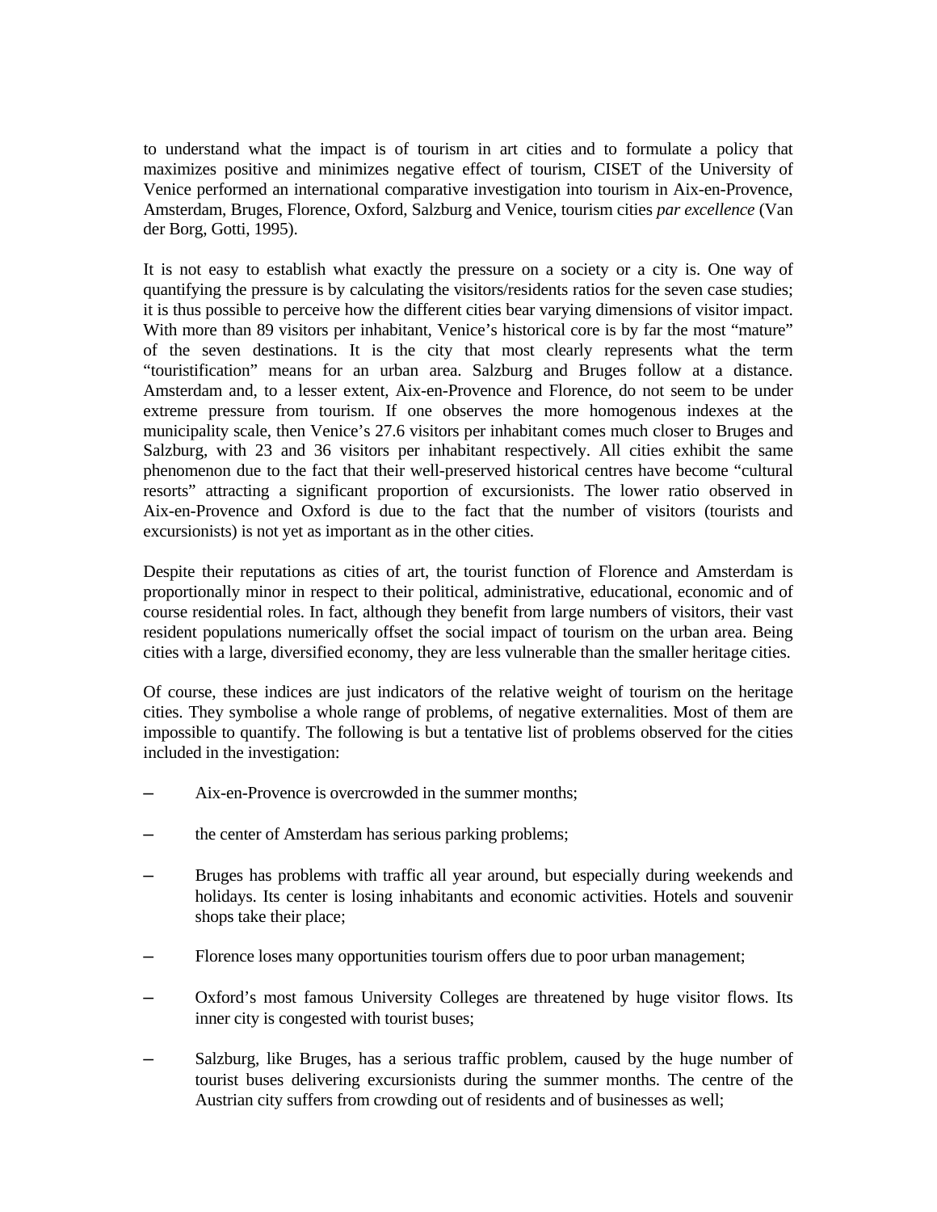to understand what the impact is of tourism in art cities and to formulate a policy that maximizes positive and minimizes negative effect of tourism, CISET of the University of Venice performed an international comparative investigation into tourism in Aix-en-Provence, Amsterdam, Bruges, Florence, Oxford, Salzburg and Venice, tourism cities *par excellence* (Van der Borg, Gotti, 1995).

It is not easy to establish what exactly the pressure on a society or a city is. One way of quantifying the pressure is by calculating the visitors/residents ratios for the seven case studies; it is thus possible to perceive how the different cities bear varying dimensions of visitor impact. With more than 89 visitors per inhabitant, Venice's historical core is by far the most "mature" of the seven destinations. It is the city that most clearly represents what the term "touristification" means for an urban area. Salzburg and Bruges follow at a distance. Amsterdam and, to a lesser extent, Aix-en-Provence and Florence, do not seem to be under extreme pressure from tourism. If one observes the more homogenous indexes at the municipality scale, then Venice's 27.6 visitors per inhabitant comes much closer to Bruges and Salzburg, with 23 and 36 visitors per inhabitant respectively. All cities exhibit the same phenomenon due to the fact that their well-preserved historical centres have become "cultural resorts" attracting a significant proportion of excursionists. The lower ratio observed in Aix-en-Provence and Oxford is due to the fact that the number of visitors (tourists and excursionists) is not yet as important as in the other cities.

Despite their reputations as cities of art, the tourist function of Florence and Amsterdam is proportionally minor in respect to their political, administrative, educational, economic and of course residential roles. In fact, although they benefit from large numbers of visitors, their vast resident populations numerically offset the social impact of tourism on the urban area. Being cities with a large, diversified economy, they are less vulnerable than the smaller heritage cities.

Of course, these indices are just indicators of the relative weight of tourism on the heritage cities. They symbolise a whole range of problems, of negative externalities. Most of them are impossible to quantify. The following is but a tentative list of problems observed for the cities included in the investigation:

- Aix-en-Provence is overcrowded in the summer months;
- the center of Amsterdam has serious parking problems;
- Bruges has problems with traffic all year around, but especially during weekends and holidays. Its center is losing inhabitants and economic activities. Hotels and souvenir shops take their place;
- Florence loses many opportunities tourism offers due to poor urban management;
- Oxford's most famous University Colleges are threatened by huge visitor flows. Its inner city is congested with tourist buses;
- Salzburg, like Bruges, has a serious traffic problem, caused by the huge number of tourist buses delivering excursionists during the summer months. The centre of the Austrian city suffers from crowding out of residents and of businesses as well;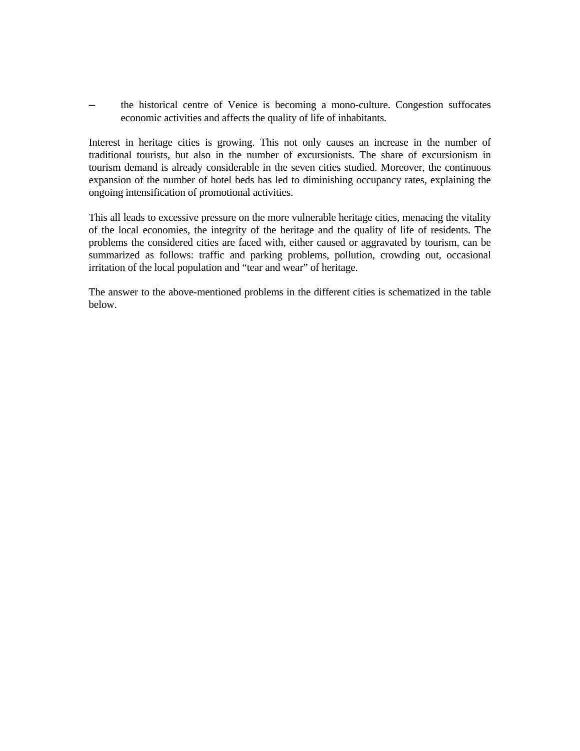- the historical centre of Venice is becoming a mono-culture. Congestion suffocates economic activities and affects the quality of life of inhabitants.

Interest in heritage cities is growing. This not only causes an increase in the number of traditional tourists, but also in the number of excursionists. The share of excursionism in tourism demand is already considerable in the seven cities studied. Moreover, the continuous expansion of the number of hotel beds has led to diminishing occupancy rates, explaining the ongoing intensification of promotional activities.

This all leads to excessive pressure on the more vulnerable heritage cities, menacing the vitality of the local economies, the integrity of the heritage and the quality of life of residents. The problems the considered cities are faced with, either caused or aggravated by tourism, can be summarized as follows: traffic and parking problems, pollution, crowding out, occasional irritation of the local population and "tear and wear" of heritage.

The answer to the above-mentioned problems in the different cities is schematized in the table below.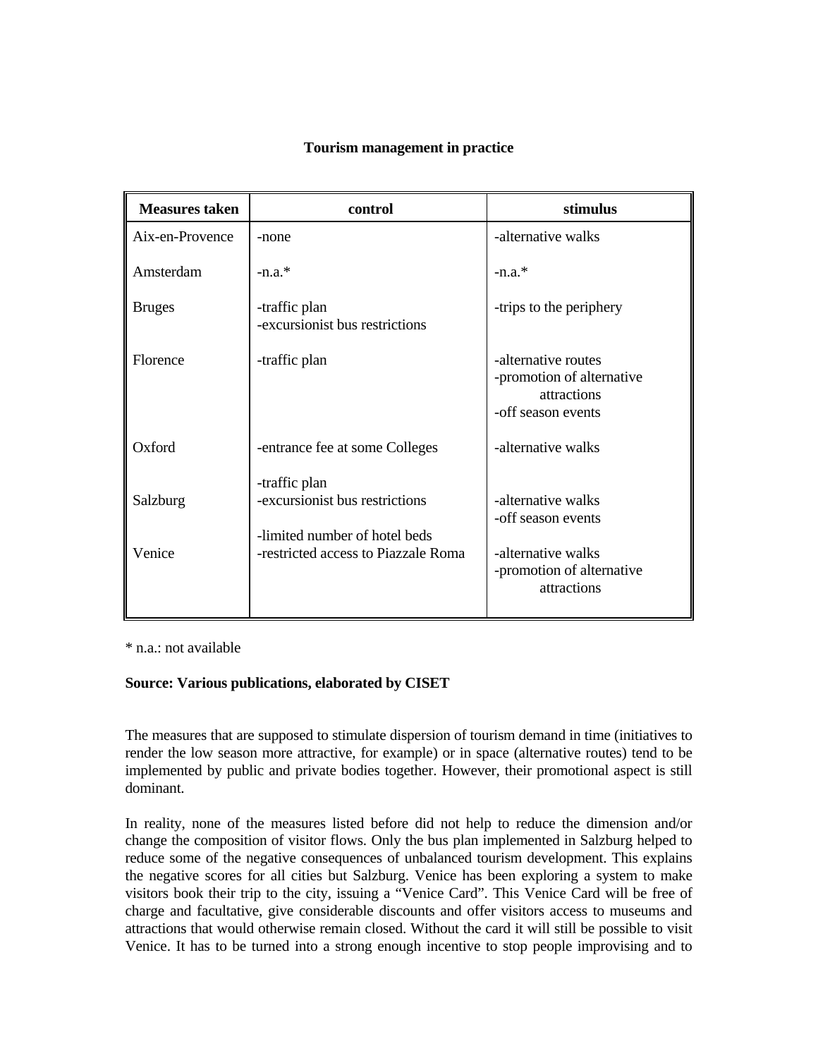**Tourism management in practice**

| Measures taken | control | stimulus |
|---|---|---|
| Aix-en-Provence | -none | -alternative walks |
| Amsterdam | -n.a.* | -n.a.* |
| Bruges | -traffic plan<br>-excursionist bus restrictions | -trips to the periphery |
| Florence | -traffic plan | -alternative routes<br>-promotion of alternative attractions<br>-off season events |
| Oxford | -entrance fee at some Colleges | -alternative walks |
| Salzburg | -traffic plan<br>-excursionist bus restrictions | -alternative walks<br>-off season events |
| Venice | -limited number of hotel beds<br>-restricted access to Piazzale Roma | -alternative walks<br>-promotion of alternative attractions |

* n.a.: not available

**Source: Various publications, elaborated by CISET**

The measures that are supposed to stimulate dispersion of tourism demand in time (initiatives to render the low season more attractive, for example) or in space (alternative routes) tend to be implemented by public and private bodies together. However, their promotional aspect is still dominant.

In reality, none of the measures listed before did not help to reduce the dimension and/or change the composition of visitor flows. Only the bus plan implemented in Salzburg helped to reduce some of the negative consequences of unbalanced tourism development. This explains the negative scores for all cities but Salzburg. Venice has been exploring a system to make visitors book their trip to the city, issuing a "Venice Card". This Venice Card will be free of charge and facultative, give considerable discounts and offer visitors access to museums and attractions that would otherwise remain closed. Without the card it will still be possible to visit Venice. It has to be turned into a strong enough incentive to stop people improvising and to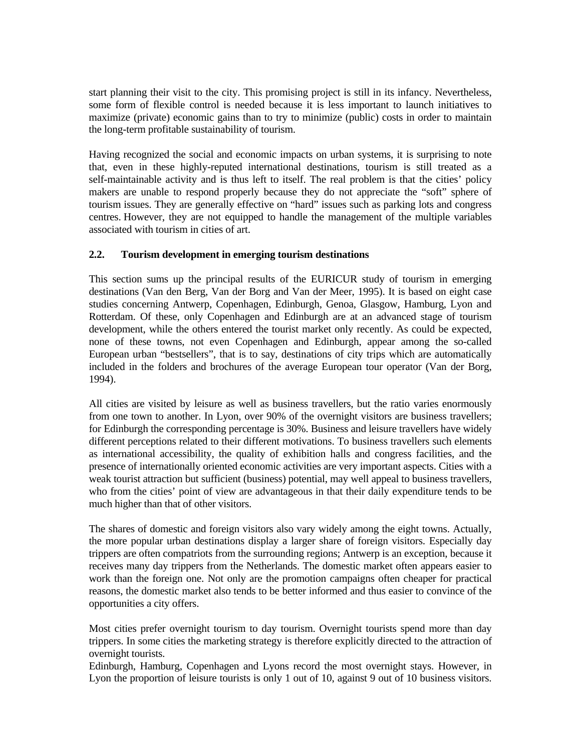start planning their visit to the city. This promising project is still in its infancy. Nevertheless, some form of flexible control is needed because it is less important to launch initiatives to maximize (private) economic gains than to try to minimize (public) costs in order to maintain the long-term profitable sustainability of tourism.

Having recognized the social and economic impacts on urban systems, it is surprising to note that, even in these highly-reputed international destinations, tourism is still treated as a self-maintainable activity and is thus left to itself. The real problem is that the cities' policy makers are unable to respond properly because they do not appreciate the "soft" sphere of tourism issues. They are generally effective on "hard" issues such as parking lots and congress centres. However, they are not equipped to handle the management of the multiple variables associated with tourism in cities of art.

### 2.2. Tourism development in emerging tourism destinations

This section sums up the principal results of the EURICUR study of tourism in emerging destinations (Van den Berg, Van der Borg and Van der Meer, 1995). It is based on eight case studies concerning Antwerp, Copenhagen, Edinburgh, Genoa, Glasgow, Hamburg, Lyon and Rotterdam. Of these, only Copenhagen and Edinburgh are at an advanced stage of tourism development, while the others entered the tourist market only recently. As could be expected, none of these towns, not even Copenhagen and Edinburgh, appear among the so-called European urban "bestsellers", that is to say, destinations of city trips which are automatically included in the folders and brochures of the average European tour operator (Van der Borg, 1994).

All cities are visited by leisure as well as business travellers, but the ratio varies enormously from one town to another. In Lyon, over 90% of the overnight visitors are business travellers; for Edinburgh the corresponding percentage is 30%. Business and leisure travellers have widely different perceptions related to their different motivations. To business travellers such elements as international accessibility, the quality of exhibition halls and congress facilities, and the presence of internationally oriented economic activities are very important aspects. Cities with a weak tourist attraction but sufficient (business) potential, may well appeal to business travellers, who from the cities' point of view are advantageous in that their daily expenditure tends to be much higher than that of other visitors.

The shares of domestic and foreign visitors also vary widely among the eight towns. Actually, the more popular urban destinations display a larger share of foreign visitors. Especially day trippers are often compatriots from the surrounding regions; Antwerp is an exception, because it receives many day trippers from the Netherlands. The domestic market often appears easier to work than the foreign one. Not only are the promotion campaigns often cheaper for practical reasons, the domestic market also tends to be better informed and thus easier to convince of the opportunities a city offers.

Most cities prefer overnight tourism to day tourism. Overnight tourists spend more than day trippers. In some cities the marketing strategy is therefore explicitly directed to the attraction of overnight tourists.
Edinburgh, Hamburg, Copenhagen and Lyons record the most overnight stays. However, in Lyon the proportion of leisure tourists is only 1 out of 10, against 9 out of 10 business visitors.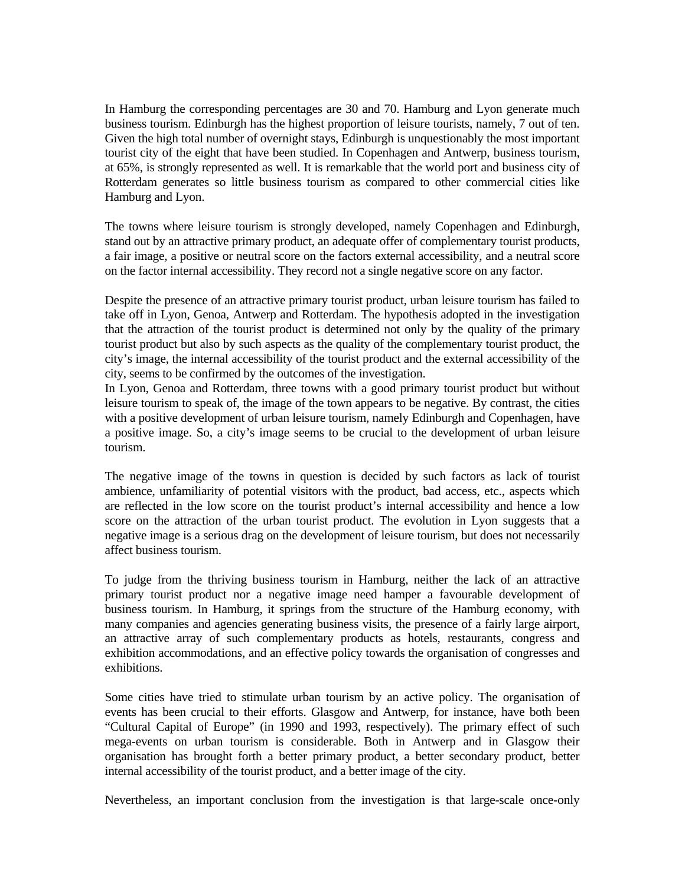In Hamburg the corresponding percentages are 30 and 70. Hamburg and Lyon generate much business tourism. Edinburgh has the highest proportion of leisure tourists, namely, 7 out of ten. Given the high total number of overnight stays, Edinburgh is unquestionably the most important tourist city of the eight that have been studied. In Copenhagen and Antwerp, business tourism, at 65%, is strongly represented as well. It is remarkable that the world port and business city of Rotterdam generates so little business tourism as compared to other commercial cities like Hamburg and Lyon.

The towns where leisure tourism is strongly developed, namely Copenhagen and Edinburgh, stand out by an attractive primary product, an adequate offer of complementary tourist products, a fair image, a positive or neutral score on the factors external accessibility, and a neutral score on the factor internal accessibility. They record not a single negative score on any factor.

Despite the presence of an attractive primary tourist product, urban leisure tourism has failed to take off in Lyon, Genoa, Antwerp and Rotterdam. The hypothesis adopted in the investigation that the attraction of the tourist product is determined not only by the quality of the primary tourist product but also by such aspects as the quality of the complementary tourist product, the city's image, the internal accessibility of the tourist product and the external accessibility of the city, seems to be confirmed by the outcomes of the investigation.
In Lyon, Genoa and Rotterdam, three towns with a good primary tourist product but without leisure tourism to speak of, the image of the town appears to be negative. By contrast, the cities with a positive development of urban leisure tourism, namely Edinburgh and Copenhagen, have a positive image. So, a city's image seems to be crucial to the development of urban leisure tourism.

The negative image of the towns in question is decided by such factors as lack of tourist ambience, unfamiliarity of potential visitors with the product, bad access, etc., aspects which are reflected in the low score on the tourist product's internal accessibility and hence a low score on the attraction of the urban tourist product. The evolution in Lyon suggests that a negative image is a serious drag on the development of leisure tourism, but does not necessarily affect business tourism.

To judge from the thriving business tourism in Hamburg, neither the lack of an attractive primary tourist product nor a negative image need hamper a favourable development of business tourism. In Hamburg, it springs from the structure of the Hamburg economy, with many companies and agencies generating business visits, the presence of a fairly large airport, an attractive array of such complementary products as hotels, restaurants, congress and exhibition accommodations, and an effective policy towards the organisation of congresses and exhibitions.

Some cities have tried to stimulate urban tourism by an active policy. The organisation of events has been crucial to their efforts. Glasgow and Antwerp, for instance, have both been "Cultural Capital of Europe" (in 1990 and 1993, respectively). The primary effect of such mega-events on urban tourism is considerable. Both in Antwerp and in Glasgow their organisation has brought forth a better primary product, a better secondary product, better internal accessibility of the tourist product, and a better image of the city.

Nevertheless, an important conclusion from the investigation is that large-scale once-only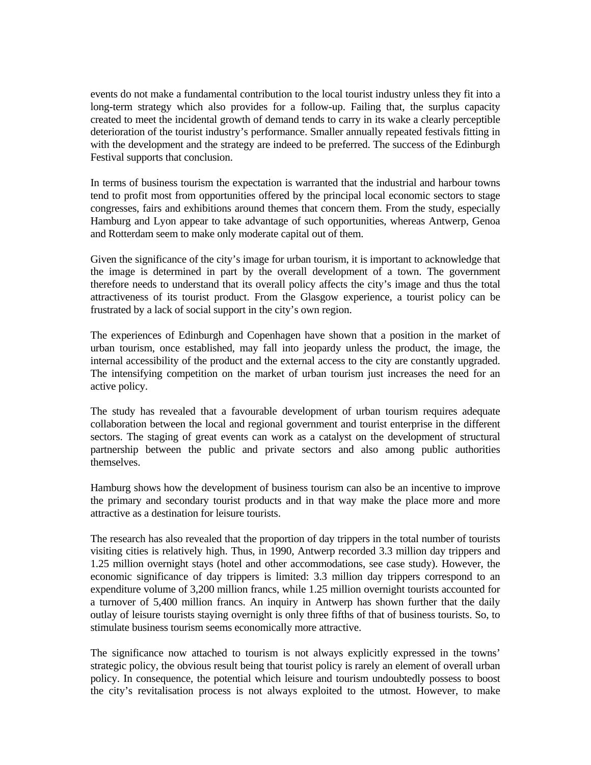events do not make a fundamental contribution to the local tourist industry unless they fit into a long-term strategy which also provides for a follow-up. Failing that, the surplus capacity created to meet the incidental growth of demand tends to carry in its wake a clearly perceptible deterioration of the tourist industry's performance. Smaller annually repeated festivals fitting in with the development and the strategy are indeed to be preferred. The success of the Edinburgh Festival supports that conclusion.

In terms of business tourism the expectation is warranted that the industrial and harbour towns tend to profit most from opportunities offered by the principal local economic sectors to stage congresses, fairs and exhibitions around themes that concern them. From the study, especially Hamburg and Lyon appear to take advantage of such opportunities, whereas Antwerp, Genoa and Rotterdam seem to make only moderate capital out of them.

Given the significance of the city's image for urban tourism, it is important to acknowledge that the image is determined in part by the overall development of a town. The government therefore needs to understand that its overall policy affects the city's image and thus the total attractiveness of its tourist product. From the Glasgow experience, a tourist policy can be frustrated by a lack of social support in the city's own region.

The experiences of Edinburgh and Copenhagen have shown that a position in the market of urban tourism, once established, may fall into jeopardy unless the product, the image, the internal accessibility of the product and the external access to the city are constantly upgraded. The intensifying competition on the market of urban tourism just increases the need for an active policy.

The study has revealed that a favourable development of urban tourism requires adequate collaboration between the local and regional government and tourist enterprise in the different sectors. The staging of great events can work as a catalyst on the development of structural partnership between the public and private sectors and also among public authorities themselves.

Hamburg shows how the development of business tourism can also be an incentive to improve the primary and secondary tourist products and in that way make the place more and more attractive as a destination for leisure tourists.

The research has also revealed that the proportion of day trippers in the total number of tourists visiting cities is relatively high. Thus, in 1990, Antwerp recorded 3.3 million day trippers and 1.25 million overnight stays (hotel and other accommodations, see case study). However, the economic significance of day trippers is limited: 3.3 million day trippers correspond to an expenditure volume of 3,200 million francs, while 1.25 million overnight tourists accounted for a turnover of 5,400 million francs. An inquiry in Antwerp has shown further that the daily outlay of leisure tourists staying overnight is only three fifths of that of business tourists. So, to stimulate business tourism seems economically more attractive.

The significance now attached to tourism is not always explicitly expressed in the towns' strategic policy, the obvious result being that tourist policy is rarely an element of overall urban policy. In consequence, the potential which leisure and tourism undoubtedly possess to boost the city's revitalisation process is not always exploited to the utmost. However, to make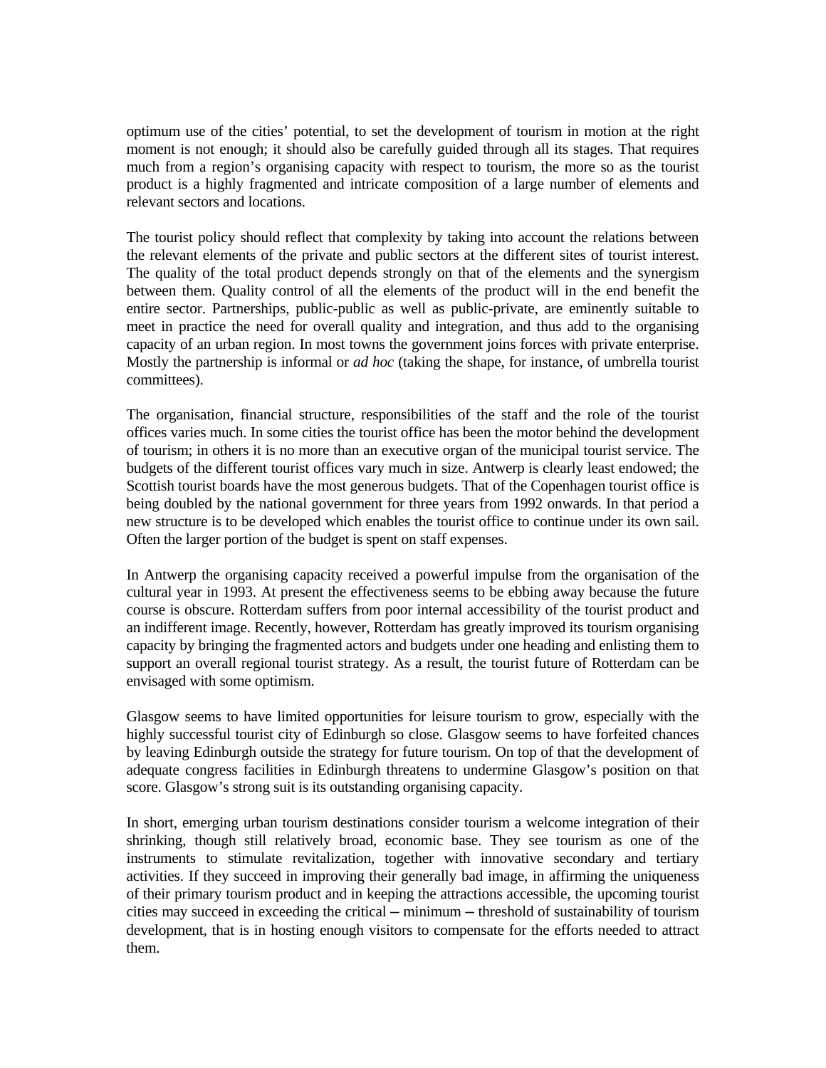optimum use of the cities' potential, to set the development of tourism in motion at the right moment is not enough; it should also be carefully guided through all its stages. That requires much from a region's organising capacity with respect to tourism, the more so as the tourist product is a highly fragmented and intricate composition of a large number of elements and relevant sectors and locations.

The tourist policy should reflect that complexity by taking into account the relations between the relevant elements of the private and public sectors at the different sites of tourist interest. The quality of the total product depends strongly on that of the elements and the synergism between them. Quality control of all the elements of the product will in the end benefit the entire sector. Partnerships, public-public as well as public-private, are eminently suitable to meet in practice the need for overall quality and integration, and thus add to the organising capacity of an urban region. In most towns the government joins forces with private enterprise. Mostly the partnership is informal or *ad hoc* (taking the shape, for instance, of umbrella tourist committees).

The organisation, financial structure, responsibilities of the staff and the role of the tourist offices varies much. In some cities the tourist office has been the motor behind the development of tourism; in others it is no more than an executive organ of the municipal tourist service. The budgets of the different tourist offices vary much in size. Antwerp is clearly least endowed; the Scottish tourist boards have the most generous budgets. That of the Copenhagen tourist office is being doubled by the national government for three years from 1992 onwards. In that period a new structure is to be developed which enables the tourist office to continue under its own sail. Often the larger portion of the budget is spent on staff expenses.

In Antwerp the organising capacity received a powerful impulse from the organisation of the cultural year in 1993. At present the effectiveness seems to be ebbing away because the future course is obscure. Rotterdam suffers from poor internal accessibility of the tourist product and an indifferent image. Recently, however, Rotterdam has greatly improved its tourism organising capacity by bringing the fragmented actors and budgets under one heading and enlisting them to support an overall regional tourist strategy. As a result, the tourist future of Rotterdam can be envisaged with some optimism.

Glasgow seems to have limited opportunities for leisure tourism to grow, especially with the highly successful tourist city of Edinburgh so close. Glasgow seems to have forfeited chances by leaving Edinburgh outside the strategy for future tourism. On top of that the development of adequate congress facilities in Edinburgh threatens to undermine Glasgow's position on that score. Glasgow's strong suit is its outstanding organising capacity.

In short, emerging urban tourism destinations consider tourism a welcome integration of their shrinking, though still relatively broad, economic base. They see tourism as one of the instruments to stimulate revitalization, together with innovative secondary and tertiary activities. If they succeed in improving their generally bad image, in affirming the uniqueness of their primary tourism product and in keeping the attractions accessible, the upcoming tourist cities may succeed in exceeding the critical – minimum – threshold of sustainability of tourism development, that is in hosting enough visitors to compensate for the efforts needed to attract them.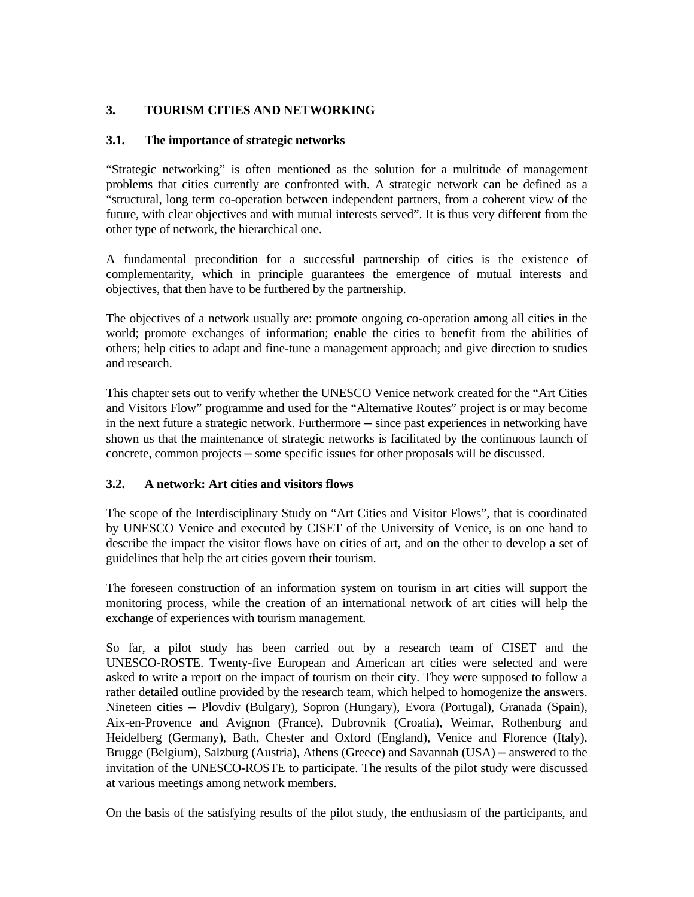## 3. TOURISM CITIES AND NETWORKING

### 3.1. The importance of strategic networks

"Strategic networking" is often mentioned as the solution for a multitude of management problems that cities currently are confronted with. A strategic network can be defined as a "structural, long term co-operation between independent partners, from a coherent view of the future, with clear objectives and with mutual interests served". It is thus very different from the other type of network, the hierarchical one.

A fundamental precondition for a successful partnership of cities is the existence of complementarity, which in principle guarantees the emergence of mutual interests and objectives, that then have to be furthered by the partnership.

The objectives of a network usually are: promote ongoing co-operation among all cities in the world; promote exchanges of information; enable the cities to benefit from the abilities of others; help cities to adapt and fine-tune a management approach; and give direction to studies and research.

This chapter sets out to verify whether the UNESCO Venice network created for the "Art Cities and Visitors Flow" programme and used for the "Alternative Routes" project is or may become in the next future a strategic network. Furthermore – since past experiences in networking have shown us that the maintenance of strategic networks is facilitated by the continuous launch of concrete, common projects – some specific issues for other proposals will be discussed.

### 3.2. A network: Art cities and visitors flows

The scope of the Interdisciplinary Study on "Art Cities and Visitor Flows", that is coordinated by UNESCO Venice and executed by CISET of the University of Venice, is on one hand to describe the impact the visitor flows have on cities of art, and on the other to develop a set of guidelines that help the art cities govern their tourism.

The foreseen construction of an information system on tourism in art cities will support the monitoring process, while the creation of an international network of art cities will help the exchange of experiences with tourism management.

So far, a pilot study has been carried out by a research team of CISET and the UNESCO-ROSTE. Twenty-five European and American art cities were selected and were asked to write a report on the impact of tourism on their city. They were supposed to follow a rather detailed outline provided by the research team, which helped to homogenize the answers. Nineteen cities – Plovdiv (Bulgary), Sopron (Hungary), Evora (Portugal), Granada (Spain), Aix-en-Provence and Avignon (France), Dubrovnik (Croatia), Weimar, Rothenburg and Heidelberg (Germany), Bath, Chester and Oxford (England), Venice and Florence (Italy), Brugge (Belgium), Salzburg (Austria), Athens (Greece) and Savannah (USA) – answered to the invitation of the UNESCO-ROSTE to participate. The results of the pilot study were discussed at various meetings among network members.

On the basis of the satisfying results of the pilot study, the enthusiasm of the participants, and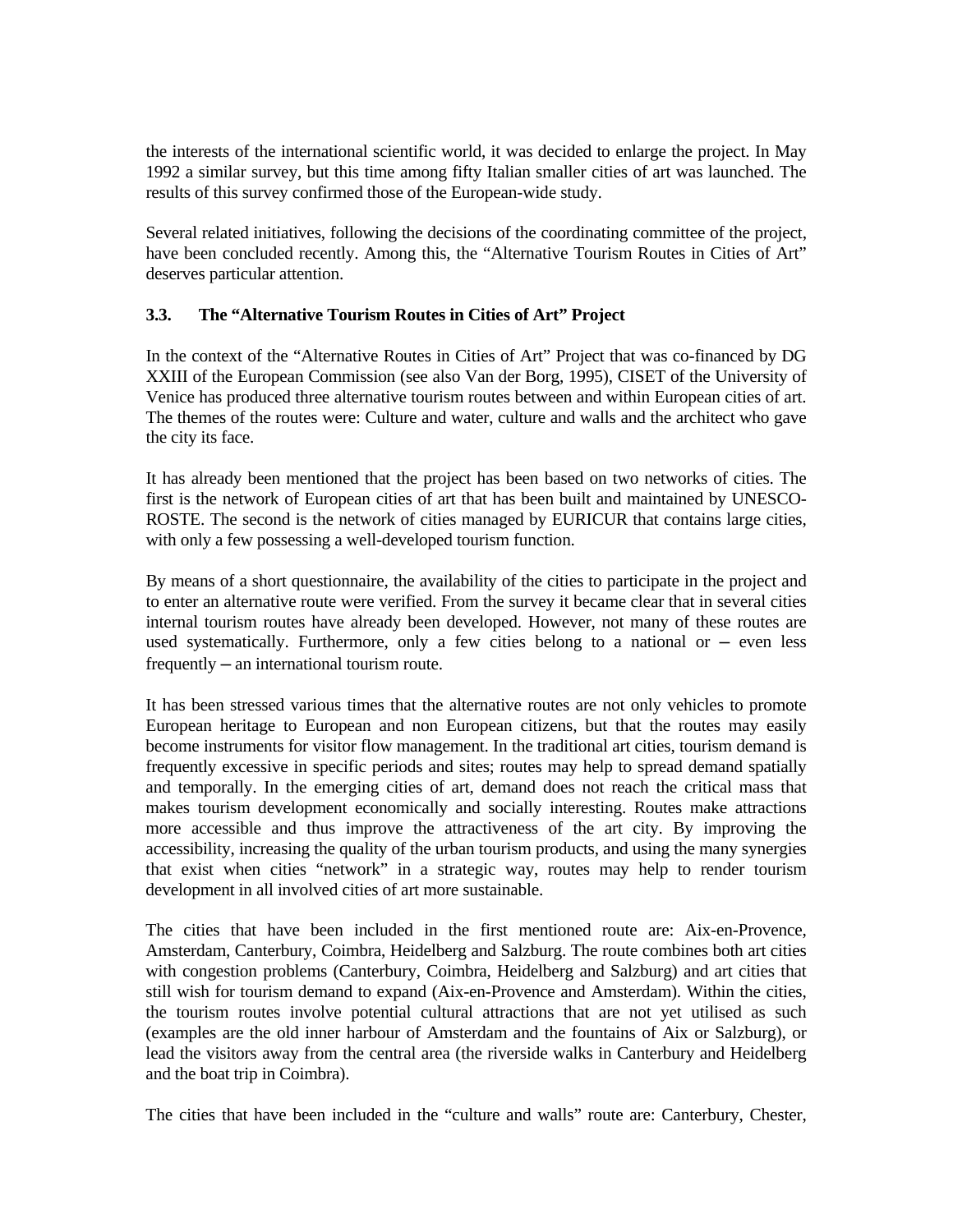the interests of the international scientific world, it was decided to enlarge the project. In May 1992 a similar survey, but this time among fifty Italian smaller cities of art was launched. The results of this survey confirmed those of the European-wide study.

Several related initiatives, following the decisions of the coordinating committee of the project, have been concluded recently. Among this, the “Alternative Tourism Routes in Cities of Art” deserves particular attention.

### 3.3. The “Alternative Tourism Routes in Cities of Art” Project

In the context of the “Alternative Routes in Cities of Art” Project that was co-financed by DG XXIII of the European Commission (see also Van der Borg, 1995), CISET of the University of Venice has produced three alternative tourism routes between and within European cities of art. The themes of the routes were: Culture and water, culture and walls and the architect who gave the city its face.

It has already been mentioned that the project has been based on two networks of cities. The first is the network of European cities of art that has been built and maintained by UNESCO-ROSTE. The second is the network of cities managed by EURICUR that contains large cities, with only a few possessing a well-developed tourism function.

By means of a short questionnaire, the availability of the cities to participate in the project and to enter an alternative route were verified. From the survey it became clear that in several cities internal tourism routes have already been developed. However, not many of these routes are used systematically. Furthermore, only a few cities belong to a national or – even less frequently – an international tourism route.

It has been stressed various times that the alternative routes are not only vehicles to promote European heritage to European and non European citizens, but that the routes may easily become instruments for visitor flow management. In the traditional art cities, tourism demand is frequently excessive in specific periods and sites; routes may help to spread demand spatially and temporally. In the emerging cities of art, demand does not reach the critical mass that makes tourism development economically and socially interesting. Routes make attractions more accessible and thus improve the attractiveness of the art city. By improving the accessibility, increasing the quality of the urban tourism products, and using the many synergies that exist when cities “network” in a strategic way, routes may help to render tourism development in all involved cities of art more sustainable.

The cities that have been included in the first mentioned route are: Aix-en-Provence, Amsterdam, Canterbury, Coimbra, Heidelberg and Salzburg. The route combines both art cities with congestion problems (Canterbury, Coimbra, Heidelberg and Salzburg) and art cities that still wish for tourism demand to expand (Aix-en-Provence and Amsterdam). Within the cities, the tourism routes involve potential cultural attractions that are not yet utilised as such (examples are the old inner harbour of Amsterdam and the fountains of Aix or Salzburg), or lead the visitors away from the central area (the riverside walks in Canterbury and Heidelberg and the boat trip in Coimbra).

The cities that have been included in the “culture and walls” route are: Canterbury, Chester,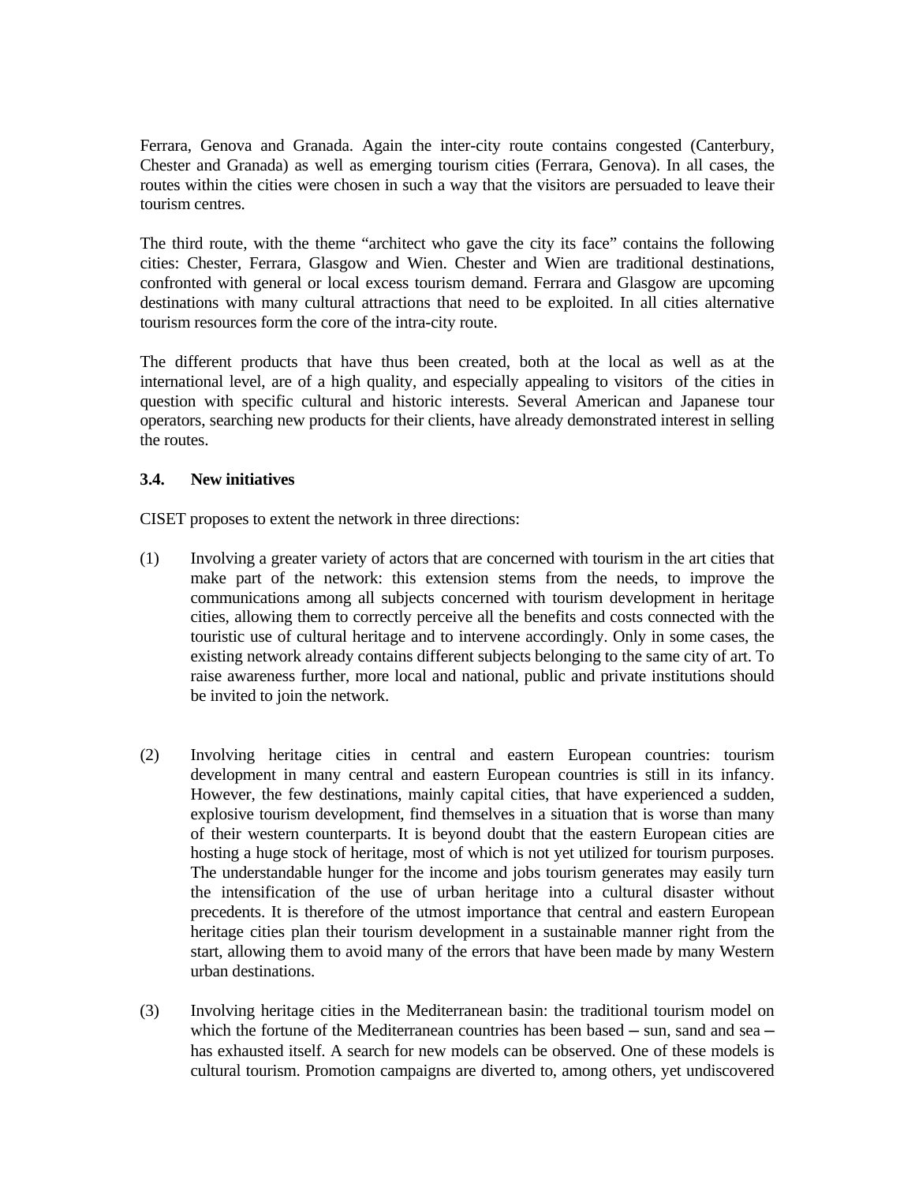Ferrara, Genova and Granada. Again the inter-city route contains congested (Canterbury, Chester and Granada) as well as emerging tourism cities (Ferrara, Genova). In all cases, the routes within the cities were chosen in such a way that the visitors are persuaded to leave their tourism centres.

The third route, with the theme "architect who gave the city its face" contains the following cities: Chester, Ferrara, Glasgow and Wien. Chester and Wien are traditional destinations, confronted with general or local excess tourism demand. Ferrara and Glasgow are upcoming destinations with many cultural attractions that need to be exploited. In all cities alternative tourism resources form the core of the intra-city route.

The different products that have thus been created, both at the local as well as at the international level, are of a high quality, and especially appealing to visitors of the cities in question with specific cultural and historic interests. Several American and Japanese tour operators, searching new products for their clients, have already demonstrated interest in selling the routes.

### 3.4. New initiatives

CISET proposes to extent the network in three directions:

(1) Involving a greater variety of actors that are concerned with tourism in the art cities that make part of the network: this extension stems from the needs, to improve the communications among all subjects concerned with tourism development in heritage cities, allowing them to correctly perceive all the benefits and costs connected with the touristic use of cultural heritage and to intervene accordingly. Only in some cases, the existing network already contains different subjects belonging to the same city of art. To raise awareness further, more local and national, public and private institutions should be invited to join the network.

(2) Involving heritage cities in central and eastern European countries: tourism development in many central and eastern European countries is still in its infancy. However, the few destinations, mainly capital cities, that have experienced a sudden, explosive tourism development, find themselves in a situation that is worse than many of their western counterparts. It is beyond doubt that the eastern European cities are hosting a huge stock of heritage, most of which is not yet utilized for tourism purposes. The understandable hunger for the income and jobs tourism generates may easily turn the intensification of the use of urban heritage into a cultural disaster without precedents. It is therefore of the utmost importance that central and eastern European heritage cities plan their tourism development in a sustainable manner right from the start, allowing them to avoid many of the errors that have been made by many Western urban destinations.

(3) Involving heritage cities in the Mediterranean basin: the traditional tourism model on which the fortune of the Mediterranean countries has been based – sun, sand and sea – has exhausted itself. A search for new models can be observed. One of these models is cultural tourism. Promotion campaigns are diverted to, among others, yet undiscovered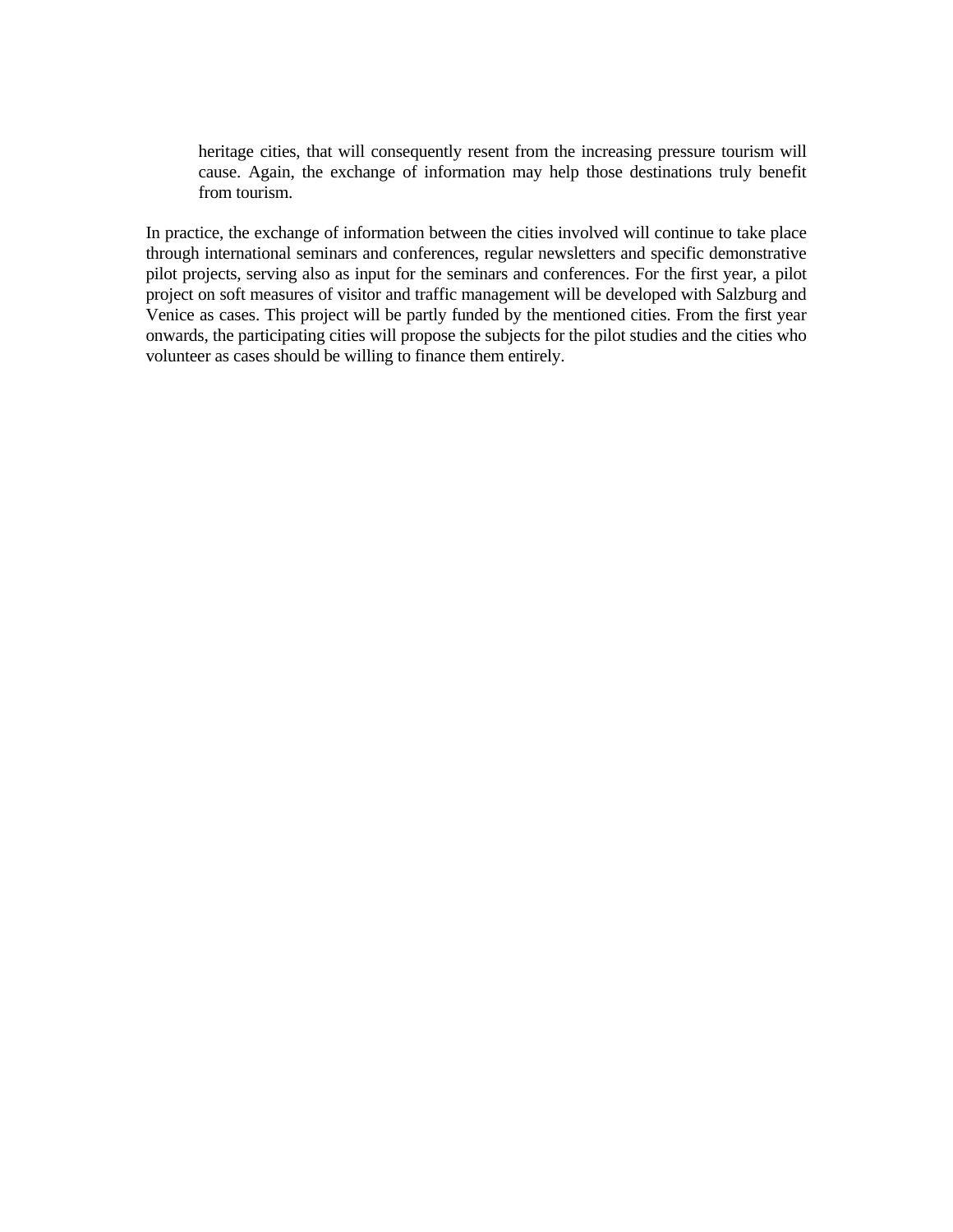heritage cities, that will consequently resent from the increasing pressure tourism will cause. Again, the exchange of information may help those destinations truly benefit from tourism.

In practice, the exchange of information between the cities involved will continue to take place through international seminars and conferences, regular newsletters and specific demonstrative pilot projects, serving also as input for the seminars and conferences. For the first year, a pilot project on soft measures of visitor and traffic management will be developed with Salzburg and Venice as cases. This project will be partly funded by the mentioned cities. From the first year onwards, the participating cities will propose the subjects for the pilot studies and the cities who volunteer as cases should be willing to finance them entirely.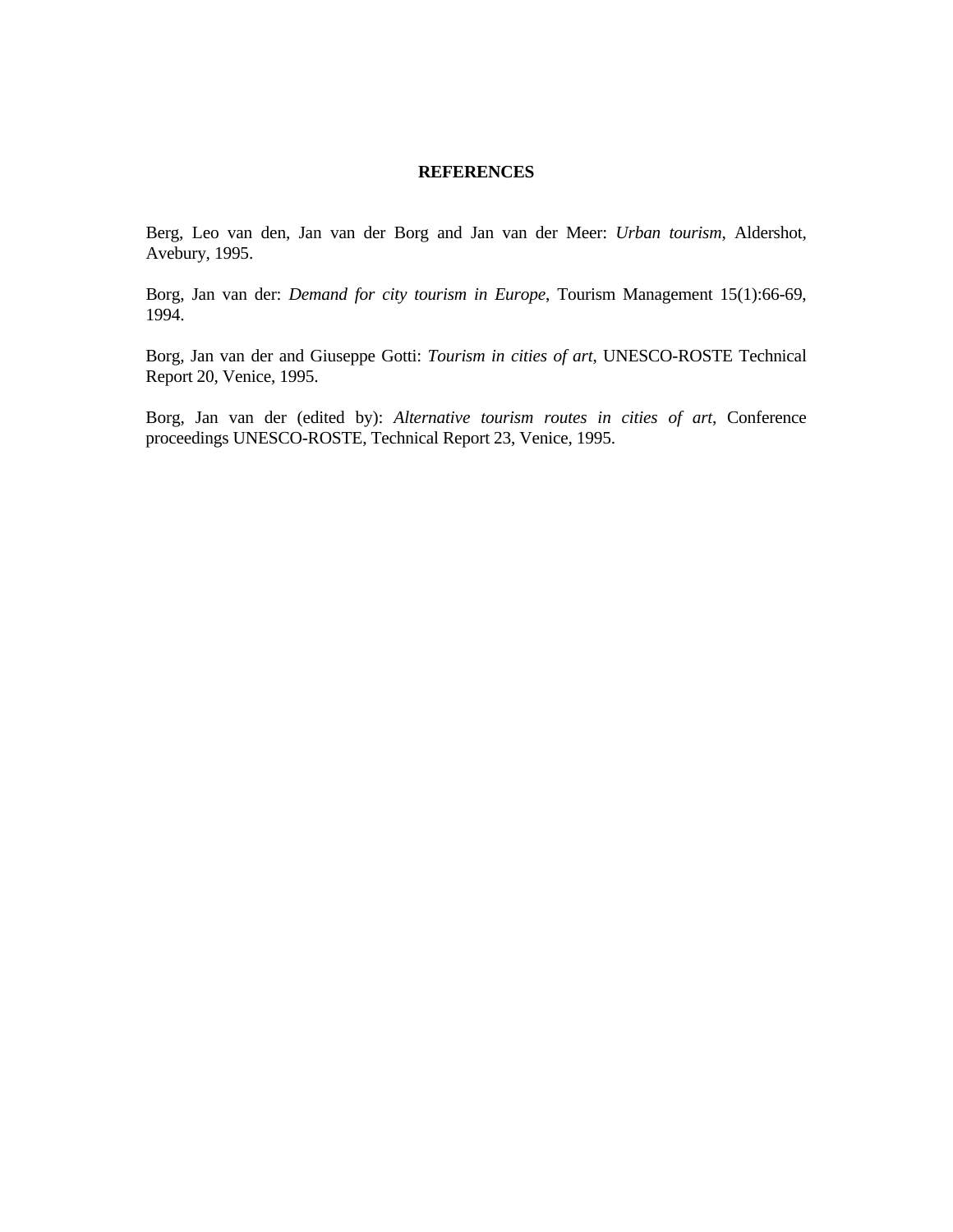## REFERENCES

Berg, Leo van den, Jan van der Borg and Jan van der Meer: *Urban tourism*, Aldershot, Avebury, 1995.

Borg, Jan van der: *Demand for city tourism in Europe*, Tourism Management 15(1):66-69, 1994.

Borg, Jan van der and Giuseppe Gotti: *Tourism in cities of art*, UNESCO-ROSTE Technical Report 20, Venice, 1995.

Borg, Jan van der (edited by): *Alternative tourism routes in cities of art*, Conference proceedings UNESCO-ROSTE, Technical Report 23, Venice, 1995.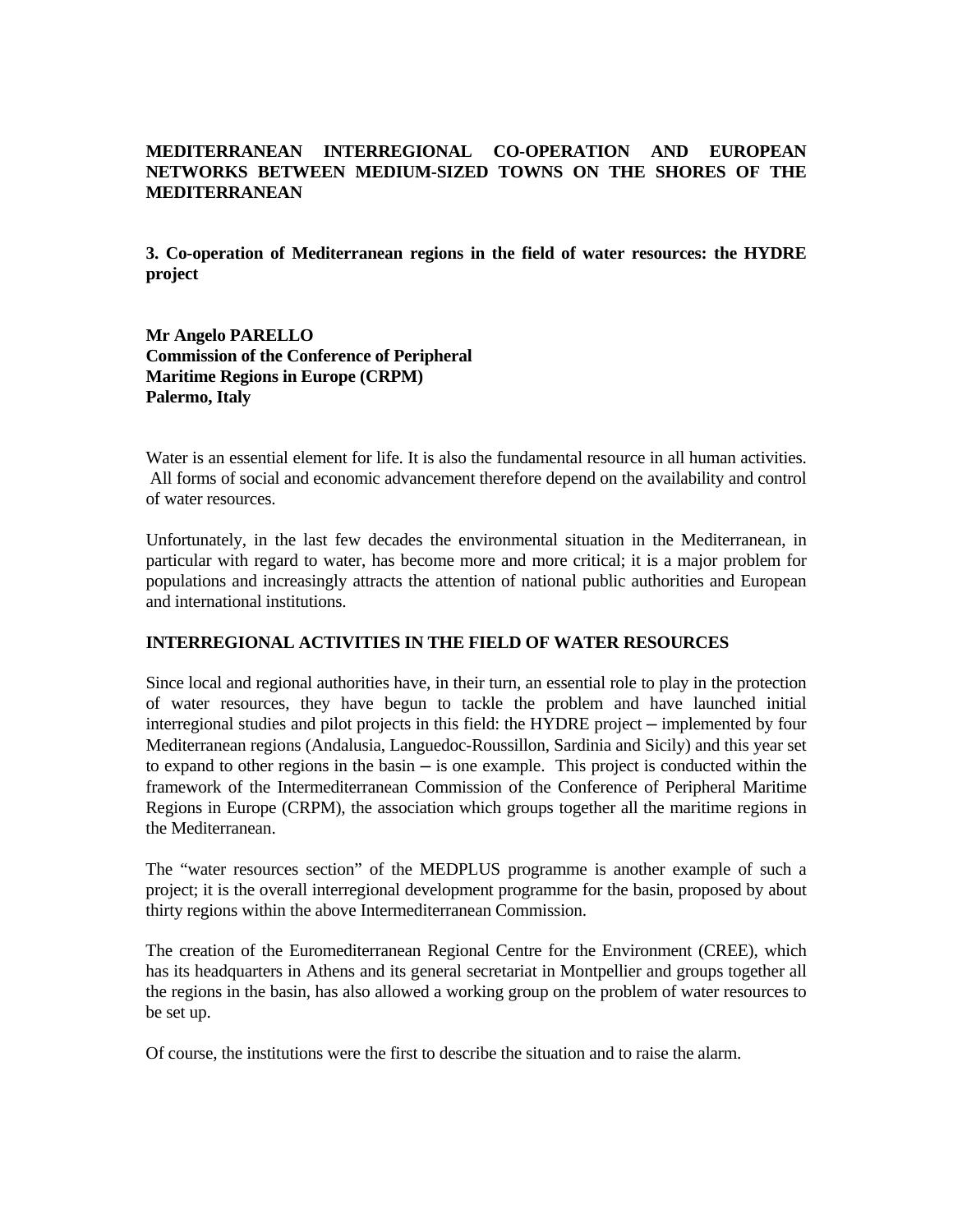**MEDITERRANEAN INTERREGIONAL CO-OPERATION AND EUROPEAN NETWORKS BETWEEN MEDIUM-SIZED TOWNS ON THE SHORES OF THE MEDITERRANEAN**

**3. Co-operation of Mediterranean regions in the field of water resources: the HYDRE project**

**Mr Angelo PARELLO**
**Commission of the Conference of Peripheral Maritime Regions in Europe (CRPM)**
**Palermo, Italy**

Water is an essential element for life. It is also the fundamental resource in all human activities. All forms of social and economic advancement therefore depend on the availability and control of water resources.

Unfortunately, in the last few decades the environmental situation in the Mediterranean, in particular with regard to water, has become more and more critical; it is a major problem for populations and increasingly attracts the attention of national public authorities and European and international institutions.

**INTERREGIONAL ACTIVITIES IN THE FIELD OF WATER RESOURCES**

Since local and regional authorities have, in their turn, an essential role to play in the protection of water resources, they have begun to tackle the problem and have launched initial interregional studies and pilot projects in this field: the HYDRE project – implemented by four Mediterranean regions (Andalusia, Languedoc-Roussillon, Sardinia and Sicily) and this year set to expand to other regions in the basin – is one example. This project is conducted within the framework of the Intermediterranean Commission of the Conference of Peripheral Maritime Regions in Europe (CRPM), the association which groups together all the maritime regions in the Mediterranean.

The "water resources section" of the MEDPLUS programme is another example of such a project; it is the overall interregional development programme for the basin, proposed by about thirty regions within the above Intermediterranean Commission.

The creation of the Euromediterranean Regional Centre for the Environment (CREE), which has its headquarters in Athens and its general secretariat in Montpellier and groups together all the regions in the basin, has also allowed a working group on the problem of water resources to be set up.

Of course, the institutions were the first to describe the situation and to raise the alarm.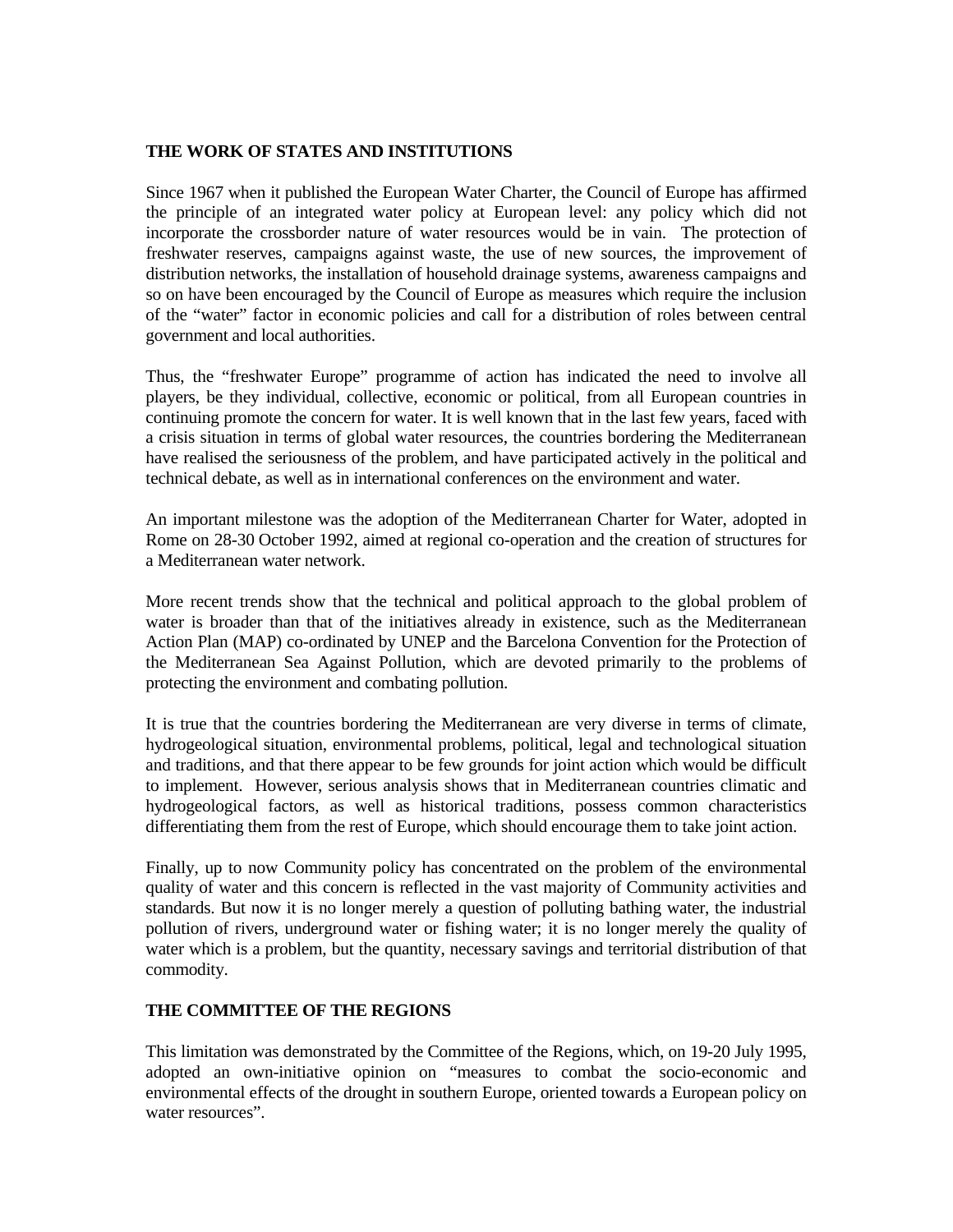## THE WORK OF STATES AND INSTITUTIONS

Since 1967 when it published the European Water Charter, the Council of Europe has affirmed the principle of an integrated water policy at European level: any policy which did not incorporate the crossborder nature of water resources would be in vain. The protection of freshwater reserves, campaigns against waste, the use of new sources, the improvement of distribution networks, the installation of household drainage systems, awareness campaigns and so on have been encouraged by the Council of Europe as measures which require the inclusion of the "water" factor in economic policies and call for a distribution of roles between central government and local authorities.

Thus, the "freshwater Europe" programme of action has indicated the need to involve all players, be they individual, collective, economic or political, from all European countries in continuing promote the concern for water. It is well known that in the last few years, faced with a crisis situation in terms of global water resources, the countries bordering the Mediterranean have realised the seriousness of the problem, and have participated actively in the political and technical debate, as well as in international conferences on the environment and water.

An important milestone was the adoption of the Mediterranean Charter for Water, adopted in Rome on 28-30 October 1992, aimed at regional co-operation and the creation of structures for a Mediterranean water network.

More recent trends show that the technical and political approach to the global problem of water is broader than that of the initiatives already in existence, such as the Mediterranean Action Plan (MAP) co-ordinated by UNEP and the Barcelona Convention for the Protection of the Mediterranean Sea Against Pollution, which are devoted primarily to the problems of protecting the environment and combating pollution.

It is true that the countries bordering the Mediterranean are very diverse in terms of climate, hydrogeological situation, environmental problems, political, legal and technological situation and traditions, and that there appear to be few grounds for joint action which would be difficult to implement. However, serious analysis shows that in Mediterranean countries climatic and hydrogeological factors, as well as historical traditions, possess common characteristics differentiating them from the rest of Europe, which should encourage them to take joint action.

Finally, up to now Community policy has concentrated on the problem of the environmental quality of water and this concern is reflected in the vast majority of Community activities and standards. But now it is no longer merely a question of polluting bathing water, the industrial pollution of rivers, underground water or fishing water; it is no longer merely the quality of water which is a problem, but the quantity, necessary savings and territorial distribution of that commodity.

## THE COMMITTEE OF THE REGIONS

This limitation was demonstrated by the Committee of the Regions, which, on 19-20 July 1995, adopted an own-initiative opinion on "measures to combat the socio-economic and environmental effects of the drought in southern Europe, oriented towards a European policy on water resources".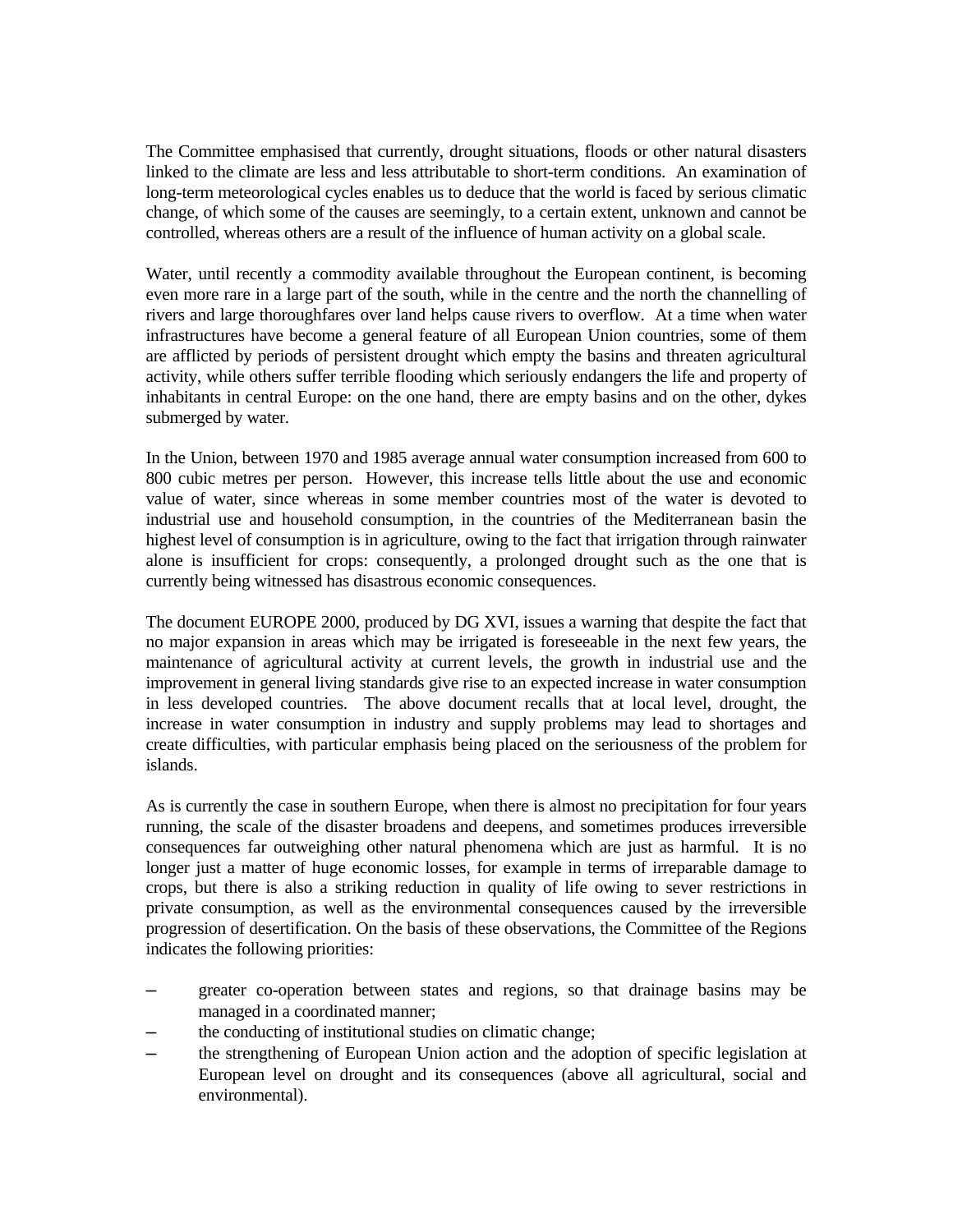The Committee emphasised that currently, drought situations, floods or other natural disasters linked to the climate are less and less attributable to short-term conditions. An examination of long-term meteorological cycles enables us to deduce that the world is faced by serious climatic change, of which some of the causes are seemingly, to a certain extent, unknown and cannot be controlled, whereas others are a result of the influence of human activity on a global scale.

Water, until recently a commodity available throughout the European continent, is becoming even more rare in a large part of the south, while in the centre and the north the channelling of rivers and large thoroughfares over land helps cause rivers to overflow. At a time when water infrastructures have become a general feature of all European Union countries, some of them are afflicted by periods of persistent drought which empty the basins and threaten agricultural activity, while others suffer terrible flooding which seriously endangers the life and property of inhabitants in central Europe: on the one hand, there are empty basins and on the other, dykes submerged by water.

In the Union, between 1970 and 1985 average annual water consumption increased from 600 to 800 cubic metres per person. However, this increase tells little about the use and economic value of water, since whereas in some member countries most of the water is devoted to industrial use and household consumption, in the countries of the Mediterranean basin the highest level of consumption is in agriculture, owing to the fact that irrigation through rainwater alone is insufficient for crops: consequently, a prolonged drought such as the one that is currently being witnessed has disastrous economic consequences.

The document EUROPE 2000, produced by DG XVI, issues a warning that despite the fact that no major expansion in areas which may be irrigated is foreseeable in the next few years, the maintenance of agricultural activity at current levels, the growth in industrial use and the improvement in general living standards give rise to an expected increase in water consumption in less developed countries. The above document recalls that at local level, drought, the increase in water consumption in industry and supply problems may lead to shortages and create difficulties, with particular emphasis being placed on the seriousness of the problem for islands.

As is currently the case in southern Europe, when there is almost no precipitation for four years running, the scale of the disaster broadens and deepens, and sometimes produces irreversible consequences far outweighing other natural phenomena which are just as harmful. It is no longer just a matter of huge economic losses, for example in terms of irreparable damage to crops, but there is also a striking reduction in quality of life owing to sever restrictions in private consumption, as well as the environmental consequences caused by the irreversible progression of desertification. On the basis of these observations, the Committee of the Regions indicates the following priorities:

- greater co-operation between states and regions, so that drainage basins may be managed in a coordinated manner;
- the conducting of institutional studies on climatic change;
- the strengthening of European Union action and the adoption of specific legislation at European level on drought and its consequences (above all agricultural, social and environmental).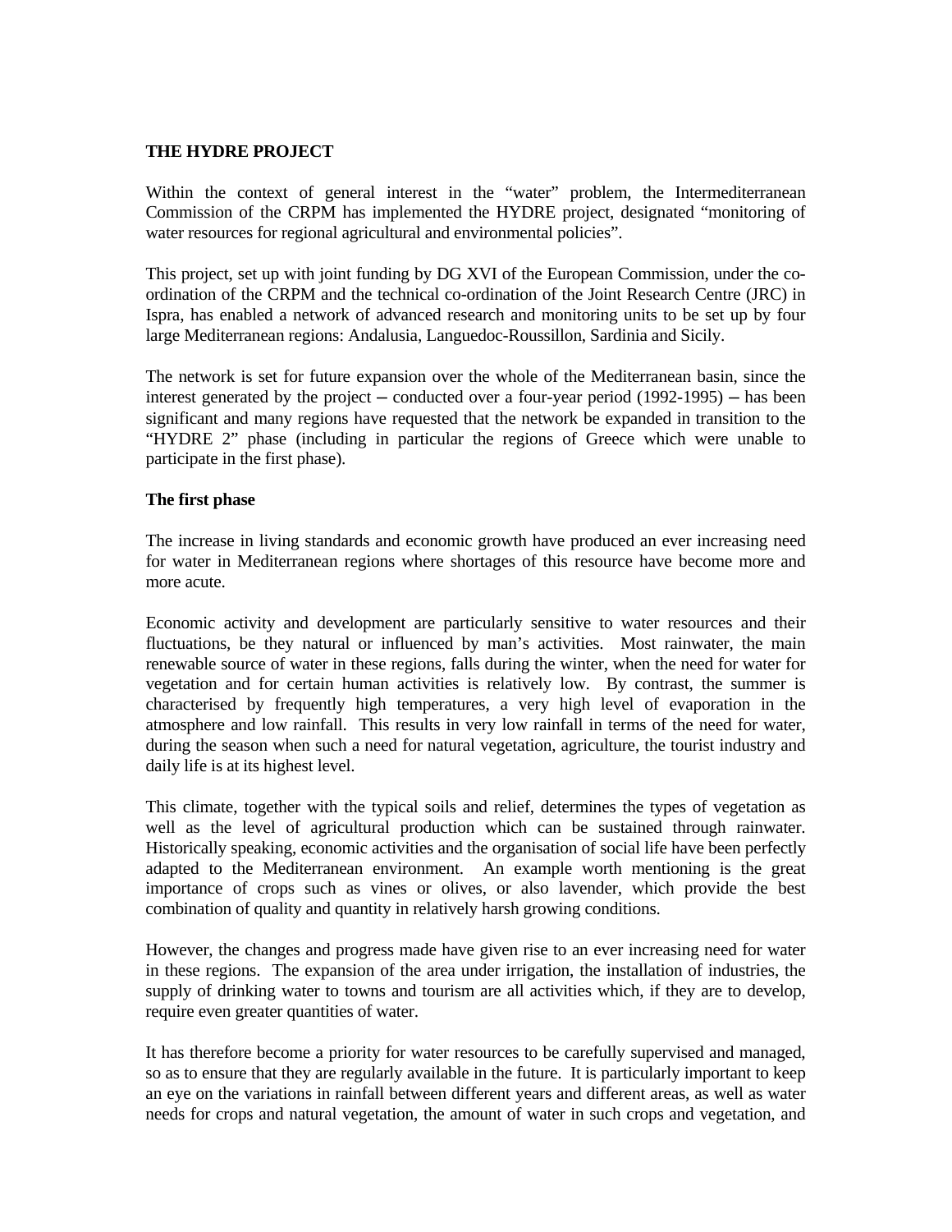## THE HYDRE PROJECT

Within the context of general interest in the "water" problem, the Intermediterranean Commission of the CRPM has implemented the HYDRE project, designated "monitoring of water resources for regional agricultural and environmental policies".

This project, set up with joint funding by DG XVI of the European Commission, under the co-ordination of the CRPM and the technical co-ordination of the Joint Research Centre (JRC) in Ispra, has enabled a network of advanced research and monitoring units to be set up by four large Mediterranean regions: Andalusia, Languedoc-Roussillon, Sardinia and Sicily.

The network is set for future expansion over the whole of the Mediterranean basin, since the interest generated by the project – conducted over a four-year period (1992-1995) – has been significant and many regions have requested that the network be expanded in transition to the "HYDRE 2" phase (including in particular the regions of Greece which were unable to participate in the first phase).

### The first phase

The increase in living standards and economic growth have produced an ever increasing need for water in Mediterranean regions where shortages of this resource have become more and more acute.

Economic activity and development are particularly sensitive to water resources and their fluctuations, be they natural or influenced by man's activities. Most rainwater, the main renewable source of water in these regions, falls during the winter, when the need for water for vegetation and for certain human activities is relatively low. By contrast, the summer is characterised by frequently high temperatures, a very high level of evaporation in the atmosphere and low rainfall. This results in very low rainfall in terms of the need for water, during the season when such a need for natural vegetation, agriculture, the tourist industry and daily life is at its highest level.

This climate, together with the typical soils and relief, determines the types of vegetation as well as the level of agricultural production which can be sustained through rainwater. Historically speaking, economic activities and the organisation of social life have been perfectly adapted to the Mediterranean environment. An example worth mentioning is the great importance of crops such as vines or olives, or also lavender, which provide the best combination of quality and quantity in relatively harsh growing conditions.

However, the changes and progress made have given rise to an ever increasing need for water in these regions. The expansion of the area under irrigation, the installation of industries, the supply of drinking water to towns and tourism are all activities which, if they are to develop, require even greater quantities of water.

It has therefore become a priority for water resources to be carefully supervised and managed, so as to ensure that they are regularly available in the future. It is particularly important to keep an eye on the variations in rainfall between different years and different areas, as well as water needs for crops and natural vegetation, the amount of water in such crops and vegetation, and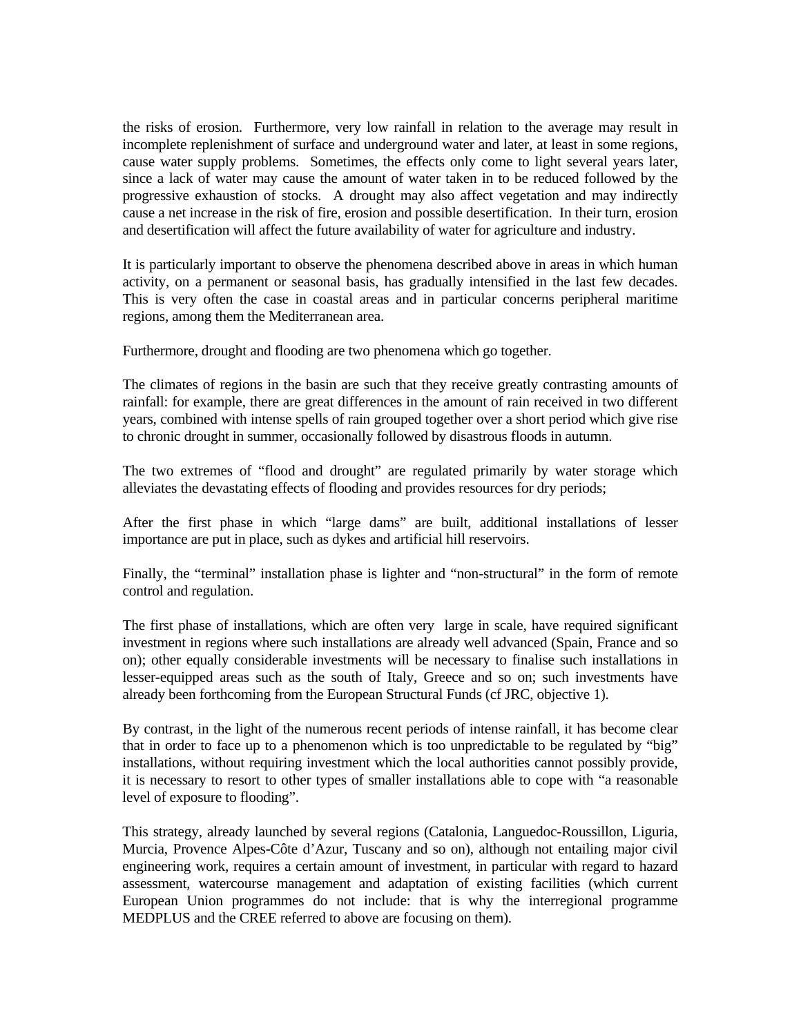the risks of erosion. Furthermore, very low rainfall in relation to the average may result in incomplete replenishment of surface and underground water and later, at least in some regions, cause water supply problems. Sometimes, the effects only come to light several years later, since a lack of water may cause the amount of water taken in to be reduced followed by the progressive exhaustion of stocks. A drought may also affect vegetation and may indirectly cause a net increase in the risk of fire, erosion and possible desertification. In their turn, erosion and desertification will affect the future availability of water for agriculture and industry.

It is particularly important to observe the phenomena described above in areas in which human activity, on a permanent or seasonal basis, has gradually intensified in the last few decades. This is very often the case in coastal areas and in particular concerns peripheral maritime regions, among them the Mediterranean area.

Furthermore, drought and flooding are two phenomena which go together.

The climates of regions in the basin are such that they receive greatly contrasting amounts of rainfall: for example, there are great differences in the amount of rain received in two different years, combined with intense spells of rain grouped together over a short period which give rise to chronic drought in summer, occasionally followed by disastrous floods in autumn.

The two extremes of "flood and drought" are regulated primarily by water storage which alleviates the devastating effects of flooding and provides resources for dry periods;

After the first phase in which "large dams" are built, additional installations of lesser importance are put in place, such as dykes and artificial hill reservoirs.

Finally, the "terminal" installation phase is lighter and "non-structural" in the form of remote control and regulation.

The first phase of installations, which are often very large in scale, have required significant investment in regions where such installations are already well advanced (Spain, France and so on); other equally considerable investments will be necessary to finalise such installations in lesser-equipped areas such as the south of Italy, Greece and so on; such investments have already been forthcoming from the European Structural Funds (cf JRC, objective 1).

By contrast, in the light of the numerous recent periods of intense rainfall, it has become clear that in order to face up to a phenomenon which is too unpredictable to be regulated by "big" installations, without requiring investment which the local authorities cannot possibly provide, it is necessary to resort to other types of smaller installations able to cope with "a reasonable level of exposure to flooding".

This strategy, already launched by several regions (Catalonia, Languedoc-Roussillon, Liguria, Murcia, Provence Alpes-Côte d'Azur, Tuscany and so on), although not entailing major civil engineering work, requires a certain amount of investment, in particular with regard to hazard assessment, watercourse management and adaptation of existing facilities (which current European Union programmes do not include: that is why the interregional programme MEDPLUS and the CREE referred to above are focusing on them).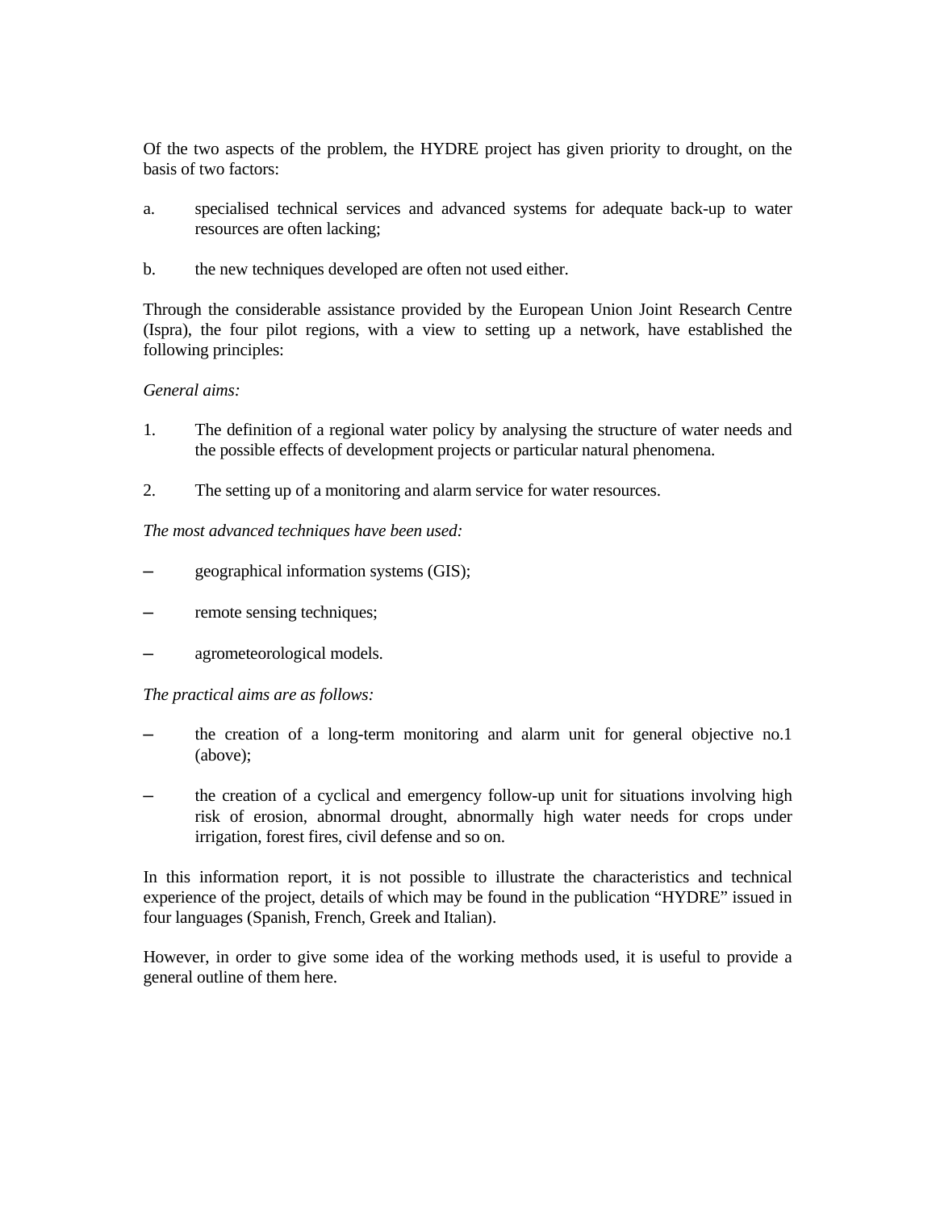Of the two aspects of the problem, the HYDRE project has given priority to drought, on the basis of two factors:

a. specialised technical services and advanced systems for adequate back-up to water resources are often lacking;

b. the new techniques developed are often not used either.

Through the considerable assistance provided by the European Union Joint Research Centre (Ispra), the four pilot regions, with a view to setting up a network, have established the following principles:

*General aims:*

1. The definition of a regional water policy by analysing the structure of water needs and the possible effects of development projects or particular natural phenomena.

2. The setting up of a monitoring and alarm service for water resources.

*The most advanced techniques have been used:*

– geographical information systems (GIS);

– remote sensing techniques;

– agrometeorological models.

*The practical aims are as follows:*

– the creation of a long-term monitoring and alarm unit for general objective no.1 (above);

– the creation of a cyclical and emergency follow-up unit for situations involving high risk of erosion, abnormal drought, abnormally high water needs for crops under irrigation, forest fires, civil defense and so on.

In this information report, it is not possible to illustrate the characteristics and technical experience of the project, details of which may be found in the publication "HYDRE" issued in four languages (Spanish, French, Greek and Italian).

However, in order to give some idea of the working methods used, it is useful to provide a general outline of them here.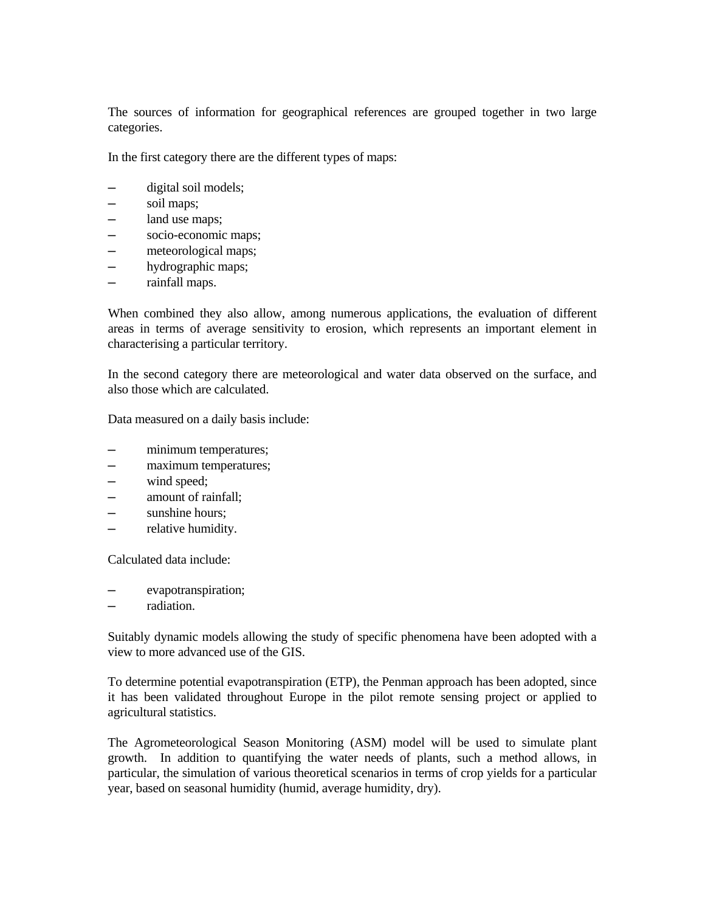The sources of information for geographical references are grouped together in two large categories.

In the first category there are the different types of maps:

- digital soil models;
- soil maps;
- land use maps;
- socio-economic maps;
- meteorological maps;
- hydrographic maps;
- rainfall maps.

When combined they also allow, among numerous applications, the evaluation of different areas in terms of average sensitivity to erosion, which represents an important element in characterising a particular territory.

In the second category there are meteorological and water data observed on the surface, and also those which are calculated.

Data measured on a daily basis include:

- minimum temperatures;
- maximum temperatures;
- wind speed;
- amount of rainfall;
- sunshine hours;
- relative humidity.

Calculated data include:

- evapotranspiration;
- radiation.

Suitably dynamic models allowing the study of specific phenomena have been adopted with a view to more advanced use of the GIS.

To determine potential evapotranspiration (ETP), the Penman approach has been adopted, since it has been validated throughout Europe in the pilot remote sensing project or applied to agricultural statistics.

The Agrometeorological Season Monitoring (ASM) model will be used to simulate plant growth. In addition to quantifying the water needs of plants, such a method allows, in particular, the simulation of various theoretical scenarios in terms of crop yields for a particular year, based on seasonal humidity (humid, average humidity, dry).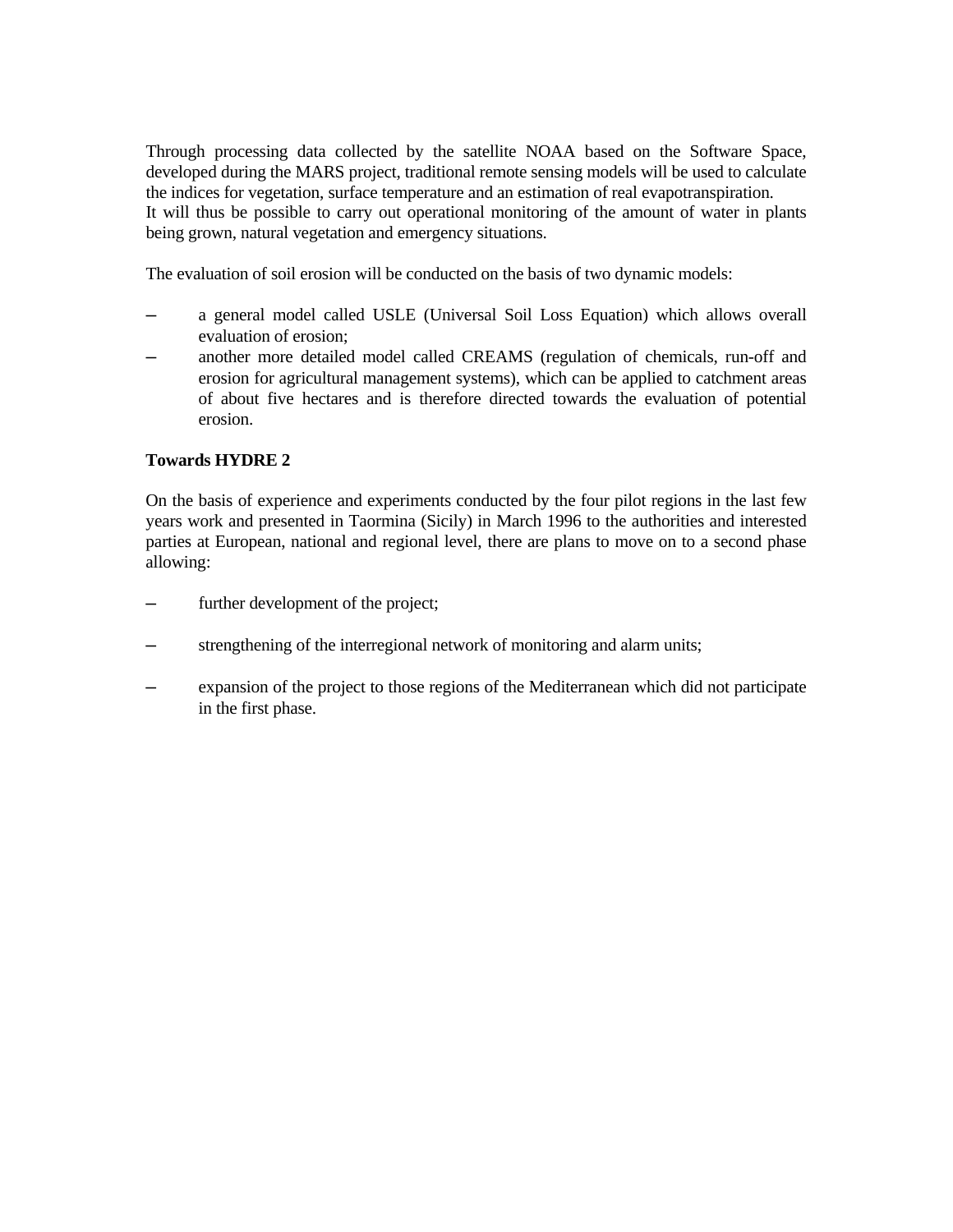Through processing data collected by the satellite NOAA based on the Software Space, developed during the MARS project, traditional remote sensing models will be used to calculate the indices for vegetation, surface temperature and an estimation of real evapotranspiration.
It will thus be possible to carry out operational monitoring of the amount of water in plants being grown, natural vegetation and emergency situations.

The evaluation of soil erosion will be conducted on the basis of two dynamic models:

- a general model called USLE (Universal Soil Loss Equation) which allows overall evaluation of erosion;
- another more detailed model called CREAMS (regulation of chemicals, run-off and erosion for agricultural management systems), which can be applied to catchment areas of about five hectares and is therefore directed towards the evaluation of potential erosion.

**Towards HYDRE 2**

On the basis of experience and experiments conducted by the four pilot regions in the last few years work and presented in Taormina (Sicily) in March 1996 to the authorities and interested parties at European, national and regional level, there are plans to move on to a second phase allowing:

- further development of the project;
- strengthening of the interregional network of monitoring and alarm units;
- expansion of the project to those regions of the Mediterranean which did not participate in the first phase.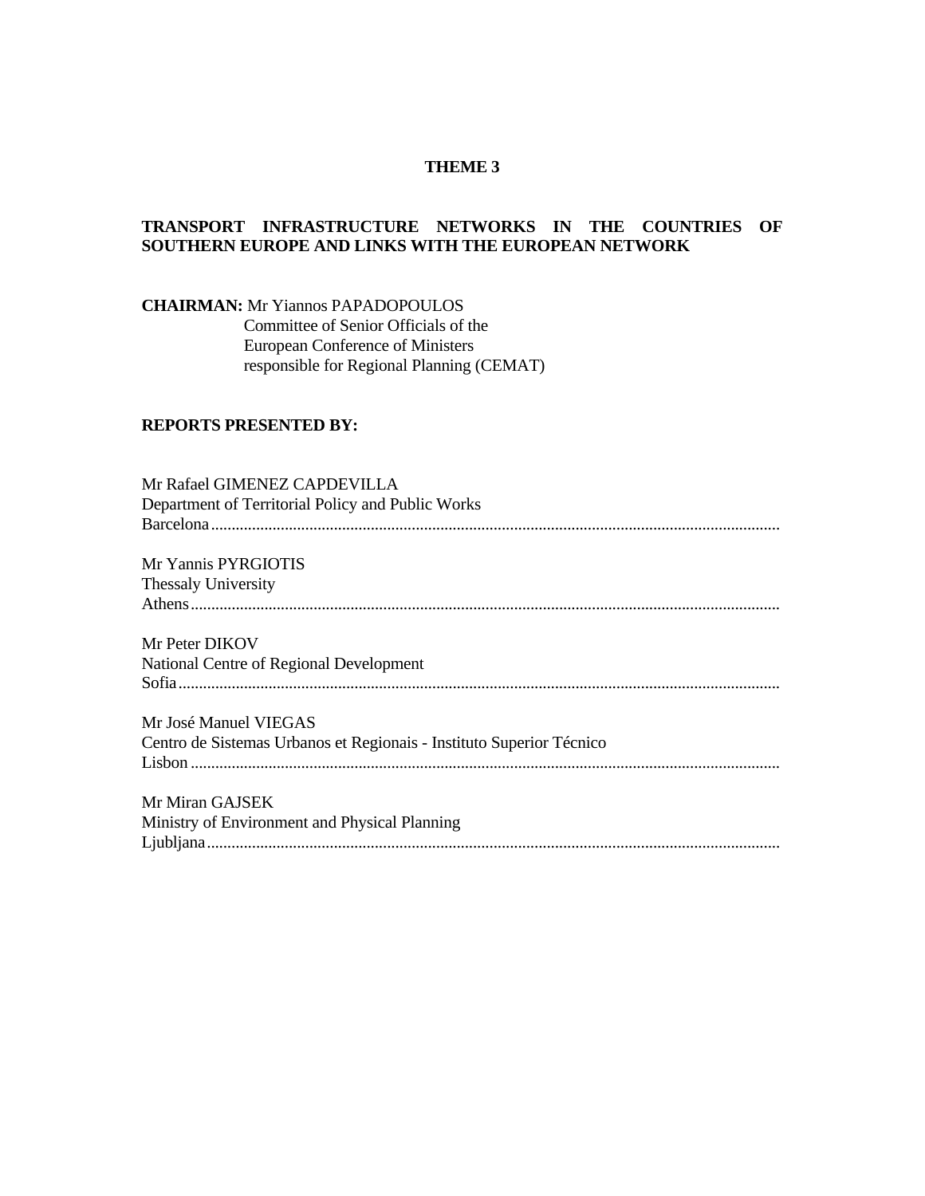# THEME 3

## TRANSPORT INFRASTRUCTURE NETWORKS IN THE COUNTRIES OF SOUTHERN EUROPE AND LINKS WITH THE EUROPEAN NETWORK

**CHAIRMAN:** Mr Yiannos PAPADOPOULOS
Committee of Senior Officials of the
European Conference of Ministers
responsible for Regional Planning (CEMAT)

**REPORTS PRESENTED BY:**

Mr Rafael GIMENEZ CAPDEVILLA
Department of Territorial Policy and Public Works
Barcelona..........................................................................................................................................

Mr Yannis PYRGIOTIS
Thessaly University
Athens..............................................................................................................................................

Mr Peter DIKOV
National Centre of Regional Development
Sofia.................................................................................................................................................

Mr José Manuel VIEGAS
Centro de Sistemas Urbanos et Regionais - Instituto Superior Técnico
Lisbon ..............................................................................................................................................

Mr Miran GAJSEK
Ministry of Environment and Physical Planning
Ljubljana...........................................................................................................................................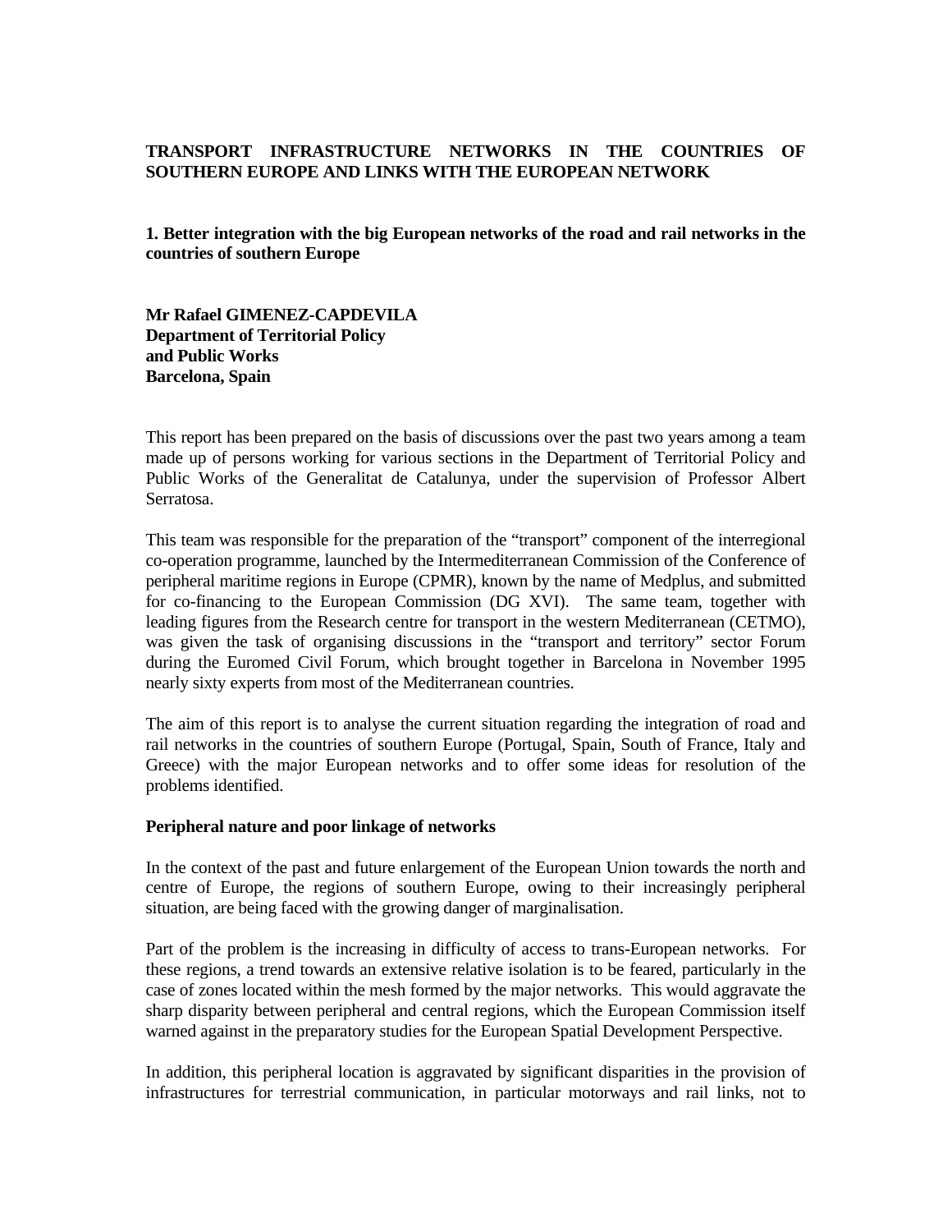**TRANSPORT INFRASTRUCTURE NETWORKS IN THE COUNTRIES OF SOUTHERN EUROPE AND LINKS WITH THE EUROPEAN NETWORK**

**1. Better integration with the big European networks of the road and rail networks in the countries of southern Europe**

**Mr Rafael GIMENEZ-CAPDEVILA**
**Department of Territorial Policy**
**and Public Works**
**Barcelona, Spain**

This report has been prepared on the basis of discussions over the past two years among a team made up of persons working for various sections in the Department of Territorial Policy and Public Works of the Generalitat de Catalunya, under the supervision of Professor Albert Serratosa.

This team was responsible for the preparation of the "transport" component of the interregional co-operation programme, launched by the Intermediterranean Commission of the Conference of peripheral maritime regions in Europe (CPMR), known by the name of Medplus, and submitted for co-financing to the European Commission (DG XVI). The same team, together with leading figures from the Research centre for transport in the western Mediterranean (CETMO), was given the task of organising discussions in the "transport and territory" sector Forum during the Euromed Civil Forum, which brought together in Barcelona in November 1995 nearly sixty experts from most of the Mediterranean countries.

The aim of this report is to analyse the current situation regarding the integration of road and rail networks in the countries of southern Europe (Portugal, Spain, South of France, Italy and Greece) with the major European networks and to offer some ideas for resolution of the problems identified.

**Peripheral nature and poor linkage of networks**

In the context of the past and future enlargement of the European Union towards the north and centre of Europe, the regions of southern Europe, owing to their increasingly peripheral situation, are being faced with the growing danger of marginalisation.

Part of the problem is the increasing in difficulty of access to trans-European networks. For these regions, a trend towards an extensive relative isolation is to be feared, particularly in the case of zones located within the mesh formed by the major networks. This would aggravate the sharp disparity between peripheral and central regions, which the European Commission itself warned against in the preparatory studies for the European Spatial Development Perspective.

In addition, this peripheral location is aggravated by significant disparities in the provision of infrastructures for terrestrial communication, in particular motorways and rail links, not to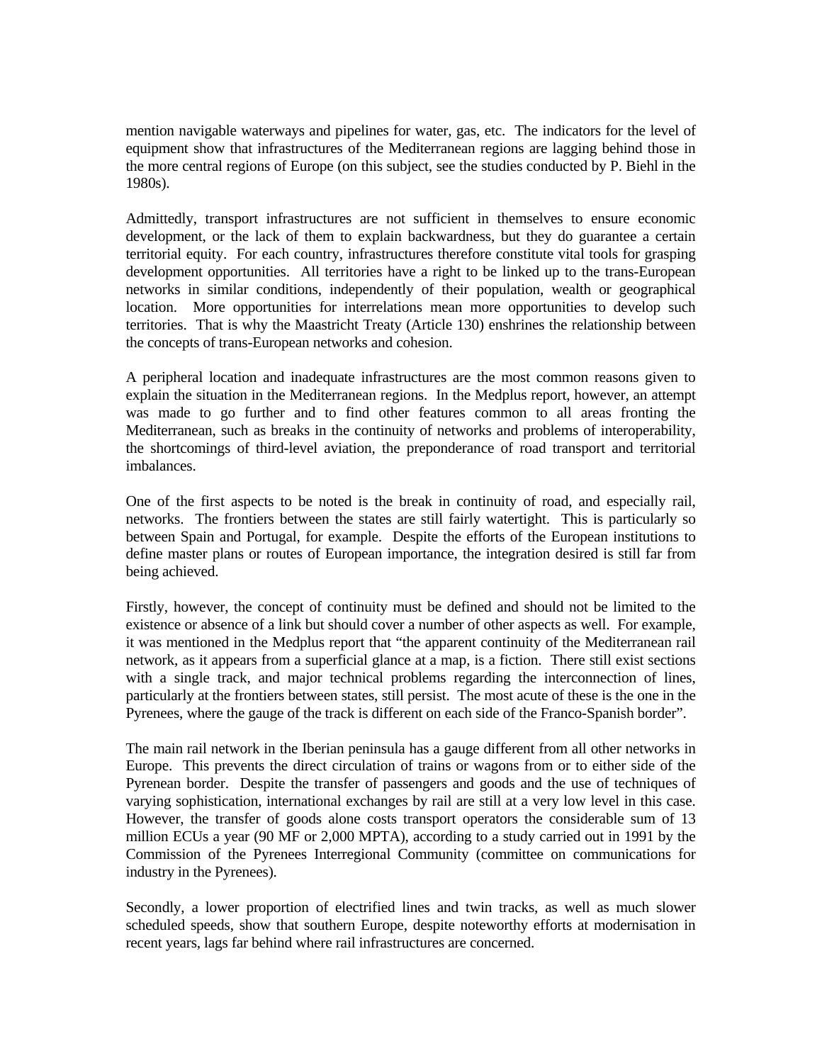mention navigable waterways and pipelines for water, gas, etc.  The indicators for the level of equipment show that infrastructures of the Mediterranean regions are lagging behind those in the more central regions of Europe (on this subject, see the studies conducted by P. Biehl in the 1980s).

Admittedly, transport infrastructures are not sufficient in themselves to ensure economic development, or the lack of them to explain backwardness, but they do guarantee a certain territorial equity.  For each country, infrastructures therefore constitute vital tools for grasping development opportunities.  All territories have a right to be linked up to the trans-European networks in similar conditions, independently of their population, wealth or geographical location.  More opportunities for interrelations mean more opportunities to develop such territories.  That is why the Maastricht Treaty (Article 130) enshrines the relationship between the concepts of trans-European networks and cohesion.

A peripheral location and inadequate infrastructures are the most common reasons given to explain the situation in the Mediterranean regions.  In the Medplus report, however, an attempt was made to go further and to find other features common to all areas fronting the Mediterranean, such as breaks in the continuity of networks and problems of interoperability, the shortcomings of third-level aviation, the preponderance of road transport and territorial imbalances.

One of the first aspects to be noted is the break in continuity of road, and especially rail, networks.  The frontiers between the states are still fairly watertight.  This is particularly so between Spain and Portugal, for example.  Despite the efforts of the European institutions to define master plans or routes of European importance, the integration desired is still far from being achieved.

Firstly, however, the concept of continuity must be defined and should not be limited to the existence or absence of a link but should cover a number of other aspects as well.  For example, it was mentioned in the Medplus report that "the apparent continuity of the Mediterranean rail network, as it appears from a superficial glance at a map, is a fiction.  There still exist sections with a single track, and major technical problems regarding the interconnection of lines, particularly at the frontiers between states, still persist.  The most acute of these is the one in the Pyrenees, where the gauge of the track is different on each side of the Franco-Spanish border".

The main rail network in the Iberian peninsula has a gauge different from all other networks in Europe.  This prevents the direct circulation of trains or wagons from or to either side of the Pyrenean border.  Despite the transfer of passengers and goods and the use of techniques of varying sophistication, international exchanges by rail are still at a very low level in this case.  However, the transfer of goods alone costs transport operators the considerable sum of 13 million ECUs a year (90 MF or 2,000 MPTA), according to a study carried out in 1991 by the Commission of the Pyrenees Interregional Community (committee on communications for industry in the Pyrenees).

Secondly, a lower proportion of electrified lines and twin tracks, as well as much slower scheduled speeds, show that southern Europe, despite noteworthy efforts at modernisation in recent years, lags far behind where rail infrastructures are concerned.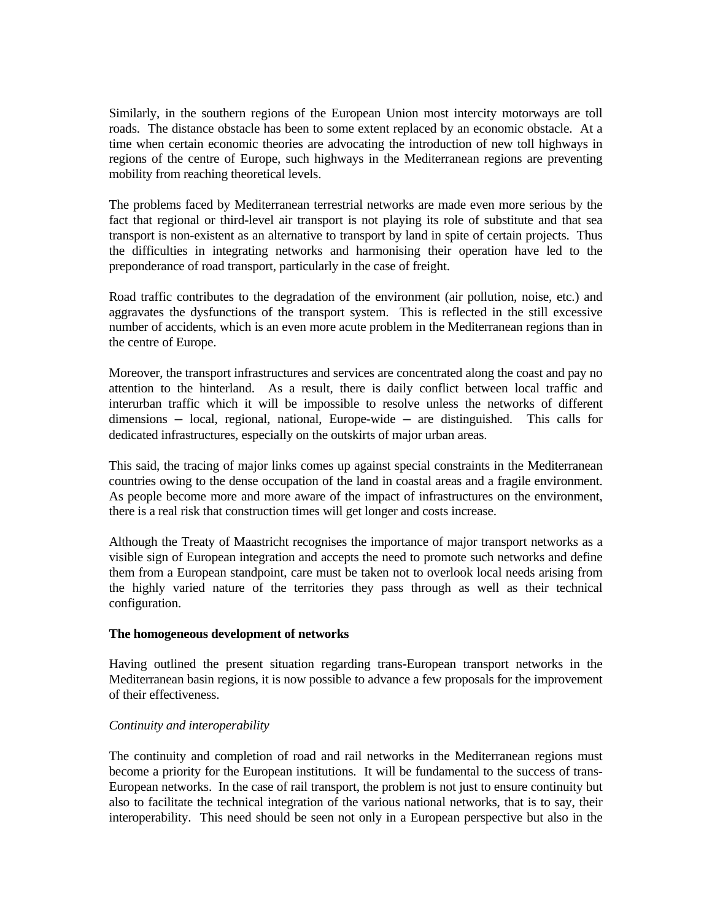Similarly, in the southern regions of the European Union most intercity motorways are toll roads. The distance obstacle has been to some extent replaced by an economic obstacle. At a time when certain economic theories are advocating the introduction of new toll highways in regions of the centre of Europe, such highways in the Mediterranean regions are preventing mobility from reaching theoretical levels.

The problems faced by Mediterranean terrestrial networks are made even more serious by the fact that regional or third-level air transport is not playing its role of substitute and that sea transport is non-existent as an alternative to transport by land in spite of certain projects. Thus the difficulties in integrating networks and harmonising their operation have led to the preponderance of road transport, particularly in the case of freight.

Road traffic contributes to the degradation of the environment (air pollution, noise, etc.) and aggravates the dysfunctions of the transport system. This is reflected in the still excessive number of accidents, which is an even more acute problem in the Mediterranean regions than in the centre of Europe.

Moreover, the transport infrastructures and services are concentrated along the coast and pay no attention to the hinterland. As a result, there is daily conflict between local traffic and interurban traffic which it will be impossible to resolve unless the networks of different dimensions – local, regional, national, Europe-wide – are distinguished. This calls for dedicated infrastructures, especially on the outskirts of major urban areas.

This said, the tracing of major links comes up against special constraints in the Mediterranean countries owing to the dense occupation of the land in coastal areas and a fragile environment. As people become more and more aware of the impact of infrastructures on the environment, there is a real risk that construction times will get longer and costs increase.

Although the Treaty of Maastricht recognises the importance of major transport networks as a visible sign of European integration and accepts the need to promote such networks and define them from a European standpoint, care must be taken not to overlook local needs arising from the highly varied nature of the territories they pass through as well as their technical configuration.

**The homogeneous development of networks**

Having outlined the present situation regarding trans-European transport networks in the Mediterranean basin regions, it is now possible to advance a few proposals for the improvement of their effectiveness.

*Continuity and interoperability*

The continuity and completion of road and rail networks in the Mediterranean regions must become a priority for the European institutions. It will be fundamental to the success of trans-European networks. In the case of rail transport, the problem is not just to ensure continuity but also to facilitate the technical integration of the various national networks, that is to say, their interoperability. This need should be seen not only in a European perspective but also in the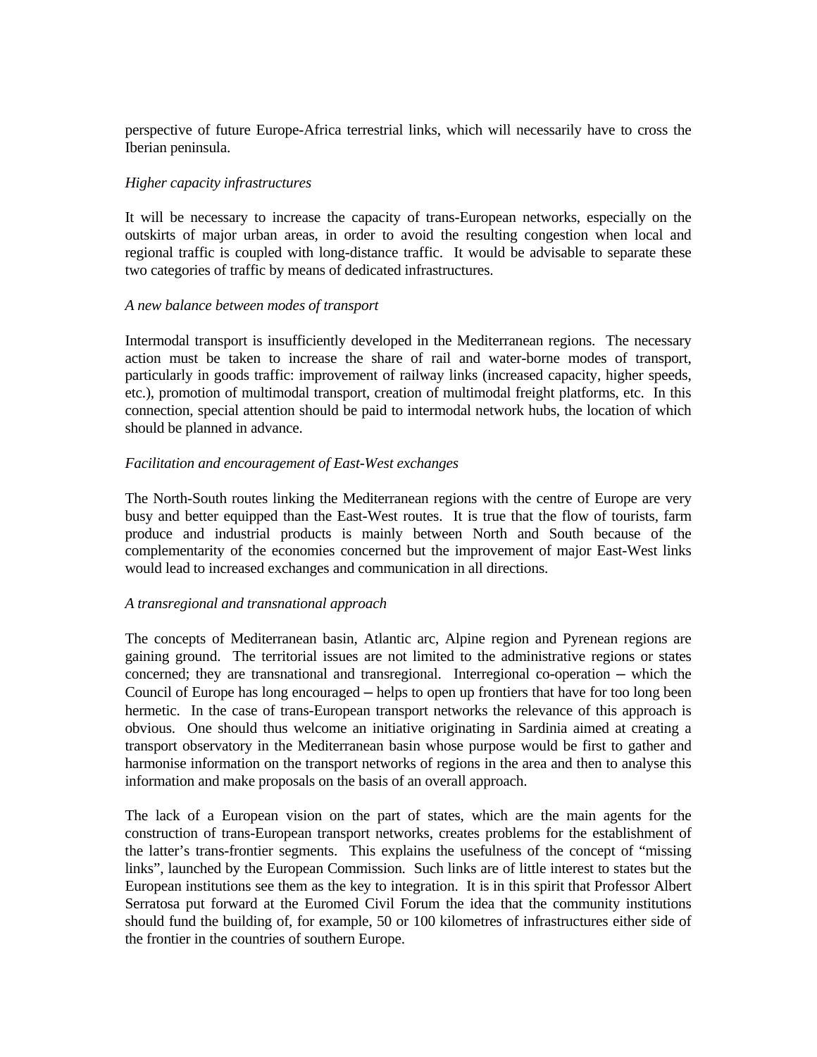perspective of future Europe-Africa terrestrial links, which will necessarily have to cross the Iberian peninsula.

*Higher capacity infrastructures*

It will be necessary to increase the capacity of trans-European networks, especially on the outskirts of major urban areas, in order to avoid the resulting congestion when local and regional traffic is coupled with long-distance traffic. It would be advisable to separate these two categories of traffic by means of dedicated infrastructures.

*A new balance between modes of transport*

Intermodal transport is insufficiently developed in the Mediterranean regions. The necessary action must be taken to increase the share of rail and water-borne modes of transport, particularly in goods traffic: improvement of railway links (increased capacity, higher speeds, etc.), promotion of multimodal transport, creation of multimodal freight platforms, etc. In this connection, special attention should be paid to intermodal network hubs, the location of which should be planned in advance.

*Facilitation and encouragement of East-West exchanges*

The North-South routes linking the Mediterranean regions with the centre of Europe are very busy and better equipped than the East-West routes. It is true that the flow of tourists, farm produce and industrial products is mainly between North and South because of the complementarity of the economies concerned but the improvement of major East-West links would lead to increased exchanges and communication in all directions.

*A transregional and transnational approach*

The concepts of Mediterranean basin, Atlantic arc, Alpine region and Pyrenean regions are gaining ground. The territorial issues are not limited to the administrative regions or states concerned; they are transnational and transregional. Interregional co-operation – which the Council of Europe has long encouraged – helps to open up frontiers that have for too long been hermetic. In the case of trans-European transport networks the relevance of this approach is obvious. One should thus welcome an initiative originating in Sardinia aimed at creating a transport observatory in the Mediterranean basin whose purpose would be first to gather and harmonise information on the transport networks of regions in the area and then to analyse this information and make proposals on the basis of an overall approach.

The lack of a European vision on the part of states, which are the main agents for the construction of trans-European transport networks, creates problems for the establishment of the latter's trans-frontier segments. This explains the usefulness of the concept of "missing links", launched by the European Commission. Such links are of little interest to states but the European institutions see them as the key to integration. It is in this spirit that Professor Albert Serratosa put forward at the Euromed Civil Forum the idea that the community institutions should fund the building of, for example, 50 or 100 kilometres of infrastructures either side of the frontier in the countries of southern Europe.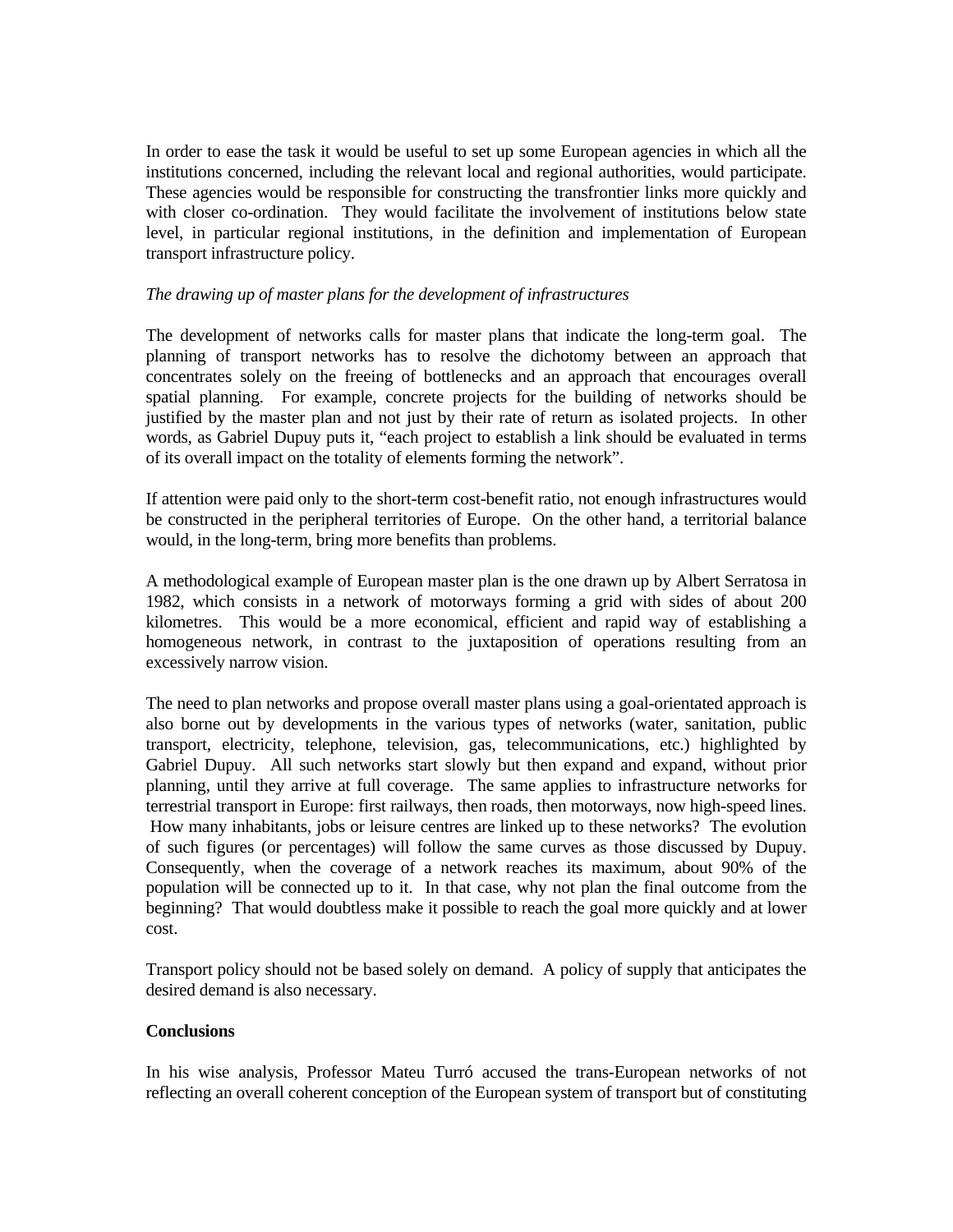In order to ease the task it would be useful to set up some European agencies in which all the institutions concerned, including the relevant local and regional authorities, would participate. These agencies would be responsible for constructing the transfrontier links more quickly and with closer co-ordination. They would facilitate the involvement of institutions below state level, in particular regional institutions, in the definition and implementation of European transport infrastructure policy.

*The drawing up of master plans for the development of infrastructures*

The development of networks calls for master plans that indicate the long-term goal. The planning of transport networks has to resolve the dichotomy between an approach that concentrates solely on the freeing of bottlenecks and an approach that encourages overall spatial planning. For example, concrete projects for the building of networks should be justified by the master plan and not just by their rate of return as isolated projects. In other words, as Gabriel Dupuy puts it, "each project to establish a link should be evaluated in terms of its overall impact on the totality of elements forming the network".

If attention were paid only to the short-term cost-benefit ratio, not enough infrastructures would be constructed in the peripheral territories of Europe. On the other hand, a territorial balance would, in the long-term, bring more benefits than problems.

A methodological example of European master plan is the one drawn up by Albert Serratosa in 1982, which consists in a network of motorways forming a grid with sides of about 200 kilometres. This would be a more economical, efficient and rapid way of establishing a homogeneous network, in contrast to the juxtaposition of operations resulting from an excessively narrow vision.

The need to plan networks and propose overall master plans using a goal-orientated approach is also borne out by developments in the various types of networks (water, sanitation, public transport, electricity, telephone, television, gas, telecommunications, etc.) highlighted by Gabriel Dupuy. All such networks start slowly but then expand and expand, without prior planning, until they arrive at full coverage. The same applies to infrastructure networks for terrestrial transport in Europe: first railways, then roads, then motorways, now high-speed lines. How many inhabitants, jobs or leisure centres are linked up to these networks? The evolution of such figures (or percentages) will follow the same curves as those discussed by Dupuy. Consequently, when the coverage of a network reaches its maximum, about 90% of the population will be connected up to it. In that case, why not plan the final outcome from the beginning? That would doubtless make it possible to reach the goal more quickly and at lower cost.

Transport policy should not be based solely on demand. A policy of supply that anticipates the desired demand is also necessary.

**Conclusions**

In his wise analysis, Professor Mateu Turró accused the trans-European networks of not reflecting an overall coherent conception of the European system of transport but of constituting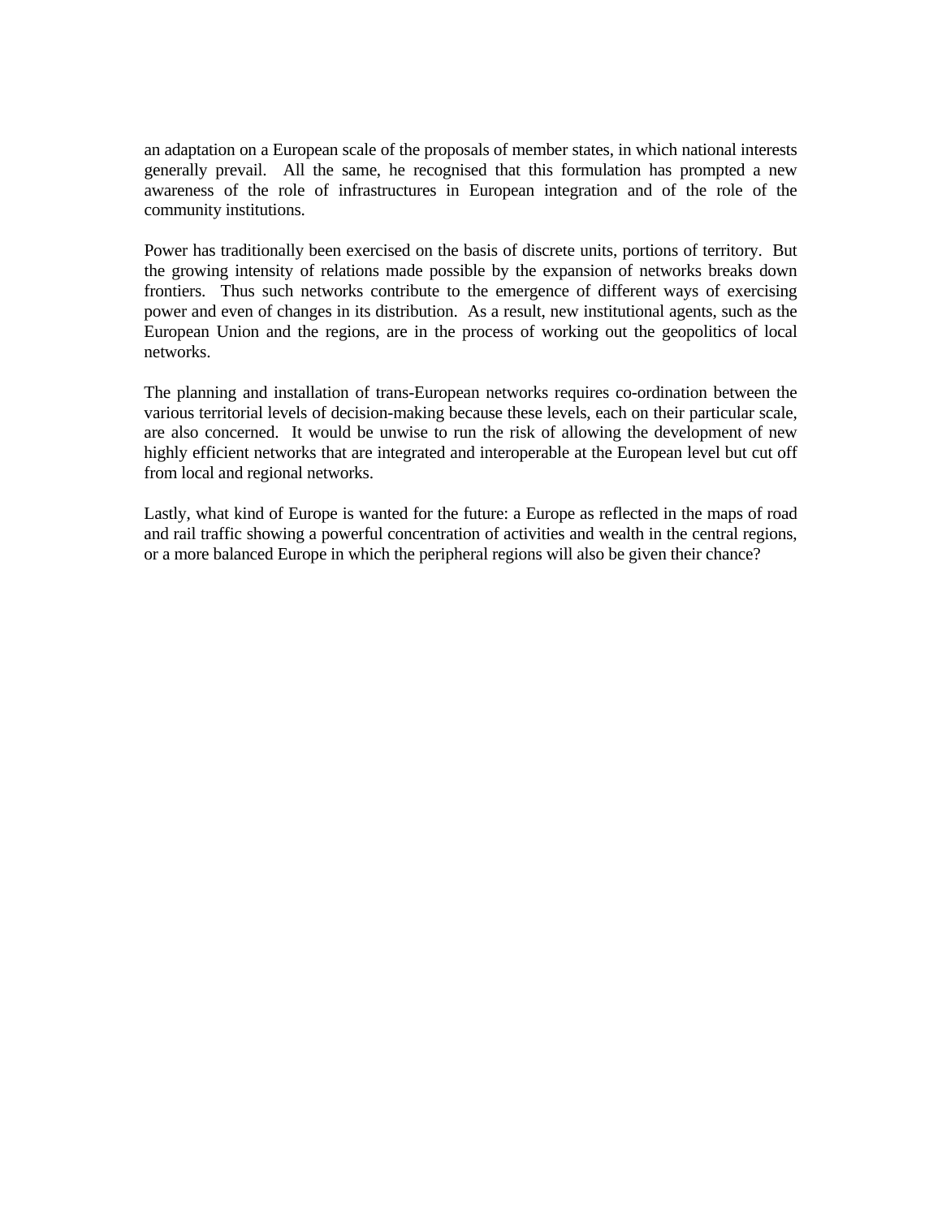an adaptation on a European scale of the proposals of member states, in which national interests generally prevail. All the same, he recognised that this formulation has prompted a new awareness of the role of infrastructures in European integration and of the role of the community institutions.

Power has traditionally been exercised on the basis of discrete units, portions of territory. But the growing intensity of relations made possible by the expansion of networks breaks down frontiers. Thus such networks contribute to the emergence of different ways of exercising power and even of changes in its distribution. As a result, new institutional agents, such as the European Union and the regions, are in the process of working out the geopolitics of local networks.

The planning and installation of trans-European networks requires co-ordination between the various territorial levels of decision-making because these levels, each on their particular scale, are also concerned. It would be unwise to run the risk of allowing the development of new highly efficient networks that are integrated and interoperable at the European level but cut off from local and regional networks.

Lastly, what kind of Europe is wanted for the future: a Europe as reflected in the maps of road and rail traffic showing a powerful concentration of activities and wealth in the central regions, or a more balanced Europe in which the peripheral regions will also be given their chance?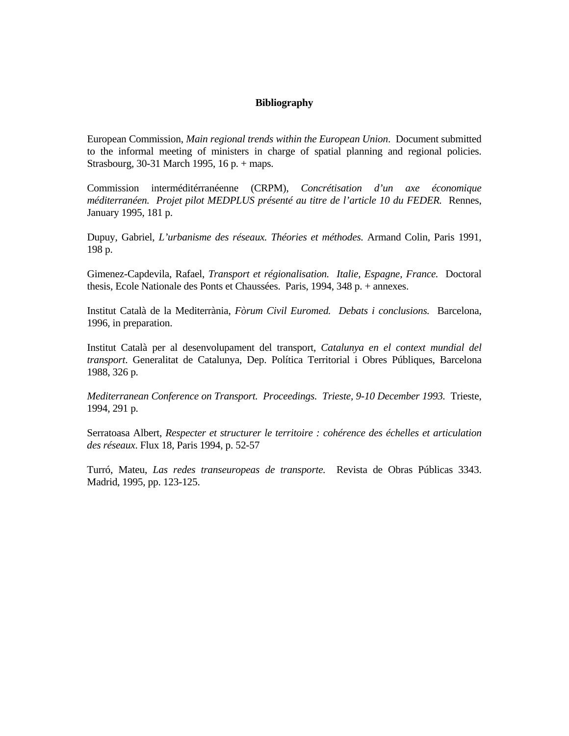**Bibliography**

European Commission, *Main regional trends within the European Union*. Document submitted to the informal meeting of ministers in charge of spatial planning and regional policies. Strasbourg, 30-31 March 1995, 16 p. + maps.

Commission interméditérranéenne (CRPM), *Concrétisation d'un axe économique méditerranéen. Projet pilot MEDPLUS présenté au titre de l'article 10 du FEDER.* Rennes, January 1995, 181 p.

Dupuy, Gabriel, *L'urbanisme des réseaux. Théories et méthodes.* Armand Colin, Paris 1991, 198 p.

Gimenez-Capdevila, Rafael, *Transport et régionalisation. Italie, Espagne, France.* Doctoral thesis, Ecole Nationale des Ponts et Chaussées. Paris, 1994, 348 p. + annexes.

Institut Català de la Mediterrània, *Fòrum Civil Euromed. Debats i conclusions.* Barcelona, 1996, in preparation.

Institut Català per al desenvolupament del transport, *Catalunya en el context mundial del transport*. Generalitat de Catalunya, Dep. Política Territorial i Obres Públiques, Barcelona 1988, 326 p.

*Mediterranean Conference on Transport. Proceedings. Trieste, 9-10 December 1993.* Trieste, 1994, 291 p.

Serratoasa Albert, *Respecter et structurer le territoire : cohérence des échelles et articulation des réseaux*. Flux 18, Paris 1994, p. 52-57

Turró, Mateu, *Las redes transeuropeas de transporte.* Revista de Obras Públicas 3343. Madrid, 1995, pp. 123-125.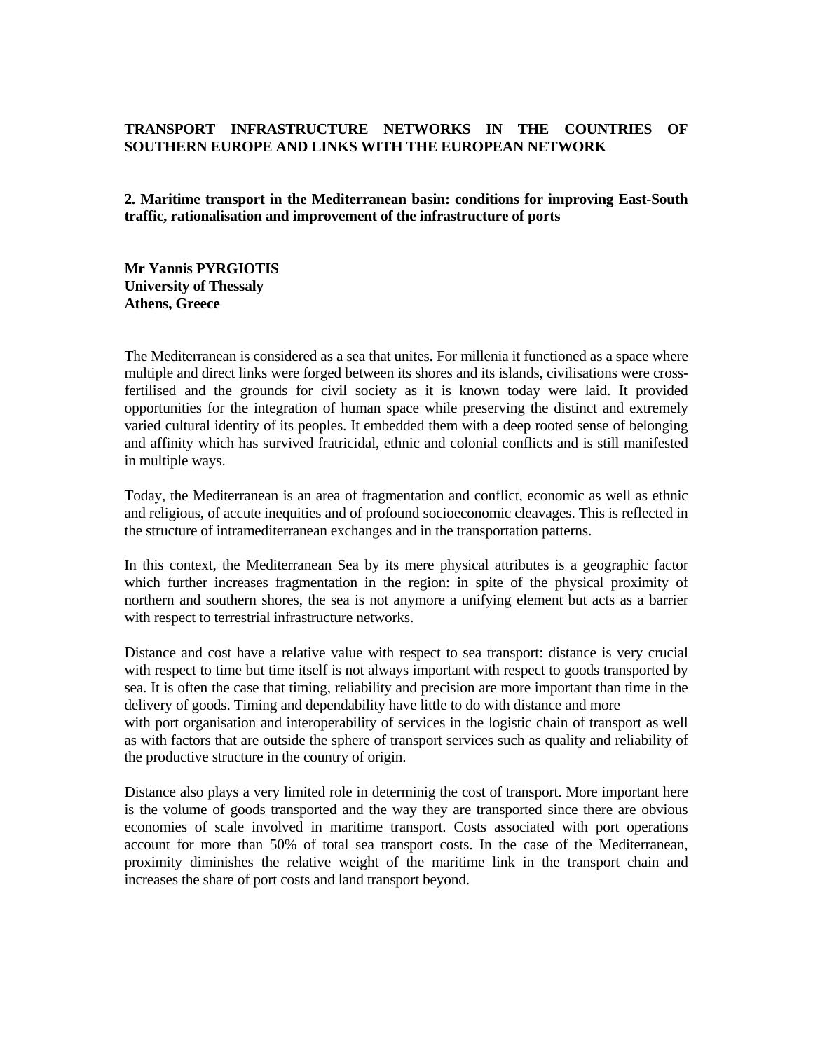## TRANSPORT INFRASTRUCTURE NETWORKS IN THE COUNTRIES OF SOUTHERN EUROPE AND LINKS WITH THE EUROPEAN NETWORK

### 2. Maritime transport in the Mediterranean basin: conditions for improving East-South traffic, rationalisation and improvement of the infrastructure of ports

**Mr Yannis PYRGIOTIS**
**University of Thessaly**
**Athens, Greece**

The Mediterranean is considered as a sea that unites. For millenia it functioned as a space where multiple and direct links were forged between its shores and its islands, civilisations were cross-fertilised and the grounds for civil society as it is known today were laid. It provided opportunities for the integration of human space while preserving the distinct and extremely varied cultural identity of its peoples. It embedded them with a deep rooted sense of belonging and affinity which has survived fratricidal, ethnic and colonial conflicts and is still manifested in multiple ways.

Today, the Mediterranean is an area of fragmentation and conflict, economic as well as ethnic and religious, of accute inequities and of profound socioeconomic cleavages. This is reflected in the structure of intramediterranean exchanges and in the transportation patterns.

In this context, the Mediterranean Sea by its mere physical attributes is a geographic factor which further increases fragmentation in the region: in spite of the physical proximity of northern and southern shores, the sea is not anymore a unifying element but acts as a barrier with respect to terrestrial infrastructure networks.

Distance and cost have a relative value with respect to sea transport: distance is very crucial with respect to time but time itself is not always important with respect to goods transported by sea. It is often the case that timing, reliability and precision are more important than time in the delivery of goods. Timing and dependability have little to do with distance and more with port organisation and interoperability of services in the logistic chain of transport as well as with factors that are outside the sphere of transport services such as quality and reliability of the productive structure in the country of origin.

Distance also plays a very limited role in determinig the cost of transport. More important here is the volume of goods transported and the way they are transported since there are obvious economies of scale involved in maritime transport. Costs associated with port operations account for more than 50% of total sea transport costs. In the case of the Mediterranean, proximity diminishes the relative weight of the maritime link in the transport chain and increases the share of port costs and land transport beyond.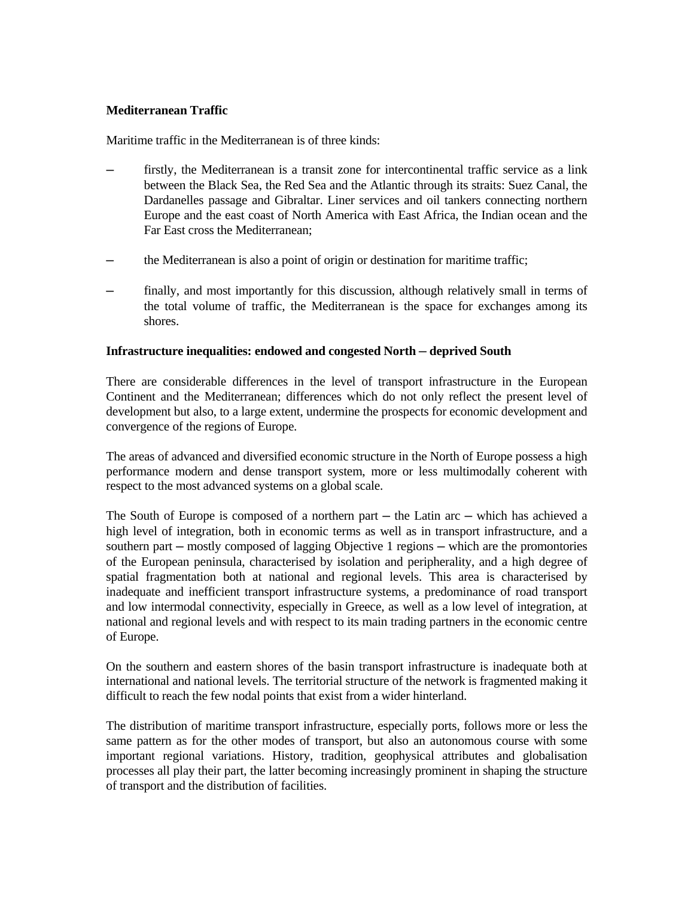**Mediterranean Traffic**

Maritime traffic in the Mediterranean is of three kinds:

- firstly, the Mediterranean is a transit zone for intercontinental traffic service as a link between the Black Sea, the Red Sea and the Atlantic through its straits: Suez Canal, the Dardanelles passage and Gibraltar. Liner services and oil tankers connecting northern Europe and the east coast of North America with East Africa, the Indian ocean and the Far East cross the Mediterranean;

- the Mediterranean is also a point of origin or destination for maritime traffic;

- finally, and most importantly for this discussion, although relatively small in terms of the total volume of traffic, the Mediterranean is the space for exchanges among its shores.

**Infrastructure inequalities: endowed and congested North – deprived South**

There are considerable differences in the level of transport infrastructure in the European Continent and the Mediterranean; differences which do not only reflect the present level of development but also, to a large extent, undermine the prospects for economic development and convergence of the regions of Europe.

The areas of advanced and diversified economic structure in the North of Europe possess a high performance modern and dense transport system, more or less multimodally coherent with respect to the most advanced systems on a global scale.

The South of Europe is composed of a northern part – the Latin arc – which has achieved a high level of integration, both in economic terms as well as in transport infrastructure, and a southern part – mostly composed of lagging Objective 1 regions – which are the promontories of the European peninsula, characterised by isolation and peripherality, and a high degree of spatial fragmentation both at national and regional levels. This area is characterised by inadequate and inefficient transport infrastructure systems, a predominance of road transport and low intermodal connectivity, especially in Greece, as well as a low level of integration, at national and regional levels and with respect to its main trading partners in the economic centre of Europe.

On the southern and eastern shores of the basin transport infrastructure is inadequate both at international and national levels. The territorial structure of the network is fragmented making it difficult to reach the few nodal points that exist from a wider hinterland.

The distribution of maritime transport infrastructure, especially ports, follows more or less the same pattern as for the other modes of transport, but also an autonomous course with some important regional variations. History, tradition, geophysical attributes and globalisation processes all play their part, the latter becoming increasingly prominent in shaping the structure of transport and the distribution of facilities.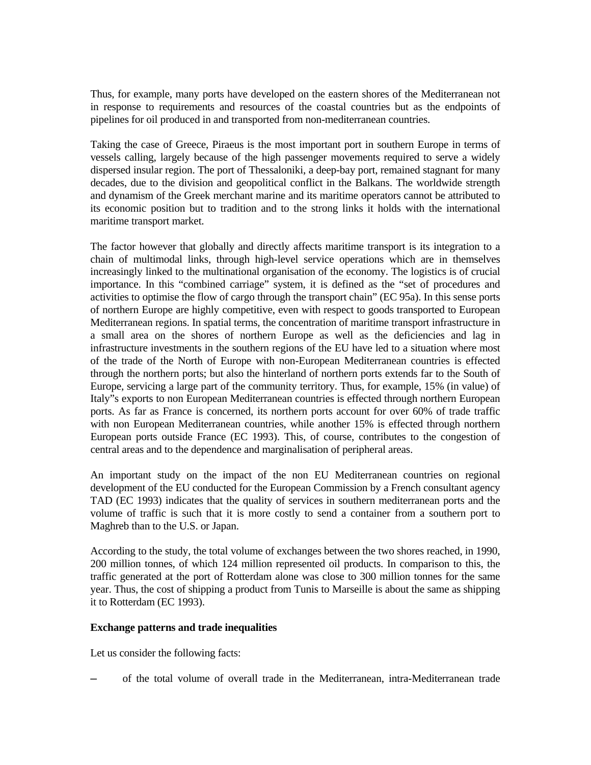Thus, for example, many ports have developed on the eastern shores of the Mediterranean not in response to requirements and resources of the coastal countries but as the endpoints of pipelines for oil produced in and transported from non-mediterranean countries.

Taking the case of Greece, Piraeus is the most important port in southern Europe in terms of vessels calling, largely because of the high passenger movements required to serve a widely dispersed insular region. The port of Thessaloniki, a deep-bay port, remained stagnant for many decades, due to the division and geopolitical conflict in the Balkans. The worldwide strength and dynamism of the Greek merchant marine and its maritime operators cannot be attributed to its economic position but to tradition and to the strong links it holds with the international maritime transport market.

The factor however that globally and directly affects maritime transport is its integration to a chain of multimodal links, through high-level service operations which are in themselves increasingly linked to the multinational organisation of the economy. The logistics is of crucial importance. In this "combined carriage" system, it is defined as the "set of procedures and activities to optimise the flow of cargo through the transport chain" (EC 95a). In this sense ports of northern Europe are highly competitive, even with respect to goods transported to European Mediterranean regions. In spatial terms, the concentration of maritime transport infrastructure in a small area on the shores of northern Europe as well as the deficiencies and lag in infrastructure investments in the southern regions of the EU have led to a situation where most of the trade of the North of Europe with non-European Mediterranean countries is effected through the northern ports; but also the hinterland of northern ports extends far to the South of Europe, servicing a large part of the community territory. Thus, for example, 15% (in value) of Italy"s exports to non European Mediterranean countries is effected through northern European ports. As far as France is concerned, its northern ports account for over 60% of trade traffic with non European Mediterranean countries, while another 15% is effected through northern European ports outside France (EC 1993). This, of course, contributes to the congestion of central areas and to the dependence and marginalisation of peripheral areas.

An important study on the impact of the non EU Mediterranean countries on regional development of the EU conducted for the European Commission by a French consultant agency TAD (EC 1993) indicates that the quality of services in southern mediterranean ports and the volume of traffic is such that it is more costly to send a container from a southern port to Maghreb than to the U.S. or Japan.

According to the study, the total volume of exchanges between the two shores reached, in 1990, 200 million tonnes, of which 124 million represented oil products. In comparison to this, the traffic generated at the port of Rotterdam alone was close to 300 million tonnes for the same year. Thus, the cost of shipping a product from Tunis to Marseille is about the same as shipping it to Rotterdam (EC 1993).

**Exchange patterns and trade inequalities**

Let us consider the following facts:

– of the total volume of overall trade in the Mediterranean, intra-Mediterranean trade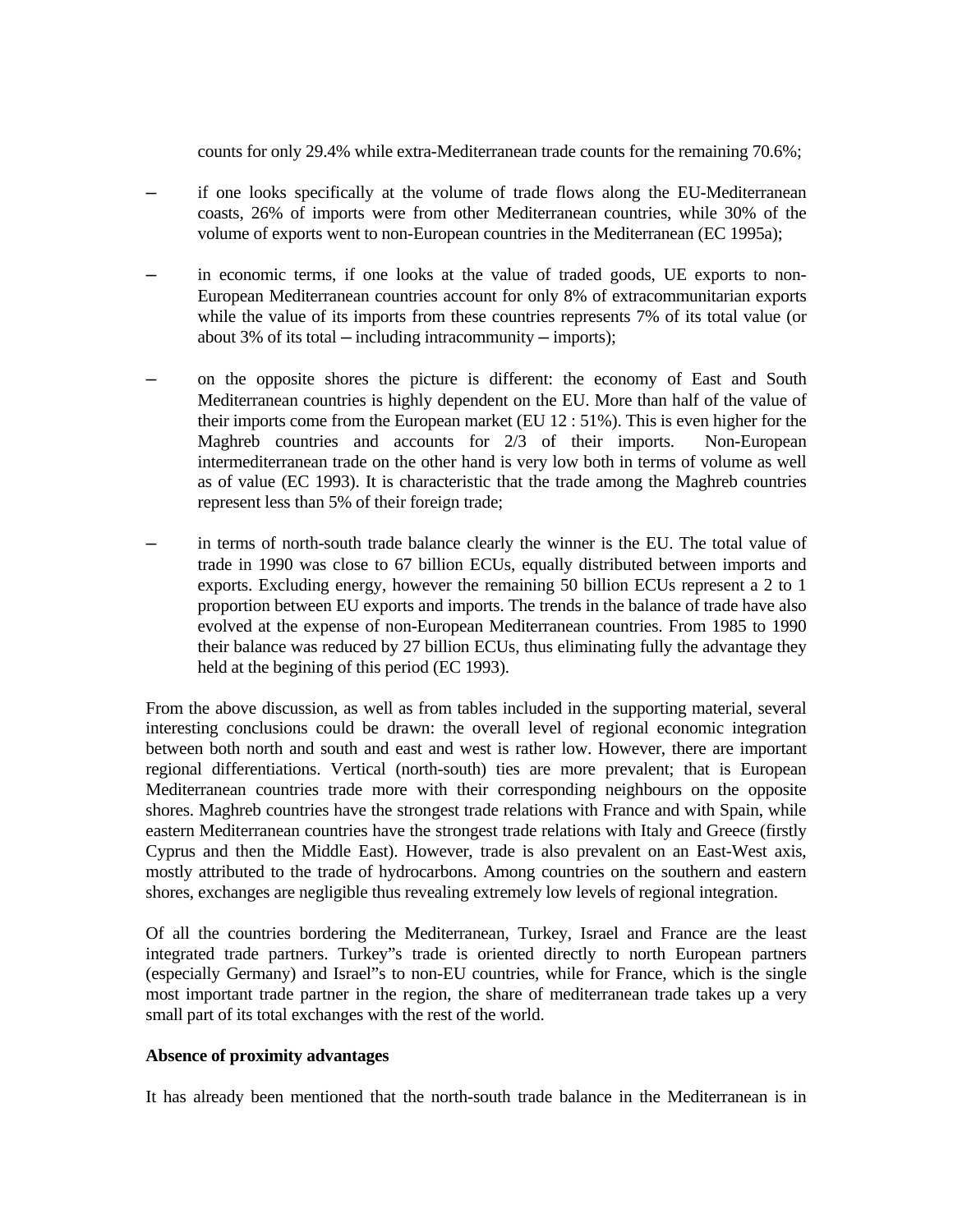counts for only 29.4% while extra-Mediterranean trade counts for the remaining 70.6%;

- if one looks specifically at the volume of trade flows along the EU-Mediterranean coasts, 26% of imports were from other Mediterranean countries, while 30% of the volume of exports went to non-European countries in the Mediterranean (EC 1995a);

- in economic terms, if one looks at the value of traded goods, UE exports to non-European Mediterranean countries account for only 8% of extracommunitarian exports while the value of its imports from these countries represents 7% of its total value (or about 3% of its total – including intracommunity – imports);

- on the opposite shores the picture is different: the economy of East and South Mediterranean countries is highly dependent on the EU. More than half of the value of their imports come from the European market (EU 12 : 51%). This is even higher for the Maghreb countries and accounts for 2/3 of their imports. Non-European intermediterranean trade on the other hand is very low both in terms of volume as well as of value (EC 1993). It is characteristic that the trade among the Maghreb countries represent less than 5% of their foreign trade;

- in terms of north-south trade balance clearly the winner is the EU. The total value of trade in 1990 was close to 67 billion ECUs, equally distributed between imports and exports. Excluding energy, however the remaining 50 billion ECUs represent a 2 to 1 proportion between EU exports and imports. The trends in the balance of trade have also evolved at the expense of non-European Mediterranean countries. From 1985 to 1990 their balance was reduced by 27 billion ECUs, thus eliminating fully the advantage they held at the begining of this period (EC 1993).

From the above discussion, as well as from tables included in the supporting material, several interesting conclusions could be drawn: the overall level of regional economic integration between both north and south and east and west is rather low. However, there are important regional differentiations. Vertical (north-south) ties are more prevalent; that is European Mediterranean countries trade more with their corresponding neighbours on the opposite shores. Maghreb countries have the strongest trade relations with France and with Spain, while eastern Mediterranean countries have the strongest trade relations with Italy and Greece (firstly Cyprus and then the Middle East). However, trade is also prevalent on an East-West axis, mostly attributed to the trade of hydrocarbons. Among countries on the southern and eastern shores, exchanges are negligible thus revealing extremely low levels of regional integration.

Of all the countries bordering the Mediterranean, Turkey, Israel and France are the least integrated trade partners. Turkey"s trade is oriented directly to north European partners (especially Germany) and Israel"s to non-EU countries, while for France, which is the single most important trade partner in the region, the share of mediterranean trade takes up a very small part of its total exchanges with the rest of the world.

**Absence of proximity advantages**

It has already been mentioned that the north-south trade balance in the Mediterranean is in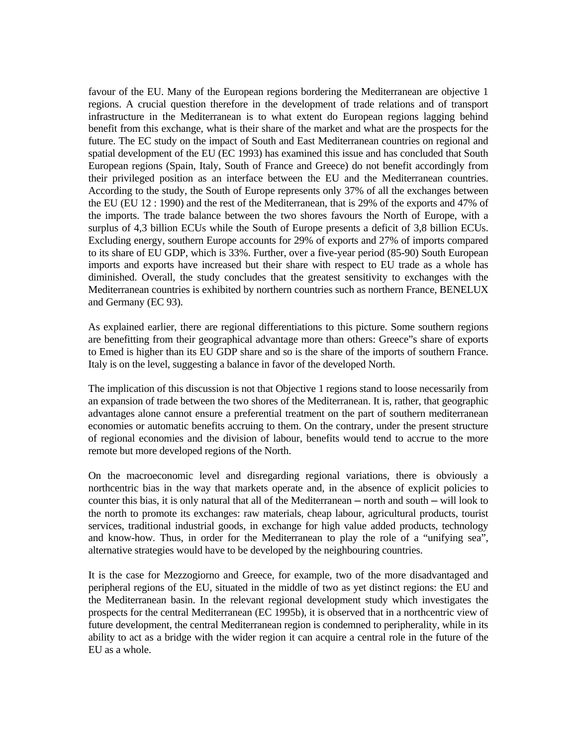favour of the EU. Many of the European regions bordering the Mediterranean are objective 1 regions. A crucial question therefore in the development of trade relations and of transport infrastructure in the Mediterranean is to what extent do European regions lagging behind benefit from this exchange, what is their share of the market and what are the prospects for the future. The EC study on the impact of South and East Mediterranean countries on regional and spatial development of the EU (EC 1993) has examined this issue and has concluded that South European regions (Spain, Italy, South of France and Greece) do not benefit accordingly from their privileged position as an interface between the EU and the Mediterranean countries. According to the study, the South of Europe represents only 37% of all the exchanges between the EU (EU 12 : 1990) and the rest of the Mediterranean, that is 29% of the exports and 47% of the imports. The trade balance between the two shores favours the North of Europe, with a surplus of 4,3 billion ECUs while the South of Europe presents a deficit of 3,8 billion ECUs. Excluding energy, southern Europe accounts for 29% of exports and 27% of imports compared to its share of EU GDP, which is 33%. Further, over a five-year period (85-90) South European imports and exports have increased but their share with respect to EU trade as a whole has diminished. Overall, the study concludes that the greatest sensitivity to exchanges with the Mediterranean countries is exhibited by northern countries such as northern France, BENELUX and Germany (EC 93).

As explained earlier, there are regional differentiations to this picture. Some southern regions are benefitting from their geographical advantage more than others: Greece"s share of exports to Emed is higher than its EU GDP share and so is the share of the imports of southern France. Italy is on the level, suggesting a balance in favor of the developed North.

The implication of this discussion is not that Objective 1 regions stand to loose necessarily from an expansion of trade between the two shores of the Mediterranean. It is, rather, that geographic advantages alone cannot ensure a preferential treatment on the part of southern mediterranean economies or automatic benefits accruing to them. On the contrary, under the present structure of regional economies and the division of labour, benefits would tend to accrue to the more remote but more developed regions of the North.

On the macroeconomic level and disregarding regional variations, there is obviously a northcentric bias in the way that markets operate and, in the absence of explicit policies to counter this bias, it is only natural that all of the Mediterranean – north and south – will look to the north to promote its exchanges: raw materials, cheap labour, agricultural products, tourist services, traditional industrial goods, in exchange for high value added products, technology and know-how. Thus, in order for the Mediterranean to play the role of a "unifying sea", alternative strategies would have to be developed by the neighbouring countries.

It is the case for Mezzogiorno and Greece, for example, two of the more disadvantaged and peripheral regions of the EU, situated in the middle of two as yet distinct regions: the EU and the Mediterranean basin. In the relevant regional development study which investigates the prospects for the central Mediterranean (EC 1995b), it is observed that in a northcentric view of future development, the central Mediterranean region is condemned to peripherality, while in its ability to act as a bridge with the wider region it can acquire a central role in the future of the EU as a whole.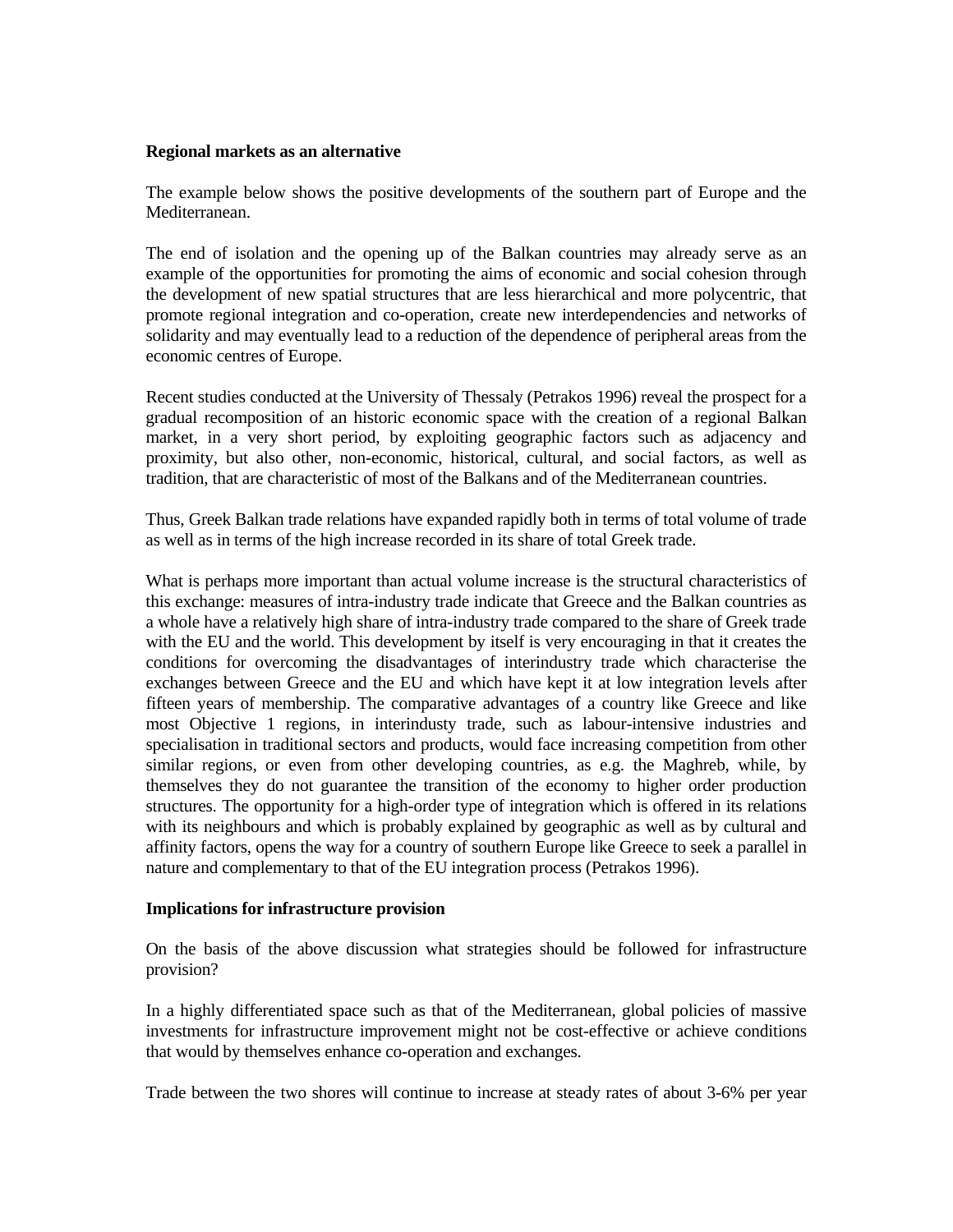**Regional markets as an alternative**

The example below shows the positive developments of the southern part of Europe and the Mediterranean.

The end of isolation and the opening up of the Balkan countries may already serve as an example of the opportunities for promoting the aims of economic and social cohesion through the development of new spatial structures that are less hierarchical and more polycentric, that promote regional integration and co-operation, create new interdependencies and networks of solidarity and may eventually lead to a reduction of the dependence of peripheral areas from the economic centres of Europe.

Recent studies conducted at the University of Thessaly (Petrakos 1996) reveal the prospect for a gradual recomposition of an historic economic space with the creation of a regional Balkan market, in a very short period, by exploiting geographic factors such as adjacency and proximity, but also other, non-economic, historical, cultural, and social factors, as well as tradition, that are characteristic of most of the Balkans and of the Mediterranean countries.

Thus, Greek Balkan trade relations have expanded rapidly both in terms of total volume of trade as well as in terms of the high increase recorded in its share of total Greek trade.

What is perhaps more important than actual volume increase is the structural characteristics of this exchange: measures of intra-industry trade indicate that Greece and the Balkan countries as a whole have a relatively high share of intra-industry trade compared to the share of Greek trade with the EU and the world. This development by itself is very encouraging in that it creates the conditions for overcoming the disadvantages of interindustry trade which characterise the exchanges between Greece and the EU and which have kept it at low integration levels after fifteen years of membership. The comparative advantages of a country like Greece and like most Objective 1 regions, in interindusty trade, such as labour-intensive industries and specialisation in traditional sectors and products, would face increasing competition from other similar regions, or even from other developing countries, as e.g. the Maghreb, while, by themselves they do not guarantee the transition of the economy to higher order production structures. The opportunity for a high-order type of integration which is offered in its relations with its neighbours and which is probably explained by geographic as well as by cultural and affinity factors, opens the way for a country of southern Europe like Greece to seek a parallel in nature and complementary to that of the EU integration process (Petrakos 1996).

**Implications for infrastructure provision**

On the basis of the above discussion what strategies should be followed for infrastructure provision?

In a highly differentiated space such as that of the Mediterranean, global policies of massive investments for infrastructure improvement might not be cost-effective or achieve conditions that would by themselves enhance co-operation and exchanges.

Trade between the two shores will continue to increase at steady rates of about 3-6% per year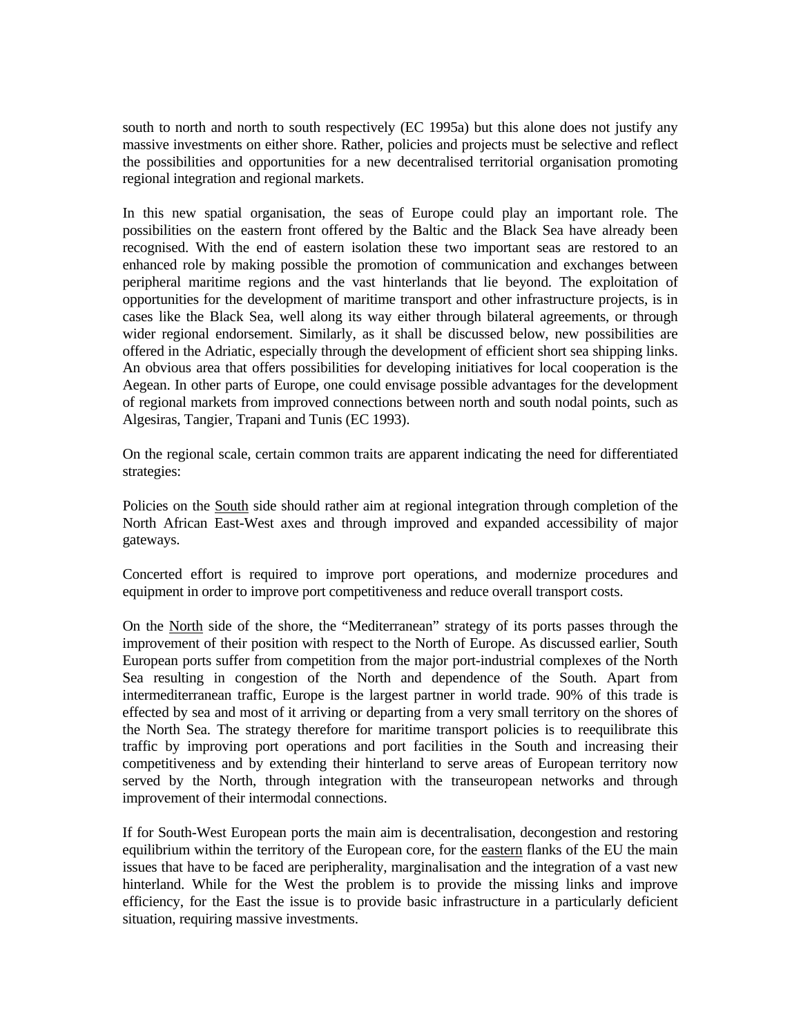south to north and north to south respectively (EC 1995a) but this alone does not justify any massive investments on either shore. Rather, policies and projects must be selective and reflect the possibilities and opportunities for a new decentralised territorial organisation promoting regional integration and regional markets.

In this new spatial organisation, the seas of Europe could play an important role. The possibilities on the eastern front offered by the Baltic and the Black Sea have already been recognised. With the end of eastern isolation these two important seas are restored to an enhanced role by making possible the promotion of communication and exchanges between peripheral maritime regions and the vast hinterlands that lie beyond. The exploitation of opportunities for the development of maritime transport and other infrastructure projects, is in cases like the Black Sea, well along its way either through bilateral agreements, or through wider regional endorsement. Similarly, as it shall be discussed below, new possibilities are offered in the Adriatic, especially through the development of efficient short sea shipping links. An obvious area that offers possibilities for developing initiatives for local cooperation is the Aegean. In other parts of Europe, one could envisage possible advantages for the development of regional markets from improved connections between north and south nodal points, such as Algesiras, Tangier, Trapani and Tunis (EC 1993).

On the regional scale, certain common traits are apparent indicating the need for differentiated strategies:

Policies on the <u>South</u> side should rather aim at regional integration through completion of the North African East-West axes and through improved and expanded accessibility of major gateways.

Concerted effort is required to improve port operations, and modernize procedures and equipment in order to improve port competitiveness and reduce overall transport costs.

On the <u>North</u> side of the shore, the "Mediterranean" strategy of its ports passes through the improvement of their position with respect to the North of Europe. As discussed earlier, South European ports suffer from competition from the major port-industrial complexes of the North Sea resulting in congestion of the North and dependence of the South. Apart from intermediterranean traffic, Europe is the largest partner in world trade. 90% of this trade is effected by sea and most of it arriving or departing from a very small territory on the shores of the North Sea. The strategy therefore for maritime transport policies is to reequilibrate this traffic by improving port operations and port facilities in the South and increasing their competitiveness and by extending their hinterland to serve areas of European territory now served by the North, through integration with the transeuropean networks and through improvement of their intermodal connections.

If for South-West European ports the main aim is decentralisation, decongestion and restoring equilibrium within the territory of the European core, for the <u>eastern</u> flanks of the EU the main issues that have to be faced are peripherality, marginalisation and the integration of a vast new hinterland. While for the West the problem is to provide the missing links and improve efficiency, for the East the issue is to provide basic infrastructure in a particularly deficient situation, requiring massive investments.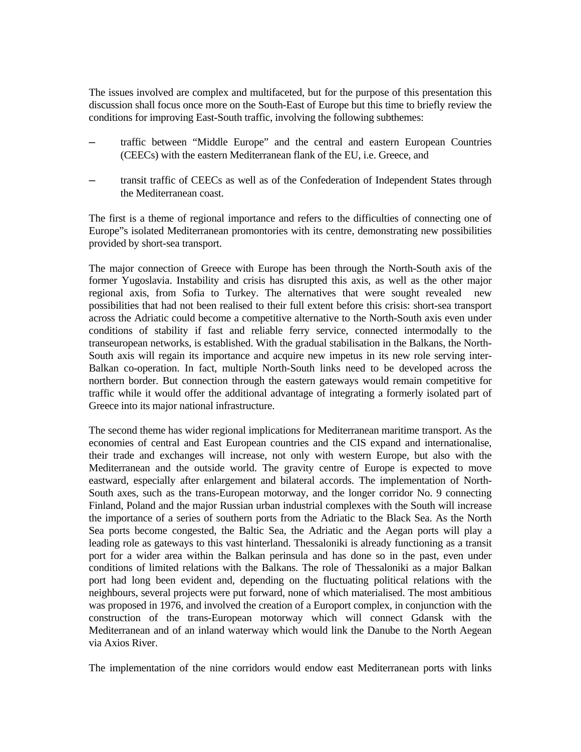The issues involved are complex and multifaceted, but for the purpose of this presentation this discussion shall focus once more on the South-East of Europe but this time to briefly review the conditions for improving East-South traffic, involving the following subthemes:

– traffic between "Middle Europe" and the central and eastern European Countries (CEECs) with the eastern Mediterranean flank of the EU, i.e. Greece, and

– transit traffic of CEECs as well as of the Confederation of Independent States through the Mediterranean coast.

The first is a theme of regional importance and refers to the difficulties of connecting one of Europe"s isolated Mediterranean promontories with its centre, demonstrating new possibilities provided by short-sea transport.

The major connection of Greece with Europe has been through the North-South axis of the former Yugoslavia. Instability and crisis has disrupted this axis, as well as the other major regional axis, from Sofia to Turkey. The alternatives that were sought revealed new possibilities that had not been realised to their full extent before this crisis: short-sea transport across the Adriatic could become a competitive alternative to the North-South axis even under conditions of stability if fast and reliable ferry service, connected intermodally to the transeuropean networks, is established. With the gradual stabilisation in the Balkans, the North-South axis will regain its importance and acquire new impetus in its new role serving inter-Balkan co-operation. In fact, multiple North-South links need to be developed across the northern border. But connection through the eastern gateways would remain competitive for traffic while it would offer the additional advantage of integrating a formerly isolated part of Greece into its major national infrastructure.

The second theme has wider regional implications for Mediterranean maritime transport. As the economies of central and East European countries and the CIS expand and internationalise, their trade and exchanges will increase, not only with western Europe, but also with the Mediterranean and the outside world. The gravity centre of Europe is expected to move eastward, especially after enlargement and bilateral accords. The implementation of North-South axes, such as the trans-European motorway, and the longer corridor No. 9 connecting Finland, Poland and the major Russian urban industrial complexes with the South will increase the importance of a series of southern ports from the Adriatic to the Black Sea. As the North Sea ports become congested, the Baltic Sea, the Adriatic and the Aegan ports will play a leading role as gateways to this vast hinterland. Thessaloniki is already functioning as a transit port for a wider area within the Balkan perinsula and has done so in the past, even under conditions of limited relations with the Balkans. The role of Thessaloniki as a major Balkan port had long been evident and, depending on the fluctuating political relations with the neighbours, several projects were put forward, none of which materialised. The most ambitious was proposed in 1976, and involved the creation of a Europort complex, in conjunction with the construction of the trans-European motorway which will connect Gdansk with the Mediterranean and of an inland waterway which would link the Danube to the North Aegean via Axios River.

The implementation of the nine corridors would endow east Mediterranean ports with links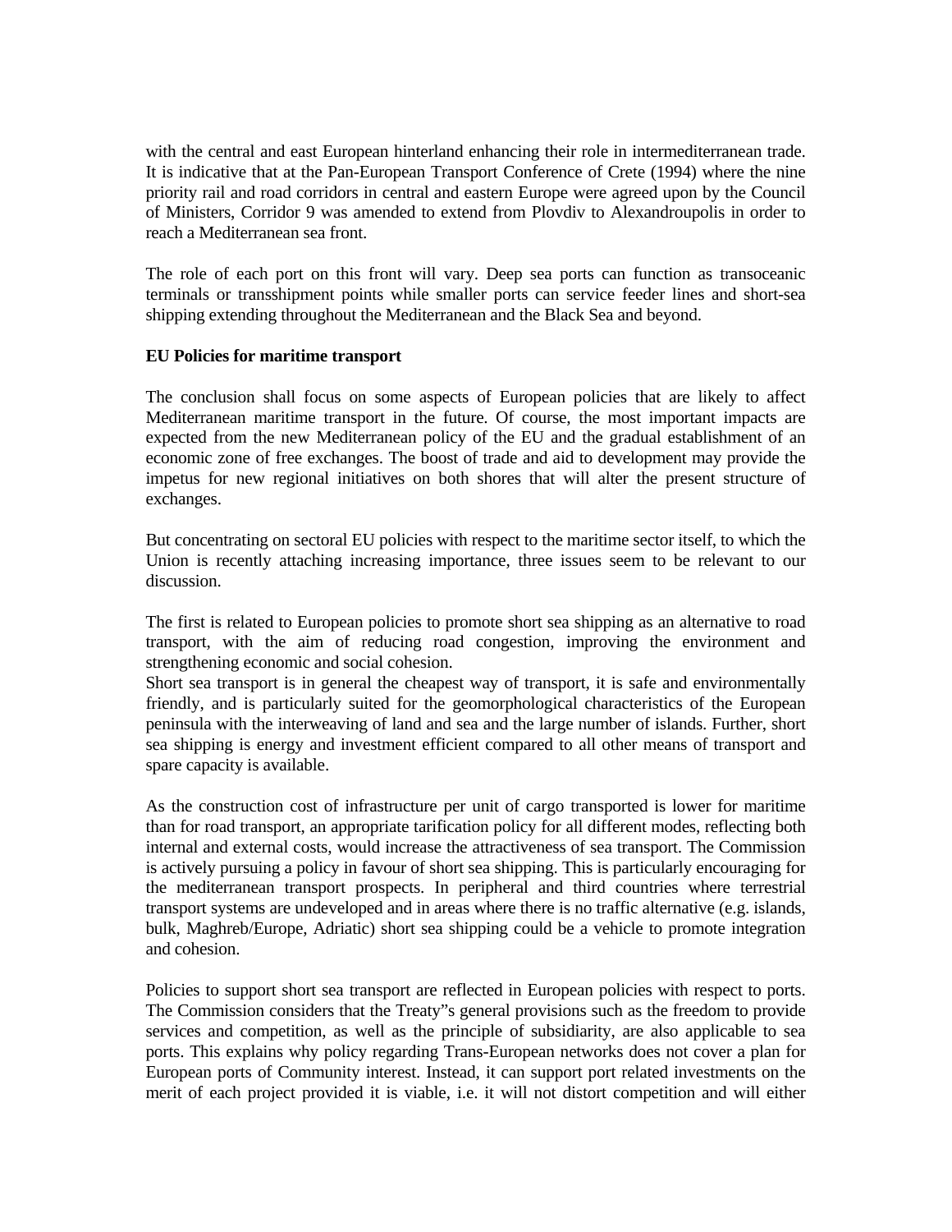with the central and east European hinterland enhancing their role in intermediterranean trade. It is indicative that at the Pan-European Transport Conference of Crete (1994) where the nine priority rail and road corridors in central and eastern Europe were agreed upon by the Council of Ministers, Corridor 9 was amended to extend from Plovdiv to Alexandroupolis in order to reach a Mediterranean sea front.

The role of each port on this front will vary. Deep sea ports can function as transoceanic terminals or transshipment points while smaller ports can service feeder lines and short-sea shipping extending throughout the Mediterranean and the Black Sea and beyond.

**EU Policies for maritime transport**

The conclusion shall focus on some aspects of European policies that are likely to affect Mediterranean maritime transport in the future. Of course, the most important impacts are expected from the new Mediterranean policy of the EU and the gradual establishment of an economic zone of free exchanges. The boost of trade and aid to development may provide the impetus for new regional initiatives on both shores that will alter the present structure of exchanges.

But concentrating on sectoral EU policies with respect to the maritime sector itself, to which the Union is recently attaching increasing importance, three issues seem to be relevant to our discussion.

The first is related to European policies to promote short sea shipping as an alternative to road transport, with the aim of reducing road congestion, improving the environment and strengthening economic and social cohesion.
Short sea transport is in general the cheapest way of transport, it is safe and environmentally friendly, and is particularly suited for the geomorphological characteristics of the European peninsula with the interweaving of land and sea and the large number of islands. Further, short sea shipping is energy and investment efficient compared to all other means of transport and spare capacity is available.

As the construction cost of infrastructure per unit of cargo transported is lower for maritime than for road transport, an appropriate tarification policy for all different modes, reflecting both internal and external costs, would increase the attractiveness of sea transport. The Commission is actively pursuing a policy in favour of short sea shipping. This is particularly encouraging for the mediterranean transport prospects. In peripheral and third countries where terrestrial transport systems are undeveloped and in areas where there is no traffic alternative (e.g. islands, bulk, Maghreb/Europe, Adriatic) short sea shipping could be a vehicle to promote integration and cohesion.

Policies to support short sea transport are reflected in European policies with respect to ports. The Commission considers that the Treaty"s general provisions such as the freedom to provide services and competition, as well as the principle of subsidiarity, are also applicable to sea ports. This explains why policy regarding Trans-European networks does not cover a plan for European ports of Community interest. Instead, it can support port related investments on the merit of each project provided it is viable, i.e. it will not distort competition and will either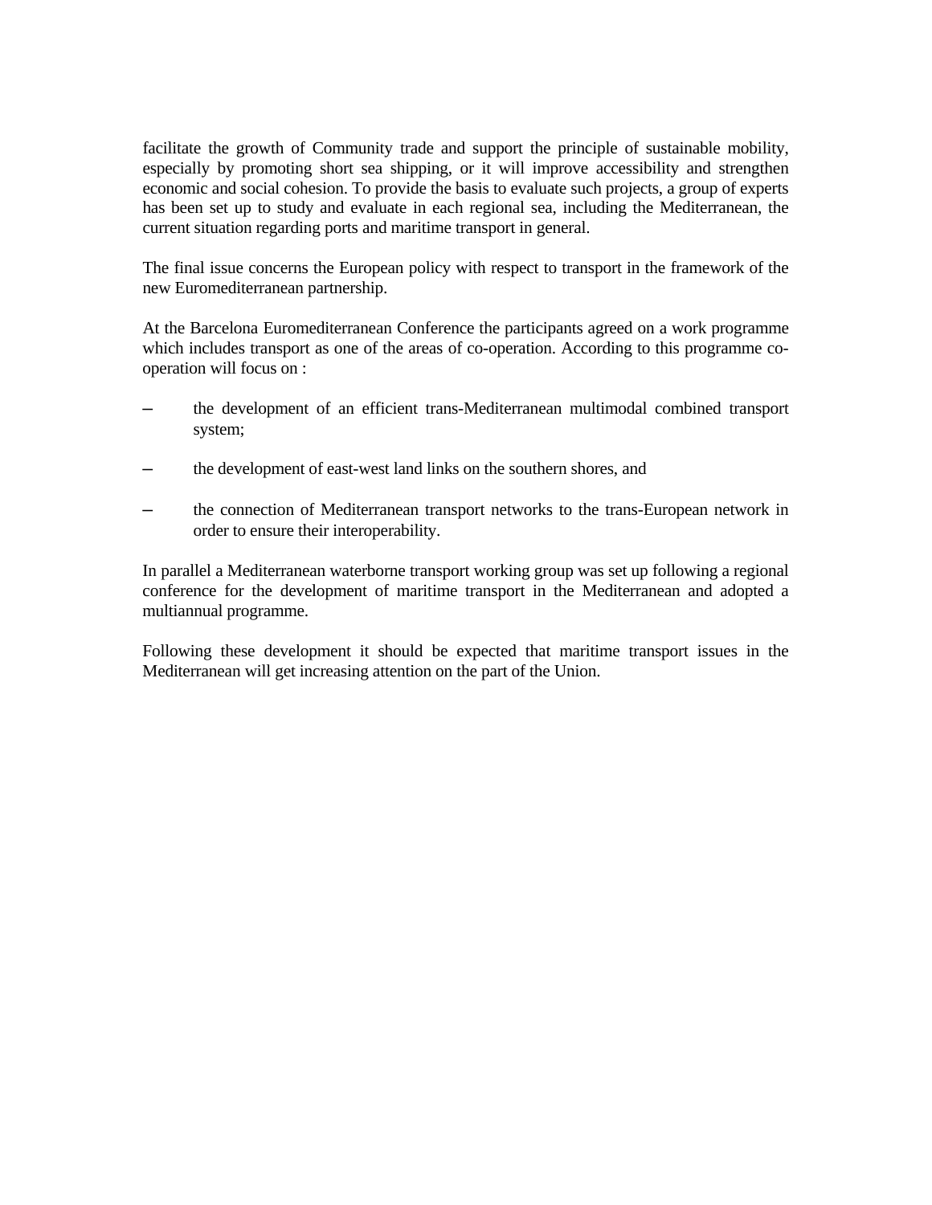facilitate the growth of Community trade and support the principle of sustainable mobility, especially by promoting short sea shipping, or it will improve accessibility and strengthen economic and social cohesion. To provide the basis to evaluate such projects, a group of experts has been set up to study and evaluate in each regional sea, including the Mediterranean, the current situation regarding ports and maritime transport in general.

The final issue concerns the European policy with respect to transport in the framework of the new Euromediterranean partnership.

At the Barcelona Euromediterranean Conference the participants agreed on a work programme which includes transport as one of the areas of co-operation. According to this programme co-operation will focus on :

- the development of an efficient trans-Mediterranean multimodal combined transport system;
- the development of east-west land links on the southern shores, and
- the connection of Mediterranean transport networks to the trans-European network in order to ensure their interoperability.

In parallel a Mediterranean waterborne transport working group was set up following a regional conference for the development of maritime transport in the Mediterranean and adopted a multiannual programme.

Following these development it should be expected that maritime transport issues in the Mediterranean will get increasing attention on the part of the Union.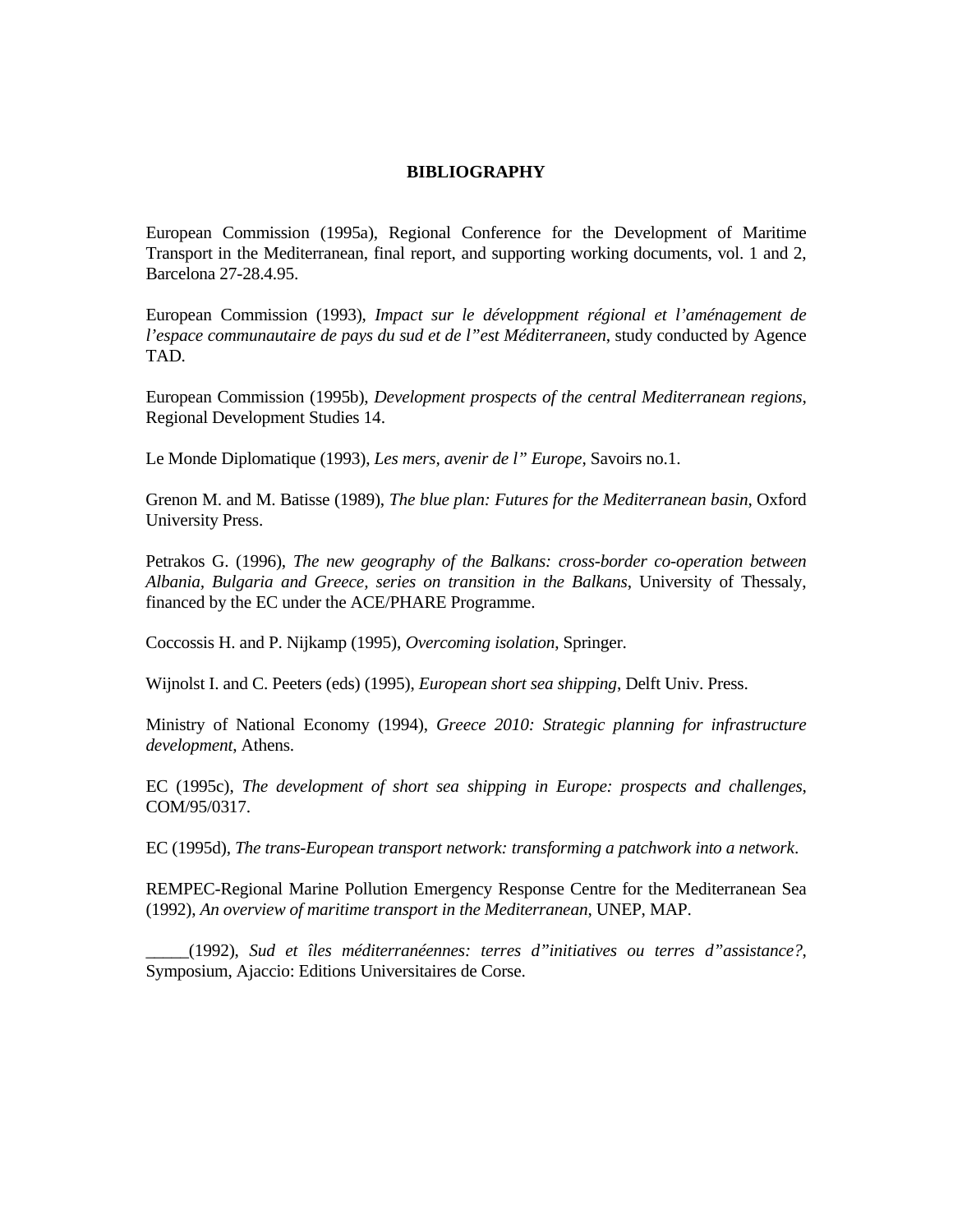# BIBLIOGRAPHY

European Commission (1995a), Regional Conference for the Development of Maritime Transport in the Mediterranean, final report, and supporting working documents, vol. 1 and 2, Barcelona 27-28.4.95.

European Commission (1993), *Impact sur le développment régional et l'aménagement de l'espace communautaire de pays du sud et de l"est Méditerraneen*, study conducted by Agence TAD.

European Commission (1995b), *Development prospects of the central Mediterranean regions*, Regional Development Studies 14.

Le Monde Diplomatique (1993), *Les mers, avenir de l" Europe*, Savoirs no.1.

Grenon M. and M. Batisse (1989), *The blue plan: Futures for the Mediterranean basin*, Oxford University Press.

Petrakos G. (1996), *The new geography of the Balkans: cross-border co-operation between Albania, Bulgaria and Greece, series on transition in the Balkans*, University of Thessaly, financed by the EC under the ACE/PHARE Programme.

Coccossis H. and P. Nijkamp (1995), *Overcoming isolation*, Springer.

Wijnolst I. and C. Peeters (eds) (1995), *European short sea shipping*, Delft Univ. Press.

Ministry of National Economy (1994), *Greece 2010: Strategic planning for infrastructure development*, Athens.

EC (1995c), *The development of short sea shipping in Europe: prospects and challenges*, COM/95/0317.

EC (1995d), *The trans-European transport network: transforming a patchwork into a network*.

REMPEC-Regional Marine Pollution Emergency Response Centre for the Mediterranean Sea (1992), *An overview of maritime transport in the Mediterranean*, UNEP, MAP.

_____(1992), *Sud et îles méditerranéennes: terres d"initiatives ou terres d"assistance?*, Symposium, Ajaccio: Editions Universitaires de Corse.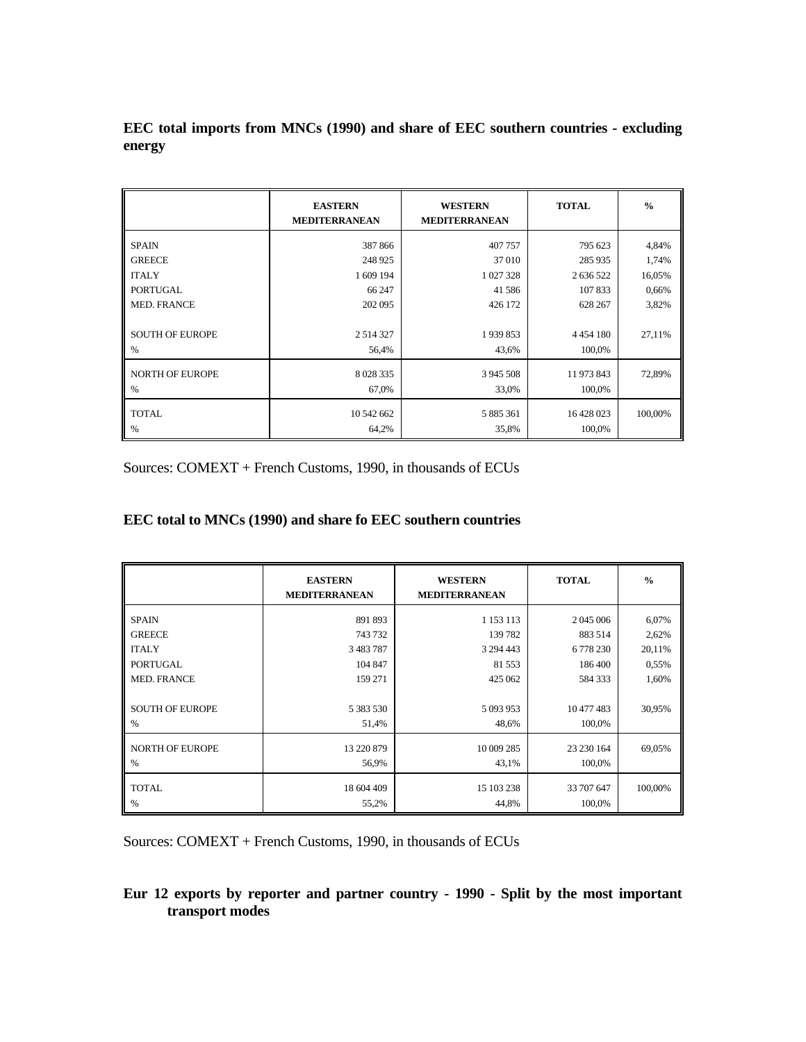**EEC total imports from MNCs (1990) and share of EEC southern countries - excluding energy**

| | EASTERN MEDITERRANEAN | WESTERN MEDITERRANEAN | TOTAL | % |
|---|---|---|---|---|
| SPAIN | 387 866 | 407 757 | 795 623 | 4,84% |
| GREECE | 248 925 | 37 010 | 285 935 | 1,74% |
| ITALY | 1 609 194 | 1 027 328 | 2 636 522 | 16,05% |
| PORTUGAL | 66 247 | 41 586 | 107 833 | 0,66% |
| MED. FRANCE | 202 095 | 426 172 | 628 267 | 3,82% |
| SOUTH OF EUROPE | 2 514 327 | 1 939 853 | 4 454 180 | 27,11% |
| % | 56,4% | 43,6% | 100,0% | |
| NORTH OF EUROPE | 8 028 335 | 3 945 508 | 11 973 843 | 72,89% |
| % | 67,0% | 33,0% | 100,0% | |
| TOTAL | 10 542 662 | 5 885 361 | 16 428 023 | 100,00% |
| % | 64,2% | 35,8% | 100,0% | |

Sources: COMEXT + French Customs, 1990, in thousands of ECUs

**EEC total to MNCs (1990) and share fo EEC southern countries**

| | EASTERN MEDITERRANEAN | WESTERN MEDITERRANEAN | TOTAL | % |
|---|---|---|---|---|
| SPAIN | 891 893 | 1 153 113 | 2 045 006 | 6,07% |
| GREECE | 743 732 | 139 782 | 883 514 | 2,62% |
| ITALY | 3 483 787 | 3 294 443 | 6 778 230 | 20,11% |
| PORTUGAL | 104 847 | 81 553 | 186 400 | 0,55% |
| MED. FRANCE | 159 271 | 425 062 | 584 333 | 1,60% |
| SOUTH OF EUROPE | 5 383 530 | 5 093 953 | 10 477 483 | 30,95% |
| % | 51,4% | 48,6% | 100,0% | |
| NORTH OF EUROPE | 13 220 879 | 10 009 285 | 23 230 164 | 69,05% |
| % | 56,9% | 43,1% | 100,0% | |
| TOTAL | 18 604 409 | 15 103 238 | 33 707 647 | 100,00% |
| % | 55,2% | 44,8% | 100,0% | |

Sources: COMEXT + French Customs, 1990, in thousands of ECUs

**Eur 12 exports by reporter and partner country - 1990 - Split by the most important transport modes**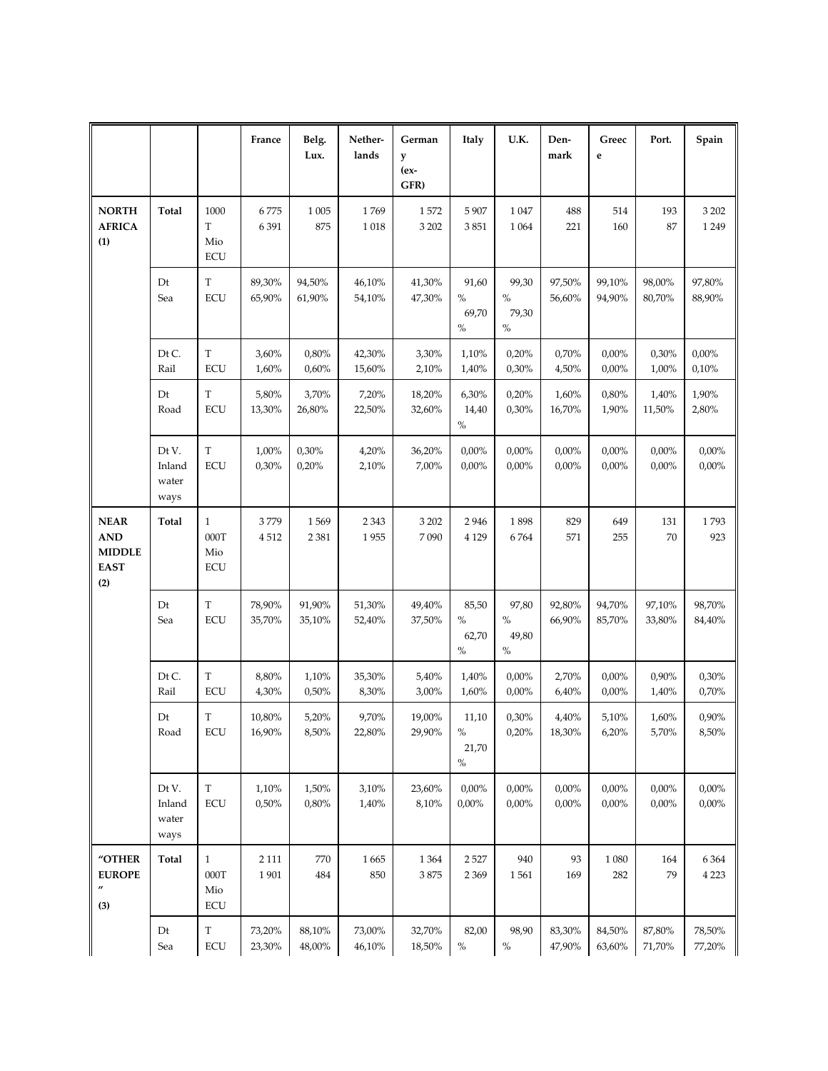| | | | France | Belg. Lux. | Nether-lands | Germany (ex-GFR) | Italy | U.K. | Den-mark | Greece | Port. | Spain |
|---|---|---|---|---|---|---|---|---|---|---|---|---|
| **NORTH AFRICA (1)** | **Total** | 1000 T Mio ECU | 6 775 6 391 | 1 005 875 | 1 769 1 018 | 1 572 3 202 | 5 907 3 851 | 1 047 1 064 | 488 221 | 514 160 | 193 87 | 3 202 1 249 |
| | Dt Sea | T ECU | 89,30% 65,90% | 94,50% 61,90% | 46,10% 54,10% | 41,30% 47,30% | 91,60 % 69,70 % | 99,30 % 79,30 % | 97,50% 56,60% | 99,10% 94,90% | 98,00% 80,70% | 97,80% 88,90% |
| | Dt C. Rail | T ECU | 3,60% 1,60% | 0,80% 0,60% | 42,30% 15,60% | 3,30% 2,10% | 1,10% 1,40% | 0,20% 0,30% | 0,70% 4,50% | 0,00% 0,00% | 0,30% 1,00% | 0,00% 0,10% |
| | Dt Road | T ECU | 5,80% 13,30% | 3,70% 26,80% | 7,20% 22,50% | 18,20% 32,60% | 6,30% 14,40 % | 0,20% 0,30% | 1,60% 16,70% | 0,80% 1,90% | 1,40% 11,50% | 1,90% 2,80% |
| | Dt V. Inland water ways | T ECU | 1,00% 0,30% | 0,30% 0,20% | 4,20% 2,10% | 36,20% 7,00% | 0,00% 0,00% | 0,00% 0,00% | 0,00% 0,00% | 0,00% 0,00% | 0,00% 0,00% | 0,00% 0,00% |
| **NEAR AND MIDDLE EAST (2)** | **Total** | 1 000T Mio ECU | 3 779 4 512 | 1 569 2 381 | 2 343 1 955 | 3 202 7 090 | 2 946 4 129 | 1 898 6 764 | 829 571 | 649 255 | 131 70 | 1 793 923 |
| | Dt Sea | T ECU | 78,90% 35,70% | 91,90% 35,10% | 51,30% 52,40% | 49,40% 37,50% | 85,50 % 62,70 % | 97,80 % 49,80 % | 92,80% 66,90% | 94,70% 85,70% | 97,10% 33,80% | 98,70% 84,40% |
| | Dt C. Rail | T ECU | 8,80% 4,30% | 1,10% 0,50% | 35,30% 8,30% | 5,40% 3,00% | 1,40% 1,60% | 0,00% 0,00% | 2,70% 6,40% | 0,00% 0,00% | 0,90% 1,40% | 0,30% 0,70% |
| | Dt Road | T ECU | 10,80% 16,90% | 5,20% 8,50% | 9,70% 22,80% | 19,00% 29,90% | 11,10 % 21,70 % | 0,30% 0,20% | 4,40% 18,30% | 5,10% 6,20% | 1,60% 5,70% | 0,90% 8,50% |
| | Dt V. Inland water ways | T ECU | 1,10% 0,50% | 1,50% 0,80% | 3,10% 1,40% | 23,60% 8,10% | 0,00% 0,00% | 0,00% 0,00% | 0,00% 0,00% | 0,00% 0,00% | 0,00% 0,00% | 0,00% 0,00% |
| **"OTHER EUROPE" (3)** | **Total** | 1 000T Mio ECU | 2 111 1 901 | 770 484 | 1 665 850 | 1 364 3 875 | 2 527 2 369 | 940 1 561 | 93 169 | 1 080 282 | 164 79 | 6 364 4 223 |
| | Dt Sea | T ECU | 73,20% 23,30% | 88,10% 48,00% | 73,00% 46,10% | 32,70% 18,50% | 82,00 % | 98,90 % | 83,30% 47,90% | 84,50% 63,60% | 87,80% 71,70% | 78,50% 77,20% |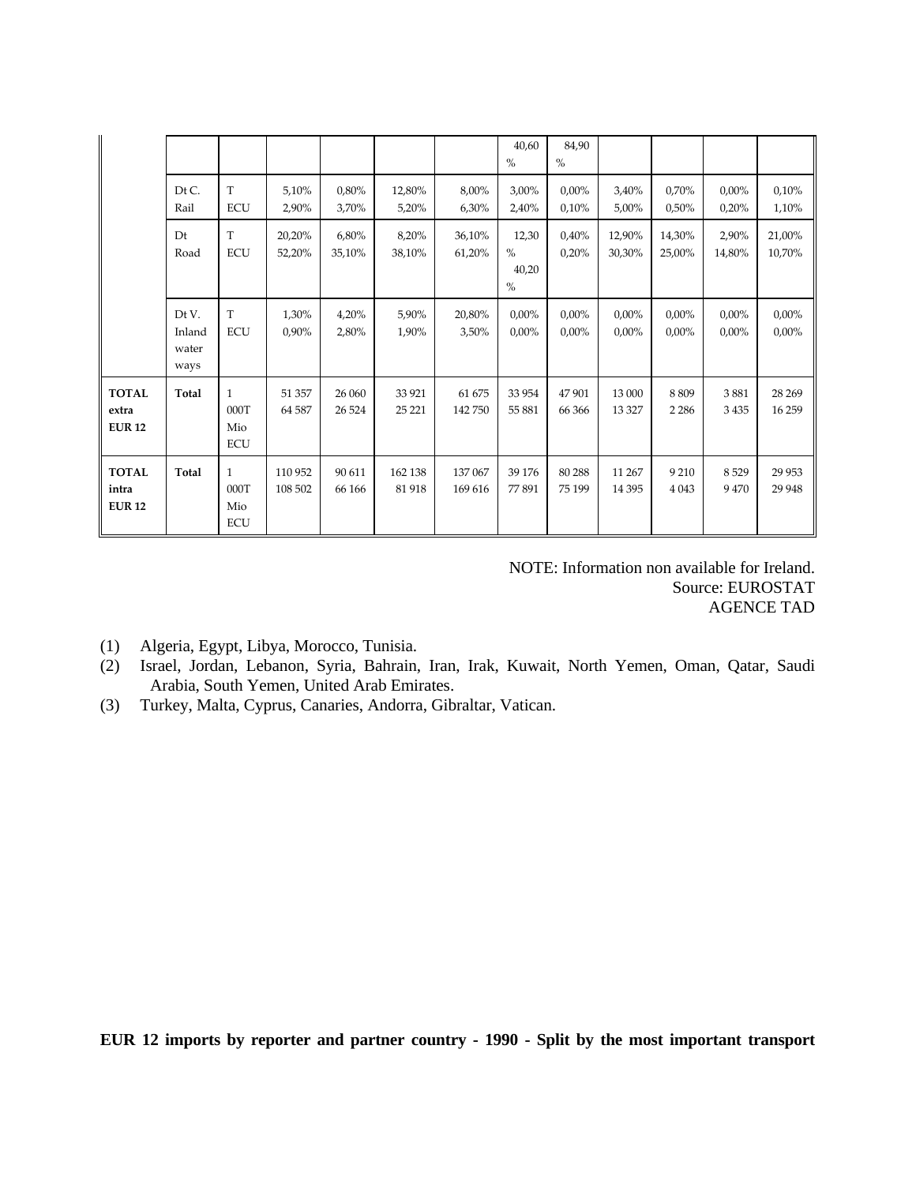| | | | | | | | | | | | | |
|---|---|---|---|---|---|---|---|---|---|---|---|---|
| | | | | | | | 40,60 % | 84,90 % | | | | |
| | Dt C. Rail | T ECU | 5,10% 2,90% | 0,80% 3,70% | 12,80% 5,20% | 8,00% 6,30% | 3,00% 2,40% | 0,00% 0,10% | 3,40% 5,00% | 0,70% 0,50% | 0,00% 0,20% | 0,10% 1,10% |
| | Dt Road | T ECU | 20,20% 52,20% | 6,80% 35,10% | 8,20% 38,10% | 36,10% 61,20% | 12,30 % 40,20 % | 0,40% 0,20% | 12,90% 30,30% | 14,30% 25,00% | 2,90% 14,80% | 21,00% 10,70% |
| | Dt V. Inland water ways | T ECU | 1,30% 0,90% | 4,20% 2,80% | 5,90% 1,90% | 20,80% 3,50% | 0,00% 0,00% | 0,00% 0,00% | 0,00% 0,00% | 0,00% 0,00% | 0,00% 0,00% | 0,00% 0,00% |
| **TOTAL extra EUR 12** | **Total** | 1 000T Mio ECU | 51 357 64 587 | 26 060 26 524 | 33 921 25 221 | 61 675 142 750 | 33 954 55 881 | 47 901 66 366 | 13 000 13 327 | 8 809 2 286 | 3 881 3 435 | 28 269 16 259 |
| **TOTAL intra EUR 12** | **Total** | 1 000T Mio ECU | 110 952 108 502 | 90 611 66 166 | 162 138 81 918 | 137 067 169 616 | 39 176 77 891 | 80 288 75 199 | 11 267 14 395 | 9 210 4 043 | 8 529 9 470 | 29 953 29 948 |

NOTE: Information non available for Ireland.
Source: EUROSTAT
AGENCE TAD

(1) Algeria, Egypt, Libya, Morocco, Tunisia.
(2) Israel, Jordan, Lebanon, Syria, Bahrain, Iran, Irak, Kuwait, North Yemen, Oman, Qatar, Saudi Arabia, South Yemen, United Arab Emirates.
(3) Turkey, Malta, Cyprus, Canaries, Andorra, Gibraltar, Vatican.

**EUR 12 imports by reporter and partner country - 1990 - Split by the most important transport**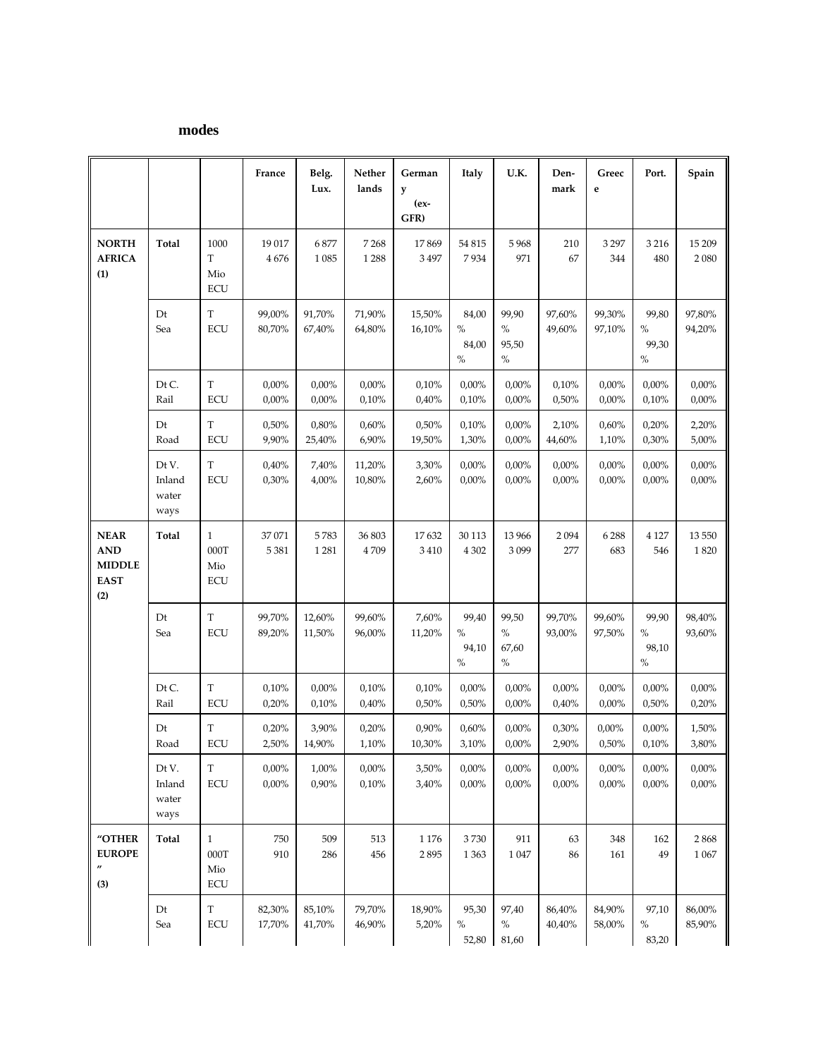**modes**

| | | | France | Belg. Lux. | Netherlands | Germany (ex-GFR) | Italy | U.K. | Den-mark | Greece | Port. | Spain |
|---|---|---|---|---|---|---|---|---|---|---|---|---|
| **NORTH AFRICA (1)** | **Total** | 1000 T<br>Mio ECU | 19 017<br>4 676 | 6 877<br>1 085 | 7 268<br>1 288 | 17 869<br>3 497 | 54 815<br>7 934 | 5 968<br>971 | 210<br>67 | 3 297<br>344 | 3 216<br>480 | 15 209<br>2 080 |
| | Dt Sea | T<br>ECU | 99,00%<br>80,70% | 91,70%<br>67,40% | 71,90%<br>64,80% | 15,50%<br>16,10% | 84,00 %<br>84,00 % | 99,90 %<br>95,50 % | 97,60%<br>49,60% | 99,30%<br>97,10% | 99,80 %<br>99,30 % | 97,80%<br>94,20% |
| | Dt C. Rail | T<br>ECU | 0,00%<br>0,00% | 0,00%<br>0,00% | 0,00%<br>0,10% | 0,10%<br>0,40% | 0,00%<br>0,10% | 0,00%<br>0,00% | 0,10%<br>0,50% | 0,00%<br>0,00% | 0,00%<br>0,10% | 0,00%<br>0,00% |
| | Dt Road | T<br>ECU | 0,50%<br>9,90% | 0,80%<br>25,40% | 0,60%<br>6,90% | 0,50%<br>19,50% | 0,10%<br>1,30% | 0,00%<br>0,00% | 2,10%<br>44,60% | 0,60%<br>1,10% | 0,20%<br>0,30% | 2,20%<br>5,00% |
| | Dt V. Inland water ways | T<br>ECU | 0,40%<br>0,30% | 7,40%<br>4,00% | 11,20%<br>10,80% | 3,30%<br>2,60% | 0,00%<br>0,00% | 0,00%<br>0,00% | 0,00%<br>0,00% | 0,00%<br>0,00% | 0,00%<br>0,00% | 0,00%<br>0,00% |
| **NEAR AND MIDDLE EAST (2)** | **Total** | 1 000T<br>Mio ECU | 37 071<br>5 381 | 5 783<br>1 281 | 36 803<br>4 709 | 17 632<br>3 410 | 30 113<br>4 302 | 13 966<br>3 099 | 2 094<br>277 | 6 288<br>683 | 4 127<br>546 | 13 550<br>1 820 |
| | Dt Sea | T<br>ECU | 99,70%<br>89,20% | 12,60%<br>11,50% | 99,60%<br>96,00% | 7,60%<br>11,20% | 99,40 %<br>94,10 % | 99,50 %<br>67,60 % | 99,70%<br>93,00% | 99,60%<br>97,50% | 99,90 %<br>98,10 % | 98,40%<br>93,60% |
| | Dt C. Rail | T<br>ECU | 0,10%<br>0,20% | 0,00%<br>0,10% | 0,10%<br>0,40% | 0,10%<br>0,50% | 0,00%<br>0,50% | 0,00%<br>0,00% | 0,00%<br>0,40% | 0,00%<br>0,00% | 0,00%<br>0,50% | 0,00%<br>0,20% |
| | Dt Road | T<br>ECU | 0,20%<br>2,50% | 3,90%<br>14,90% | 0,20%<br>1,10% | 0,90%<br>10,30% | 0,60%<br>3,10% | 0,00%<br>0,00% | 0,30%<br>2,90% | 0,00%<br>0,50% | 0,00%<br>0,10% | 1,50%<br>3,80% |
| | Dt V. Inland water ways | T<br>ECU | 0,00%<br>0,00% | 1,00%<br>0,90% | 0,00%<br>0,10% | 3,50%<br>3,40% | 0,00%<br>0,00% | 0,00%<br>0,00% | 0,00%<br>0,00% | 0,00%<br>0,00% | 0,00%<br>0,00% | 0,00%<br>0,00% |
| **"OTHER EUROPE" (3)** | **Total** | 1 000T<br>Mio ECU | 750<br>910 | 509<br>286 | 513<br>456 | 1 176<br>2 895 | 3 730<br>1 363 | 911<br>1 047 | 63<br>86 | 348<br>161 | 162<br>49 | 2 868<br>1 067 |
| | Dt Sea | T<br>ECU | 82,30%<br>17,70% | 85,10%<br>41,70% | 79,70%<br>46,90% | 18,90%<br>5,20% | 95,30 %<br>52,80 | 97,40 %<br>81,60 | 86,40%<br>40,40% | 84,90%<br>58,00% | 97,10 %<br>83,20 | 86,00%<br>85,90% |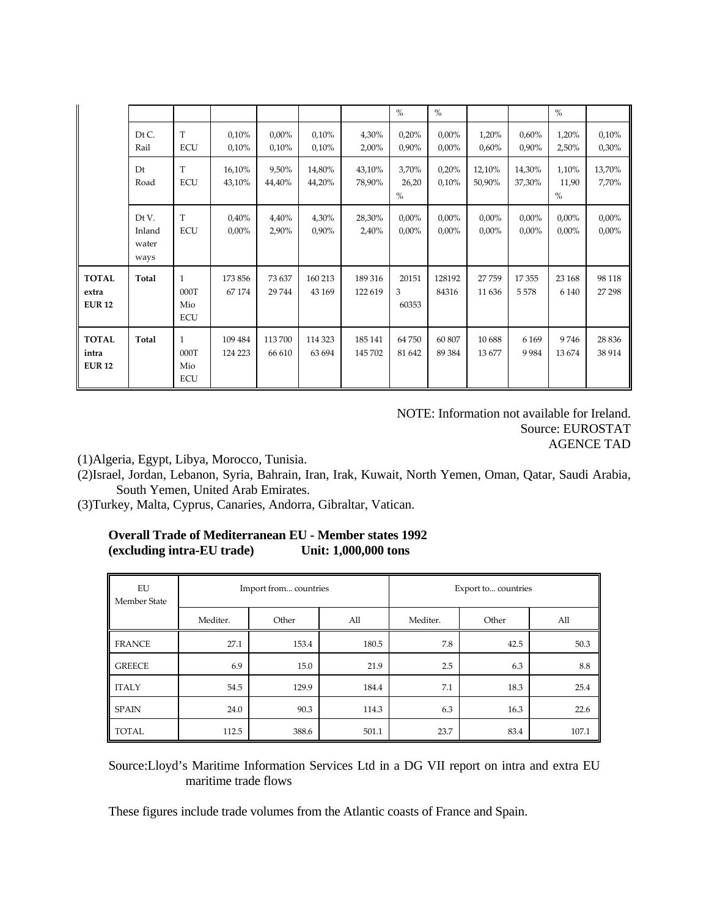| | | | | | | | % | % | | | % | |
|---|---|---|---|---|---|---|---|---|---|---|---|---|
| | Dt C. Rail | T ECU | 0,10% 0,10% | 0,00% 0,10% | 0,10% 0,10% | 4,30% 2,00% | 0,20% 0,90% | 0,00% 0,00% | 1,20% 0,60% | 0,60% 0,90% | 1,20% 2,50% | 0,10% 0,30% |
| | Dt Road | T ECU | 16,10% 43,10% | 9,50% 44,40% | 14,80% 44,20% | 43,10% 78,90% | 3,70% 26,20 % | 0,20% 0,10% | 12,10% 50,90% | 14,30% 37,30% | 1,10% 11,90 % | 13,70% 7,70% |
| | Dt V. Inland water ways | T ECU | 0,40% 0,00% | 4,40% 2,90% | 4,30% 0,90% | 28,30% 2,40% | 0,00% 0,00% | 0,00% 0,00% | 0,00% 0,00% | 0,00% 0,00% | 0,00% 0,00% | 0,00% 0,00% |
| **TOTAL extra EUR 12** | **Total** | 1 000T Mio ECU | 173 856 67 174 | 73 637 29 744 | 160 213 43 169 | 189 316 122 619 | 20151 3 60353 | 128192 84316 | 27 759 11 636 | 17 355 5 578 | 23 168 6 140 | 98 118 27 298 |
| **TOTAL intra EUR 12** | **Total** | 1 000T Mio ECU | 109 484 124 223 | 113 700 66 610 | 114 323 63 694 | 185 141 145 702 | 64 750 81 642 | 60 807 89 384 | 10 688 13 677 | 6 169 9 984 | 9 746 13 674 | 28 836 38 914 |

NOTE: Information not available for Ireland.
Source: EUROSTAT
AGENCE TAD

(1)Algeria, Egypt, Libya, Morocco, Tunisia.
(2)Israel, Jordan, Lebanon, Syria, Bahrain, Iran, Irak, Kuwait, North Yemen, Oman, Qatar, Saudi Arabia, South Yemen, United Arab Emirates.
(3)Turkey, Malta, Cyprus, Canaries, Andorra, Gibraltar, Vatican.

**Overall Trade of Mediterranean EU - Member states 1992**
**(excluding intra-EU trade) Unit: 1,000,000 tons**

| EU Member State | Import from... countries | | | Export to... countries | | |
|---|---|---|---|---|---|---|
| | Mediter. | Other | All | Mediter. | Other | All |
| FRANCE | 27.1 | 153.4 | 180.5 | 7.8 | 42.5 | 50.3 |
| GREECE | 6.9 | 15.0 | 21.9 | 2.5 | 6.3 | 8.8 |
| ITALY | 54.5 | 129.9 | 184.4 | 7.1 | 18.3 | 25.4 |
| SPAIN | 24.0 | 90.3 | 114.3 | 6.3 | 16.3 | 22.6 |
| TOTAL | 112.5 | 388.6 | 501.1 | 23.7 | 83.4 | 107.1 |

Source:Lloyd's Maritime Information Services Ltd in a DG VII report on intra and extra EU maritime trade flows

These figures include trade volumes from the Atlantic coasts of France and Spain.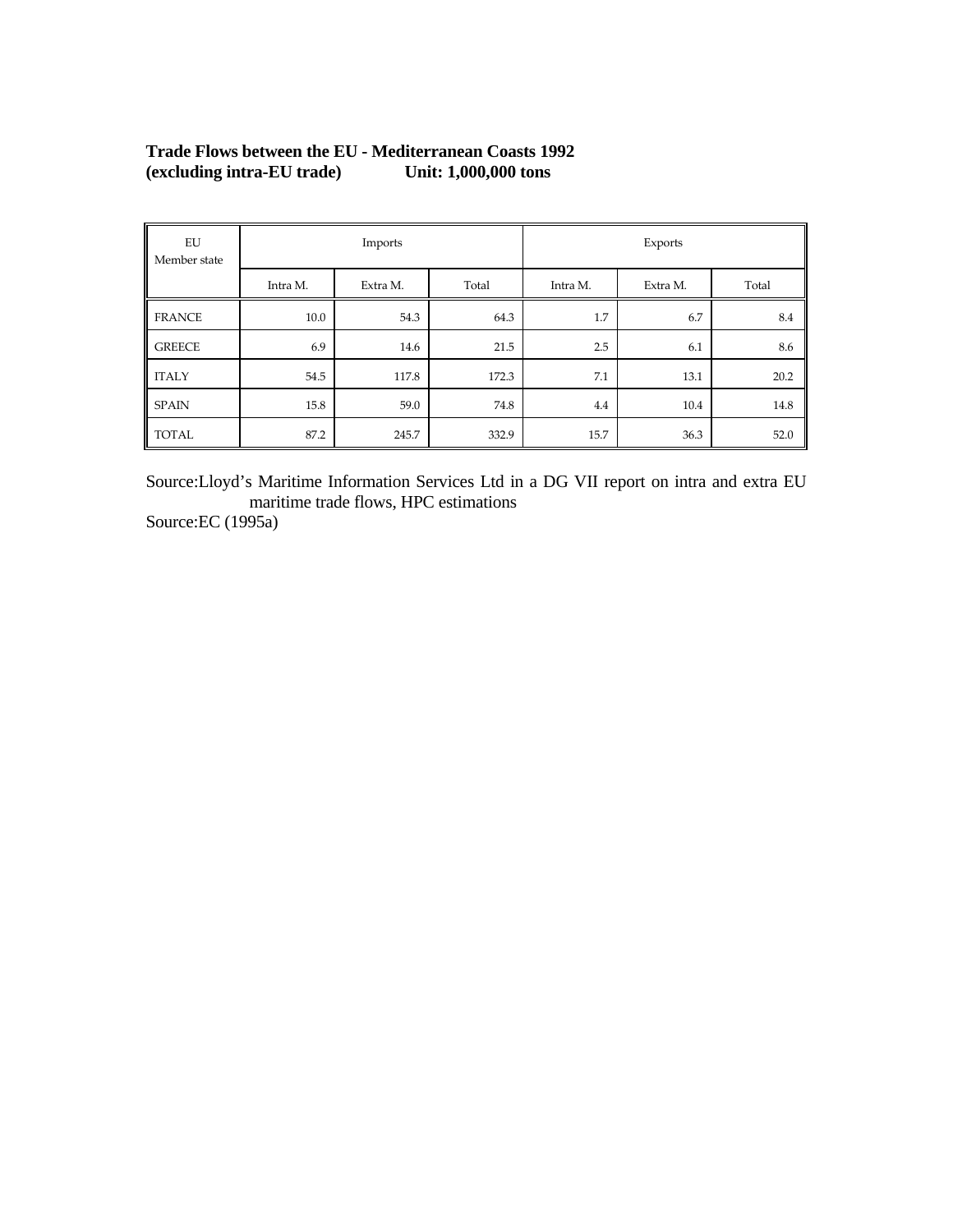**Trade Flows between the EU - Mediterranean Coasts 1992**
**(excluding intra-EU trade) Unit: 1,000,000 tons**

| EU Member state | Imports | | | Exports | | |
|---|---|---|---|---|---|---|
| | Intra M. | Extra M. | Total | Intra M. | Extra M. | Total |
| FRANCE | 10.0 | 54.3 | 64.3 | 1.7 | 6.7 | 8.4 |
| GREECE | 6.9 | 14.6 | 21.5 | 2.5 | 6.1 | 8.6 |
| ITALY | 54.5 | 117.8 | 172.3 | 7.1 | 13.1 | 20.2 |
| SPAIN | 15.8 | 59.0 | 74.8 | 4.4 | 10.4 | 14.8 |
| TOTAL | 87.2 | 245.7 | 332.9 | 15.7 | 36.3 | 52.0 |

Source:Lloyd's Maritime Information Services Ltd in a DG VII report on intra and extra EU maritime trade flows, HPC estimations

Source:EC (1995a)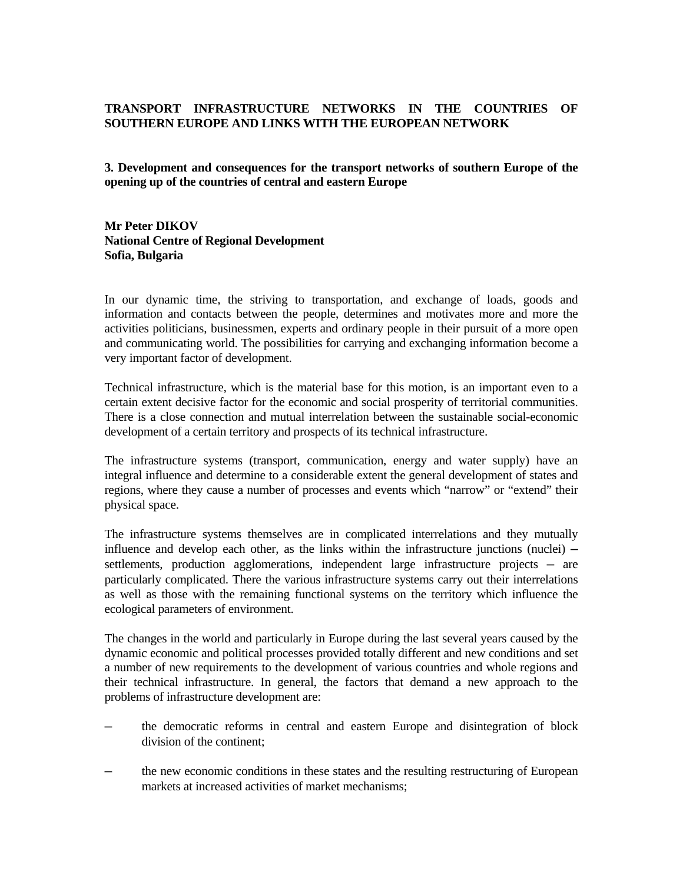**TRANSPORT INFRASTRUCTURE NETWORKS IN THE COUNTRIES OF SOUTHERN EUROPE AND LINKS WITH THE EUROPEAN NETWORK**

**3. Development and consequences for the transport networks of southern Europe of the opening up of the countries of central and eastern Europe**

**Mr Peter DIKOV**
**National Centre of Regional Development**
**Sofia, Bulgaria**

In our dynamic time, the striving to transportation, and exchange of loads, goods and information and contacts between the people, determines and motivates more and more the activities politicians, businessmen, experts and ordinary people in their pursuit of a more open and communicating world. The possibilities for carrying and exchanging information become a very important factor of development.

Technical infrastructure, which is the material base for this motion, is an important even to a certain extent decisive factor for the economic and social prosperity of territorial communities. There is a close connection and mutual interrelation between the sustainable social-economic development of a certain territory and prospects of its technical infrastructure.

The infrastructure systems (transport, communication, energy and water supply) have an integral influence and determine to a considerable extent the general development of states and regions, where they cause a number of processes and events which "narrow" or "extend" their physical space.

The infrastructure systems themselves are in complicated interrelations and they mutually influence and develop each other, as the links within the infrastructure junctions (nuclei) – settlements, production agglomerations, independent large infrastructure projects – are particularly complicated. There the various infrastructure systems carry out their interrelations as well as those with the remaining functional systems on the territory which influence the ecological parameters of environment.

The changes in the world and particularly in Europe during the last several years caused by the dynamic economic and political processes provided totally different and new conditions and set a number of new requirements to the development of various countries and whole regions and their technical infrastructure. In general, the factors that demand a new approach to the problems of infrastructure development are:

- the democratic reforms in central and eastern Europe and disintegration of block division of the continent;
- the new economic conditions in these states and the resulting restructuring of European markets at increased activities of market mechanisms;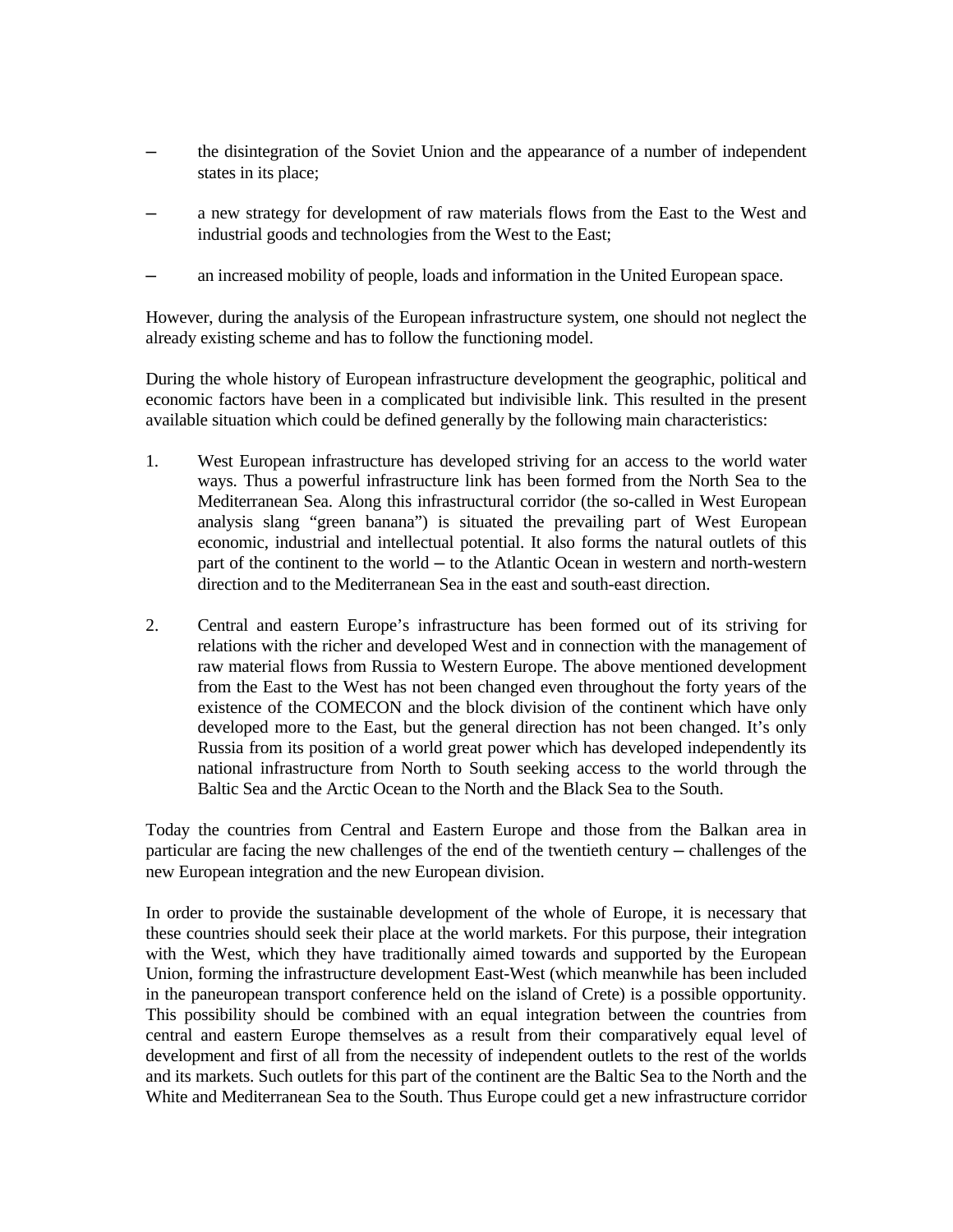– the disintegration of the Soviet Union and the appearance of a number of independent states in its place;

– a new strategy for development of raw materials flows from the East to the West and industrial goods and technologies from the West to the East;

– an increased mobility of people, loads and information in the United European space.

However, during the analysis of the European infrastructure system, one should not neglect the already existing scheme and has to follow the functioning model.

During the whole history of European infrastructure development the geographic, political and economic factors have been in a complicated but indivisible link. This resulted in the present available situation which could be defined generally by the following main characteristics:

1. West European infrastructure has developed striving for an access to the world water ways. Thus a powerful infrastructure link has been formed from the North Sea to the Mediterranean Sea. Along this infrastructural corridor (the so-called in West European analysis slang "green banana") is situated the prevailing part of West European economic, industrial and intellectual potential. It also forms the natural outlets of this part of the continent to the world – to the Atlantic Ocean in western and north-western direction and to the Mediterranean Sea in the east and south-east direction.

2. Central and eastern Europe's infrastructure has been formed out of its striving for relations with the richer and developed West and in connection with the management of raw material flows from Russia to Western Europe. The above mentioned development from the East to the West has not been changed even throughout the forty years of the existence of the COMECON and the block division of the continent which have only developed more to the East, but the general direction has not been changed. It's only Russia from its position of a world great power which has developed independently its national infrastructure from North to South seeking access to the world through the Baltic Sea and the Arctic Ocean to the North and the Black Sea to the South.

Today the countries from Central and Eastern Europe and those from the Balkan area in particular are facing the new challenges of the end of the twentieth century – challenges of the new European integration and the new European division.

In order to provide the sustainable development of the whole of Europe, it is necessary that these countries should seek their place at the world markets. For this purpose, their integration with the West, which they have traditionally aimed towards and supported by the European Union, forming the infrastructure development East-West (which meanwhile has been included in the paneuropean transport conference held on the island of Crete) is a possible opportunity. This possibility should be combined with an equal integration between the countries from central and eastern Europe themselves as a result from their comparatively equal level of development and first of all from the necessity of independent outlets to the rest of the worlds and its markets. Such outlets for this part of the continent are the Baltic Sea to the North and the White and Mediterranean Sea to the South. Thus Europe could get a new infrastructure corridor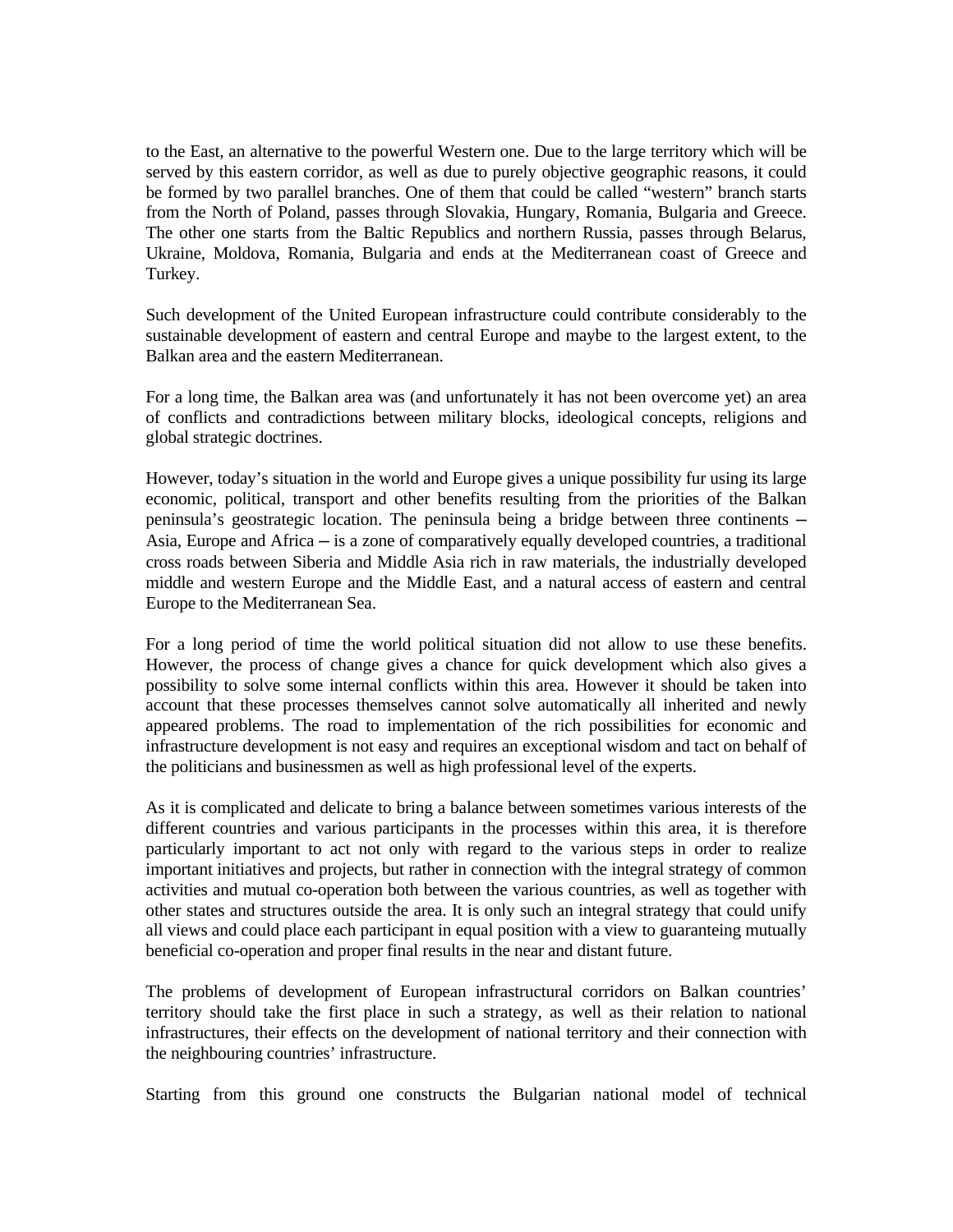to the East, an alternative to the powerful Western one. Due to the large territory which will be served by this eastern corridor, as well as due to purely objective geographic reasons, it could be formed by two parallel branches. One of them that could be called “western” branch starts from the North of Poland, passes through Slovakia, Hungary, Romania, Bulgaria and Greece. The other one starts from the Baltic Republics and northern Russia, passes through Belarus, Ukraine, Moldova, Romania, Bulgaria and ends at the Mediterranean coast of Greece and Turkey.

Such development of the United European infrastructure could contribute considerably to the sustainable development of eastern and central Europe and maybe to the largest extent, to the Balkan area and the eastern Mediterranean.

For a long time, the Balkan area was (and unfortunately it has not been overcome yet) an area of conflicts and contradictions between military blocks, ideological concepts, religions and global strategic doctrines.

However, today’s situation in the world and Europe gives a unique possibility fur using its large economic, political, transport and other benefits resulting from the priorities of the Balkan peninsula’s geostrategic location. The peninsula being a bridge between three continents – Asia, Europe and Africa – is a zone of comparatively equally developed countries, a traditional cross roads between Siberia and Middle Asia rich in raw materials, the industrially developed middle and western Europe and the Middle East, and a natural access of eastern and central Europe to the Mediterranean Sea.

For a long period of time the world political situation did not allow to use these benefits. However, the process of change gives a chance for quick development which also gives a possibility to solve some internal conflicts within this area. However it should be taken into account that these processes themselves cannot solve automatically all inherited and newly appeared problems. The road to implementation of the rich possibilities for economic and infrastructure development is not easy and requires an exceptional wisdom and tact on behalf of the politicians and businessmen as well as high professional level of the experts.

As it is complicated and delicate to bring a balance between sometimes various interests of the different countries and various participants in the processes within this area, it is therefore particularly important to act not only with regard to the various steps in order to realize important initiatives and projects, but rather in connection with the integral strategy of common activities and mutual co-operation both between the various countries, as well as together with other states and structures outside the area. It is only such an integral strategy that could unify all views and could place each participant in equal position with a view to guaranteeing mutually beneficial co-operation and proper final results in the near and distant future.

The problems of development of European infrastructural corridors on Balkan countries’ territory should take the first place in such a strategy, as well as their relation to national infrastructures, their effects on the development of national territory and their connection with the neighbouring countries’ infrastructure.

Starting from this ground one constructs the Bulgarian national model of technical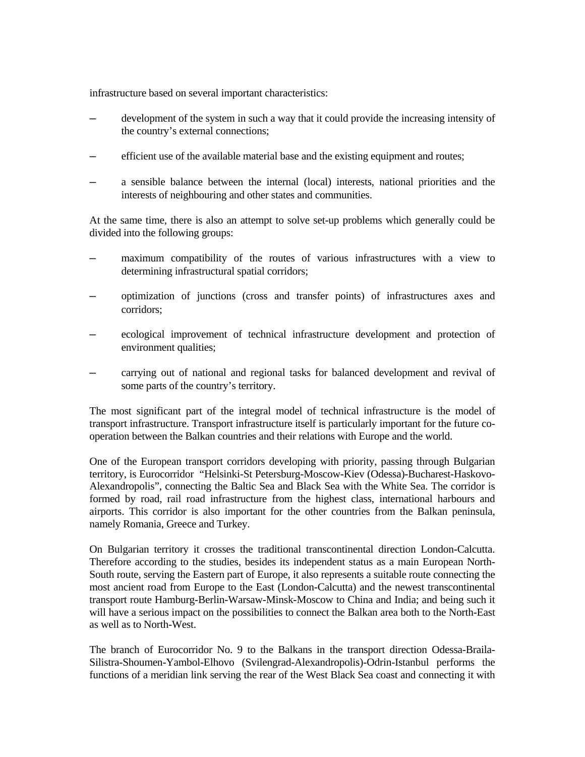infrastructure based on several important characteristics:

- development of the system in such a way that it could provide the increasing intensity of the country's external connections;
- efficient use of the available material base and the existing equipment and routes;
- a sensible balance between the internal (local) interests, national priorities and the interests of neighbouring and other states and communities.

At the same time, there is also an attempt to solve set-up problems which generally could be divided into the following groups:

- maximum compatibility of the routes of various infrastructures with a view to determining infrastructural spatial corridors;
- optimization of junctions (cross and transfer points) of infrastructures axes and corridors;
- ecological improvement of technical infrastructure development and protection of environment qualities;
- carrying out of national and regional tasks for balanced development and revival of some parts of the country's territory.

The most significant part of the integral model of technical infrastructure is the model of transport infrastructure. Transport infrastructure itself is particularly important for the future co-operation between the Balkan countries and their relations with Europe and the world.

One of the European transport corridors developing with priority, passing through Bulgarian territory, is Eurocorridor "Helsinki-St Petersburg-Moscow-Kiev (Odessa)-Bucharest-Haskovo-Alexandropolis", connecting the Baltic Sea and Black Sea with the White Sea. The corridor is formed by road, rail road infrastructure from the highest class, international harbours and airports. This corridor is also important for the other countries from the Balkan peninsula, namely Romania, Greece and Turkey.

On Bulgarian territory it crosses the traditional transcontinental direction London-Calcutta. Therefore according to the studies, besides its independent status as a main European North-South route, serving the Eastern part of Europe, it also represents a suitable route connecting the most ancient road from Europe to the East (London-Calcutta) and the newest transcontinental transport route Hamburg-Berlin-Warsaw-Minsk-Moscow to China and India; and being such it will have a serious impact on the possibilities to connect the Balkan area both to the North-East as well as to North-West.

The branch of Eurocorridor No. 9 to the Balkans in the transport direction Odessa-Braila-Silistra-Shoumen-Yambol-Elhovo (Svilengrad-Alexandropolis)-Odrin-Istanbul performs the functions of a meridian link serving the rear of the West Black Sea coast and connecting it with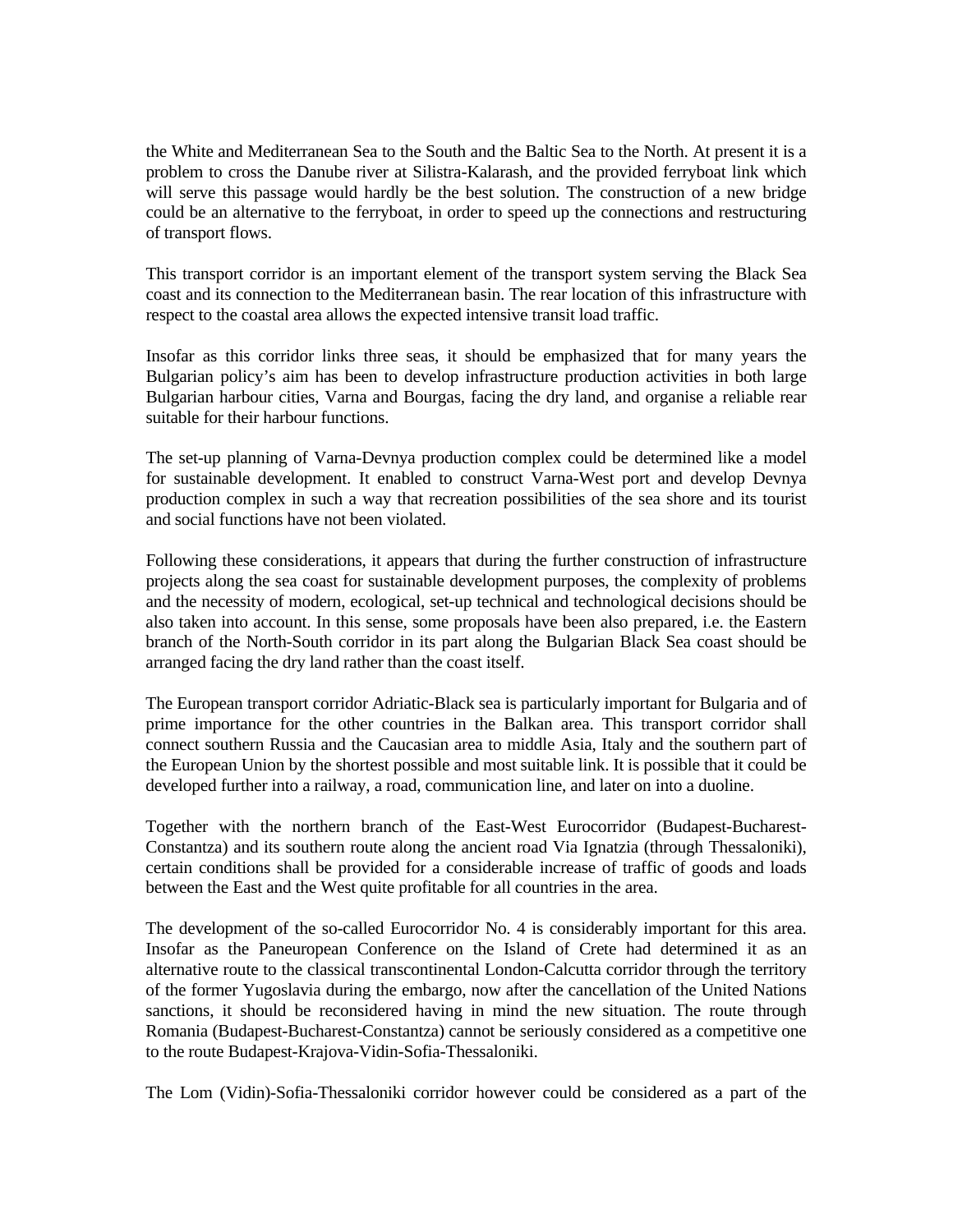the White and Mediterranean Sea to the South and the Baltic Sea to the North. At present it is a problem to cross the Danube river at Silistra-Kalarash, and the provided ferryboat link which will serve this passage would hardly be the best solution. The construction of a new bridge could be an alternative to the ferryboat, in order to speed up the connections and restructuring of transport flows.

This transport corridor is an important element of the transport system serving the Black Sea coast and its connection to the Mediterranean basin. The rear location of this infrastructure with respect to the coastal area allows the expected intensive transit load traffic.

Insofar as this corridor links three seas, it should be emphasized that for many years the Bulgarian policy's aim has been to develop infrastructure production activities in both large Bulgarian harbour cities, Varna and Bourgas, facing the dry land, and organise a reliable rear suitable for their harbour functions.

The set-up planning of Varna-Devnya production complex could be determined like a model for sustainable development. It enabled to construct Varna-West port and develop Devnya production complex in such a way that recreation possibilities of the sea shore and its tourist and social functions have not been violated.

Following these considerations, it appears that during the further construction of infrastructure projects along the sea coast for sustainable development purposes, the complexity of problems and the necessity of modern, ecological, set-up technical and technological decisions should be also taken into account. In this sense, some proposals have been also prepared, i.e. the Eastern branch of the North-South corridor in its part along the Bulgarian Black Sea coast should be arranged facing the dry land rather than the coast itself.

The European transport corridor Adriatic-Black sea is particularly important for Bulgaria and of prime importance for the other countries in the Balkan area. This transport corridor shall connect southern Russia and the Caucasian area to middle Asia, Italy and the southern part of the European Union by the shortest possible and most suitable link. It is possible that it could be developed further into a railway, a road, communication line, and later on into a duoline.

Together with the northern branch of the East-West Eurocorridor (Budapest-Bucharest-Constantza) and its southern route along the ancient road Via Ignatzia (through Thessaloniki), certain conditions shall be provided for a considerable increase of traffic of goods and loads between the East and the West quite profitable for all countries in the area.

The development of the so-called Eurocorridor No. 4 is considerably important for this area. Insofar as the Paneuropean Conference on the Island of Crete had determined it as an alternative route to the classical transcontinental London-Calcutta corridor through the territory of the former Yugoslavia during the embargo, now after the cancellation of the United Nations sanctions, it should be reconsidered having in mind the new situation. The route through Romania (Budapest-Bucharest-Constantza) cannot be seriously considered as a competitive one to the route Budapest-Krajova-Vidin-Sofia-Thessaloniki.

The Lom (Vidin)-Sofia-Thessaloniki corridor however could be considered as a part of the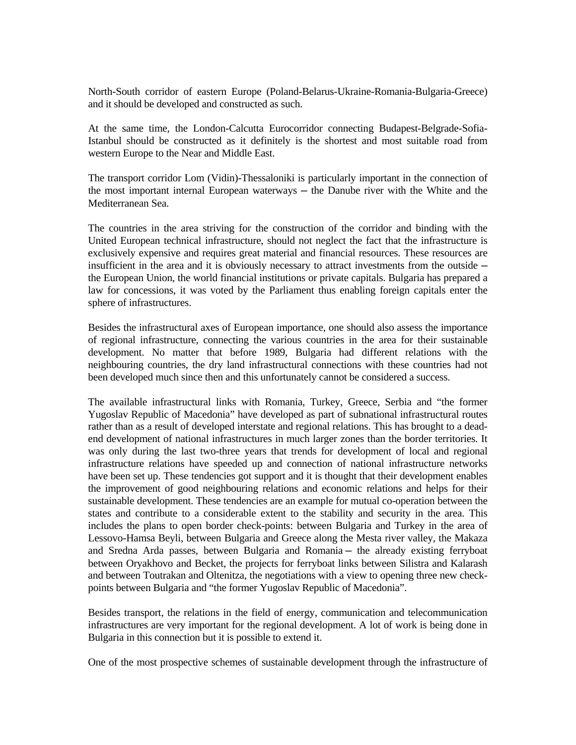North-South corridor of eastern Europe (Poland-Belarus-Ukraine-Romania-Bulgaria-Greece) and it should be developed and constructed as such.

At the same time, the London-Calcutta Eurocorridor connecting Budapest-Belgrade-Sofia-Istanbul should be constructed as it definitely is the shortest and most suitable road from western Europe to the Near and Middle East.

The transport corridor Lom (Vidin)-Thessaloniki is particularly important in the connection of the most important internal European waterways – the Danube river with the White and the Mediterranean Sea.

The countries in the area striving for the construction of the corridor and binding with the United European technical infrastructure, should not neglect the fact that the infrastructure is exclusively expensive and requires great material and financial resources. These resources are insufficient in the area and it is obviously necessary to attract investments from the outside – the European Union, the world financial institutions or private capitals. Bulgaria has prepared a law for concessions, it was voted by the Parliament thus enabling foreign capitals enter the sphere of infrastructures.

Besides the infrastructural axes of European importance, one should also assess the importance of regional infrastructure, connecting the various countries in the area for their sustainable development. No matter that before 1989, Bulgaria had different relations with the neighbouring countries, the dry land infrastructural connections with these countries had not been developed much since then and this unfortunately cannot be considered a success.

The available infrastructural links with Romania, Turkey, Greece, Serbia and "the former Yugoslav Republic of Macedonia" have developed as part of subnational infrastructural routes rather than as a result of developed interstate and regional relations. This has brought to a dead-end development of national infrastructures in much larger zones than the border territories. It was only during the last two-three years that trends for development of local and regional infrastructure relations have speeded up and connection of national infrastructure networks have been set up. These tendencies got support and it is thought that their development enables the improvement of good neighbouring relations and economic relations and helps for their sustainable development. These tendencies are an example for mutual co-operation between the states and contribute to a considerable extent to the stability and security in the area. This includes the plans to open border check-points: between Bulgaria and Turkey in the area of Lessovo-Hamsa Beyli, between Bulgaria and Greece along the Mesta river valley, the Makaza and Sredna Arda passes, between Bulgaria and Romania – the already existing ferryboat between Oryakhovo and Becket, the projects for ferryboat links between Silistra and Kalarash and between Toutrakan and Oltenitza, the negotiations with a view to opening three new check-points between Bulgaria and "the former Yugoslav Republic of Macedonia".

Besides transport, the relations in the field of energy, communication and telecommunication infrastructures are very important for the regional development. A lot of work is being done in Bulgaria in this connection but it is possible to extend it.

One of the most prospective schemes of sustainable development through the infrastructure of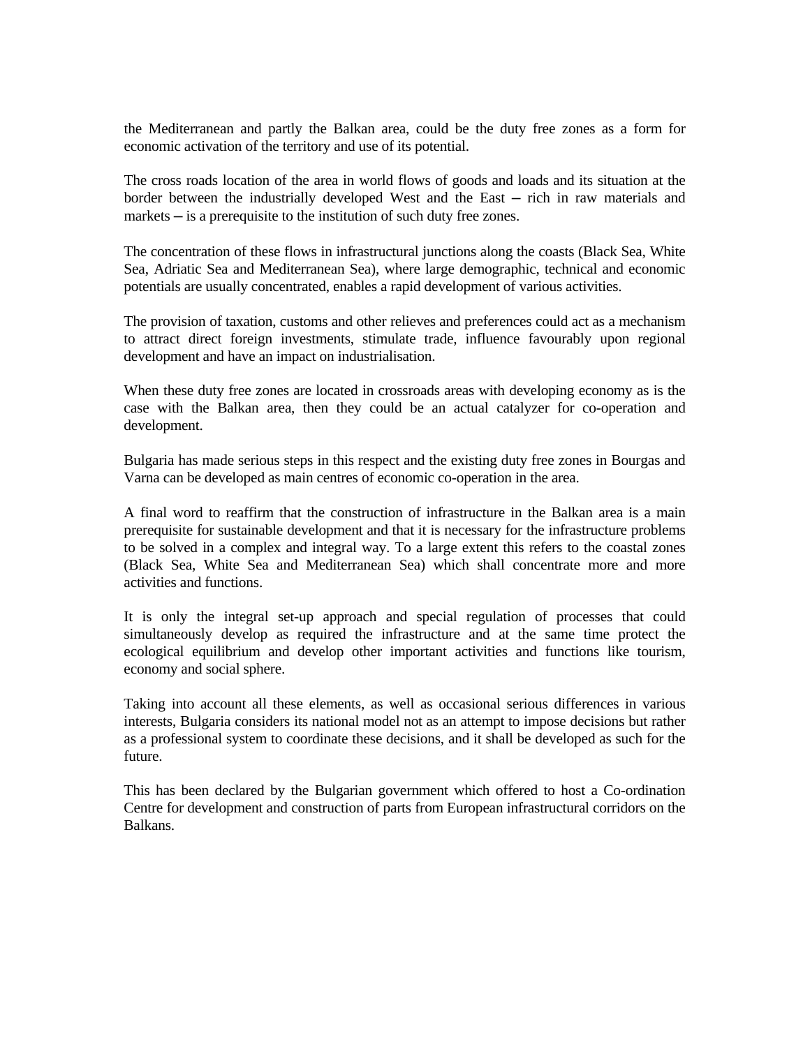the Mediterranean and partly the Balkan area, could be the duty free zones as a form for economic activation of the territory and use of its potential.

The cross roads location of the area in world flows of goods and loads and its situation at the border between the industrially developed West and the East – rich in raw materials and markets – is a prerequisite to the institution of such duty free zones.

The concentration of these flows in infrastructural junctions along the coasts (Black Sea, White Sea, Adriatic Sea and Mediterranean Sea), where large demographic, technical and economic potentials are usually concentrated, enables a rapid development of various activities.

The provision of taxation, customs and other relieves and preferences could act as a mechanism to attract direct foreign investments, stimulate trade, influence favourably upon regional development and have an impact on industrialisation.

When these duty free zones are located in crossroads areas with developing economy as is the case with the Balkan area, then they could be an actual catalyzer for co-operation and development.

Bulgaria has made serious steps in this respect and the existing duty free zones in Bourgas and Varna can be developed as main centres of economic co-operation in the area.

A final word to reaffirm that the construction of infrastructure in the Balkan area is a main prerequisite for sustainable development and that it is necessary for the infrastructure problems to be solved in a complex and integral way. To a large extent this refers to the coastal zones (Black Sea, White Sea and Mediterranean Sea) which shall concentrate more and more activities and functions.

It is only the integral set-up approach and special regulation of processes that could simultaneously develop as required the infrastructure and at the same time protect the ecological equilibrium and develop other important activities and functions like tourism, economy and social sphere.

Taking into account all these elements, as well as occasional serious differences in various interests, Bulgaria considers its national model not as an attempt to impose decisions but rather as a professional system to coordinate these decisions, and it shall be developed as such for the future.

This has been declared by the Bulgarian government which offered to host a Co-ordination Centre for development and construction of parts from European infrastructural corridors on the Balkans.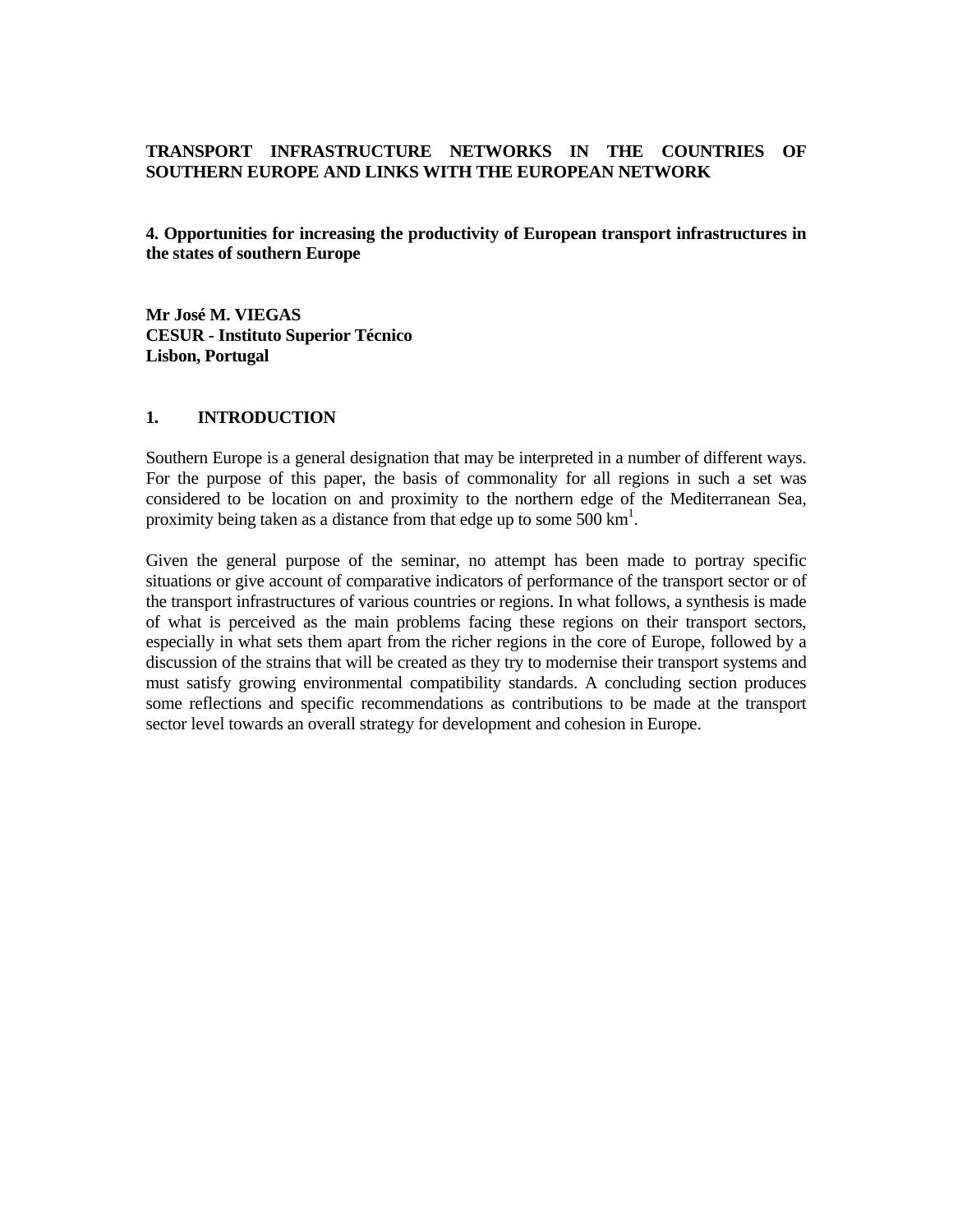**TRANSPORT INFRASTRUCTURE NETWORKS IN THE COUNTRIES OF SOUTHERN EUROPE AND LINKS WITH THE EUROPEAN NETWORK**

**4. Opportunities for increasing the productivity of European transport infrastructures in the states of southern Europe**

**Mr José M. VIEGAS**
**CESUR - Instituto Superior Técnico**
**Lisbon, Portugal**

## 1. INTRODUCTION

Southern Europe is a general designation that may be interpreted in a number of different ways. For the purpose of this paper, the basis of commonality for all regions in such a set was considered to be location on and proximity to the northern edge of the Mediterranean Sea, proximity being taken as a distance from that edge up to some 500 km[1].

Given the general purpose of the seminar, no attempt has been made to portray specific situations or give account of comparative indicators of performance of the transport sector or of the transport infrastructures of various countries or regions. In what follows, a synthesis is made of what is perceived as the main problems facing these regions on their transport sectors, especially in what sets them apart from the richer regions in the core of Europe, followed by a discussion of the strains that will be created as they try to modernise their transport systems and must satisfy growing environmental compatibility standards. A concluding section produces some reflections and specific recommendations as contributions to be made at the transport sector level towards an overall strategy for development and cohesion in Europe.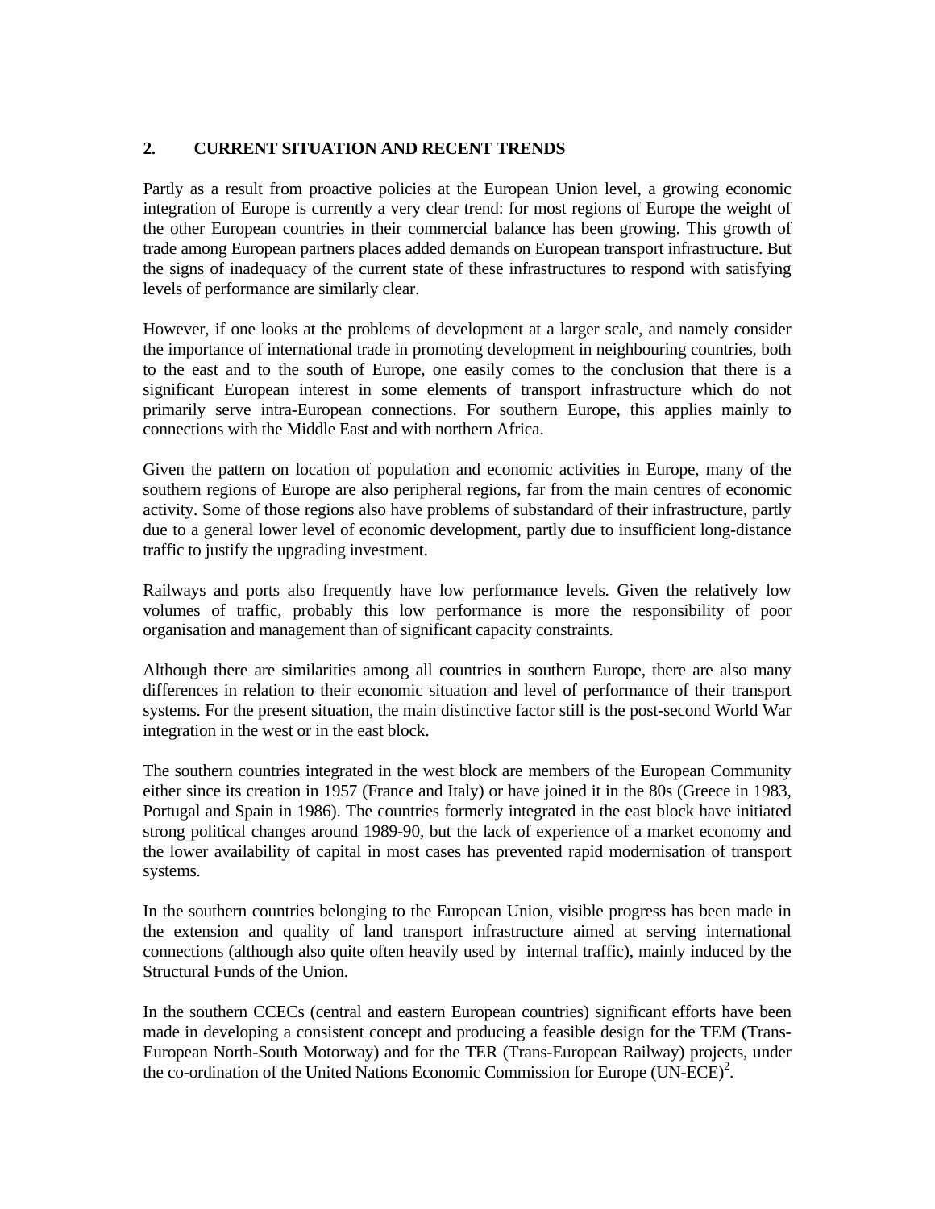## 2. CURRENT SITUATION AND RECENT TRENDS

Partly as a result from proactive policies at the European Union level, a growing economic integration of Europe is currently a very clear trend: for most regions of Europe the weight of the other European countries in their commercial balance has been growing. This growth of trade among European partners places added demands on European transport infrastructure. But the signs of inadequacy of the current state of these infrastructures to respond with satisfying levels of performance are similarly clear.

However, if one looks at the problems of development at a larger scale, and namely consider the importance of international trade in promoting development in neighbouring countries, both to the east and to the south of Europe, one easily comes to the conclusion that there is a significant European interest in some elements of transport infrastructure which do not primarily serve intra-European connections. For southern Europe, this applies mainly to connections with the Middle East and with northern Africa.

Given the pattern on location of population and economic activities in Europe, many of the southern regions of Europe are also peripheral regions, far from the main centres of economic activity. Some of those regions also have problems of substandard of their infrastructure, partly due to a general lower level of economic development, partly due to insufficient long-distance traffic to justify the upgrading investment.

Railways and ports also frequently have low performance levels. Given the relatively low volumes of traffic, probably this low performance is more the responsibility of poor organisation and management than of significant capacity constraints.

Although there are similarities among all countries in southern Europe, there are also many differences in relation to their economic situation and level of performance of their transport systems. For the present situation, the main distinctive factor still is the post-second World War integration in the west or in the east block.

The southern countries integrated in the west block are members of the European Community either since its creation in 1957 (France and Italy) or have joined it in the 80s (Greece in 1983, Portugal and Spain in 1986). The countries formerly integrated in the east block have initiated strong political changes around 1989-90, but the lack of experience of a market economy and the lower availability of capital in most cases has prevented rapid modernisation of transport systems.

In the southern countries belonging to the European Union, visible progress has been made in the extension and quality of land transport infrastructure aimed at serving international connections (although also quite often heavily used by internal traffic), mainly induced by the Structural Funds of the Union.

In the southern CCECs (central and eastern European countries) significant efforts have been made in developing a consistent concept and producing a feasible design for the TEM (Trans-European North-South Motorway) and for the TER (Trans-European Railway) projects, under the co-ordination of the United Nations Economic Commission for Europe (UN-ECE)[2].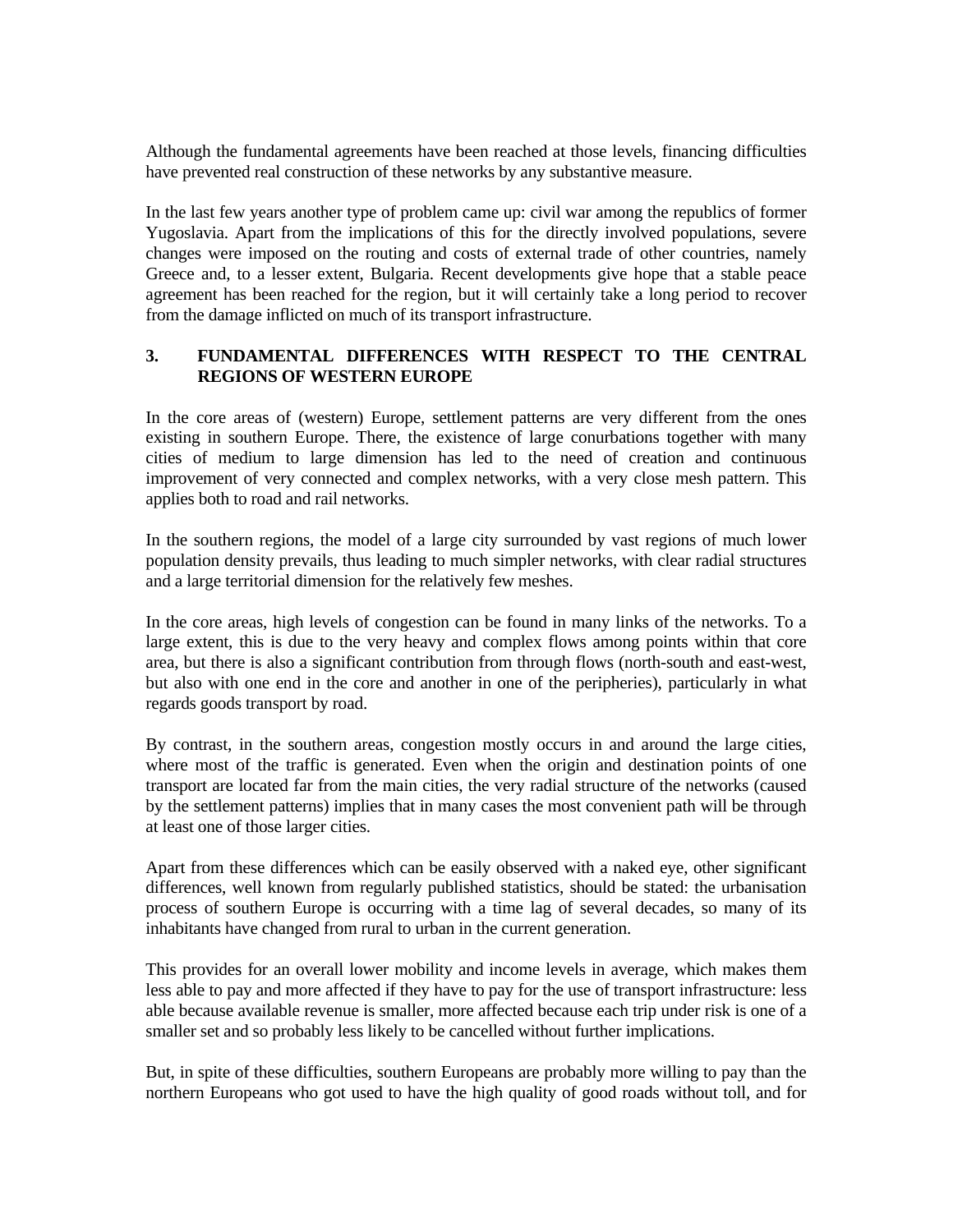Although the fundamental agreements have been reached at those levels, financing difficulties have prevented real construction of these networks by any substantive measure.

In the last few years another type of problem came up: civil war among the republics of former Yugoslavia. Apart from the implications of this for the directly involved populations, severe changes were imposed on the routing and costs of external trade of other countries, namely Greece and, to a lesser extent, Bulgaria. Recent developments give hope that a stable peace agreement has been reached for the region, but it will certainly take a long period to recover from the damage inflicted on much of its transport infrastructure.

## 3. FUNDAMENTAL DIFFERENCES WITH RESPECT TO THE CENTRAL REGIONS OF WESTERN EUROPE

In the core areas of (western) Europe, settlement patterns are very different from the ones existing in southern Europe. There, the existence of large conurbations together with many cities of medium to large dimension has led to the need of creation and continuous improvement of very connected and complex networks, with a very close mesh pattern. This applies both to road and rail networks.

In the southern regions, the model of a large city surrounded by vast regions of much lower population density prevails, thus leading to much simpler networks, with clear radial structures and a large territorial dimension for the relatively few meshes.

In the core areas, high levels of congestion can be found in many links of the networks. To a large extent, this is due to the very heavy and complex flows among points within that core area, but there is also a significant contribution from through flows (north-south and east-west, but also with one end in the core and another in one of the peripheries), particularly in what regards goods transport by road.

By contrast, in the southern areas, congestion mostly occurs in and around the large cities, where most of the traffic is generated. Even when the origin and destination points of one transport are located far from the main cities, the very radial structure of the networks (caused by the settlement patterns) implies that in many cases the most convenient path will be through at least one of those larger cities.

Apart from these differences which can be easily observed with a naked eye, other significant differences, well known from regularly published statistics, should be stated: the urbanisation process of southern Europe is occurring with a time lag of several decades, so many of its inhabitants have changed from rural to urban in the current generation.

This provides for an overall lower mobility and income levels in average, which makes them less able to pay and more affected if they have to pay for the use of transport infrastructure: less able because available revenue is smaller, more affected because each trip under risk is one of a smaller set and so probably less likely to be cancelled without further implications.

But, in spite of these difficulties, southern Europeans are probably more willing to pay than the northern Europeans who got used to have the high quality of good roads without toll, and for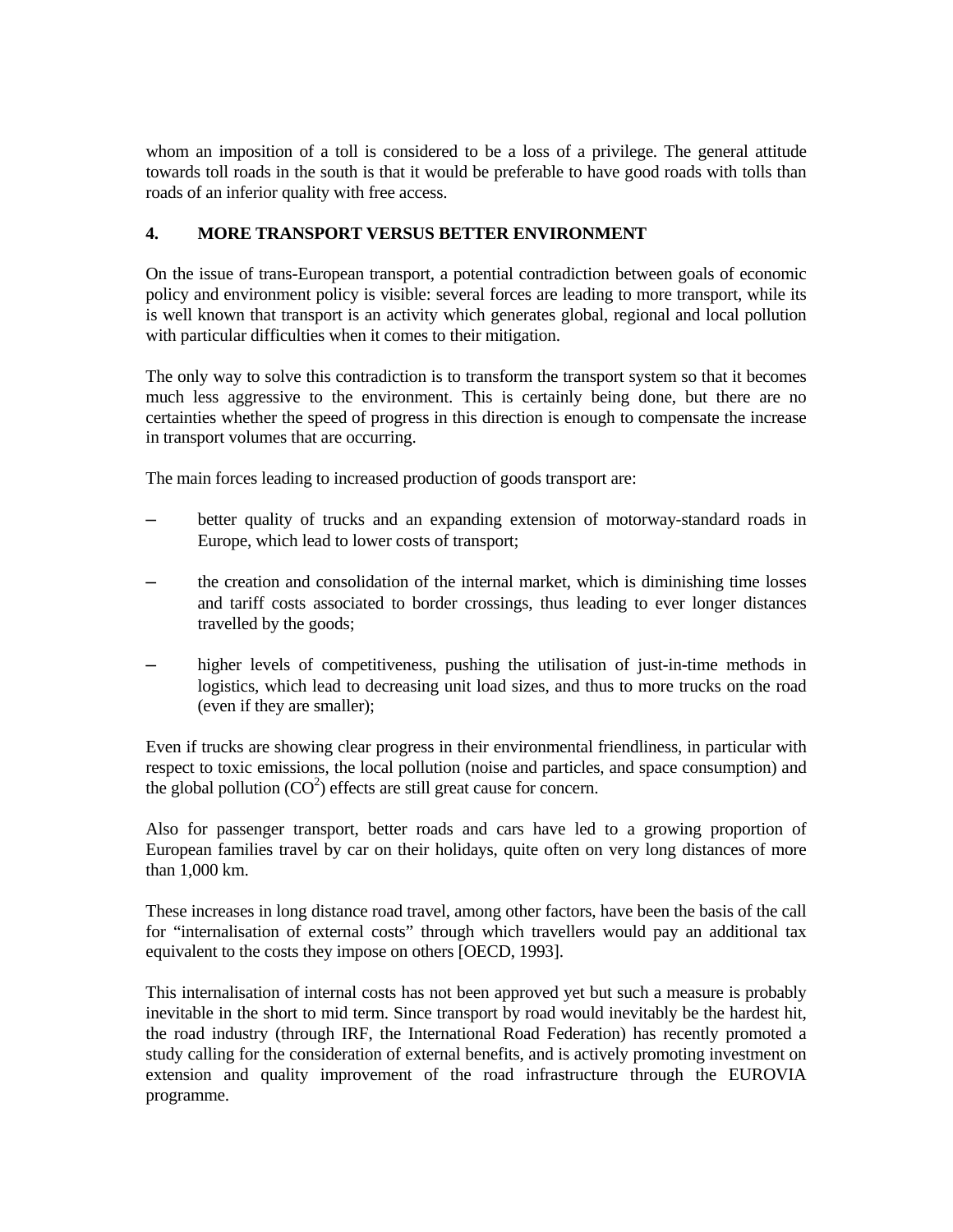whom an imposition of a toll is considered to be a loss of a privilege. The general attitude towards toll roads in the south is that it would be preferable to have good roads with tolls than roads of an inferior quality with free access.

## 4. MORE TRANSPORT VERSUS BETTER ENVIRONMENT

On the issue of trans-European transport, a potential contradiction between goals of economic policy and environment policy is visible: several forces are leading to more transport, while its is well known that transport is an activity which generates global, regional and local pollution with particular difficulties when it comes to their mitigation.

The only way to solve this contradiction is to transform the transport system so that it becomes much less aggressive to the environment. This is certainly being done, but there are no certainties whether the speed of progress in this direction is enough to compensate the increase in transport volumes that are occurring.

The main forces leading to increased production of goods transport are:

- better quality of trucks and an expanding extension of motorway-standard roads in Europe, which lead to lower costs of transport;
- the creation and consolidation of the internal market, which is diminishing time losses and tariff costs associated to border crossings, thus leading to ever longer distances travelled by the goods;
- higher levels of competitiveness, pushing the utilisation of just-in-time methods in logistics, which lead to decreasing unit load sizes, and thus to more trucks on the road (even if they are smaller);

Even if trucks are showing clear progress in their environmental friendliness, in particular with respect to toxic emissions, the local pollution (noise and particles, and space consumption) and the global pollution ($CO^2$) effects are still great cause for concern.

Also for passenger transport, better roads and cars have led to a growing proportion of European families travel by car on their holidays, quite often on very long distances of more than 1,000 km.

These increases in long distance road travel, among other factors, have been the basis of the call for "internalisation of external costs" through which travellers would pay an additional tax equivalent to the costs they impose on others [OECD, 1993].

This internalisation of internal costs has not been approved yet but such a measure is probably inevitable in the short to mid term. Since transport by road would inevitably be the hardest hit, the road industry (through IRF, the International Road Federation) has recently promoted a study calling for the consideration of external benefits, and is actively promoting investment on extension and quality improvement of the road infrastructure through the EUROVIA programme.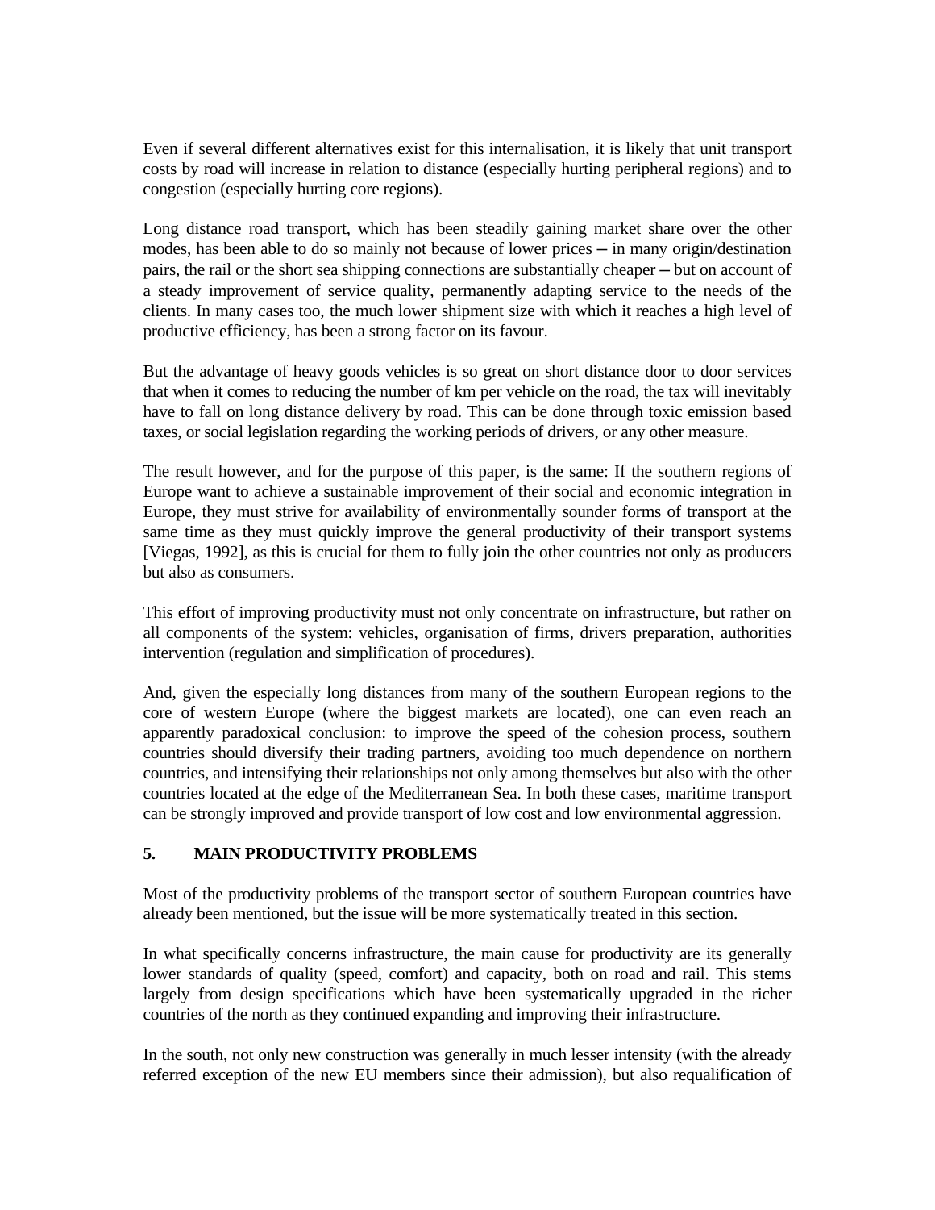Even if several different alternatives exist for this internalisation, it is likely that unit transport costs by road will increase in relation to distance (especially hurting peripheral regions) and to congestion (especially hurting core regions).

Long distance road transport, which has been steadily gaining market share over the other modes, has been able to do so mainly not because of lower prices – in many origin/destination pairs, the rail or the short sea shipping connections are substantially cheaper – but on account of a steady improvement of service quality, permanently adapting service to the needs of the clients. In many cases too, the much lower shipment size with which it reaches a high level of productive efficiency, has been a strong factor on its favour.

But the advantage of heavy goods vehicles is so great on short distance door to door services that when it comes to reducing the number of km per vehicle on the road, the tax will inevitably have to fall on long distance delivery by road. This can be done through toxic emission based taxes, or social legislation regarding the working periods of drivers, or any other measure.

The result however, and for the purpose of this paper, is the same: If the southern regions of Europe want to achieve a sustainable improvement of their social and economic integration in Europe, they must strive for availability of environmentally sounder forms of transport at the same time as they must quickly improve the general productivity of their transport systems [Viegas, 1992], as this is crucial for them to fully join the other countries not only as producers but also as consumers.

This effort of improving productivity must not only concentrate on infrastructure, but rather on all components of the system: vehicles, organisation of firms, drivers preparation, authorities intervention (regulation and simplification of procedures).

And, given the especially long distances from many of the southern European regions to the core of western Europe (where the biggest markets are located), one can even reach an apparently paradoxical conclusion: to improve the speed of the cohesion process, southern countries should diversify their trading partners, avoiding too much dependence on northern countries, and intensifying their relationships not only among themselves but also with the other countries located at the edge of the Mediterranean Sea. In both these cases, maritime transport can be strongly improved and provide transport of low cost and low environmental aggression.

## 5. MAIN PRODUCTIVITY PROBLEMS

Most of the productivity problems of the transport sector of southern European countries have already been mentioned, but the issue will be more systematically treated in this section.

In what specifically concerns infrastructure, the main cause for productivity are its generally lower standards of quality (speed, comfort) and capacity, both on road and rail. This stems largely from design specifications which have been systematically upgraded in the richer countries of the north as they continued expanding and improving their infrastructure.

In the south, not only new construction was generally in much lesser intensity (with the already referred exception of the new EU members since their admission), but also requalification of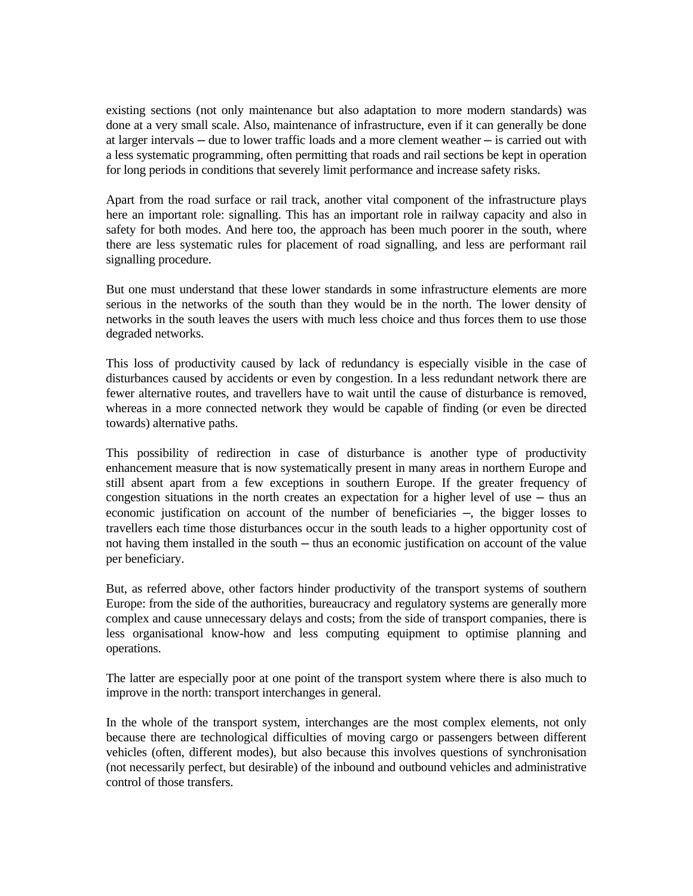existing sections (not only maintenance but also adaptation to more modern standards) was done at a very small scale. Also, maintenance of infrastructure, even if it can generally be done at larger intervals – due to lower traffic loads and a more clement weather – is carried out with a less systematic programming, often permitting that roads and rail sections be kept in operation for long periods in conditions that severely limit performance and increase safety risks.

Apart from the road surface or rail track, another vital component of the infrastructure plays here an important role: signalling. This has an important role in railway capacity and also in safety for both modes. And here too, the approach has been much poorer in the south, where there are less systematic rules for placement of road signalling, and less are performant rail signalling procedure.

But one must understand that these lower standards in some infrastructure elements are more serious in the networks of the south than they would be in the north. The lower density of networks in the south leaves the users with much less choice and thus forces them to use those degraded networks.

This loss of productivity caused by lack of redundancy is especially visible in the case of disturbances caused by accidents or even by congestion. In a less redundant network there are fewer alternative routes, and travellers have to wait until the cause of disturbance is removed, whereas in a more connected network they would be capable of finding (or even be directed towards) alternative paths.

This possibility of redirection in case of disturbance is another type of productivity enhancement measure that is now systematically present in many areas in northern Europe and still absent apart from a few exceptions in southern Europe. If the greater frequency of congestion situations in the north creates an expectation for a higher level of use – thus an economic justification on account of the number of beneficiaries –, the bigger losses to travellers each time those disturbances occur in the south leads to a higher opportunity cost of not having them installed in the south – thus an economic justification on account of the value per beneficiary.

But, as referred above, other factors hinder productivity of the transport systems of southern Europe: from the side of the authorities, bureaucracy and regulatory systems are generally more complex and cause unnecessary delays and costs; from the side of transport companies, there is less organisational know-how and less computing equipment to optimise planning and operations.

The latter are especially poor at one point of the transport system where there is also much to improve in the north: transport interchanges in general.

In the whole of the transport system, interchanges are the most complex elements, not only because there are technological difficulties of moving cargo or passengers between different vehicles (often, different modes), but also because this involves questions of synchronisation (not necessarily perfect, but desirable) of the inbound and outbound vehicles and administrative control of those transfers.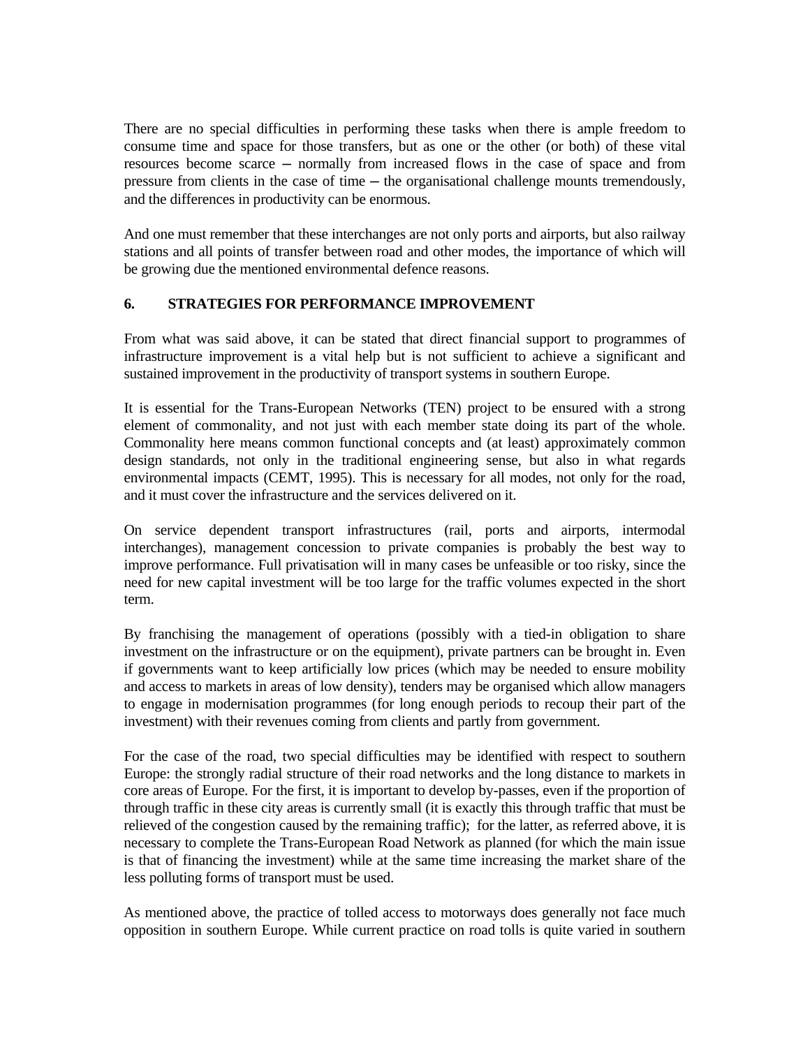There are no special difficulties in performing these tasks when there is ample freedom to consume time and space for those transfers, but as one or the other (or both) of these vital resources become scarce – normally from increased flows in the case of space and from pressure from clients in the case of time – the organisational challenge mounts tremendously, and the differences in productivity can be enormous.

And one must remember that these interchanges are not only ports and airports, but also railway stations and all points of transfer between road and other modes, the importance of which will be growing due the mentioned environmental defence reasons.

## 6. STRATEGIES FOR PERFORMANCE IMPROVEMENT

From what was said above, it can be stated that direct financial support to programmes of infrastructure improvement is a vital help but is not sufficient to achieve a significant and sustained improvement in the productivity of transport systems in southern Europe.

It is essential for the Trans-European Networks (TEN) project to be ensured with a strong element of commonality, and not just with each member state doing its part of the whole. Commonality here means common functional concepts and (at least) approximately common design standards, not only in the traditional engineering sense, but also in what regards environmental impacts (CEMT, 1995). This is necessary for all modes, not only for the road, and it must cover the infrastructure and the services delivered on it.

On service dependent transport infrastructures (rail, ports and airports, intermodal interchanges), management concession to private companies is probably the best way to improve performance. Full privatisation will in many cases be unfeasible or too risky, since the need for new capital investment will be too large for the traffic volumes expected in the short term.

By franchising the management of operations (possibly with a tied-in obligation to share investment on the infrastructure or on the equipment), private partners can be brought in. Even if governments want to keep artificially low prices (which may be needed to ensure mobility and access to markets in areas of low density), tenders may be organised which allow managers to engage in modernisation programmes (for long enough periods to recoup their part of the investment) with their revenues coming from clients and partly from government.

For the case of the road, two special difficulties may be identified with respect to southern Europe: the strongly radial structure of their road networks and the long distance to markets in core areas of Europe. For the first, it is important to develop by-passes, even if the proportion of through traffic in these city areas is currently small (it is exactly this through traffic that must be relieved of the congestion caused by the remaining traffic); for the latter, as referred above, it is necessary to complete the Trans-European Road Network as planned (for which the main issue is that of financing the investment) while at the same time increasing the market share of the less polluting forms of transport must be used.

As mentioned above, the practice of tolled access to motorways does generally not face much opposition in southern Europe. While current practice on road tolls is quite varied in southern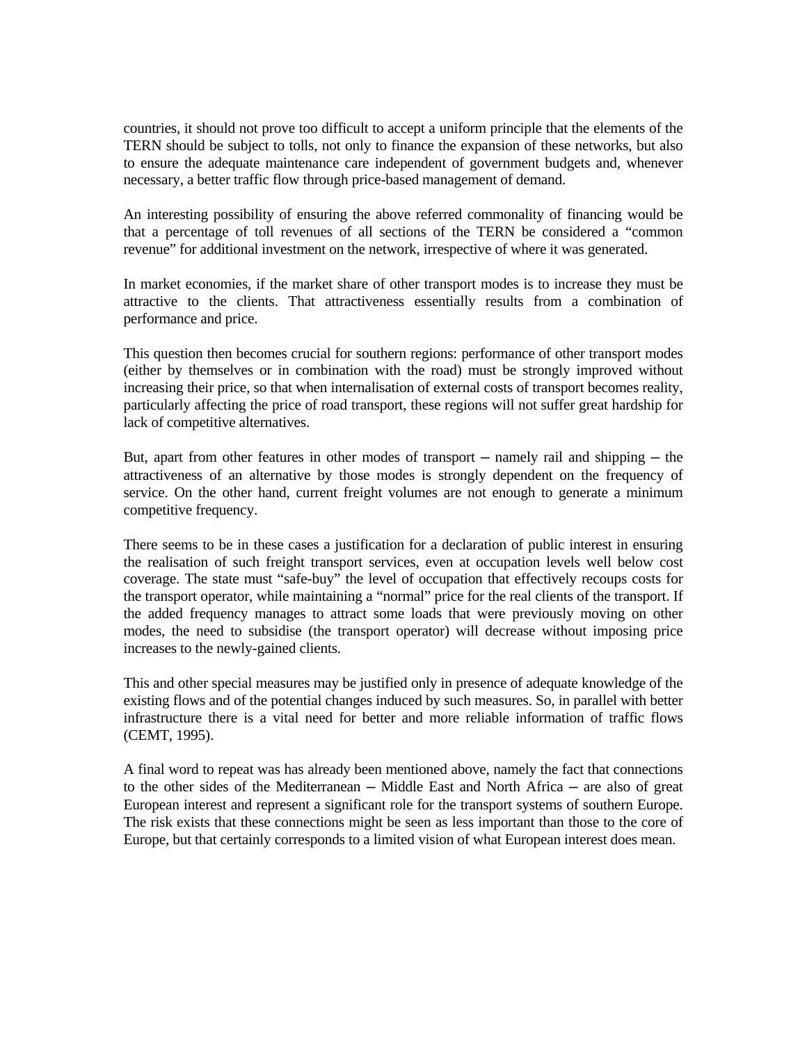countries, it should not prove too difficult to accept a uniform principle that the elements of the TERN should be subject to tolls, not only to finance the expansion of these networks, but also to ensure the adequate maintenance care independent of government budgets and, whenever necessary, a better traffic flow through price-based management of demand.

An interesting possibility of ensuring the above referred commonality of financing would be that a percentage of toll revenues of all sections of the TERN be considered a "common revenue" for additional investment on the network, irrespective of where it was generated.

In market economies, if the market share of other transport modes is to increase they must be attractive to the clients. That attractiveness essentially results from a combination of performance and price.

This question then becomes crucial for southern regions: performance of other transport modes (either by themselves or in combination with the road) must be strongly improved without increasing their price, so that when internalisation of external costs of transport becomes reality, particularly affecting the price of road transport, these regions will not suffer great hardship for lack of competitive alternatives.

But, apart from other features in other modes of transport – namely rail and shipping – the attractiveness of an alternative by those modes is strongly dependent on the frequency of service. On the other hand, current freight volumes are not enough to generate a minimum competitive frequency.

There seems to be in these cases a justification for a declaration of public interest in ensuring the realisation of such freight transport services, even at occupation levels well below cost coverage. The state must "safe-buy" the level of occupation that effectively recoups costs for the transport operator, while maintaining a "normal" price for the real clients of the transport. If the added frequency manages to attract some loads that were previously moving on other modes, the need to subsidise (the transport operator) will decrease without imposing price increases to the newly-gained clients.

This and other special measures may be justified only in presence of adequate knowledge of the existing flows and of the potential changes induced by such measures. So, in parallel with better infrastructure there is a vital need for better and more reliable information of traffic flows (CEMT, 1995).

A final word to repeat was has already been mentioned above, namely the fact that connections to the other sides of the Mediterranean – Middle East and North Africa – are also of great European interest and represent a significant role for the transport systems of southern Europe. The risk exists that these connections might be seen as less important than those to the core of Europe, but that certainly corresponds to a limited vision of what European interest does mean.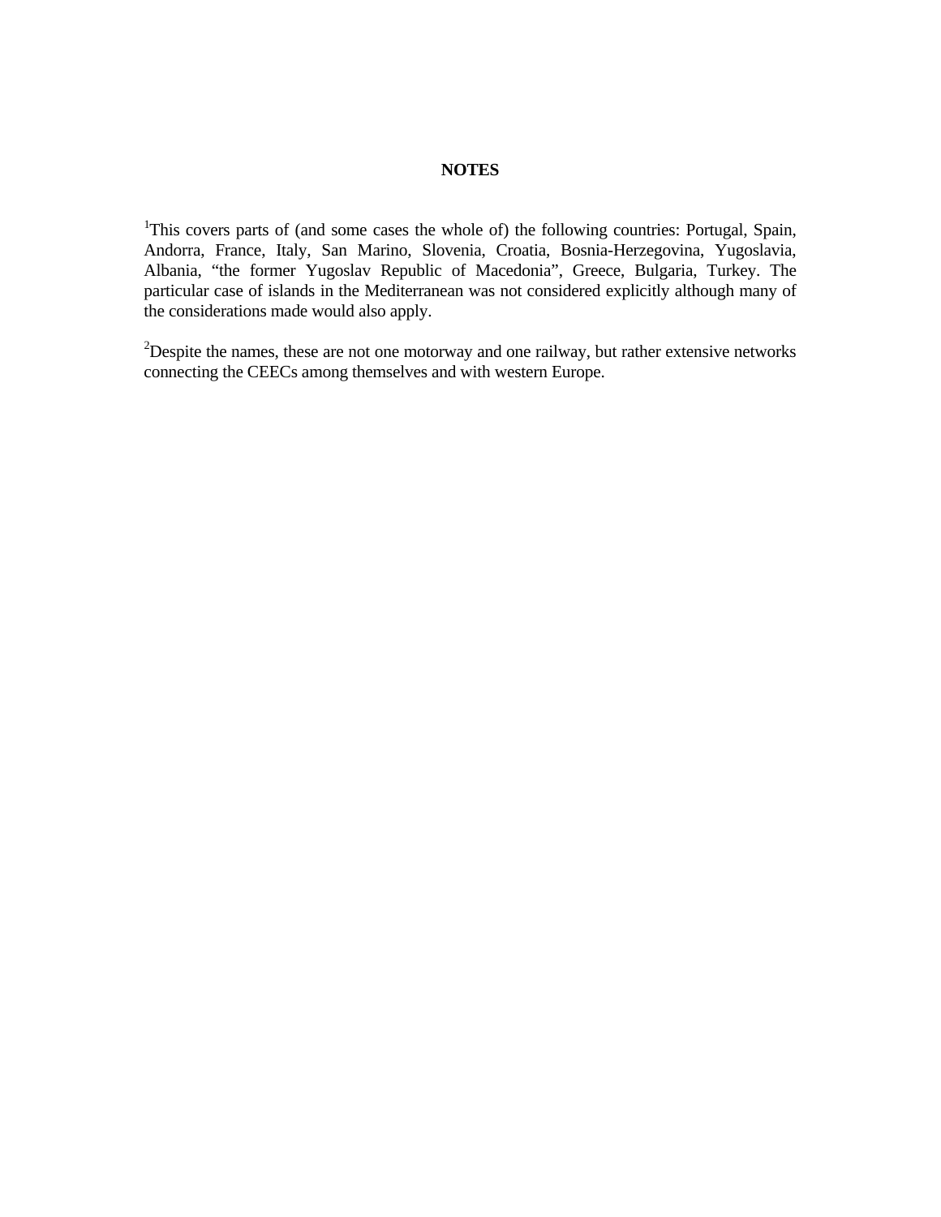# NOTES

[1]This covers parts of (and some cases the whole of) the following countries: Portugal, Spain, Andorra, France, Italy, San Marino, Slovenia, Croatia, Bosnia-Herzegovina, Yugoslavia, Albania, “the former Yugoslav Republic of Macedonia”, Greece, Bulgaria, Turkey. The particular case of islands in the Mediterranean was not considered explicitly although many of the considerations made would also apply.

[2]Despite the names, these are not one motorway and one railway, but rather extensive networks connecting the CEECs among themselves and with western Europe.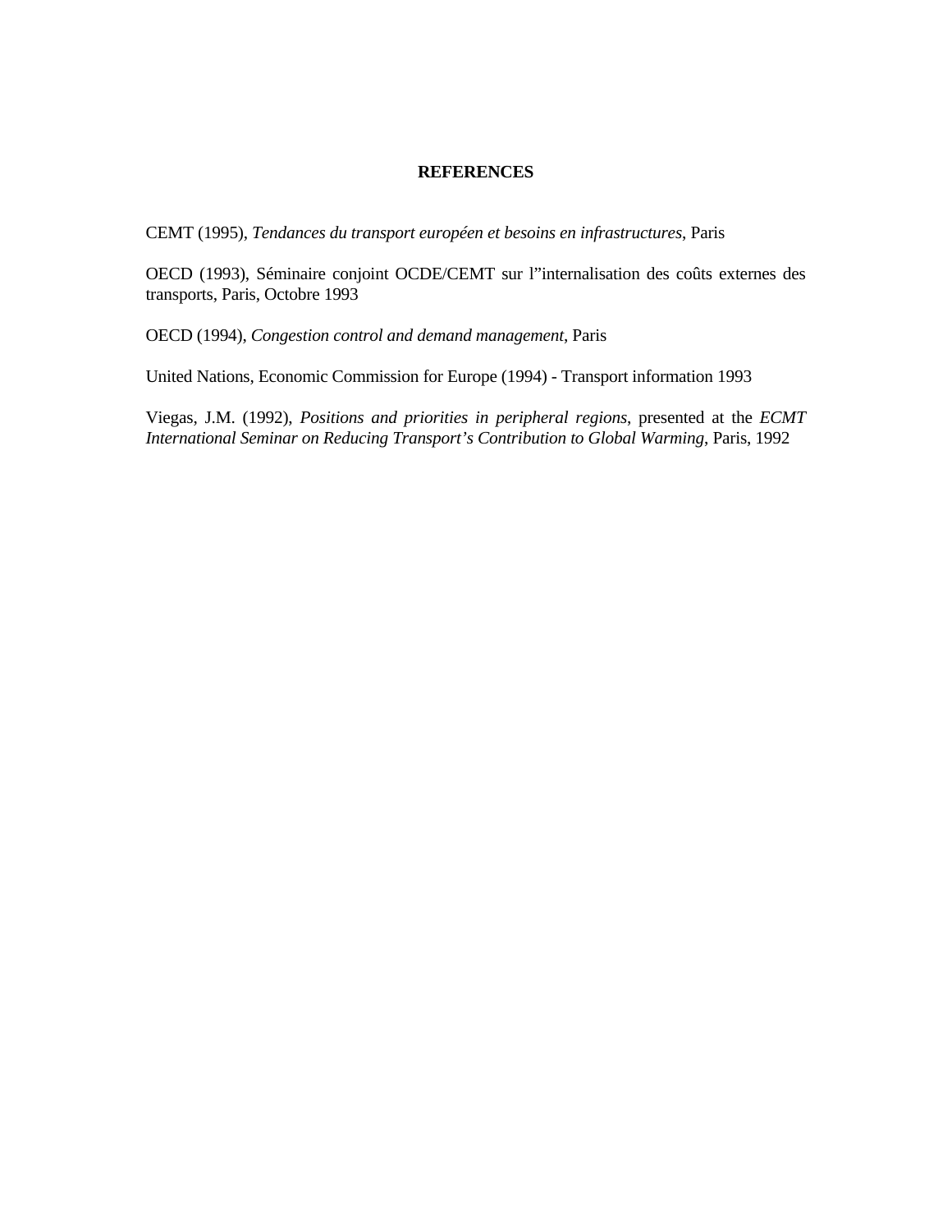## REFERENCES

CEMT (1995), *Tendances du transport européen et besoins en infrastructures*, Paris

OECD (1993), Séminaire conjoint OCDE/CEMT sur l"internalisation des coûts externes des transports, Paris, Octobre 1993

OECD (1994), *Congestion control and demand management*, Paris

United Nations, Economic Commission for Europe (1994) - Transport information 1993

Viegas, J.M. (1992), *Positions and priorities in peripheral regions*, presented at the *ECMT International Seminar on Reducing Transport's Contribution to Global Warming*, Paris, 1992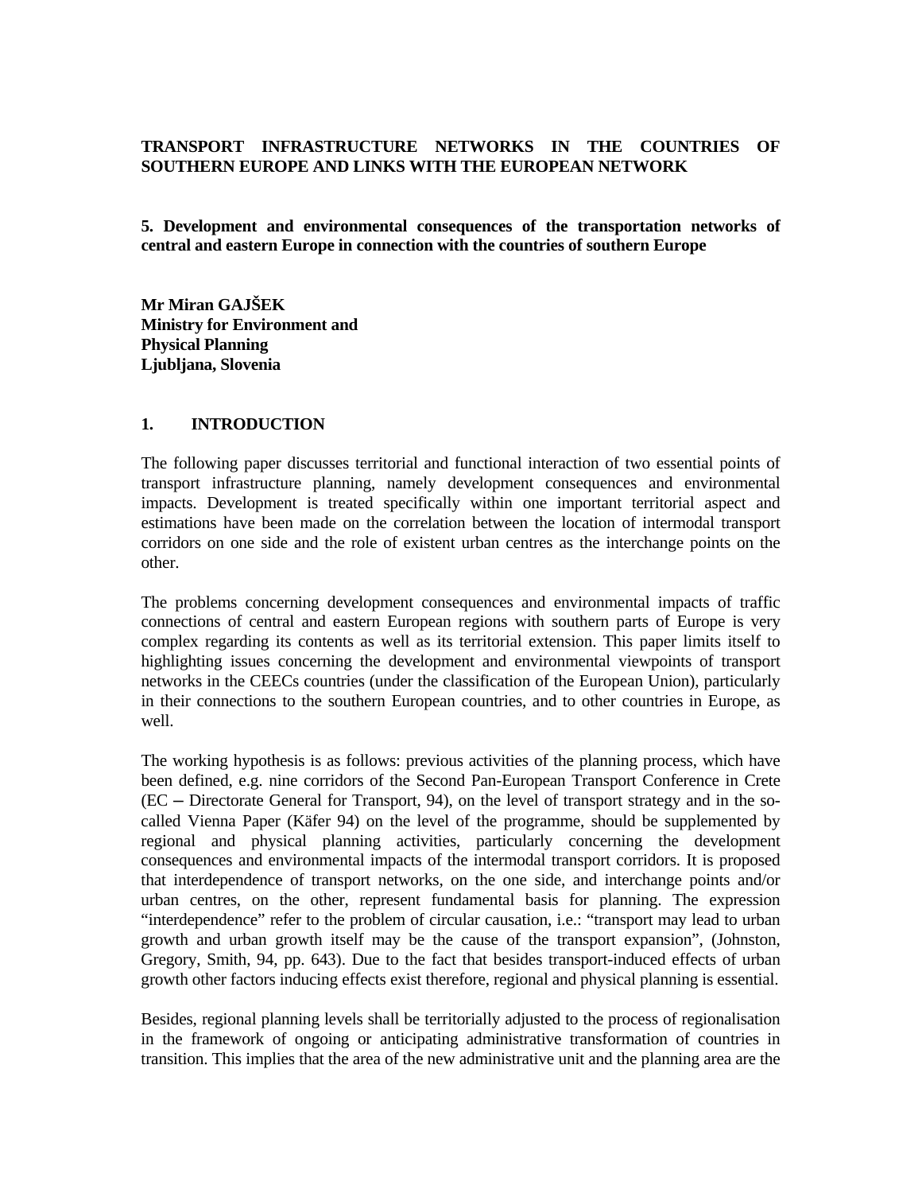**TRANSPORT INFRASTRUCTURE NETWORKS IN THE COUNTRIES OF SOUTHERN EUROPE AND LINKS WITH THE EUROPEAN NETWORK**

**5. Development and environmental consequences of the transportation networks of central and eastern Europe in connection with the countries of southern Europe**

**Mr Miran GAJŠEK**
**Ministry for Environment and Physical Planning**
**Ljubljana, Slovenia**

## 1. INTRODUCTION

The following paper discusses territorial and functional interaction of two essential points of transport infrastructure planning, namely development consequences and environmental impacts. Development is treated specifically within one important territorial aspect and estimations have been made on the correlation between the location of intermodal transport corridors on one side and the role of existent urban centres as the interchange points on the other.

The problems concerning development consequences and environmental impacts of traffic connections of central and eastern European regions with southern parts of Europe is very complex regarding its contents as well as its territorial extension. This paper limits itself to highlighting issues concerning the development and environmental viewpoints of transport networks in the CEECs countries (under the classification of the European Union), particularly in their connections to the southern European countries, and to other countries in Europe, as well.

The working hypothesis is as follows: previous activities of the planning process, which have been defined, e.g. nine corridors of the Second Pan-European Transport Conference in Crete (EC – Directorate General for Transport, 94), on the level of transport strategy and in the so-called Vienna Paper (Käfer 94) on the level of the programme, should be supplemented by regional and physical planning activities, particularly concerning the development consequences and environmental impacts of the intermodal transport corridors. It is proposed that interdependence of transport networks, on the one side, and interchange points and/or urban centres, on the other, represent fundamental basis for planning. The expression "interdependence" refer to the problem of circular causation, i.e.: "transport may lead to urban growth and urban growth itself may be the cause of the transport expansion", (Johnston, Gregory, Smith, 94, pp. 643). Due to the fact that besides transport-induced effects of urban growth other factors inducing effects exist therefore, regional and physical planning is essential.

Besides, regional planning levels shall be territorially adjusted to the process of regionalisation in the framework of ongoing or anticipating administrative transformation of countries in transition. This implies that the area of the new administrative unit and the planning area are the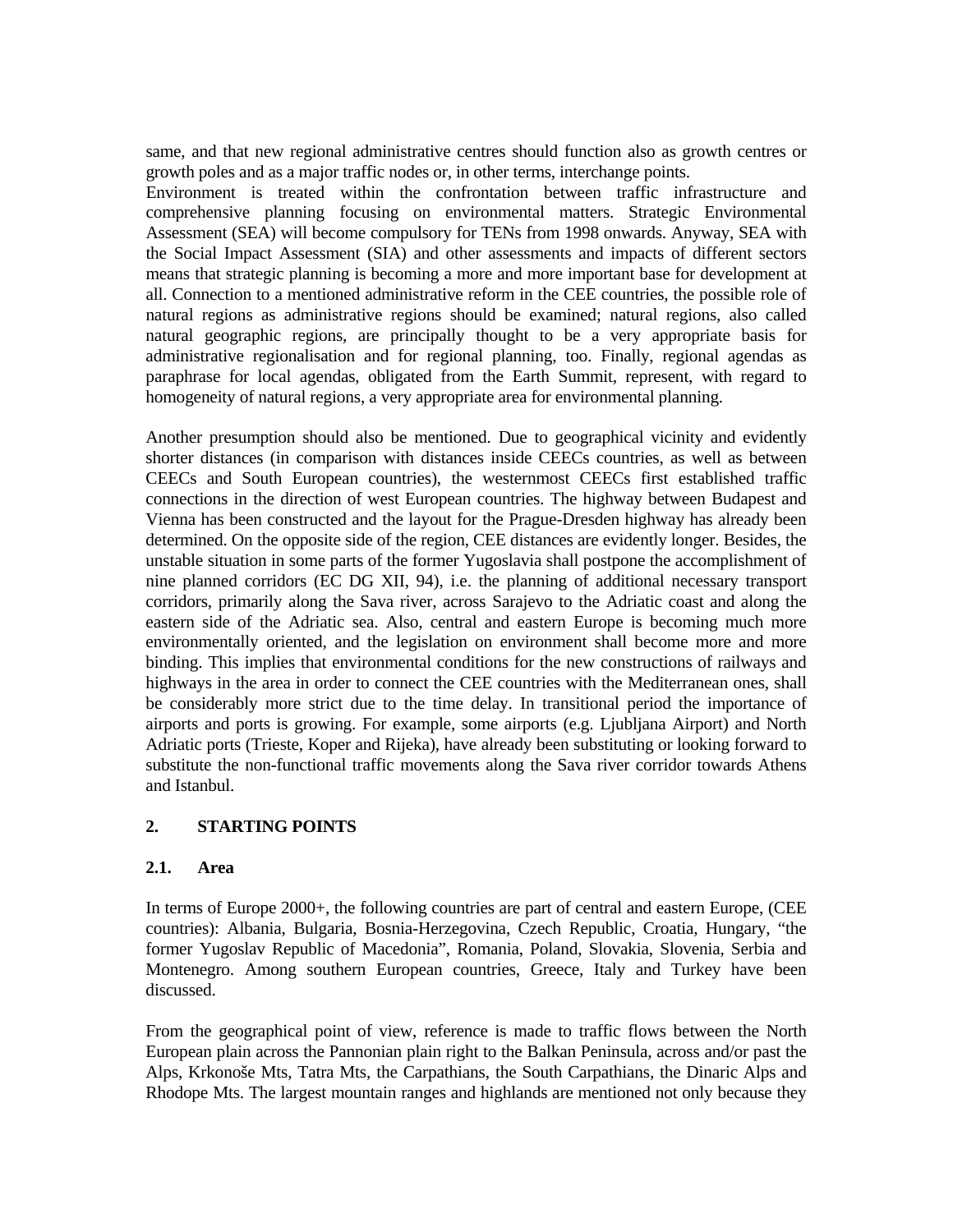same, and that new regional administrative centres should function also as growth centres or growth poles and as a major traffic nodes or, in other terms, interchange points.

Environment is treated within the confrontation between traffic infrastructure and comprehensive planning focusing on environmental matters. Strategic Environmental Assessment (SEA) will become compulsory for TENs from 1998 onwards. Anyway, SEA with the Social Impact Assessment (SIA) and other assessments and impacts of different sectors means that strategic planning is becoming a more and more important base for development at all. Connection to a mentioned administrative reform in the CEE countries, the possible role of natural regions as administrative regions should be examined; natural regions, also called natural geographic regions, are principally thought to be a very appropriate basis for administrative regionalisation and for regional planning, too. Finally, regional agendas as paraphrase for local agendas, obligated from the Earth Summit, represent, with regard to homogeneity of natural regions, a very appropriate area for environmental planning.

Another presumption should also be mentioned. Due to geographical vicinity and evidently shorter distances (in comparison with distances inside CEECs countries, as well as between CEECs and South European countries), the westernmost CEECs first established traffic connections in the direction of west European countries. The highway between Budapest and Vienna has been constructed and the layout for the Prague-Dresden highway has already been determined. On the opposite side of the region, CEE distances are evidently longer. Besides, the unstable situation in some parts of the former Yugoslavia shall postpone the accomplishment of nine planned corridors (EC DG XII, 94), i.e. the planning of additional necessary transport corridors, primarily along the Sava river, across Sarajevo to the Adriatic coast and along the eastern side of the Adriatic sea. Also, central and eastern Europe is becoming much more environmentally oriented, and the legislation on environment shall become more and more binding. This implies that environmental conditions for the new constructions of railways and highways in the area in order to connect the CEE countries with the Mediterranean ones, shall be considerably more strict due to the time delay. In transitional period the importance of airports and ports is growing. For example, some airports (e.g. Ljubljana Airport) and North Adriatic ports (Trieste, Koper and Rijeka), have already been substituting or looking forward to substitute the non-functional traffic movements along the Sava river corridor towards Athens and Istanbul.

## 2. STARTING POINTS

### 2.1. Area

In terms of Europe 2000+, the following countries are part of central and eastern Europe, (CEE countries): Albania, Bulgaria, Bosnia-Herzegovina, Czech Republic, Croatia, Hungary, "the former Yugoslav Republic of Macedonia", Romania, Poland, Slovakia, Slovenia, Serbia and Montenegro. Among southern European countries, Greece, Italy and Turkey have been discussed.

From the geographical point of view, reference is made to traffic flows between the North European plain across the Pannonian plain right to the Balkan Peninsula, across and/or past the Alps, Krkonoše Mts, Tatra Mts, the Carpathians, the South Carpathians, the Dinaric Alps and Rhodope Mts. The largest mountain ranges and highlands are mentioned not only because they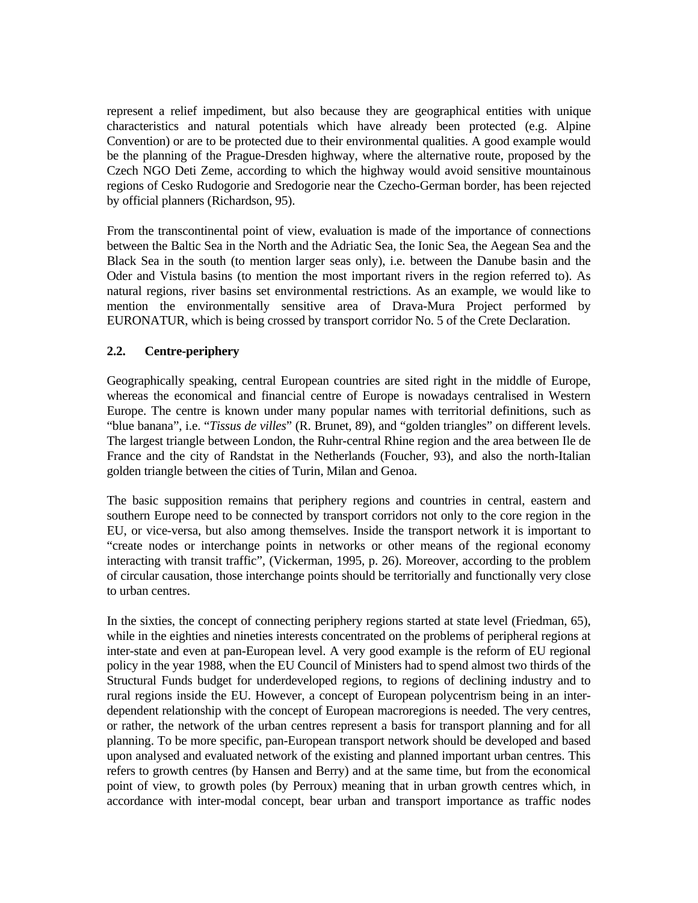represent a relief impediment, but also because they are geographical entities with unique characteristics and natural potentials which have already been protected (e.g. Alpine Convention) or are to be protected due to their environmental qualities. A good example would be the planning of the Prague-Dresden highway, where the alternative route, proposed by the Czech NGO Deti Zeme, according to which the highway would avoid sensitive mountainous regions of Cesko Rudogorie and Sredogorie near the Czecho-German border, has been rejected by official planners (Richardson, 95).

From the transcontinental point of view, evaluation is made of the importance of connections between the Baltic Sea in the North and the Adriatic Sea, the Ionic Sea, the Aegean Sea and the Black Sea in the south (to mention larger seas only), i.e. between the Danube basin and the Oder and Vistula basins (to mention the most important rivers in the region referred to). As natural regions, river basins set environmental restrictions. As an example, we would like to mention the environmentally sensitive area of Drava-Mura Project performed by EURONATUR, which is being crossed by transport corridor No. 5 of the Crete Declaration.

### 2.2. Centre-periphery

Geographically speaking, central European countries are sited right in the middle of Europe, whereas the economical and financial centre of Europe is nowadays centralised in Western Europe. The centre is known under many popular names with territorial definitions, such as "blue banana", i.e. "*Tissus de villes*" (R. Brunet, 89), and "golden triangles" on different levels. The largest triangle between London, the Ruhr-central Rhine region and the area between Ile de France and the city of Randstat in the Netherlands (Foucher, 93), and also the north-Italian golden triangle between the cities of Turin, Milan and Genoa.

The basic supposition remains that periphery regions and countries in central, eastern and southern Europe need to be connected by transport corridors not only to the core region in the EU, or vice-versa, but also among themselves. Inside the transport network it is important to "create nodes or interchange points in networks or other means of the regional economy interacting with transit traffic", (Vickerman, 1995, p. 26). Moreover, according to the problem of circular causation, those interchange points should be territorially and functionally very close to urban centres.

In the sixties, the concept of connecting periphery regions started at state level (Friedman, 65), while in the eighties and nineties interests concentrated on the problems of peripheral regions at inter-state and even at pan-European level. A very good example is the reform of EU regional policy in the year 1988, when the EU Council of Ministers had to spend almost two thirds of the Structural Funds budget for underdeveloped regions, to regions of declining industry and to rural regions inside the EU. However, a concept of European polycentrism being in an inter-dependent relationship with the concept of European macroregions is needed. The very centres, or rather, the network of the urban centres represent a basis for transport planning and for all planning. To be more specific, pan-European transport network should be developed and based upon analysed and evaluated network of the existing and planned important urban centres. This refers to growth centres (by Hansen and Berry) and at the same time, but from the economical point of view, to growth poles (by Perroux) meaning that in urban growth centres which, in accordance with inter-modal concept, bear urban and transport importance as traffic nodes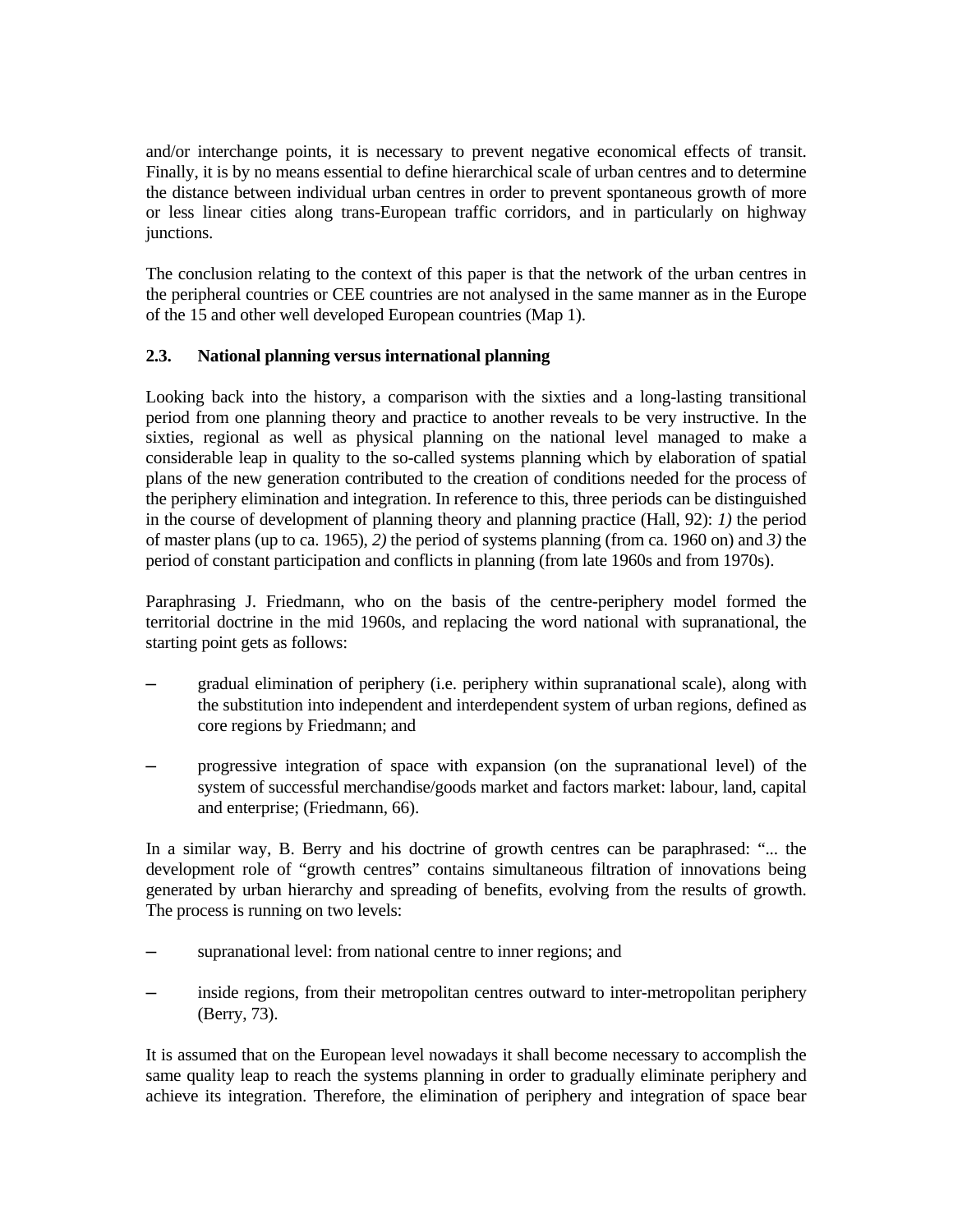and/or interchange points, it is necessary to prevent negative economical effects of transit. Finally, it is by no means essential to define hierarchical scale of urban centres and to determine the distance between individual urban centres in order to prevent spontaneous growth of more or less linear cities along trans-European traffic corridors, and in particularly on highway junctions.

The conclusion relating to the context of this paper is that the network of the urban centres in the peripheral countries or CEE countries are not analysed in the same manner as in the Europe of the 15 and other well developed European countries (Map 1).

### 2.3. National planning versus international planning

Looking back into the history, a comparison with the sixties and a long-lasting transitional period from one planning theory and practice to another reveals to be very instructive. In the sixties, regional as well as physical planning on the national level managed to make a considerable leap in quality to the so-called systems planning which by elaboration of spatial plans of the new generation contributed to the creation of conditions needed for the process of the periphery elimination and integration. In reference to this, three periods can be distinguished in the course of development of planning theory and planning practice (Hall, 92): *1)* the period of master plans (up to ca. 1965), *2)* the period of systems planning (from ca. 1960 on) and *3)* the period of constant participation and conflicts in planning (from late 1960s and from 1970s).

Paraphrasing J. Friedmann, who on the basis of the centre-periphery model formed the territorial doctrine in the mid 1960s, and replacing the word national with supranational, the starting point gets as follows:

- gradual elimination of periphery (i.e. periphery within supranational scale), along with the substitution into independent and interdependent system of urban regions, defined as core regions by Friedmann; and
- progressive integration of space with expansion (on the supranational level) of the system of successful merchandise/goods market and factors market: labour, land, capital and enterprise; (Friedmann, 66).

In a similar way, B. Berry and his doctrine of growth centres can be paraphrased: "... the development role of "growth centres" contains simultaneous filtration of innovations being generated by urban hierarchy and spreading of benefits, evolving from the results of growth. The process is running on two levels:

- supranational level: from national centre to inner regions; and
- inside regions, from their metropolitan centres outward to inter-metropolitan periphery (Berry, 73).

It is assumed that on the European level nowadays it shall become necessary to accomplish the same quality leap to reach the systems planning in order to gradually eliminate periphery and achieve its integration. Therefore, the elimination of periphery and integration of space bear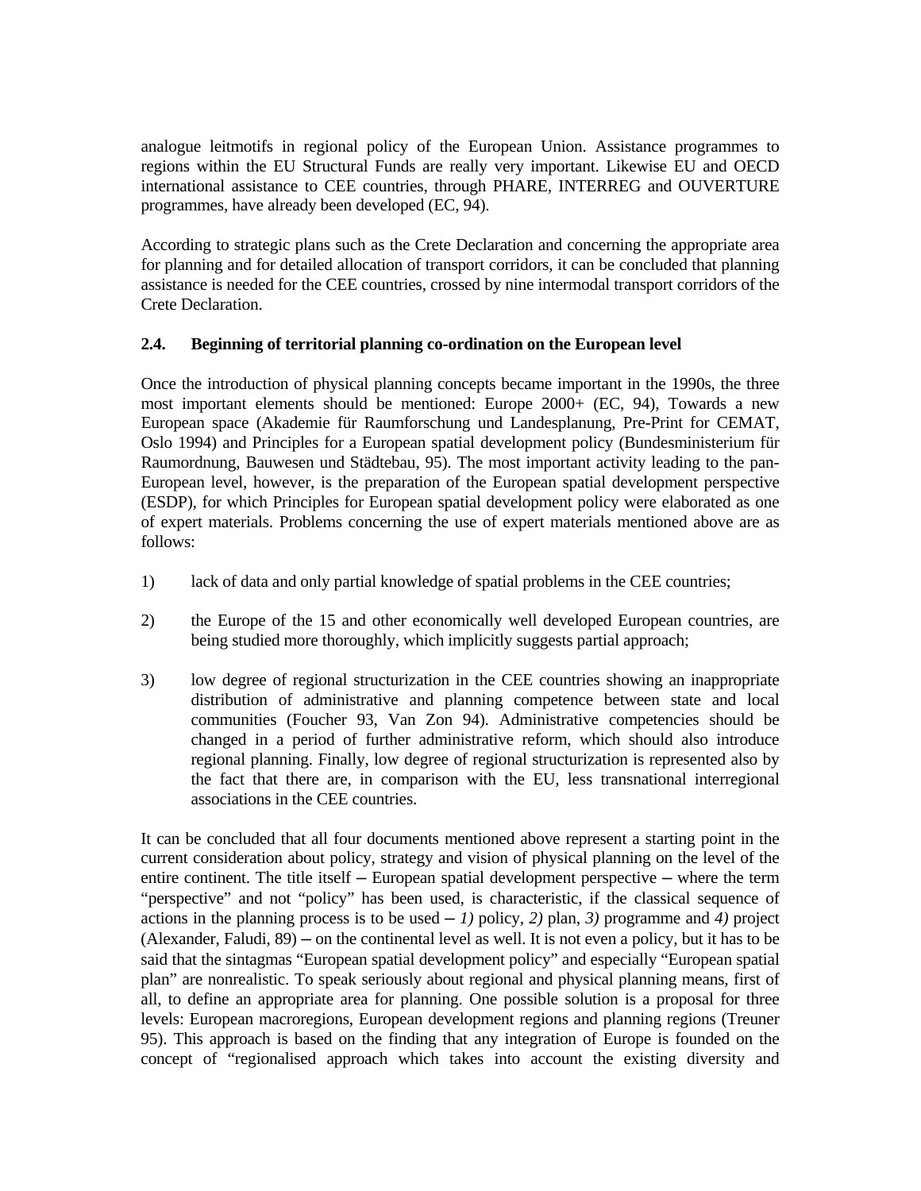analogue leitmotifs in regional policy of the European Union. Assistance programmes to regions within the EU Structural Funds are really very important. Likewise EU and OECD international assistance to CEE countries, through PHARE, INTERREG and OUVERTURE programmes, have already been developed (EC, 94).

According to strategic plans such as the Crete Declaration and concerning the appropriate area for planning and for detailed allocation of transport corridors, it can be concluded that planning assistance is needed for the CEE countries, crossed by nine intermodal transport corridors of the Crete Declaration.

### 2.4. Beginning of territorial planning co-ordination on the European level

Once the introduction of physical planning concepts became important in the 1990s, the three most important elements should be mentioned: Europe 2000+ (EC, 94), Towards a new European space (Akademie für Raumforschung und Landesplanung, Pre-Print for CEMAT, Oslo 1994) and Principles for a European spatial development policy (Bundesministerium für Raumordnung, Bauwesen und Städtebau, 95). The most important activity leading to the pan-European level, however, is the preparation of the European spatial development perspective (ESDP), for which Principles for European spatial development policy were elaborated as one of expert materials. Problems concerning the use of expert materials mentioned above are as follows:

1) lack of data and only partial knowledge of spatial problems in the CEE countries;

2) the Europe of the 15 and other economically well developed European countries, are being studied more thoroughly, which implicitly suggests partial approach;

3) low degree of regional structurization in the CEE countries showing an inappropriate distribution of administrative and planning competence between state and local communities (Foucher 93, Van Zon 94). Administrative competencies should be changed in a period of further administrative reform, which should also introduce regional planning. Finally, low degree of regional structurization is represented also by the fact that there are, in comparison with the EU, less transnational interregional associations in the CEE countries.

It can be concluded that all four documents mentioned above represent a starting point in the current consideration about policy, strategy and vision of physical planning on the level of the entire continent. The title itself – European spatial development perspective – where the term "perspective" and not "policy" has been used, is characteristic, if the classical sequence of actions in the planning process is to be used – *1)* policy, *2)* plan, *3)* programme and *4)* project (Alexander, Faludi, 89) – on the continental level as well. It is not even a policy, but it has to be said that the sintagmas "European spatial development policy" and especially "European spatial plan" are nonrealistic. To speak seriously about regional and physical planning means, first of all, to define an appropriate area for planning. One possible solution is a proposal for three levels: European macroregions, European development regions and planning regions (Treuner 95). This approach is based on the finding that any integration of Europe is founded on the concept of "regionalised approach which takes into account the existing diversity and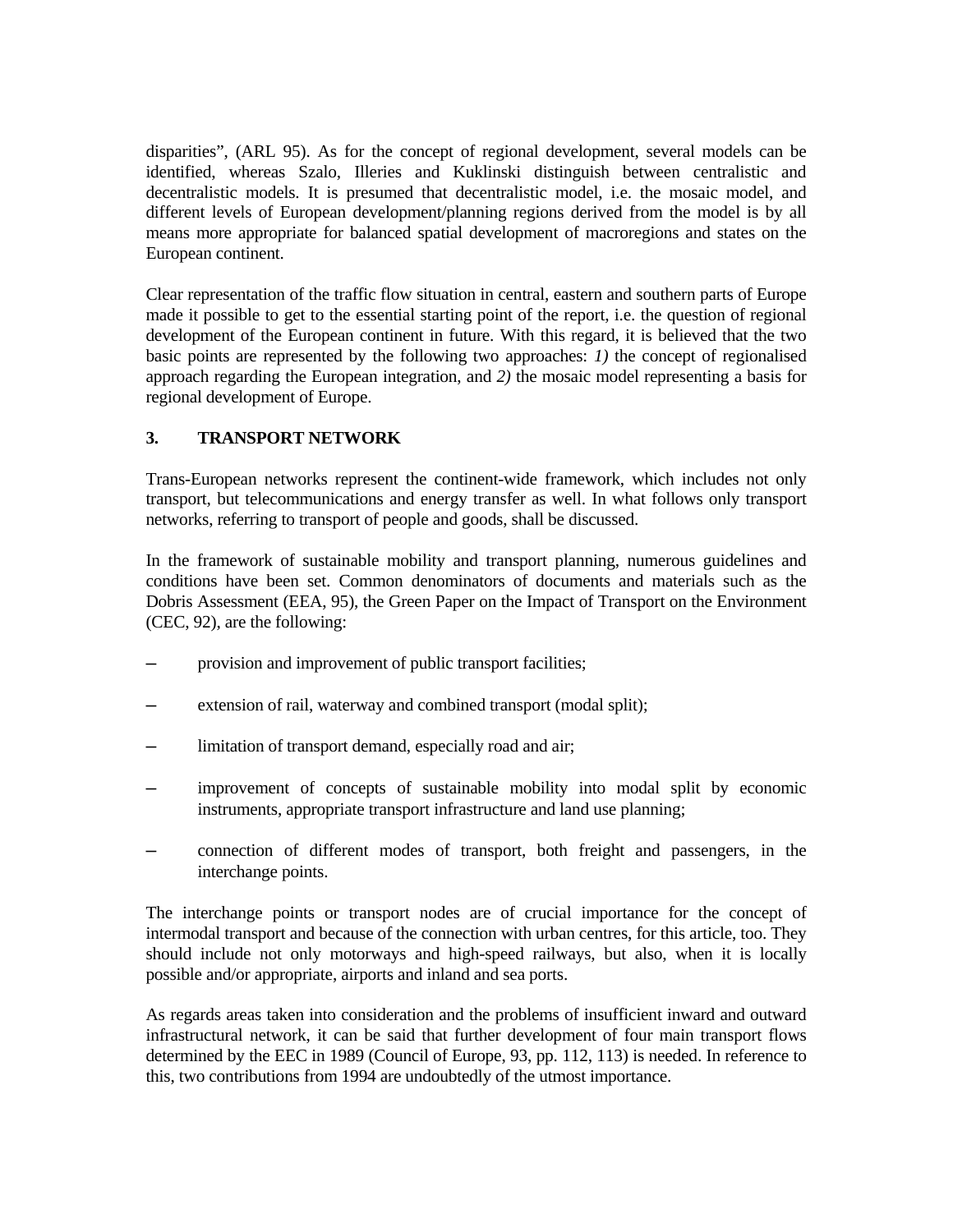disparities", (ARL 95). As for the concept of regional development, several models can be identified, whereas Szalo, Illeries and Kuklinski distinguish between centralistic and decentralistic models. It is presumed that decentralistic model, i.e. the mosaic model, and different levels of European development/planning regions derived from the model is by all means more appropriate for balanced spatial development of macroregions and states on the European continent.

Clear representation of the traffic flow situation in central, eastern and southern parts of Europe made it possible to get to the essential starting point of the report, i.e. the question of regional development of the European continent in future. With this regard, it is believed that the two basic points are represented by the following two approaches: *1)* the concept of regionalised approach regarding the European integration, and *2)* the mosaic model representing a basis for regional development of Europe.

## 3. TRANSPORT NETWORK

Trans-European networks represent the continent-wide framework, which includes not only transport, but telecommunications and energy transfer as well. In what follows only transport networks, referring to transport of people and goods, shall be discussed.

In the framework of sustainable mobility and transport planning, numerous guidelines and conditions have been set. Common denominators of documents and materials such as the Dobris Assessment (EEA, 95), the Green Paper on the Impact of Transport on the Environment (CEC, 92), are the following:

- provision and improvement of public transport facilities;
- extension of rail, waterway and combined transport (modal split);
- limitation of transport demand, especially road and air;
- improvement of concepts of sustainable mobility into modal split by economic instruments, appropriate transport infrastructure and land use planning;
- connection of different modes of transport, both freight and passengers, in the interchange points.

The interchange points or transport nodes are of crucial importance for the concept of intermodal transport and because of the connection with urban centres, for this article, too. They should include not only motorways and high-speed railways, but also, when it is locally possible and/or appropriate, airports and inland and sea ports.

As regards areas taken into consideration and the problems of insufficient inward and outward infrastructural network, it can be said that further development of four main transport flows determined by the EEC in 1989 (Council of Europe, 93, pp. 112, 113) is needed. In reference to this, two contributions from 1994 are undoubtedly of the utmost importance.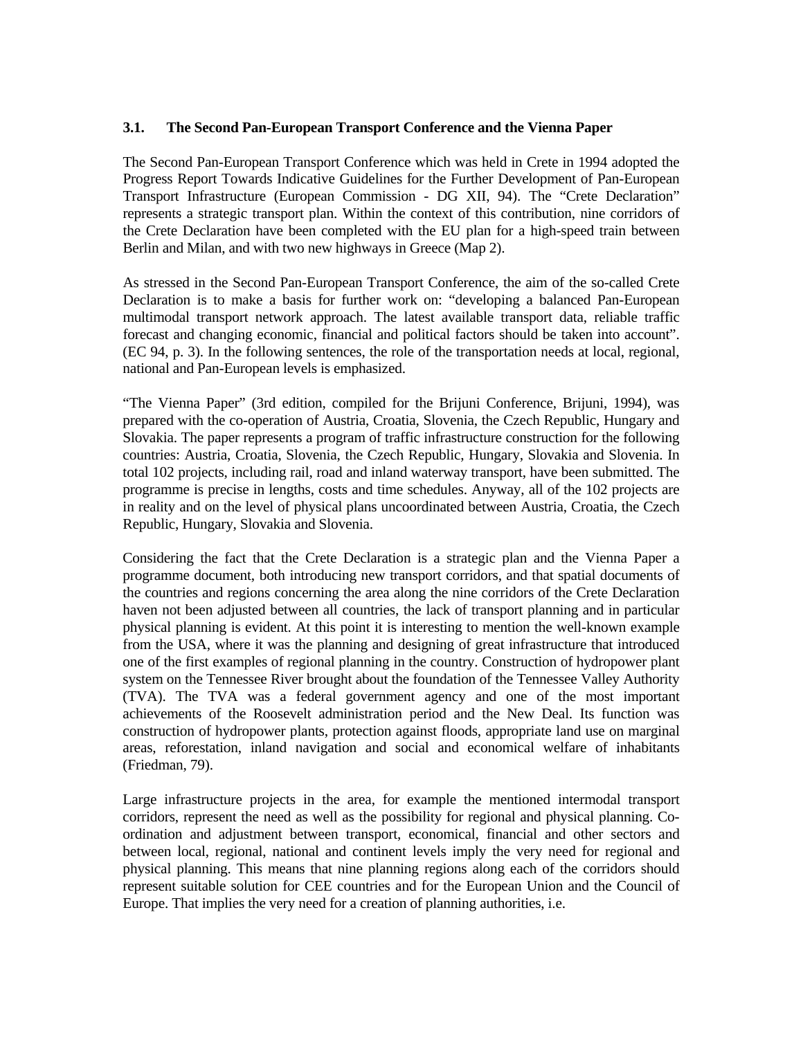### 3.1. The Second Pan-European Transport Conference and the Vienna Paper

The Second Pan-European Transport Conference which was held in Crete in 1994 adopted the Progress Report Towards Indicative Guidelines for the Further Development of Pan-European Transport Infrastructure (European Commission - DG XII, 94). The "Crete Declaration" represents a strategic transport plan. Within the context of this contribution, nine corridors of the Crete Declaration have been completed with the EU plan for a high-speed train between Berlin and Milan, and with two new highways in Greece (Map 2).

As stressed in the Second Pan-European Transport Conference, the aim of the so-called Crete Declaration is to make a basis for further work on: "developing a balanced Pan-European multimodal transport network approach. The latest available transport data, reliable traffic forecast and changing economic, financial and political factors should be taken into account". (EC 94, p. 3). In the following sentences, the role of the transportation needs at local, regional, national and Pan-European levels is emphasized.

"The Vienna Paper" (3rd edition, compiled for the Brijuni Conference, Brijuni, 1994), was prepared with the co-operation of Austria, Croatia, Slovenia, the Czech Republic, Hungary and Slovakia. The paper represents a program of traffic infrastructure construction for the following countries: Austria, Croatia, Slovenia, the Czech Republic, Hungary, Slovakia and Slovenia. In total 102 projects, including rail, road and inland waterway transport, have been submitted. The programme is precise in lengths, costs and time schedules. Anyway, all of the 102 projects are in reality and on the level of physical plans uncoordinated between Austria, Croatia, the Czech Republic, Hungary, Slovakia and Slovenia.

Considering the fact that the Crete Declaration is a strategic plan and the Vienna Paper a programme document, both introducing new transport corridors, and that spatial documents of the countries and regions concerning the area along the nine corridors of the Crete Declaration haven not been adjusted between all countries, the lack of transport planning and in particular physical planning is evident. At this point it is interesting to mention the well-known example from the USA, where it was the planning and designing of great infrastructure that introduced one of the first examples of regional planning in the country. Construction of hydropower plant system on the Tennessee River brought about the foundation of the Tennessee Valley Authority (TVA). The TVA was a federal government agency and one of the most important achievements of the Roosevelt administration period and the New Deal. Its function was construction of hydropower plants, protection against floods, appropriate land use on marginal areas, reforestation, inland navigation and social and economical welfare of inhabitants (Friedman, 79).

Large infrastructure projects in the area, for example the mentioned intermodal transport corridors, represent the need as well as the possibility for regional and physical planning. Co-ordination and adjustment between transport, economical, financial and other sectors and between local, regional, national and continent levels imply the very need for regional and physical planning. This means that nine planning regions along each of the corridors should represent suitable solution for CEE countries and for the European Union and the Council of Europe. That implies the very need for a creation of planning authorities, i.e.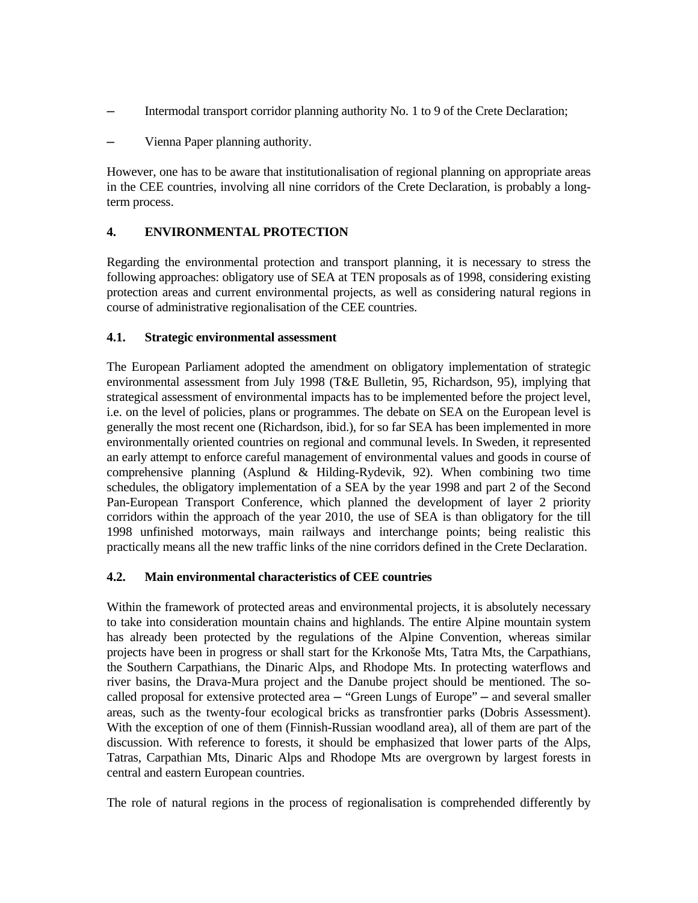- Intermodal transport corridor planning authority No. 1 to 9 of the Crete Declaration;
- Vienna Paper planning authority.

However, one has to be aware that institutionalisation of regional planning on appropriate areas in the CEE countries, involving all nine corridors of the Crete Declaration, is probably a long-term process.

## 4. ENVIRONMENTAL PROTECTION

Regarding the environmental protection and transport planning, it is necessary to stress the following approaches: obligatory use of SEA at TEN proposals as of 1998, considering existing protection areas and current environmental projects, as well as considering natural regions in course of administrative regionalisation of the CEE countries.

### 4.1. Strategic environmental assessment

The European Parliament adopted the amendment on obligatory implementation of strategic environmental assessment from July 1998 (T&E Bulletin, 95, Richardson, 95), implying that strategical assessment of environmental impacts has to be implemented before the project level, i.e. on the level of policies, plans or programmes. The debate on SEA on the European level is generally the most recent one (Richardson, ibid.), for so far SEA has been implemented in more environmentally oriented countries on regional and communal levels. In Sweden, it represented an early attempt to enforce careful management of environmental values and goods in course of comprehensive planning (Asplund & Hilding-Rydevik, 92). When combining two time schedules, the obligatory implementation of a SEA by the year 1998 and part 2 of the Second Pan-European Transport Conference, which planned the development of layer 2 priority corridors within the approach of the year 2010, the use of SEA is than obligatory for the till 1998 unfinished motorways, main railways and interchange points; being realistic this practically means all the new traffic links of the nine corridors defined in the Crete Declaration.

### 4.2. Main environmental characteristics of CEE countries

Within the framework of protected areas and environmental projects, it is absolutely necessary to take into consideration mountain chains and highlands. The entire Alpine mountain system has already been protected by the regulations of the Alpine Convention, whereas similar projects have been in progress or shall start for the Krkonoše Mts, Tatra Mts, the Carpathians, the Southern Carpathians, the Dinaric Alps, and Rhodope Mts. In protecting waterflows and river basins, the Drava-Mura project and the Danube project should be mentioned. The so-called proposal for extensive protected area – "Green Lungs of Europe" – and several smaller areas, such as the twenty-four ecological bricks as transfrontier parks (Dobris Assessment). With the exception of one of them (Finnish-Russian woodland area), all of them are part of the discussion. With reference to forests, it should be emphasized that lower parts of the Alps, Tatras, Carpathian Mts, Dinaric Alps and Rhodope Mts are overgrown by largest forests in central and eastern European countries.

The role of natural regions in the process of regionalisation is comprehended differently by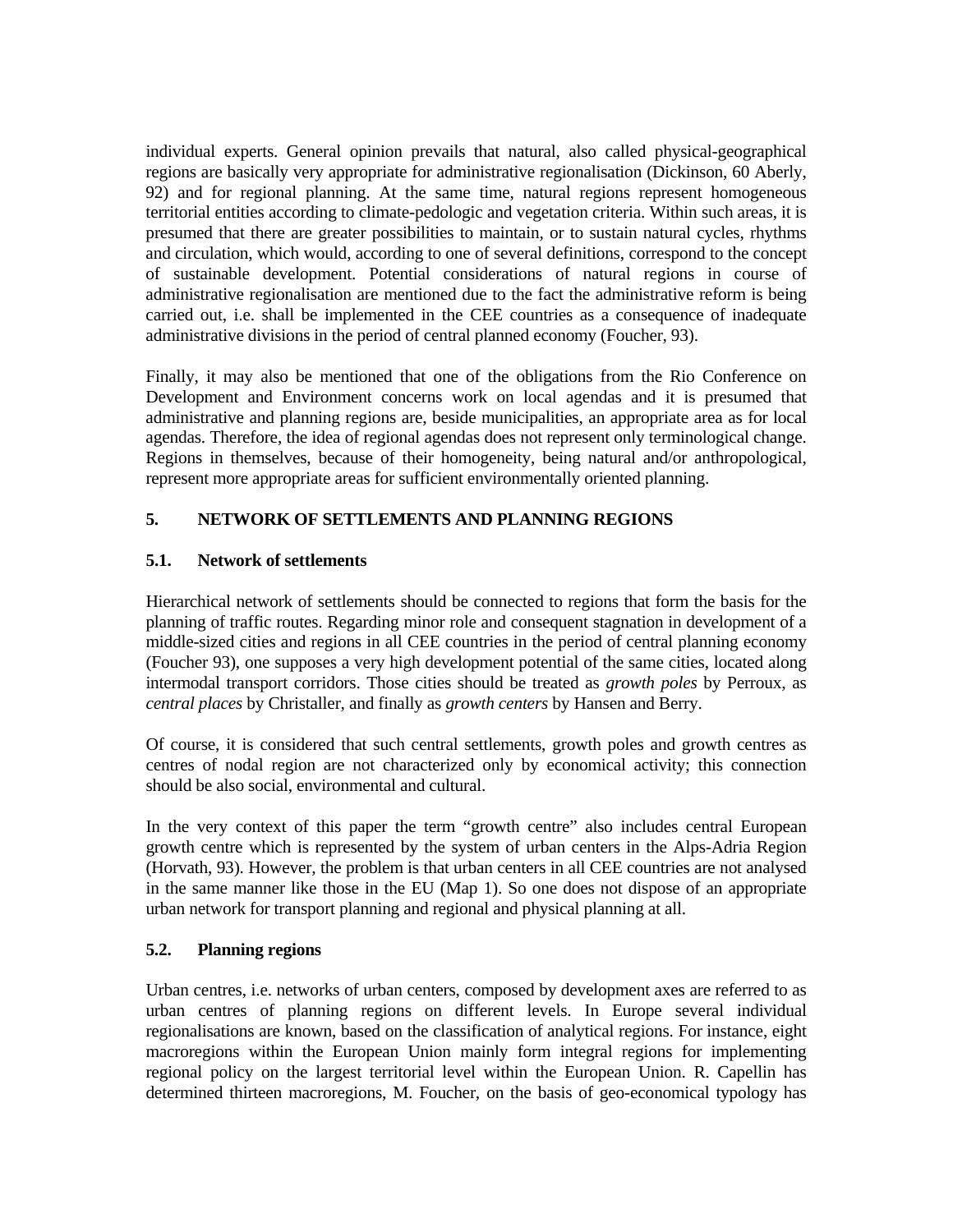individual experts. General opinion prevails that natural, also called physical-geographical regions are basically very appropriate for administrative regionalisation (Dickinson, 60 Aberly, 92) and for regional planning. At the same time, natural regions represent homogeneous territorial entities according to climate-pedologic and vegetation criteria. Within such areas, it is presumed that there are greater possibilities to maintain, or to sustain natural cycles, rhythms and circulation, which would, according to one of several definitions, correspond to the concept of sustainable development. Potential considerations of natural regions in course of administrative regionalisation are mentioned due to the fact the administrative reform is being carried out, i.e. shall be implemented in the CEE countries as a consequence of inadequate administrative divisions in the period of central planned economy (Foucher, 93).

Finally, it may also be mentioned that one of the obligations from the Rio Conference on Development and Environment concerns work on local agendas and it is presumed that administrative and planning regions are, beside municipalities, an appropriate area as for local agendas. Therefore, the idea of regional agendas does not represent only terminological change. Regions in themselves, because of their homogeneity, being natural and/or anthropological, represent more appropriate areas for sufficient environmentally oriented planning.

## 5. NETWORK OF SETTLEMENTS AND PLANNING REGIONS

### 5.1. Network of settlements

Hierarchical network of settlements should be connected to regions that form the basis for the planning of traffic routes. Regarding minor role and consequent stagnation in development of a middle-sized cities and regions in all CEE countries in the period of central planning economy (Foucher 93), one supposes a very high development potential of the same cities, located along intermodal transport corridors. Those cities should be treated as *growth poles* by Perroux, as *central places* by Christaller, and finally as *growth centers* by Hansen and Berry.

Of course, it is considered that such central settlements, growth poles and growth centres as centres of nodal region are not characterized only by economical activity; this connection should be also social, environmental and cultural.

In the very context of this paper the term “growth centre” also includes central European growth centre which is represented by the system of urban centers in the Alps-Adria Region (Horvath, 93). However, the problem is that urban centers in all CEE countries are not analysed in the same manner like those in the EU (Map 1). So one does not dispose of an appropriate urban network for transport planning and regional and physical planning at all.

### 5.2. Planning regions

Urban centres, i.e. networks of urban centers, composed by development axes are referred to as urban centres of planning regions on different levels. In Europe several individual regionalisations are known, based on the classification of analytical regions. For instance, eight macroregions within the European Union mainly form integral regions for implementing regional policy on the largest territorial level within the European Union. R. Capellin has determined thirteen macroregions, M. Foucher, on the basis of geo-economical typology has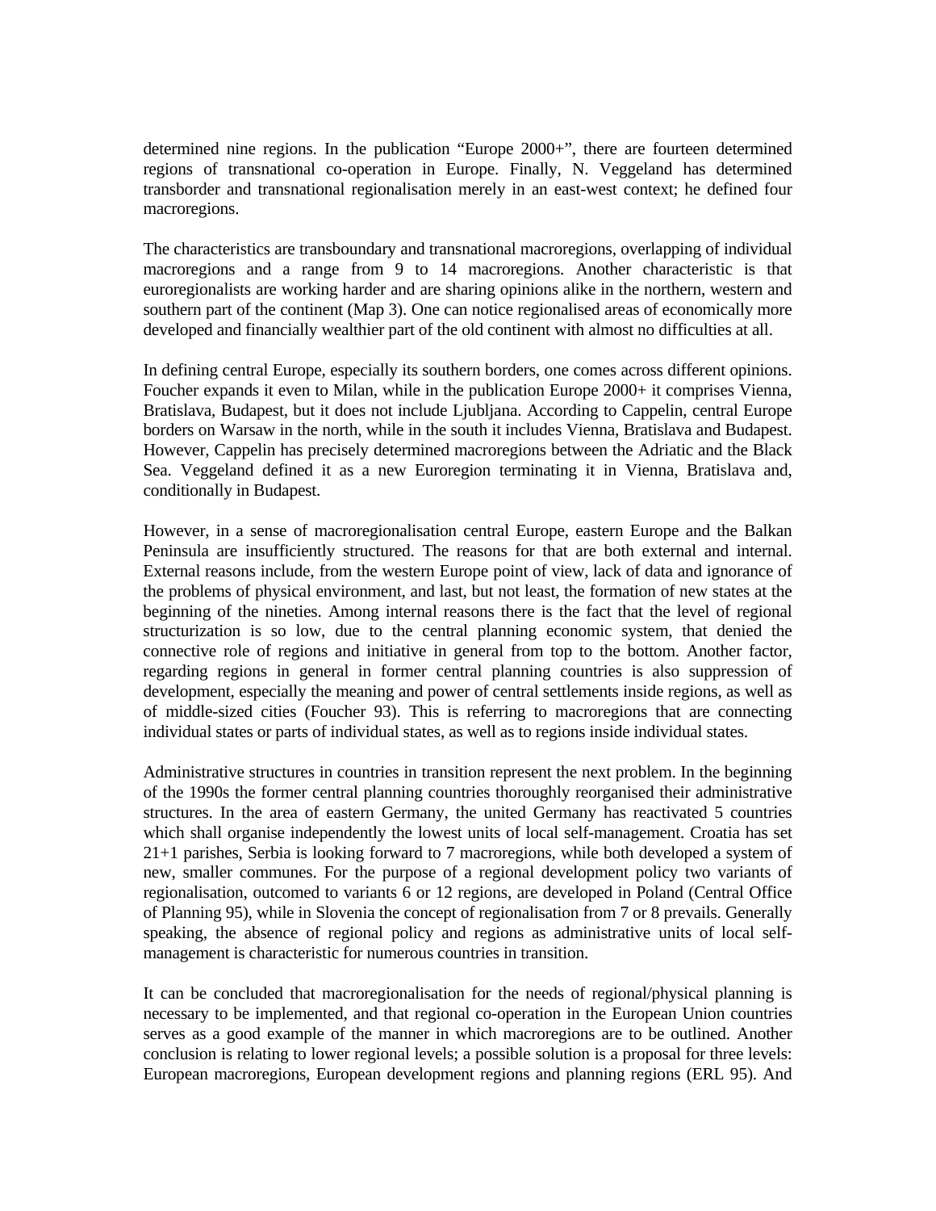determined nine regions. In the publication “Europe 2000+”, there are fourteen determined regions of transnational co-operation in Europe. Finally, N. Veggeland has determined transborder and transnational regionalisation merely in an east-west context; he defined four macroregions.

The characteristics are transboundary and transnational macroregions, overlapping of individual macroregions and a range from 9 to 14 macroregions. Another characteristic is that euroregionalists are working harder and are sharing opinions alike in the northern, western and southern part of the continent (Map 3). One can notice regionalised areas of economically more developed and financially wealthier part of the old continent with almost no difficulties at all.

In defining central Europe, especially its southern borders, one comes across different opinions. Foucher expands it even to Milan, while in the publication Europe 2000+ it comprises Vienna, Bratislava, Budapest, but it does not include Ljubljana. According to Cappelin, central Europe borders on Warsaw in the north, while in the south it includes Vienna, Bratislava and Budapest. However, Cappelin has precisely determined macroregions between the Adriatic and the Black Sea. Veggeland defined it as a new Euroregion terminating it in Vienna, Bratislava and, conditionally in Budapest.

However, in a sense of macroregionalisation central Europe, eastern Europe and the Balkan Peninsula are insufficiently structured. The reasons for that are both external and internal. External reasons include, from the western Europe point of view, lack of data and ignorance of the problems of physical environment, and last, but not least, the formation of new states at the beginning of the nineties. Among internal reasons there is the fact that the level of regional structurization is so low, due to the central planning economic system, that denied the connective role of regions and initiative in general from top to the bottom. Another factor, regarding regions in general in former central planning countries is also suppression of development, especially the meaning and power of central settlements inside regions, as well as of middle-sized cities (Foucher 93). This is referring to macroregions that are connecting individual states or parts of individual states, as well as to regions inside individual states.

Administrative structures in countries in transition represent the next problem. In the beginning of the 1990s the former central planning countries thoroughly reorganised their administrative structures. In the area of eastern Germany, the united Germany has reactivated 5 countries which shall organise independently the lowest units of local self-management. Croatia has set 21+1 parishes, Serbia is looking forward to 7 macroregions, while both developed a system of new, smaller communes. For the purpose of a regional development policy two variants of regionalisation, outcomed to variants 6 or 12 regions, are developed in Poland (Central Office of Planning 95), while in Slovenia the concept of regionalisation from 7 or 8 prevails. Generally speaking, the absence of regional policy and regions as administrative units of local self-management is characteristic for numerous countries in transition.

It can be concluded that macroregionalisation for the needs of regional/physical planning is necessary to be implemented, and that regional co-operation in the European Union countries serves as a good example of the manner in which macroregions are to be outlined. Another conclusion is relating to lower regional levels; a possible solution is a proposal for three levels: European macroregions, European development regions and planning regions (ERL 95). And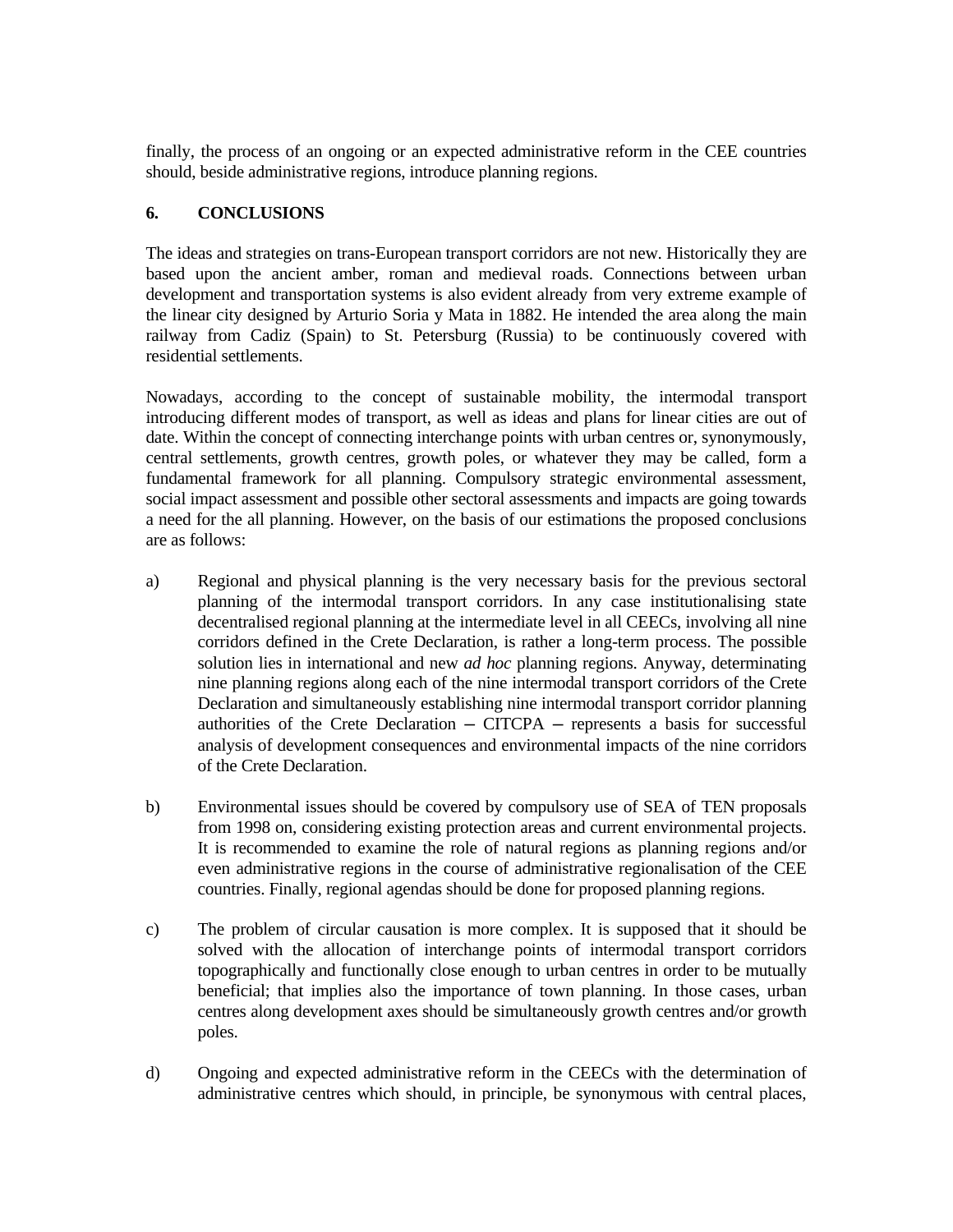finally, the process of an ongoing or an expected administrative reform in the CEE countries should, beside administrative regions, introduce planning regions.

## 6. CONCLUSIONS

The ideas and strategies on trans-European transport corridors are not new. Historically they are based upon the ancient amber, roman and medieval roads. Connections between urban development and transportation systems is also evident already from very extreme example of the linear city designed by Arturio Soria y Mata in 1882. He intended the area along the main railway from Cadiz (Spain) to St. Petersburg (Russia) to be continuously covered with residential settlements.

Nowadays, according to the concept of sustainable mobility, the intermodal transport introducing different modes of transport, as well as ideas and plans for linear cities are out of date. Within the concept of connecting interchange points with urban centres or, synonymously, central settlements, growth centres, growth poles, or whatever they may be called, form a fundamental framework for all planning. Compulsory strategic environmental assessment, social impact assessment and possible other sectoral assessments and impacts are going towards a need for the all planning. However, on the basis of our estimations the proposed conclusions are as follows:

a) Regional and physical planning is the very necessary basis for the previous sectoral planning of the intermodal transport corridors. In any case institutionalising state decentralised regional planning at the intermediate level in all CEECs, involving all nine corridors defined in the Crete Declaration, is rather a long-term process. The possible solution lies in international and new *ad hoc* planning regions. Anyway, determinating nine planning regions along each of the nine intermodal transport corridors of the Crete Declaration and simultaneously establishing nine intermodal transport corridor planning authorities of the Crete Declaration – CITCPA – represents a basis for successful analysis of development consequences and environmental impacts of the nine corridors of the Crete Declaration.

b) Environmental issues should be covered by compulsory use of SEA of TEN proposals from 1998 on, considering existing protection areas and current environmental projects. It is recommended to examine the role of natural regions as planning regions and/or even administrative regions in the course of administrative regionalisation of the CEE countries. Finally, regional agendas should be done for proposed planning regions.

c) The problem of circular causation is more complex. It is supposed that it should be solved with the allocation of interchange points of intermodal transport corridors topographically and functionally close enough to urban centres in order to be mutually beneficial; that implies also the importance of town planning. In those cases, urban centres along development axes should be simultaneously growth centres and/or growth poles.

d) Ongoing and expected administrative reform in the CEECs with the determination of administrative centres which should, in principle, be synonymous with central places,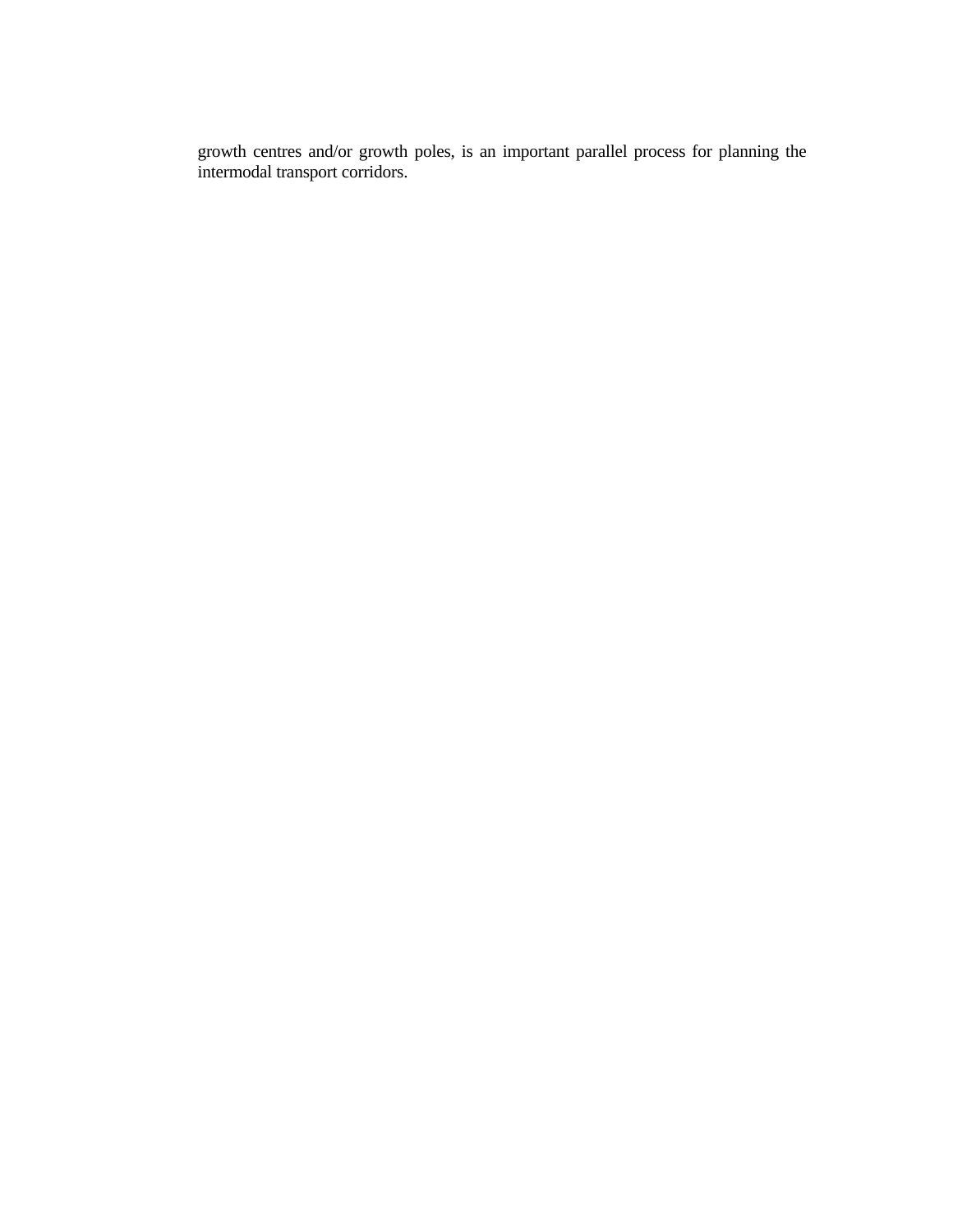growth centres and/or growth poles, is an important parallel process for planning the intermodal transport corridors.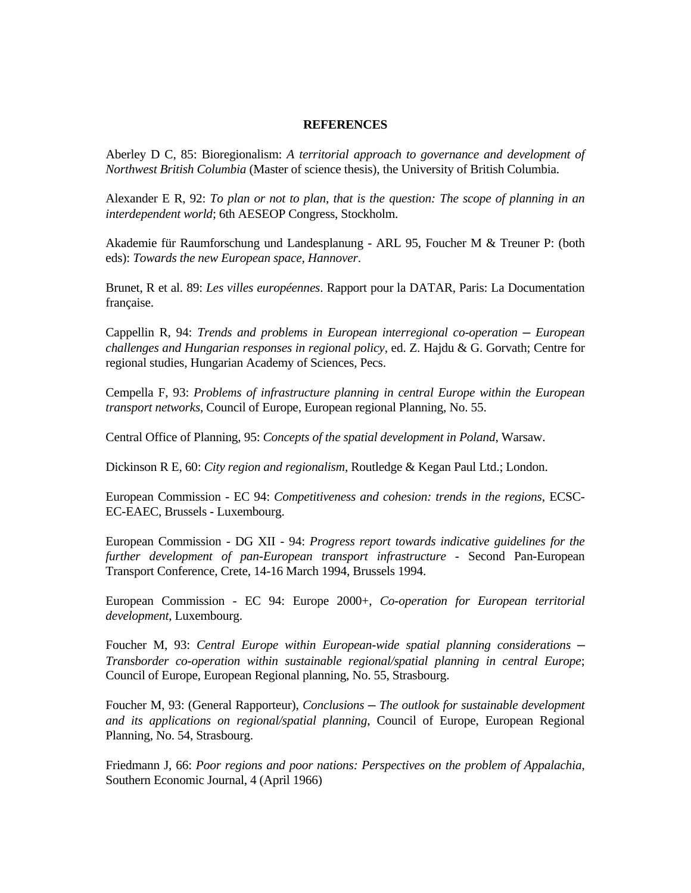## REFERENCES

Aberley D C, 85: Bioregionalism: *A territorial approach to governance and development of Northwest British Columbia* (Master of science thesis), the University of British Columbia.

Alexander E R, 92: *To plan or not to plan, that is the question: The scope of planning in an interdependent world*; 6th AESEOP Congress, Stockholm.

Akademie für Raumforschung und Landesplanung - ARL 95, Foucher M & Treuner P: (both eds): *Towards the new European space, Hannover*.

Brunet, R et al. 89: *Les villes européennes*. Rapport pour la DATAR, Paris: La Documentation française.

Cappellin R, 94: *Trends and problems in European interregional co-operation – European challenges and Hungarian responses in regional policy*, ed. Z. Hajdu & G. Gorvath; Centre for regional studies, Hungarian Academy of Sciences, Pecs.

Cempella F, 93: *Problems of infrastructure planning in central Europe within the European transport networks*, Council of Europe, European regional Planning, No. 55.

Central Office of Planning, 95: *Concepts of the spatial development in Poland*, Warsaw.

Dickinson R E, 60: *City region and regionalism*, Routledge & Kegan Paul Ltd.; London.

European Commission - EC 94: *Competitiveness and cohesion: trends in the regions*, ECSC-EC-EAEC, Brussels - Luxembourg.

European Commission - DG XII - 94: *Progress report towards indicative guidelines for the further development of pan-European transport infrastructure* - Second Pan-European Transport Conference, Crete, 14-16 March 1994, Brussels 1994.

European Commission - EC 94: Europe 2000+, *Co-operation for European territorial development*, Luxembourg.

Foucher M, 93: *Central Europe within European-wide spatial planning considerations – Transborder co-operation within sustainable regional/spatial planning in central Europe*; Council of Europe, European Regional planning, No. 55, Strasbourg.

Foucher M, 93: (General Rapporteur), *Conclusions – The outlook for sustainable development and its applications on regional/spatial planning*, Council of Europe, European Regional Planning, No. 54, Strasbourg.

Friedmann J, 66: *Poor regions and poor nations: Perspectives on the problem of Appalachia*, Southern Economic Journal, 4 (April 1966)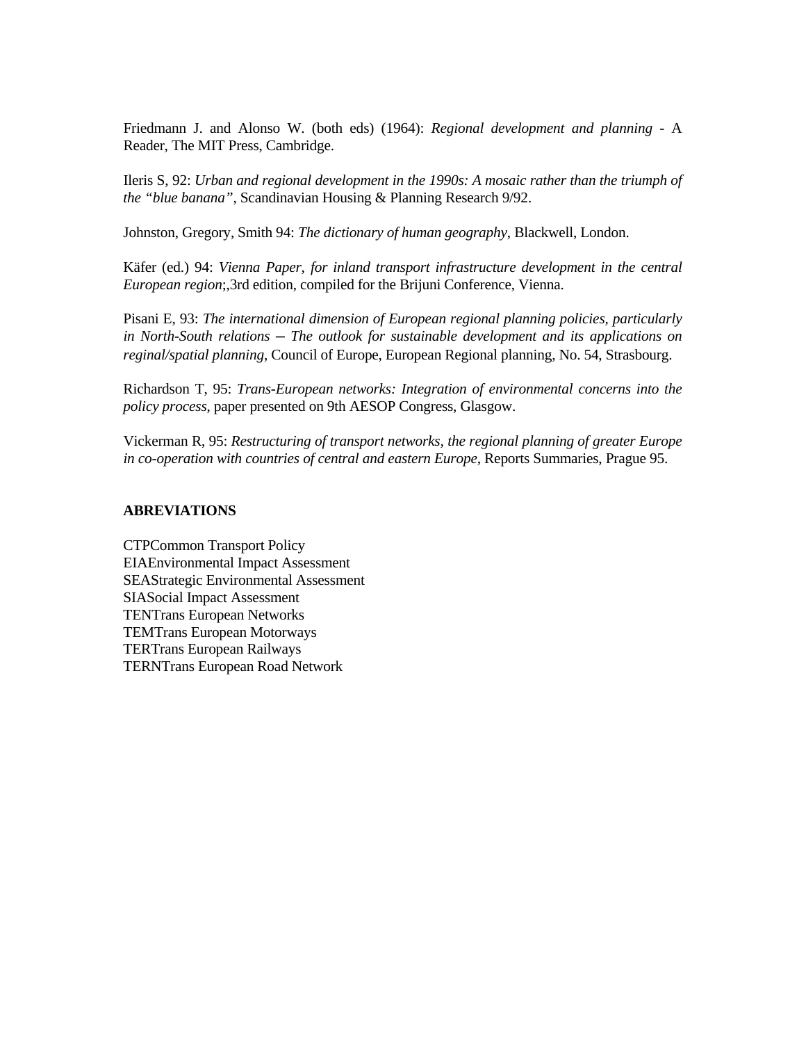Friedmann J. and Alonso W. (both eds) (1964): *Regional development and planning* - A Reader, The MIT Press, Cambridge.

Ileris S, 92: *Urban and regional development in the 1990s: A mosaic rather than the triumph of the "blue banana"*, Scandinavian Housing & Planning Research 9/92.

Johnston, Gregory, Smith 94: *The dictionary of human geography*, Blackwell, London.

Käfer (ed.) 94: *Vienna Paper, for inland transport infrastructure development in the central European region*;,3rd edition, compiled for the Brijuni Conference, Vienna.

Pisani E, 93: *The international dimension of European regional planning policies, particularly in North-South relations – The outlook for sustainable development and its applications on reginal/spatial planning*, Council of Europe, European Regional planning, No. 54, Strasbourg.

Richardson T, 95: *Trans-European networks: Integration of environmental concerns into the policy process*, paper presented on 9th AESOP Congress, Glasgow.

Vickerman R, 95: *Restructuring of transport networks, the regional planning of greater Europe in co-operation with countries of central and eastern Europe*, Reports Summaries, Prague 95.

**ABREVIATIONS**

CTPCommon Transport Policy
EIAEnvironmental Impact Assessment
SEAStrategic Environmental Assessment
SIASocial Impact Assessment
TENTrans European Networks
TEMTrans European Motorways
TERTrans European Railways
TERNTrans European Road Network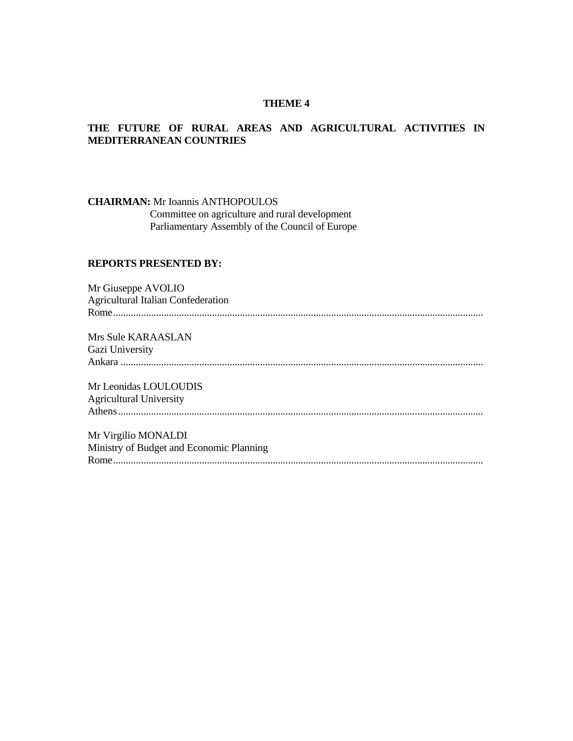## THEME 4

## THE FUTURE OF RURAL AREAS AND AGRICULTURAL ACTIVITIES IN MEDITERRANEAN COUNTRIES

**CHAIRMAN:** Mr Ioannis ANTHOPOULOS
Committee on agriculture and rural development
Parliamentary Assembly of the Council of Europe

**REPORTS PRESENTED BY:**

Mr Giuseppe AVOLIO
Agricultural Italian Confederation
Rome..........................................................................................................................................

Mrs Sule KARAASLAN
Gazi University
Ankara .......................................................................................................................................

Mr Leonidas LOULOUDIS
Agricultural University
Athens........................................................................................................................................

Mr Virgilio MONALDI
Ministry of Budget and Economic Planning
Rome..........................................................................................................................................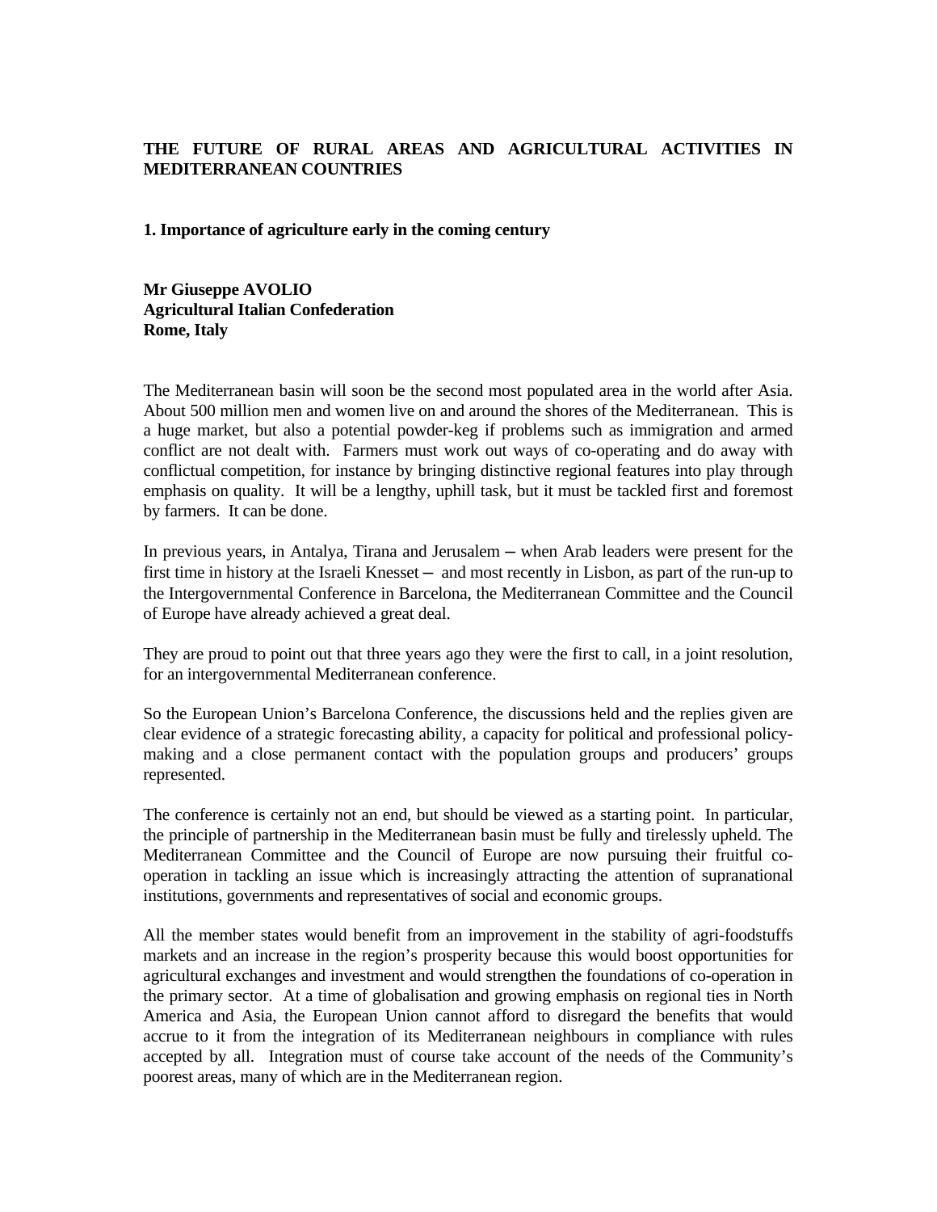## THE FUTURE OF RURAL AREAS AND AGRICULTURAL ACTIVITIES IN MEDITERRANEAN COUNTRIES

### 1. Importance of agriculture early in the coming century

**Mr Giuseppe AVOLIO**
**Agricultural Italian Confederation**
**Rome, Italy**

The Mediterranean basin will soon be the second most populated area in the world after Asia. About 500 million men and women live on and around the shores of the Mediterranean. This is a huge market, but also a potential powder-keg if problems such as immigration and armed conflict are not dealt with. Farmers must work out ways of co-operating and do away with conflictual competition, for instance by bringing distinctive regional features into play through emphasis on quality. It will be a lengthy, uphill task, but it must be tackled first and foremost by farmers. It can be done.

In previous years, in Antalya, Tirana and Jerusalem – when Arab leaders were present for the first time in history at the Israeli Knesset – and most recently in Lisbon, as part of the run-up to the Intergovernmental Conference in Barcelona, the Mediterranean Committee and the Council of Europe have already achieved a great deal.

They are proud to point out that three years ago they were the first to call, in a joint resolution, for an intergovernmental Mediterranean conference.

So the European Union's Barcelona Conference, the discussions held and the replies given are clear evidence of a strategic forecasting ability, a capacity for political and professional policy-making and a close permanent contact with the population groups and producers' groups represented.

The conference is certainly not an end, but should be viewed as a starting point. In particular, the principle of partnership in the Mediterranean basin must be fully and tirelessly upheld. The Mediterranean Committee and the Council of Europe are now pursuing their fruitful co-operation in tackling an issue which is increasingly attracting the attention of supranational institutions, governments and representatives of social and economic groups.

All the member states would benefit from an improvement in the stability of agri-foodstuffs markets and an increase in the region's prosperity because this would boost opportunities for agricultural exchanges and investment and would strengthen the foundations of co-operation in the primary sector. At a time of globalisation and growing emphasis on regional ties in North America and Asia, the European Union cannot afford to disregard the benefits that would accrue to it from the integration of its Mediterranean neighbours in compliance with rules accepted by all. Integration must of course take account of the needs of the Community's poorest areas, many of which are in the Mediterranean region.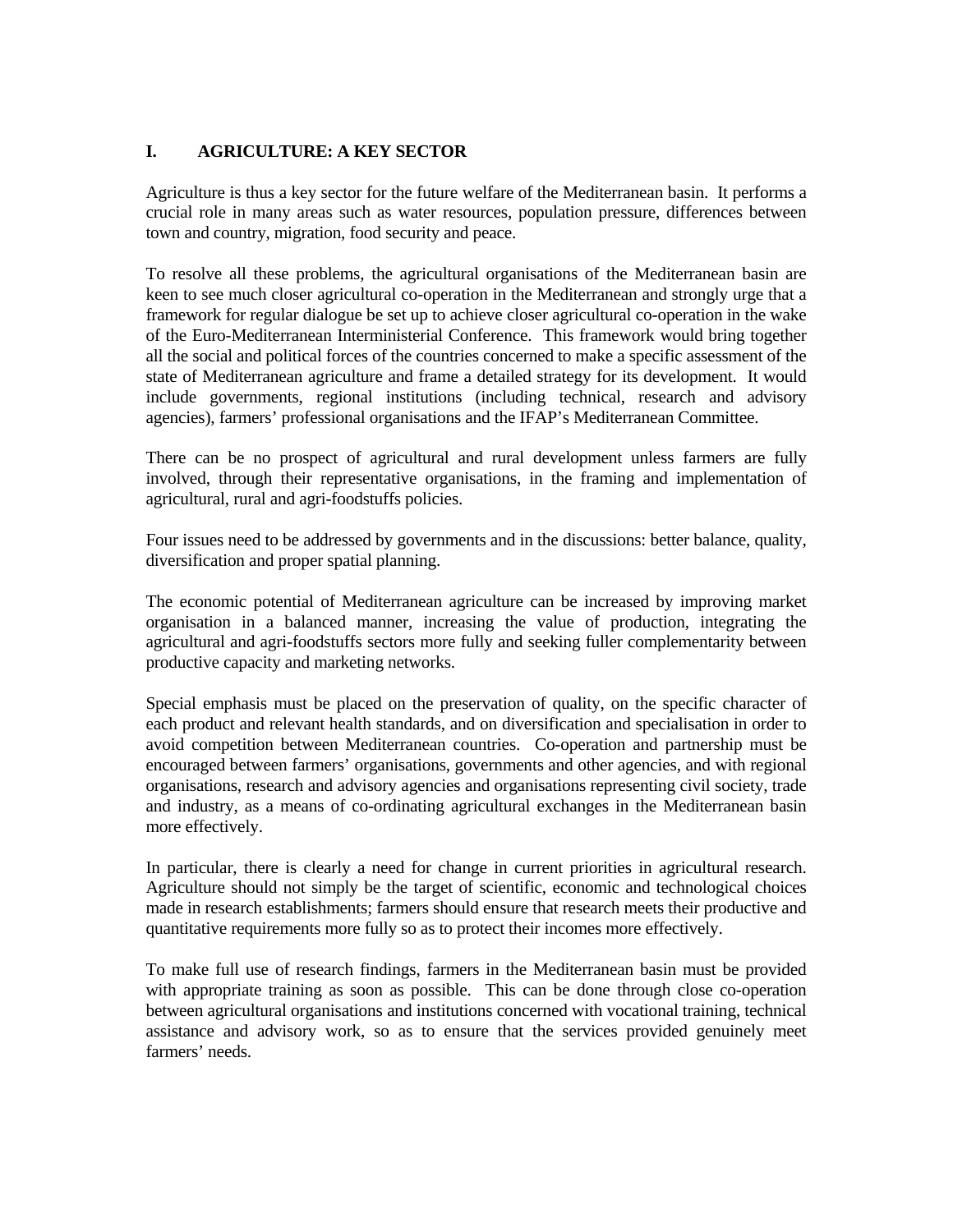## I. AGRICULTURE: A KEY SECTOR

Agriculture is thus a key sector for the future welfare of the Mediterranean basin. It performs a crucial role in many areas such as water resources, population pressure, differences between town and country, migration, food security and peace.

To resolve all these problems, the agricultural organisations of the Mediterranean basin are keen to see much closer agricultural co-operation in the Mediterranean and strongly urge that a framework for regular dialogue be set up to achieve closer agricultural co-operation in the wake of the Euro-Mediterranean Interministerial Conference. This framework would bring together all the social and political forces of the countries concerned to make a specific assessment of the state of Mediterranean agriculture and frame a detailed strategy for its development. It would include governments, regional institutions (including technical, research and advisory agencies), farmers' professional organisations and the IFAP's Mediterranean Committee.

There can be no prospect of agricultural and rural development unless farmers are fully involved, through their representative organisations, in the framing and implementation of agricultural, rural and agri-foodstuffs policies.

Four issues need to be addressed by governments and in the discussions: better balance, quality, diversification and proper spatial planning.

The economic potential of Mediterranean agriculture can be increased by improving market organisation in a balanced manner, increasing the value of production, integrating the agricultural and agri-foodstuffs sectors more fully and seeking fuller complementarity between productive capacity and marketing networks.

Special emphasis must be placed on the preservation of quality, on the specific character of each product and relevant health standards, and on diversification and specialisation in order to avoid competition between Mediterranean countries. Co-operation and partnership must be encouraged between farmers' organisations, governments and other agencies, and with regional organisations, research and advisory agencies and organisations representing civil society, trade and industry, as a means of co-ordinating agricultural exchanges in the Mediterranean basin more effectively.

In particular, there is clearly a need for change in current priorities in agricultural research. Agriculture should not simply be the target of scientific, economic and technological choices made in research establishments; farmers should ensure that research meets their productive and quantitative requirements more fully so as to protect their incomes more effectively.

To make full use of research findings, farmers in the Mediterranean basin must be provided with appropriate training as soon as possible. This can be done through close co-operation between agricultural organisations and institutions concerned with vocational training, technical assistance and advisory work, so as to ensure that the services provided genuinely meet farmers' needs.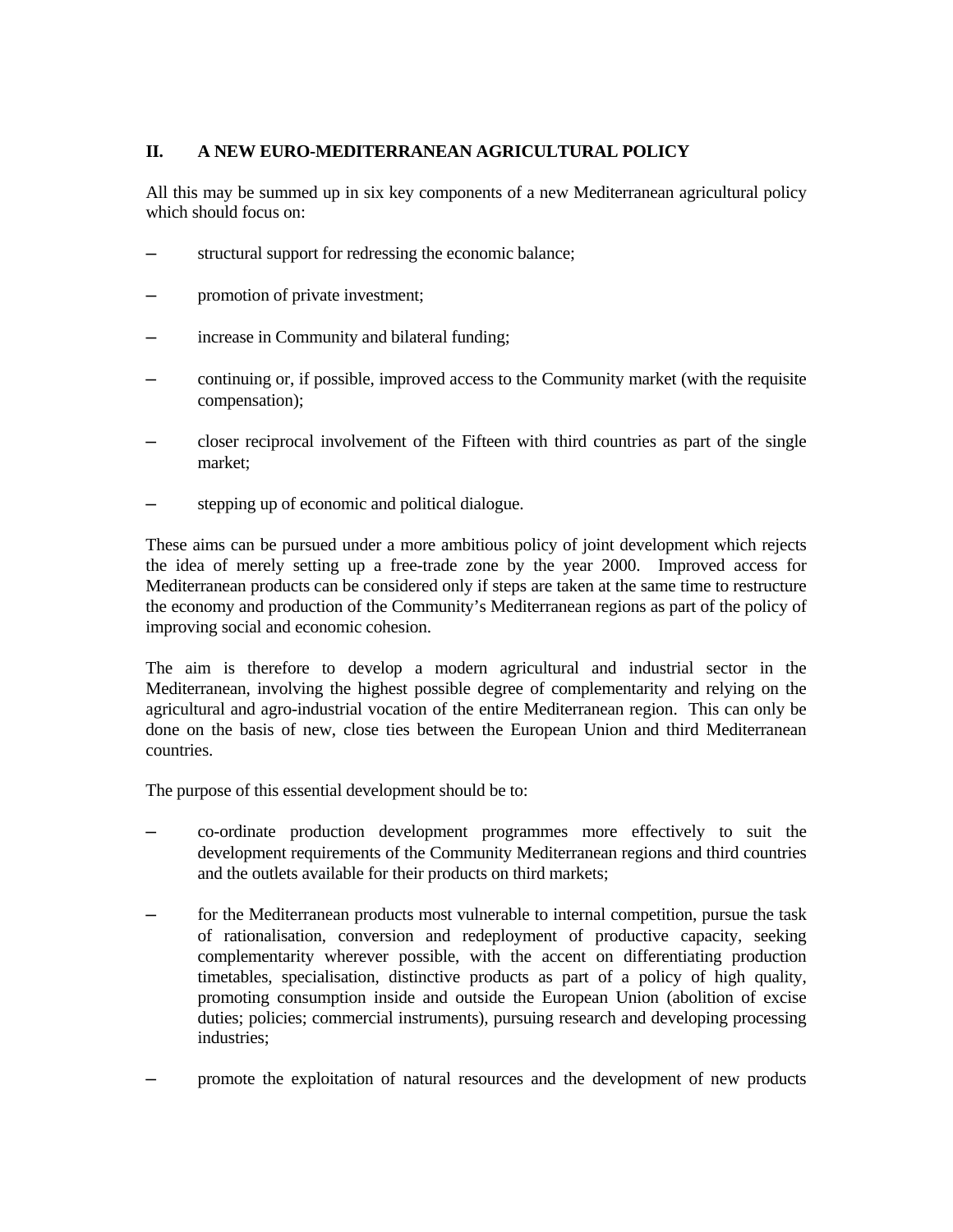## II. A NEW EURO-MEDITERRANEAN AGRICULTURAL POLICY

All this may be summed up in six key components of a new Mediterranean agricultural policy which should focus on:

- structural support for redressing the economic balance;
- promotion of private investment;
- increase in Community and bilateral funding;
- continuing or, if possible, improved access to the Community market (with the requisite compensation);
- closer reciprocal involvement of the Fifteen with third countries as part of the single market;
- stepping up of economic and political dialogue.

These aims can be pursued under a more ambitious policy of joint development which rejects the idea of merely setting up a free-trade zone by the year 2000. Improved access for Mediterranean products can be considered only if steps are taken at the same time to restructure the economy and production of the Community's Mediterranean regions as part of the policy of improving social and economic cohesion.

The aim is therefore to develop a modern agricultural and industrial sector in the Mediterranean, involving the highest possible degree of complementarity and relying on the agricultural and agro-industrial vocation of the entire Mediterranean region. This can only be done on the basis of new, close ties between the European Union and third Mediterranean countries.

The purpose of this essential development should be to:

- co-ordinate production development programmes more effectively to suit the development requirements of the Community Mediterranean regions and third countries and the outlets available for their products on third markets;
- for the Mediterranean products most vulnerable to internal competition, pursue the task of rationalisation, conversion and redeployment of productive capacity, seeking complementarity wherever possible, with the accent on differentiating production timetables, specialisation, distinctive products as part of a policy of high quality, promoting consumption inside and outside the European Union (abolition of excise duties; policies; commercial instruments), pursuing research and developing processing industries;
- promote the exploitation of natural resources and the development of new products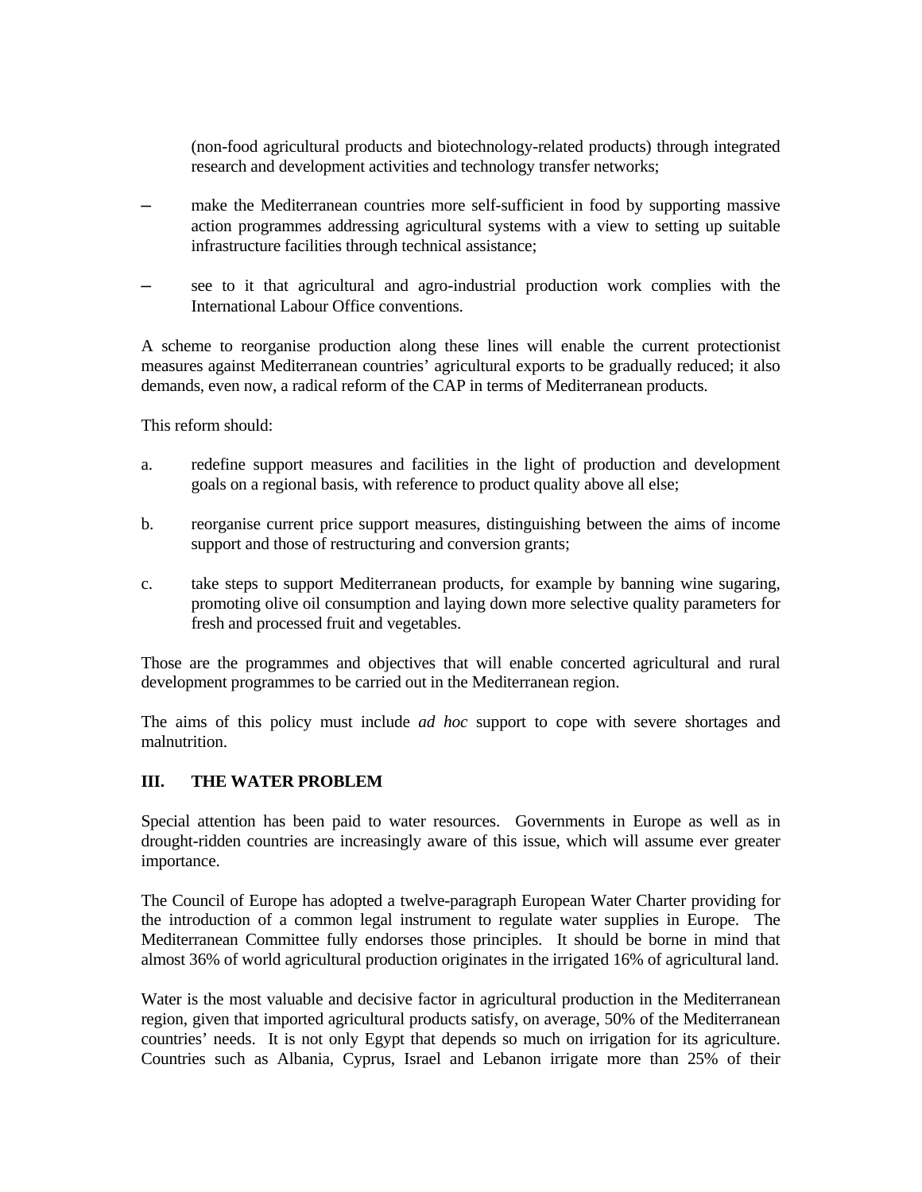(non-food agricultural products and biotechnology-related products) through integrated research and development activities and technology transfer networks;

- make the Mediterranean countries more self-sufficient in food by supporting massive action programmes addressing agricultural systems with a view to setting up suitable infrastructure facilities through technical assistance;
- see to it that agricultural and agro-industrial production work complies with the International Labour Office conventions.

A scheme to reorganise production along these lines will enable the current protectionist measures against Mediterranean countries' agricultural exports to be gradually reduced; it also demands, even now, a radical reform of the CAP in terms of Mediterranean products.

This reform should:

a. redefine support measures and facilities in the light of production and development goals on a regional basis, with reference to product quality above all else;

b. reorganise current price support measures, distinguishing between the aims of income support and those of restructuring and conversion grants;

c. take steps to support Mediterranean products, for example by banning wine sugaring, promoting olive oil consumption and laying down more selective quality parameters for fresh and processed fruit and vegetables.

Those are the programmes and objectives that will enable concerted agricultural and rural development programmes to be carried out in the Mediterranean region.

The aims of this policy must include *ad hoc* support to cope with severe shortages and malnutrition.

## III. THE WATER PROBLEM

Special attention has been paid to water resources. Governments in Europe as well as in drought-ridden countries are increasingly aware of this issue, which will assume ever greater importance.

The Council of Europe has adopted a twelve-paragraph European Water Charter providing for the introduction of a common legal instrument to regulate water supplies in Europe. The Mediterranean Committee fully endorses those principles. It should be borne in mind that almost 36% of world agricultural production originates in the irrigated 16% of agricultural land.

Water is the most valuable and decisive factor in agricultural production in the Mediterranean region, given that imported agricultural products satisfy, on average, 50% of the Mediterranean countries' needs. It is not only Egypt that depends so much on irrigation for its agriculture. Countries such as Albania, Cyprus, Israel and Lebanon irrigate more than 25% of their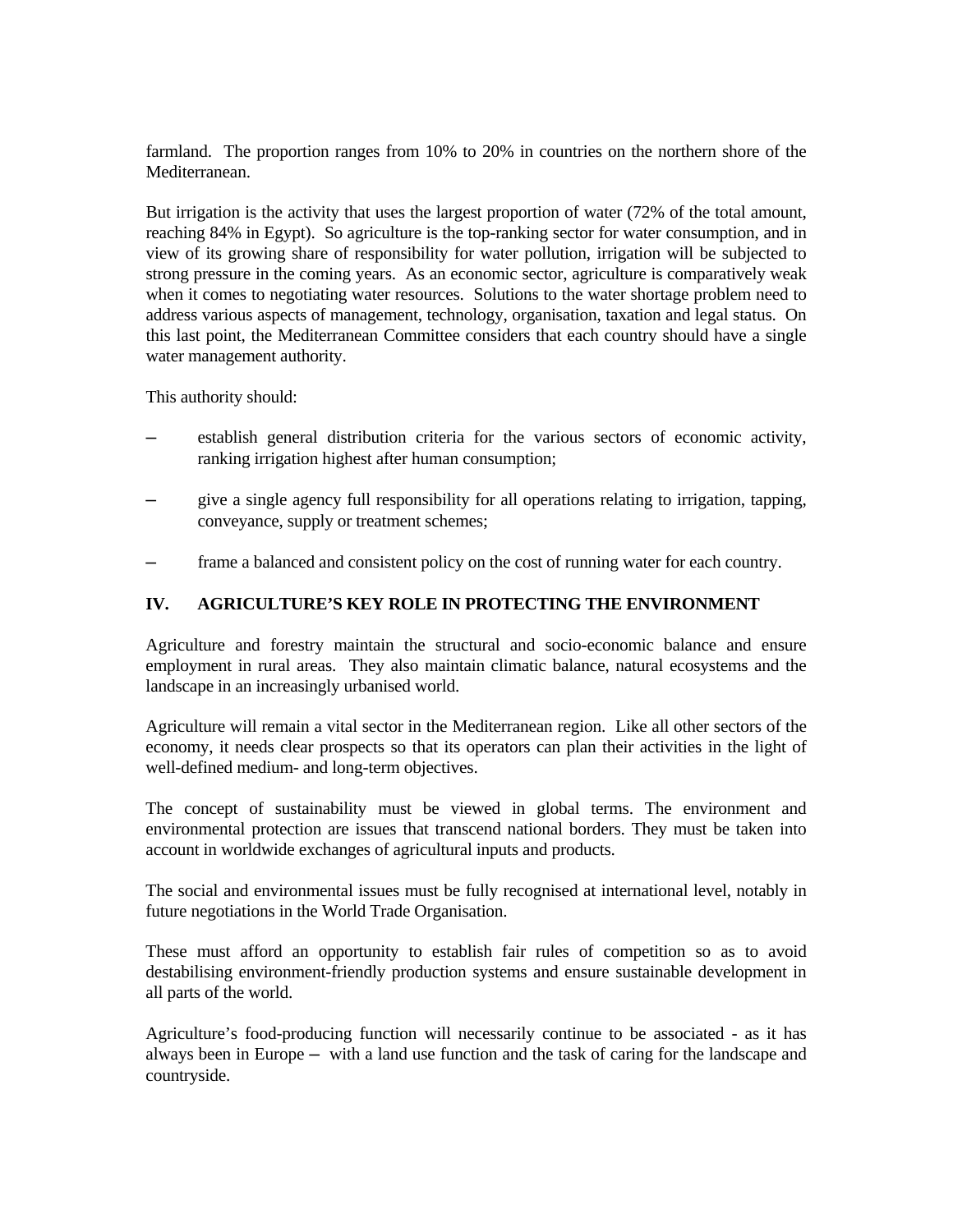farmland. The proportion ranges from 10% to 20% in countries on the northern shore of the Mediterranean.

But irrigation is the activity that uses the largest proportion of water (72% of the total amount, reaching 84% in Egypt). So agriculture is the top-ranking sector for water consumption, and in view of its growing share of responsibility for water pollution, irrigation will be subjected to strong pressure in the coming years. As an economic sector, agriculture is comparatively weak when it comes to negotiating water resources. Solutions to the water shortage problem need to address various aspects of management, technology, organisation, taxation and legal status. On this last point, the Mediterranean Committee considers that each country should have a single water management authority.

This authority should:

– establish general distribution criteria for the various sectors of economic activity, ranking irrigation highest after human consumption;

– give a single agency full responsibility for all operations relating to irrigation, tapping, conveyance, supply or treatment schemes;

– frame a balanced and consistent policy on the cost of running water for each country.

## IV. AGRICULTURE'S KEY ROLE IN PROTECTING THE ENVIRONMENT

Agriculture and forestry maintain the structural and socio-economic balance and ensure employment in rural areas. They also maintain climatic balance, natural ecosystems and the landscape in an increasingly urbanised world.

Agriculture will remain a vital sector in the Mediterranean region. Like all other sectors of the economy, it needs clear prospects so that its operators can plan their activities in the light of well-defined medium- and long-term objectives.

The concept of sustainability must be viewed in global terms. The environment and environmental protection are issues that transcend national borders. They must be taken into account in worldwide exchanges of agricultural inputs and products.

The social and environmental issues must be fully recognised at international level, notably in future negotiations in the World Trade Organisation.

These must afford an opportunity to establish fair rules of competition so as to avoid destabilising environment-friendly production systems and ensure sustainable development in all parts of the world.

Agriculture's food-producing function will necessarily continue to be associated - as it has always been in Europe – with a land use function and the task of caring for the landscape and countryside.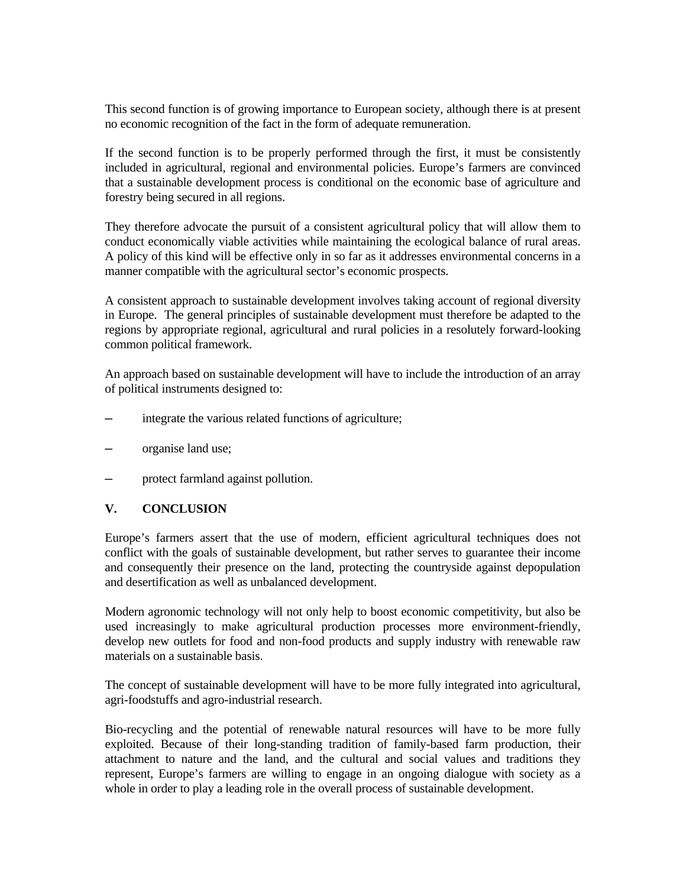This second function is of growing importance to European society, although there is at present no economic recognition of the fact in the form of adequate remuneration.

If the second function is to be properly performed through the first, it must be consistently included in agricultural, regional and environmental policies. Europe's farmers are convinced that a sustainable development process is conditional on the economic base of agriculture and forestry being secured in all regions.

They therefore advocate the pursuit of a consistent agricultural policy that will allow them to conduct economically viable activities while maintaining the ecological balance of rural areas. A policy of this kind will be effective only in so far as it addresses environmental concerns in a manner compatible with the agricultural sector's economic prospects.

A consistent approach to sustainable development involves taking account of regional diversity in Europe. The general principles of sustainable development must therefore be adapted to the regions by appropriate regional, agricultural and rural policies in a resolutely forward-looking common political framework.

An approach based on sustainable development will have to include the introduction of an array of political instruments designed to:

- integrate the various related functions of agriculture;
- organise land use;
- protect farmland against pollution.

## V. CONCLUSION

Europe's farmers assert that the use of modern, efficient agricultural techniques does not conflict with the goals of sustainable development, but rather serves to guarantee their income and consequently their presence on the land, protecting the countryside against depopulation and desertification as well as unbalanced development.

Modern agronomic technology will not only help to boost economic competitivity, but also be used increasingly to make agricultural production processes more environment-friendly, develop new outlets for food and non-food products and supply industry with renewable raw materials on a sustainable basis.

The concept of sustainable development will have to be more fully integrated into agricultural, agri-foodstuffs and agro-industrial research.

Bio-recycling and the potential of renewable natural resources will have to be more fully exploited. Because of their long-standing tradition of family-based farm production, their attachment to nature and the land, and the cultural and social values and traditions they represent, Europe's farmers are willing to engage in an ongoing dialogue with society as a whole in order to play a leading role in the overall process of sustainable development.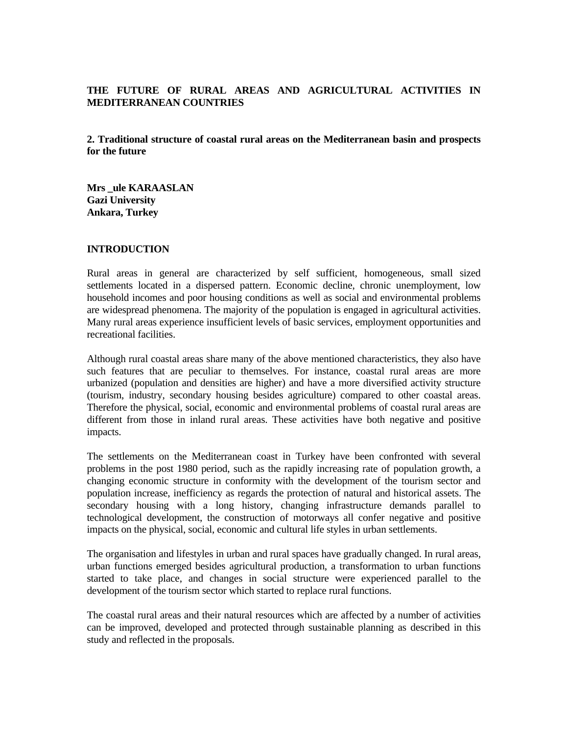**THE FUTURE OF RURAL AREAS AND AGRICULTURAL ACTIVITIES IN MEDITERRANEAN COUNTRIES**

**2. Traditional structure of coastal rural areas on the Mediterranean basin and prospects for the future**

**Mrs _ule KARAASLAN**
**Gazi University**
**Ankara, Turkey**

## INTRODUCTION

Rural areas in general are characterized by self sufficient, homogeneous, small sized settlements located in a dispersed pattern. Economic decline, chronic unemployment, low household incomes and poor housing conditions as well as social and environmental problems are widespread phenomena. The majority of the population is engaged in agricultural activities. Many rural areas experience insufficient levels of basic services, employment opportunities and recreational facilities.

Although rural coastal areas share many of the above mentioned characteristics, they also have such features that are peculiar to themselves. For instance, coastal rural areas are more urbanized (population and densities are higher) and have a more diversified activity structure (tourism, industry, secondary housing besides agriculture) compared to other coastal areas. Therefore the physical, social, economic and environmental problems of coastal rural areas are different from those in inland rural areas. These activities have both negative and positive impacts.

The settlements on the Mediterranean coast in Turkey have been confronted with several problems in the post 1980 period, such as the rapidly increasing rate of population growth, a changing economic structure in conformity with the development of the tourism sector and population increase, inefficiency as regards the protection of natural and historical assets. The secondary housing with a long history, changing infrastructure demands parallel to technological development, the construction of motorways all confer negative and positive impacts on the physical, social, economic and cultural life styles in urban settlements.

The organisation and lifestyles in urban and rural spaces have gradually changed. In rural areas, urban functions emerged besides agricultural production, a transformation to urban functions started to take place, and changes in social structure were experienced parallel to the development of the tourism sector which started to replace rural functions.

The coastal rural areas and their natural resources which are affected by a number of activities can be improved, developed and protected through sustainable planning as described in this study and reflected in the proposals.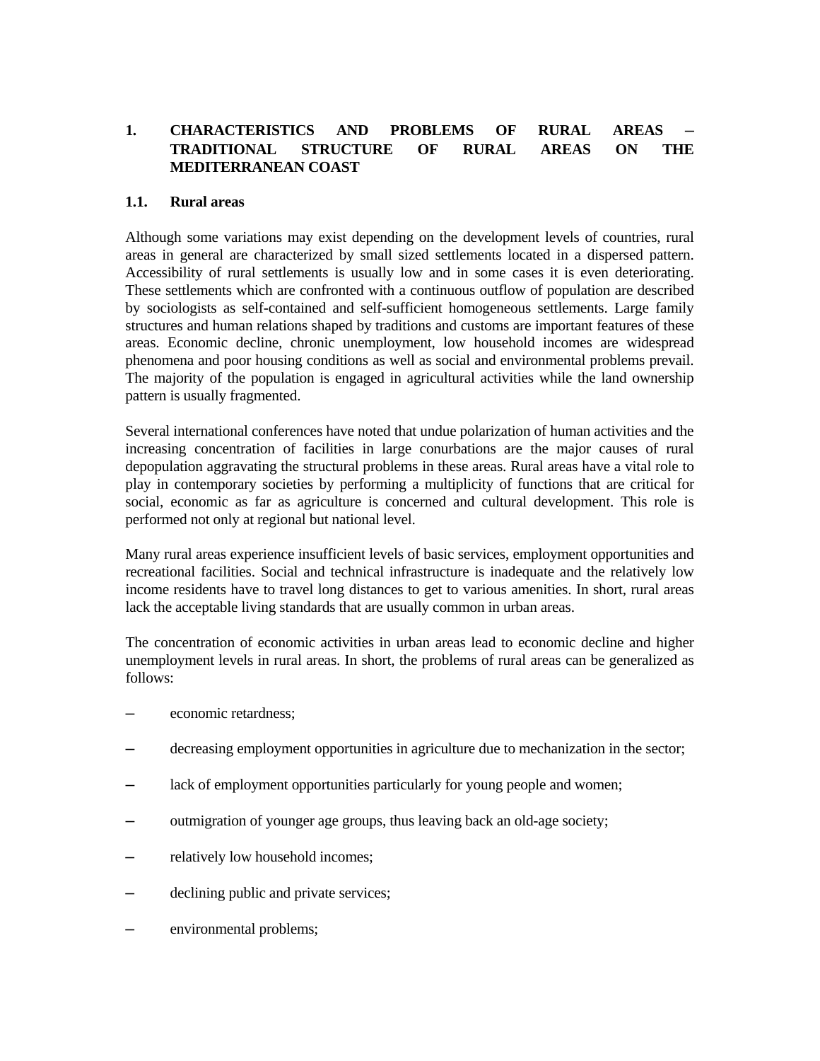# 1. CHARACTERISTICS AND PROBLEMS OF RURAL AREAS – TRADITIONAL STRUCTURE OF RURAL AREAS ON THE MEDITERRANEAN COAST

## 1.1. Rural areas

Although some variations may exist depending on the development levels of countries, rural areas in general are characterized by small sized settlements located in a dispersed pattern. Accessibility of rural settlements is usually low and in some cases it is even deteriorating. These settlements which are confronted with a continuous outflow of population are described by sociologists as self-contained and self-sufficient homogeneous settlements. Large family structures and human relations shaped by traditions and customs are important features of these areas. Economic decline, chronic unemployment, low household incomes are widespread phenomena and poor housing conditions as well as social and environmental problems prevail. The majority of the population is engaged in agricultural activities while the land ownership pattern is usually fragmented.

Several international conferences have noted that undue polarization of human activities and the increasing concentration of facilities in large conurbations are the major causes of rural depopulation aggravating the structural problems in these areas. Rural areas have a vital role to play in contemporary societies by performing a multiplicity of functions that are critical for social, economic as far as agriculture is concerned and cultural development. This role is performed not only at regional but national level.

Many rural areas experience insufficient levels of basic services, employment opportunities and recreational facilities. Social and technical infrastructure is inadequate and the relatively low income residents have to travel long distances to get to various amenities. In short, rural areas lack the acceptable living standards that are usually common in urban areas.

The concentration of economic activities in urban areas lead to economic decline and higher unemployment levels in rural areas. In short, the problems of rural areas can be generalized as follows:

- economic retardness;
- decreasing employment opportunities in agriculture due to mechanization in the sector;
- lack of employment opportunities particularly for young people and women;
- outmigration of younger age groups, thus leaving back an old-age society;
- relatively low household incomes;
- declining public and private services;
- environmental problems;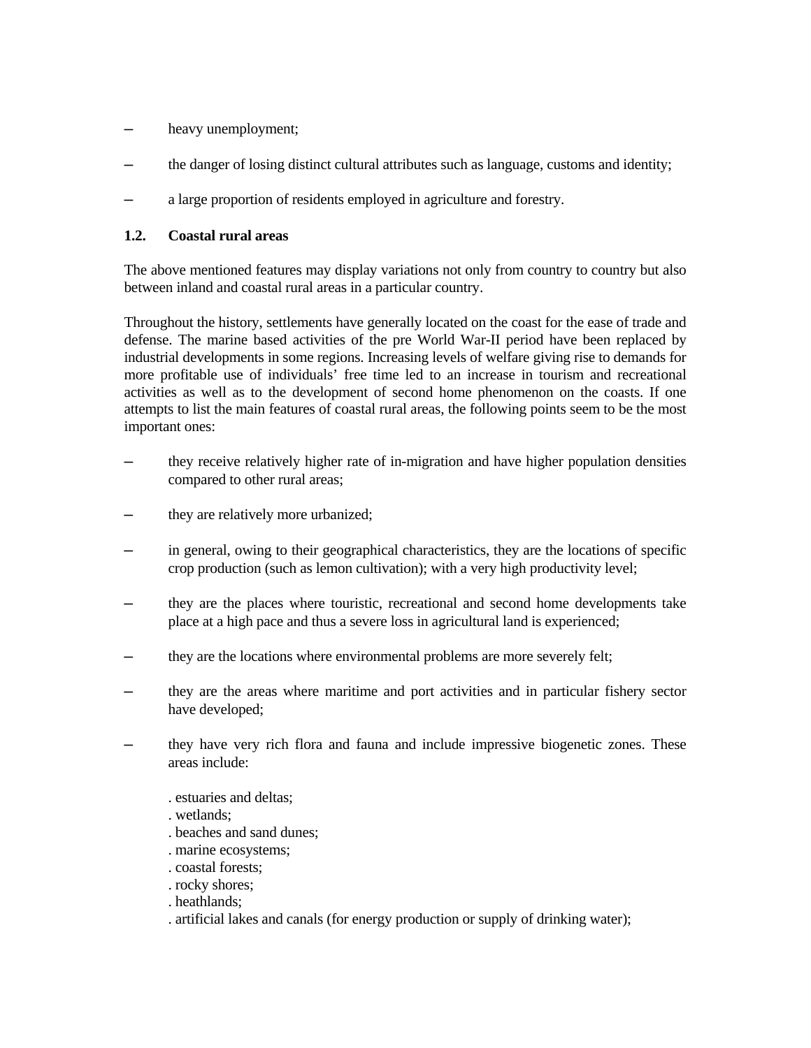- heavy unemployment;
- the danger of losing distinct cultural attributes such as language, customs and identity;
- a large proportion of residents employed in agriculture and forestry.

### 1.2. Coastal rural areas

The above mentioned features may display variations not only from country to country but also between inland and coastal rural areas in a particular country.

Throughout the history, settlements have generally located on the coast for the ease of trade and defense. The marine based activities of the pre World War-II period have been replaced by industrial developments in some regions. Increasing levels of welfare giving rise to demands for more profitable use of individuals' free time led to an increase in tourism and recreational activities as well as to the development of second home phenomenon on the coasts. If one attempts to list the main features of coastal rural areas, the following points seem to be the most important ones:

- they receive relatively higher rate of in-migration and have higher population densities compared to other rural areas;
- they are relatively more urbanized;
- in general, owing to their geographical characteristics, they are the locations of specific crop production (such as lemon cultivation); with a very high productivity level;
- they are the places where touristic, recreational and second home developments take place at a high pace and thus a severe loss in agricultural land is experienced;
- they are the locations where environmental problems are more severely felt;
- they are the areas where maritime and port activities and in particular fishery sector have developed;
- they have very rich flora and fauna and include impressive biogenetic zones. These areas include:

  . estuaries and deltas;
  . wetlands;
  . beaches and sand dunes;
  . marine ecosystems;
  . coastal forests;
  . rocky shores;
  . heathlands;
  . artificial lakes and canals (for energy production or supply of drinking water);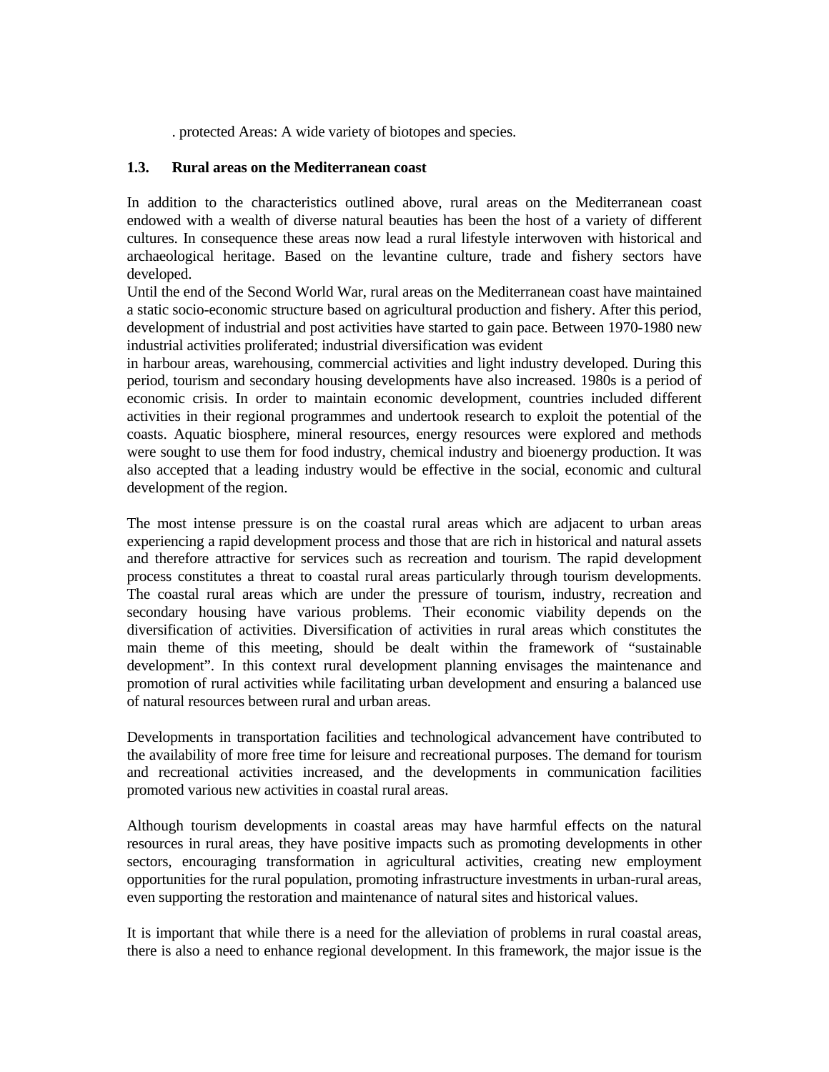. protected Areas: A wide variety of biotopes and species.

### 1.3. Rural areas on the Mediterranean coast

In addition to the characteristics outlined above, rural areas on the Mediterranean coast endowed with a wealth of diverse natural beauties has been the host of a variety of different cultures. In consequence these areas now lead a rural lifestyle interwoven with historical and archaeological heritage. Based on the levantine culture, trade and fishery sectors have developed.

Until the end of the Second World War, rural areas on the Mediterranean coast have maintained a static socio-economic structure based on agricultural production and fishery. After this period, development of industrial and post activities have started to gain pace. Between 1970-1980 new industrial activities proliferated; industrial diversification was evident in harbour areas, warehousing, commercial activities and light industry developed. During this period, tourism and secondary housing developments have also increased. 1980s is a period of economic crisis. In order to maintain economic development, countries included different activities in their regional programmes and undertook research to exploit the potential of the coasts. Aquatic biosphere, mineral resources, energy resources were explored and methods were sought to use them for food industry, chemical industry and bioenergy production. It was also accepted that a leading industry would be effective in the social, economic and cultural development of the region.

The most intense pressure is on the coastal rural areas which are adjacent to urban areas experiencing a rapid development process and those that are rich in historical and natural assets and therefore attractive for services such as recreation and tourism. The rapid development process constitutes a threat to coastal rural areas particularly through tourism developments. The coastal rural areas which are under the pressure of tourism, industry, recreation and secondary housing have various problems. Their economic viability depends on the diversification of activities. Diversification of activities in rural areas which constitutes the main theme of this meeting, should be dealt within the framework of “sustainable development”. In this context rural development planning envisages the maintenance and promotion of rural activities while facilitating urban development and ensuring a balanced use of natural resources between rural and urban areas.

Developments in transportation facilities and technological advancement have contributed to the availability of more free time for leisure and recreational purposes. The demand for tourism and recreational activities increased, and the developments in communication facilities promoted various new activities in coastal rural areas.

Although tourism developments in coastal areas may have harmful effects on the natural resources in rural areas, they have positive impacts such as promoting developments in other sectors, encouraging transformation in agricultural activities, creating new employment opportunities for the rural population, promoting infrastructure investments in urban-rural areas, even supporting the restoration and maintenance of natural sites and historical values.

It is important that while there is a need for the alleviation of problems in rural coastal areas, there is also a need to enhance regional development. In this framework, the major issue is the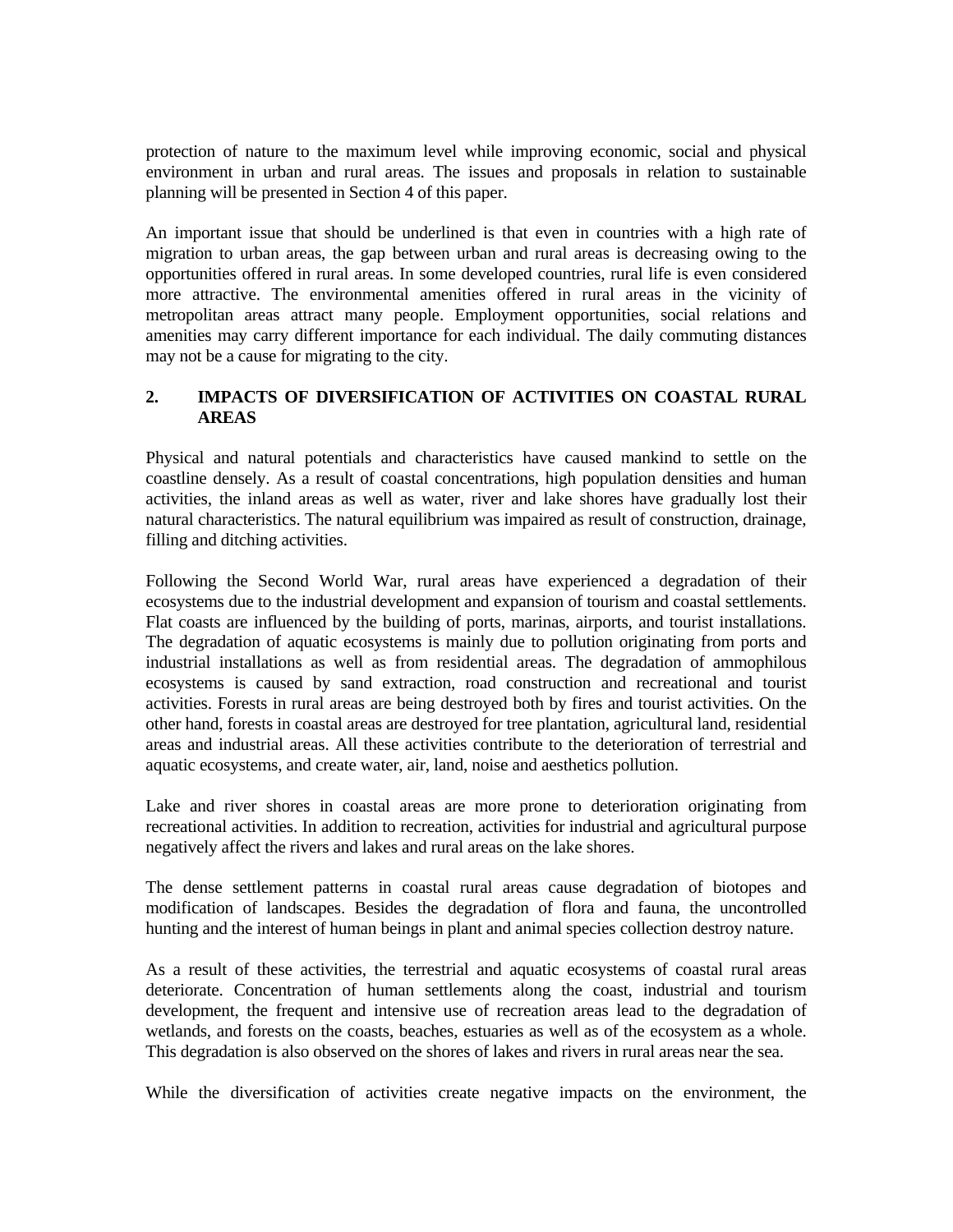protection of nature to the maximum level while improving economic, social and physical environment in urban and rural areas. The issues and proposals in relation to sustainable planning will be presented in Section 4 of this paper.

An important issue that should be underlined is that even in countries with a high rate of migration to urban areas, the gap between urban and rural areas is decreasing owing to the opportunities offered in rural areas. In some developed countries, rural life is even considered more attractive. The environmental amenities offered in rural areas in the vicinity of metropolitan areas attract many people. Employment opportunities, social relations and amenities may carry different importance for each individual. The daily commuting distances may not be a cause for migrating to the city.

## 2. IMPACTS OF DIVERSIFICATION OF ACTIVITIES ON COASTAL RURAL AREAS

Physical and natural potentials and characteristics have caused mankind to settle on the coastline densely. As a result of coastal concentrations, high population densities and human activities, the inland areas as well as water, river and lake shores have gradually lost their natural characteristics. The natural equilibrium was impaired as result of construction, drainage, filling and ditching activities.

Following the Second World War, rural areas have experienced a degradation of their ecosystems due to the industrial development and expansion of tourism and coastal settlements. Flat coasts are influenced by the building of ports, marinas, airports, and tourist installations. The degradation of aquatic ecosystems is mainly due to pollution originating from ports and industrial installations as well as from residential areas. The degradation of ammophilous ecosystems is caused by sand extraction, road construction and recreational and tourist activities. Forests in rural areas are being destroyed both by fires and tourist activities. On the other hand, forests in coastal areas are destroyed for tree plantation, agricultural land, residential areas and industrial areas. All these activities contribute to the deterioration of terrestrial and aquatic ecosystems, and create water, air, land, noise and aesthetics pollution.

Lake and river shores in coastal areas are more prone to deterioration originating from recreational activities. In addition to recreation, activities for industrial and agricultural purpose negatively affect the rivers and lakes and rural areas on the lake shores.

The dense settlement patterns in coastal rural areas cause degradation of biotopes and modification of landscapes. Besides the degradation of flora and fauna, the uncontrolled hunting and the interest of human beings in plant and animal species collection destroy nature.

As a result of these activities, the terrestrial and aquatic ecosystems of coastal rural areas deteriorate. Concentration of human settlements along the coast, industrial and tourism development, the frequent and intensive use of recreation areas lead to the degradation of wetlands, and forests on the coasts, beaches, estuaries as well as of the ecosystem as a whole. This degradation is also observed on the shores of lakes and rivers in rural areas near the sea.

While the diversification of activities create negative impacts on the environment, the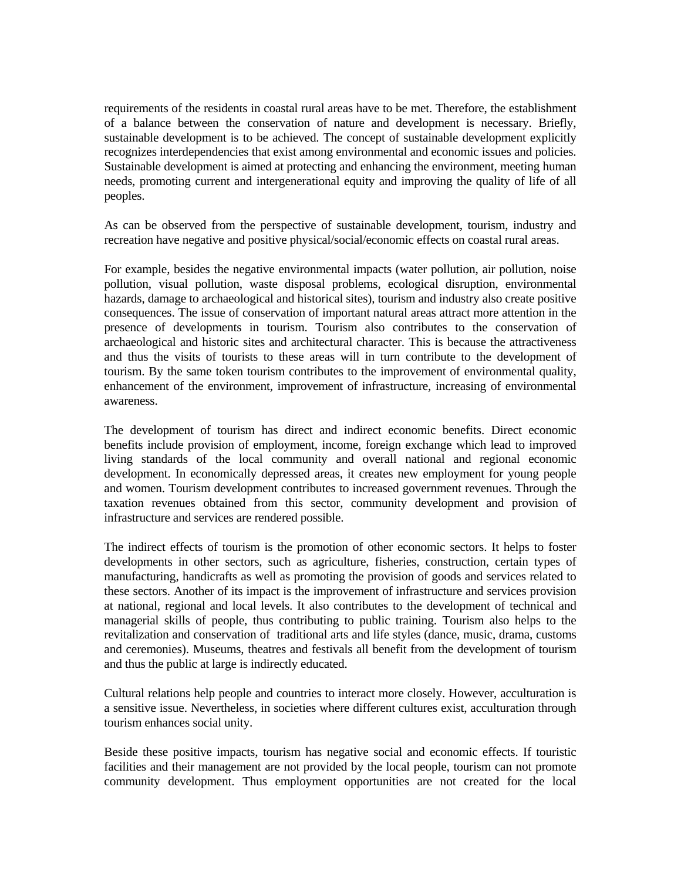requirements of the residents in coastal rural areas have to be met. Therefore, the establishment of a balance between the conservation of nature and development is necessary. Briefly, sustainable development is to be achieved. The concept of sustainable development explicitly recognizes interdependencies that exist among environmental and economic issues and policies. Sustainable development is aimed at protecting and enhancing the environment, meeting human needs, promoting current and intergenerational equity and improving the quality of life of all peoples.

As can be observed from the perspective of sustainable development, tourism, industry and recreation have negative and positive physical/social/economic effects on coastal rural areas.

For example, besides the negative environmental impacts (water pollution, air pollution, noise pollution, visual pollution, waste disposal problems, ecological disruption, environmental hazards, damage to archaeological and historical sites), tourism and industry also create positive consequences. The issue of conservation of important natural areas attract more attention in the presence of developments in tourism. Tourism also contributes to the conservation of archaeological and historic sites and architectural character. This is because the attractiveness and thus the visits of tourists to these areas will in turn contribute to the development of tourism. By the same token tourism contributes to the improvement of environmental quality, enhancement of the environment, improvement of infrastructure, increasing of environmental awareness.

The development of tourism has direct and indirect economic benefits. Direct economic benefits include provision of employment, income, foreign exchange which lead to improved living standards of the local community and overall national and regional economic development. In economically depressed areas, it creates new employment for young people and women. Tourism development contributes to increased government revenues. Through the taxation revenues obtained from this sector, community development and provision of infrastructure and services are rendered possible.

The indirect effects of tourism is the promotion of other economic sectors. It helps to foster developments in other sectors, such as agriculture, fisheries, construction, certain types of manufacturing, handicrafts as well as promoting the provision of goods and services related to these sectors. Another of its impact is the improvement of infrastructure and services provision at national, regional and local levels. It also contributes to the development of technical and managerial skills of people, thus contributing to public training. Tourism also helps to the revitalization and conservation of traditional arts and life styles (dance, music, drama, customs and ceremonies). Museums, theatres and festivals all benefit from the development of tourism and thus the public at large is indirectly educated.

Cultural relations help people and countries to interact more closely. However, acculturation is a sensitive issue. Nevertheless, in societies where different cultures exist, acculturation through tourism enhances social unity.

Beside these positive impacts, tourism has negative social and economic effects. If touristic facilities and their management are not provided by the local people, tourism can not promote community development. Thus employment opportunities are not created for the local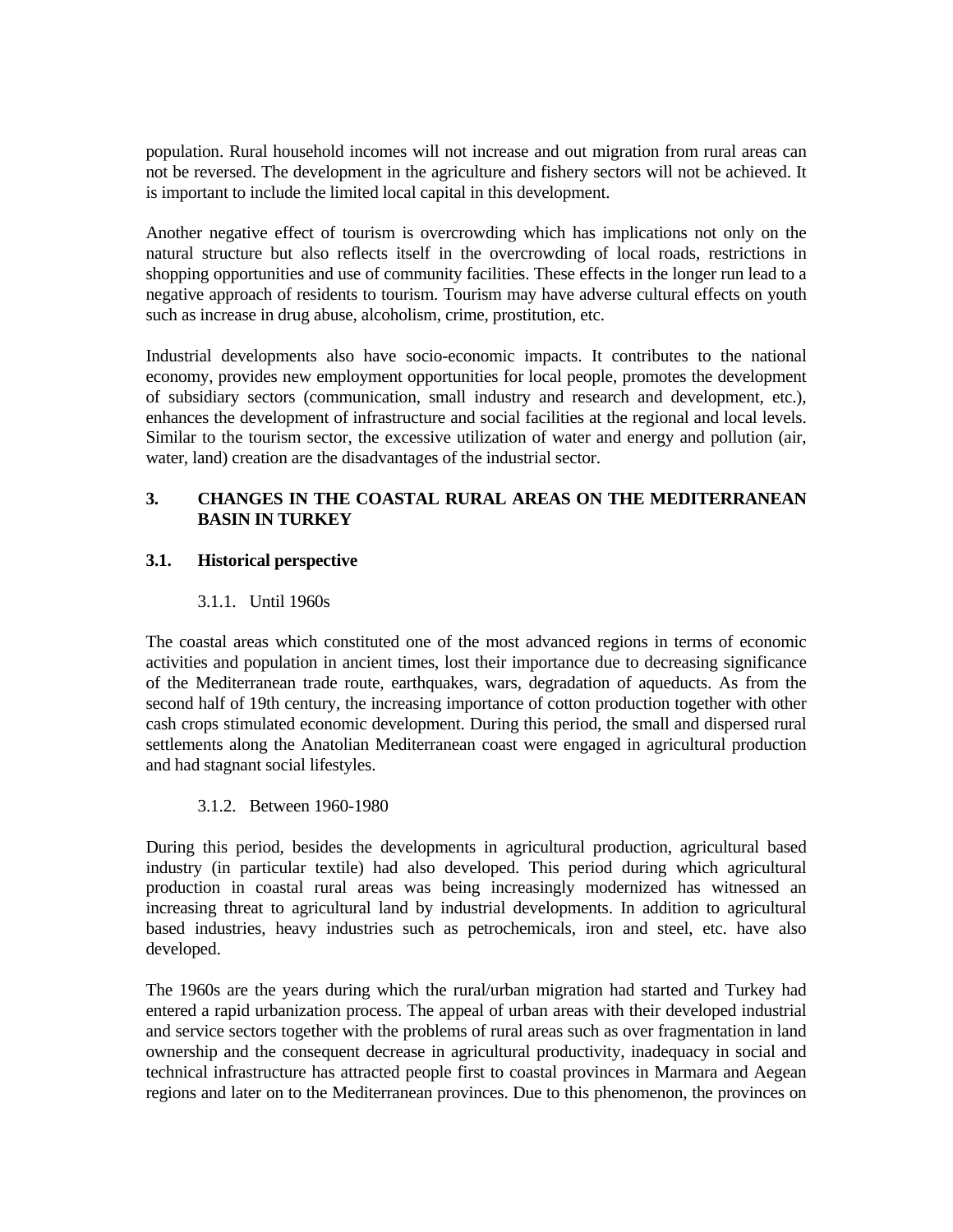population. Rural household incomes will not increase and out migration from rural areas can not be reversed. The development in the agriculture and fishery sectors will not be achieved. It is important to include the limited local capital in this development.

Another negative effect of tourism is overcrowding which has implications not only on the natural structure but also reflects itself in the overcrowding of local roads, restrictions in shopping opportunities and use of community facilities. These effects in the longer run lead to a negative approach of residents to tourism. Tourism may have adverse cultural effects on youth such as increase in drug abuse, alcoholism, crime, prostitution, etc.

Industrial developments also have socio-economic impacts. It contributes to the national economy, provides new employment opportunities for local people, promotes the development of subsidiary sectors (communication, small industry and research and development, etc.), enhances the development of infrastructure and social facilities at the regional and local levels. Similar to the tourism sector, the excessive utilization of water and energy and pollution (air, water, land) creation are the disadvantages of the industrial sector.

## 3. CHANGES IN THE COASTAL RURAL AREAS ON THE MEDITERRANEAN BASIN IN TURKEY

### 3.1. Historical perspective

#### 3.1.1. Until 1960s

The coastal areas which constituted one of the most advanced regions in terms of economic activities and population in ancient times, lost their importance due to decreasing significance of the Mediterranean trade route, earthquakes, wars, degradation of aqueducts. As from the second half of 19th century, the increasing importance of cotton production together with other cash crops stimulated economic development. During this period, the small and dispersed rural settlements along the Anatolian Mediterranean coast were engaged in agricultural production and had stagnant social lifestyles.

#### 3.1.2. Between 1960-1980

During this period, besides the developments in agricultural production, agricultural based industry (in particular textile) had also developed. This period during which agricultural production in coastal rural areas was being increasingly modernized has witnessed an increasing threat to agricultural land by industrial developments. In addition to agricultural based industries, heavy industries such as petrochemicals, iron and steel, etc. have also developed.

The 1960s are the years during which the rural/urban migration had started and Turkey had entered a rapid urbanization process. The appeal of urban areas with their developed industrial and service sectors together with the problems of rural areas such as over fragmentation in land ownership and the consequent decrease in agricultural productivity, inadequacy in social and technical infrastructure has attracted people first to coastal provinces in Marmara and Aegean regions and later on to the Mediterranean provinces. Due to this phenomenon, the provinces on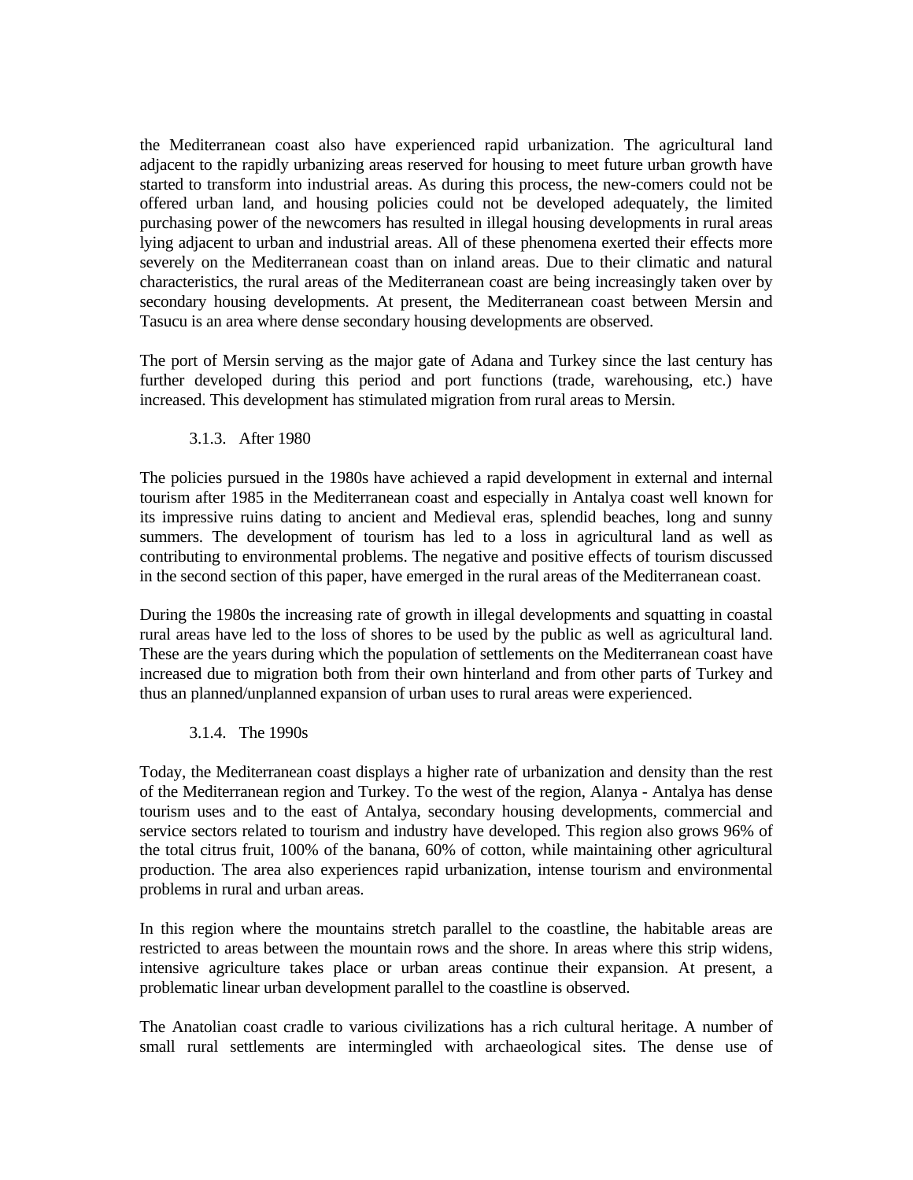the Mediterranean coast also have experienced rapid urbanization. The agricultural land adjacent to the rapidly urbanizing areas reserved for housing to meet future urban growth have started to transform into industrial areas. As during this process, the new-comers could not be offered urban land, and housing policies could not be developed adequately, the limited purchasing power of the newcomers has resulted in illegal housing developments in rural areas lying adjacent to urban and industrial areas. All of these phenomena exerted their effects more severely on the Mediterranean coast than on inland areas. Due to their climatic and natural characteristics, the rural areas of the Mediterranean coast are being increasingly taken over by secondary housing developments. At present, the Mediterranean coast between Mersin and Tasucu is an area where dense secondary housing developments are observed.

The port of Mersin serving as the major gate of Adana and Turkey since the last century has further developed during this period and port functions (trade, warehousing, etc.) have increased. This development has stimulated migration from rural areas to Mersin.

### 3.1.3. After 1980

The policies pursued in the 1980s have achieved a rapid development in external and internal tourism after 1985 in the Mediterranean coast and especially in Antalya coast well known for its impressive ruins dating to ancient and Medieval eras, splendid beaches, long and sunny summers. The development of tourism has led to a loss in agricultural land as well as contributing to environmental problems. The negative and positive effects of tourism discussed in the second section of this paper, have emerged in the rural areas of the Mediterranean coast.

During the 1980s the increasing rate of growth in illegal developments and squatting in coastal rural areas have led to the loss of shores to be used by the public as well as agricultural land. These are the years during which the population of settlements on the Mediterranean coast have increased due to migration both from their own hinterland and from other parts of Turkey and thus an planned/unplanned expansion of urban uses to rural areas were experienced.

### 3.1.4. The 1990s

Today, the Mediterranean coast displays a higher rate of urbanization and density than the rest of the Mediterranean region and Turkey. To the west of the region, Alanya - Antalya has dense tourism uses and to the east of Antalya, secondary housing developments, commercial and service sectors related to tourism and industry have developed. This region also grows 96% of the total citrus fruit, 100% of the banana, 60% of cotton, while maintaining other agricultural production. The area also experiences rapid urbanization, intense tourism and environmental problems in rural and urban areas.

In this region where the mountains stretch parallel to the coastline, the habitable areas are restricted to areas between the mountain rows and the shore. In areas where this strip widens, intensive agriculture takes place or urban areas continue their expansion. At present, a problematic linear urban development parallel to the coastline is observed.

The Anatolian coast cradle to various civilizations has a rich cultural heritage. A number of small rural settlements are intermingled with archaeological sites. The dense use of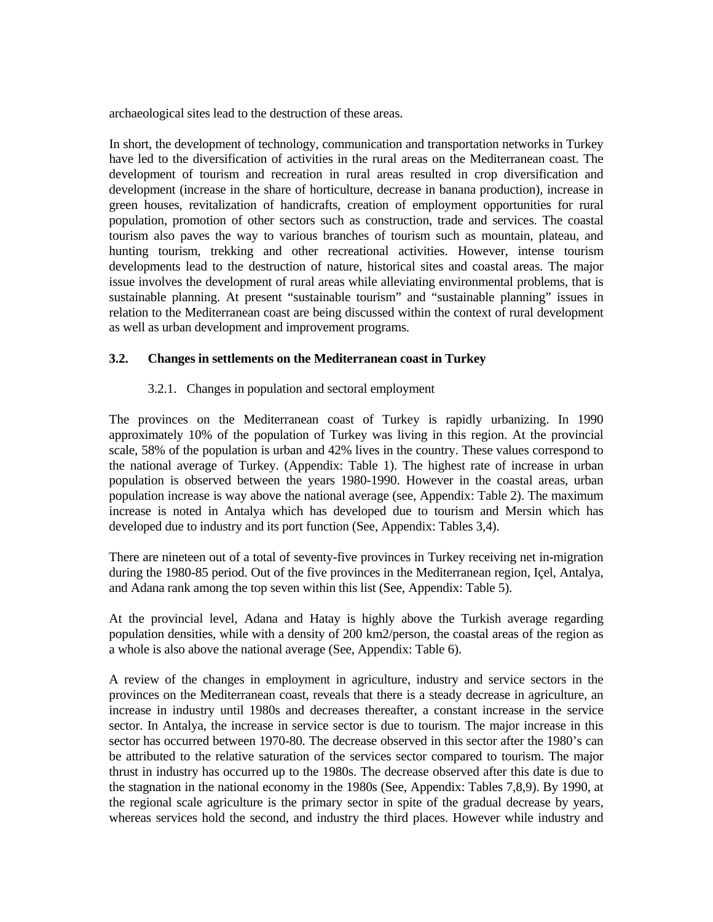archaeological sites lead to the destruction of these areas.

In short, the development of technology, communication and transportation networks in Turkey have led to the diversification of activities in the rural areas on the Mediterranean coast. The development of tourism and recreation in rural areas resulted in crop diversification and development (increase in the share of horticulture, decrease in banana production), increase in green houses, revitalization of handicrafts, creation of employment opportunities for rural population, promotion of other sectors such as construction, trade and services. The coastal tourism also paves the way to various branches of tourism such as mountain, plateau, and hunting tourism, trekking and other recreational activities. However, intense tourism developments lead to the destruction of nature, historical sites and coastal areas. The major issue involves the development of rural areas while alleviating environmental problems, that is sustainable planning. At present "sustainable tourism" and "sustainable planning" issues in relation to the Mediterranean coast are being discussed within the context of rural development as well as urban development and improvement programs.

### 3.2. Changes in settlements on the Mediterranean coast in Turkey

#### 3.2.1. Changes in population and sectoral employment

The provinces on the Mediterranean coast of Turkey is rapidly urbanizing. In 1990 approximately 10% of the population of Turkey was living in this region. At the provincial scale, 58% of the population is urban and 42% lives in the country. These values correspond to the national average of Turkey. (Appendix: Table 1). The highest rate of increase in urban population is observed between the years 1980-1990. However in the coastal areas, urban population increase is way above the national average (see, Appendix: Table 2). The maximum increase is noted in Antalya which has developed due to tourism and Mersin which has developed due to industry and its port function (See, Appendix: Tables 3,4).

There are nineteen out of a total of seventy-five provinces in Turkey receiving net in-migration during the 1980-85 period. Out of the five provinces in the Mediterranean region, Içel, Antalya, and Adana rank among the top seven within this list (See, Appendix: Table 5).

At the provincial level, Adana and Hatay is highly above the Turkish average regarding population densities, while with a density of 200 km2/person, the coastal areas of the region as a whole is also above the national average (See, Appendix: Table 6).

A review of the changes in employment in agriculture, industry and service sectors in the provinces on the Mediterranean coast, reveals that there is a steady decrease in agriculture, an increase in industry until 1980s and decreases thereafter, a constant increase in the service sector. In Antalya, the increase in service sector is due to tourism. The major increase in this sector has occurred between 1970-80. The decrease observed in this sector after the 1980's can be attributed to the relative saturation of the services sector compared to tourism. The major thrust in industry has occurred up to the 1980s. The decrease observed after this date is due to the stagnation in the national economy in the 1980s (See, Appendix: Tables 7,8,9). By 1990, at the regional scale agriculture is the primary sector in spite of the gradual decrease by years, whereas services hold the second, and industry the third places. However while industry and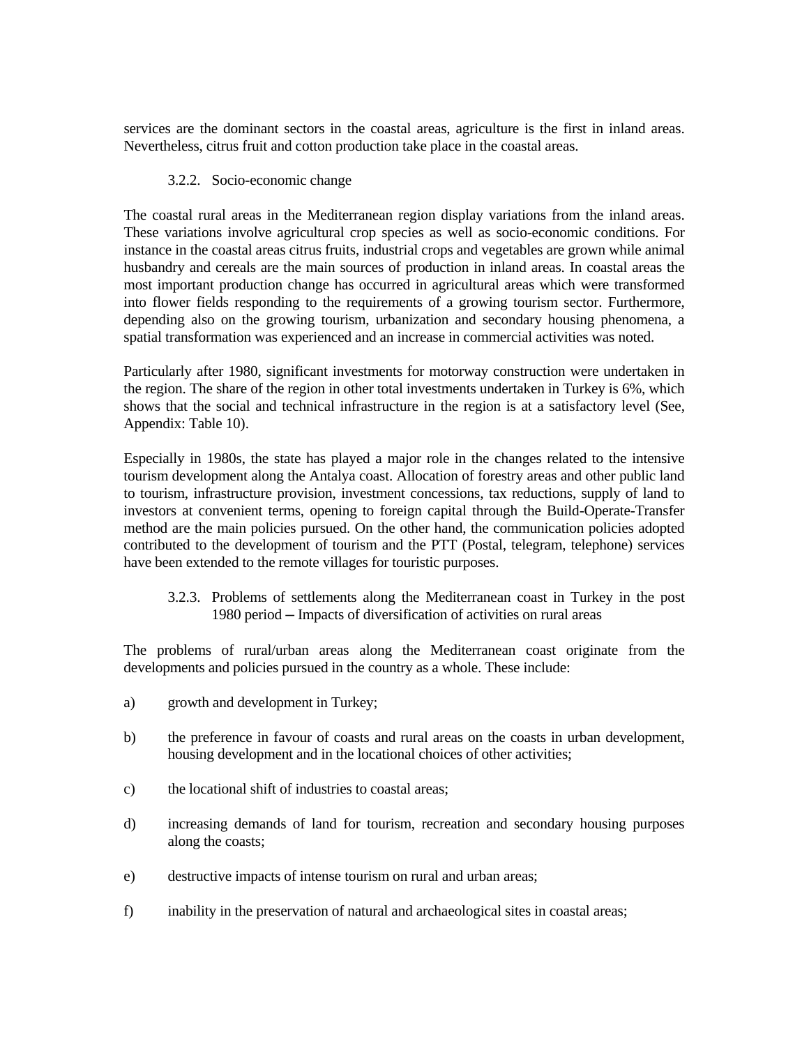services are the dominant sectors in the coastal areas, agriculture is the first in inland areas. Nevertheless, citrus fruit and cotton production take place in the coastal areas.

#### 3.2.2. Socio-economic change

The coastal rural areas in the Mediterranean region display variations from the inland areas. These variations involve agricultural crop species as well as socio-economic conditions. For instance in the coastal areas citrus fruits, industrial crops and vegetables are grown while animal husbandry and cereals are the main sources of production in inland areas. In coastal areas the most important production change has occurred in agricultural areas which were transformed into flower fields responding to the requirements of a growing tourism sector. Furthermore, depending also on the growing tourism, urbanization and secondary housing phenomena, a spatial transformation was experienced and an increase in commercial activities was noted.

Particularly after 1980, significant investments for motorway construction were undertaken in the region. The share of the region in other total investments undertaken in Turkey is 6%, which shows that the social and technical infrastructure in the region is at a satisfactory level (See, Appendix: Table 10).

Especially in 1980s, the state has played a major role in the changes related to the intensive tourism development along the Antalya coast. Allocation of forestry areas and other public land to tourism, infrastructure provision, investment concessions, tax reductions, supply of land to investors at convenient terms, opening to foreign capital through the Build-Operate-Transfer method are the main policies pursued. On the other hand, the communication policies adopted contributed to the development of tourism and the PTT (Postal, telegram, telephone) services have been extended to the remote villages for touristic purposes.

#### 3.2.3. Problems of settlements along the Mediterranean coast in Turkey in the post 1980 period – Impacts of diversification of activities on rural areas

The problems of rural/urban areas along the Mediterranean coast originate from the developments and policies pursued in the country as a whole. These include:

a) growth and development in Turkey;

b) the preference in favour of coasts and rural areas on the coasts in urban development, housing development and in the locational choices of other activities;

c) the locational shift of industries to coastal areas;

d) increasing demands of land for tourism, recreation and secondary housing purposes along the coasts;

e) destructive impacts of intense tourism on rural and urban areas;

f) inability in the preservation of natural and archaeological sites in coastal areas;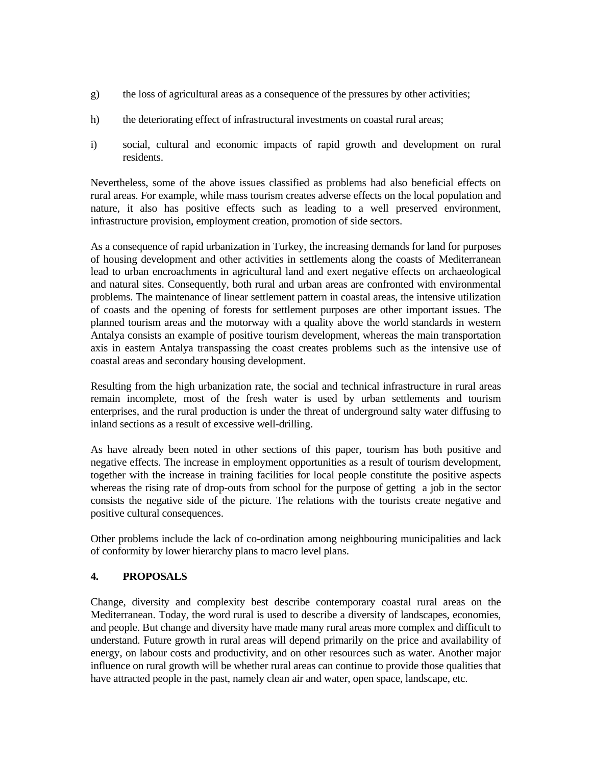g) the loss of agricultural areas as a consequence of the pressures by other activities;

h) the deteriorating effect of infrastructural investments on coastal rural areas;

i) social, cultural and economic impacts of rapid growth and development on rural residents.

Nevertheless, some of the above issues classified as problems had also beneficial effects on rural areas. For example, while mass tourism creates adverse effects on the local population and nature, it also has positive effects such as leading to a well preserved environment, infrastructure provision, employment creation, promotion of side sectors.

As a consequence of rapid urbanization in Turkey, the increasing demands for land for purposes of housing development and other activities in settlements along the coasts of Mediterranean lead to urban encroachments in agricultural land and exert negative effects on archaeological and natural sites. Consequently, both rural and urban areas are confronted with environmental problems. The maintenance of linear settlement pattern in coastal areas, the intensive utilization of coasts and the opening of forests for settlement purposes are other important issues. The planned tourism areas and the motorway with a quality above the world standards in western Antalya consists an example of positive tourism development, whereas the main transportation axis in eastern Antalya transpassing the coast creates problems such as the intensive use of coastal areas and secondary housing development.

Resulting from the high urbanization rate, the social and technical infrastructure in rural areas remain incomplete, most of the fresh water is used by urban settlements and tourism enterprises, and the rural production is under the threat of underground salty water diffusing to inland sections as a result of excessive well-drilling.

As have already been noted in other sections of this paper, tourism has both positive and negative effects. The increase in employment opportunities as a result of tourism development, together with the increase in training facilities for local people constitute the positive aspects whereas the rising rate of drop-outs from school for the purpose of getting a job in the sector consists the negative side of the picture. The relations with the tourists create negative and positive cultural consequences.

Other problems include the lack of co-ordination among neighbouring municipalities and lack of conformity by lower hierarchy plans to macro level plans.

## 4. PROPOSALS

Change, diversity and complexity best describe contemporary coastal rural areas on the Mediterranean. Today, the word rural is used to describe a diversity of landscapes, economies, and people. But change and diversity have made many rural areas more complex and difficult to understand. Future growth in rural areas will depend primarily on the price and availability of energy, on labour costs and productivity, and on other resources such as water. Another major influence on rural growth will be whether rural areas can continue to provide those qualities that have attracted people in the past, namely clean air and water, open space, landscape, etc.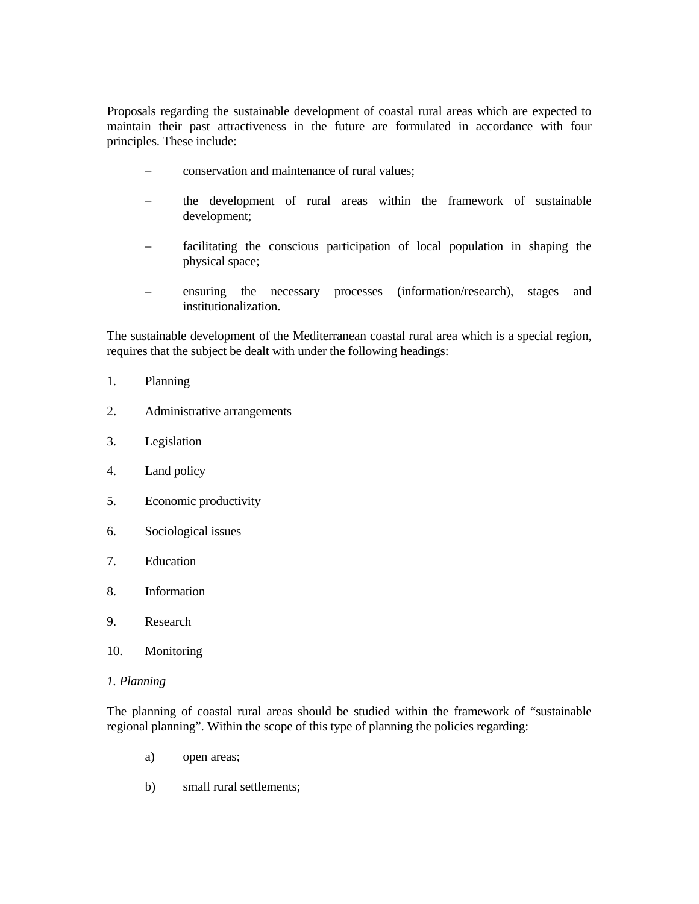Proposals regarding the sustainable development of coastal rural areas which are expected to maintain their past attractiveness in the future are formulated in accordance with four principles. These include:

- conservation and maintenance of rural values;
- the development of rural areas within the framework of sustainable development;
- facilitating the conscious participation of local population in shaping the physical space;
- ensuring the necessary processes (information/research), stages and institutionalization.

The sustainable development of the Mediterranean coastal rural area which is a special region, requires that the subject be dealt with under the following headings:

1. Planning
2. Administrative arrangements
3. Legislation
4. Land policy
5. Economic productivity
6. Sociological issues
7. Education
8. Information
9. Research
10. Monitoring

*1. Planning*

The planning of coastal rural areas should be studied within the framework of "sustainable regional planning". Within the scope of this type of planning the policies regarding:

a) open areas;

b) small rural settlements;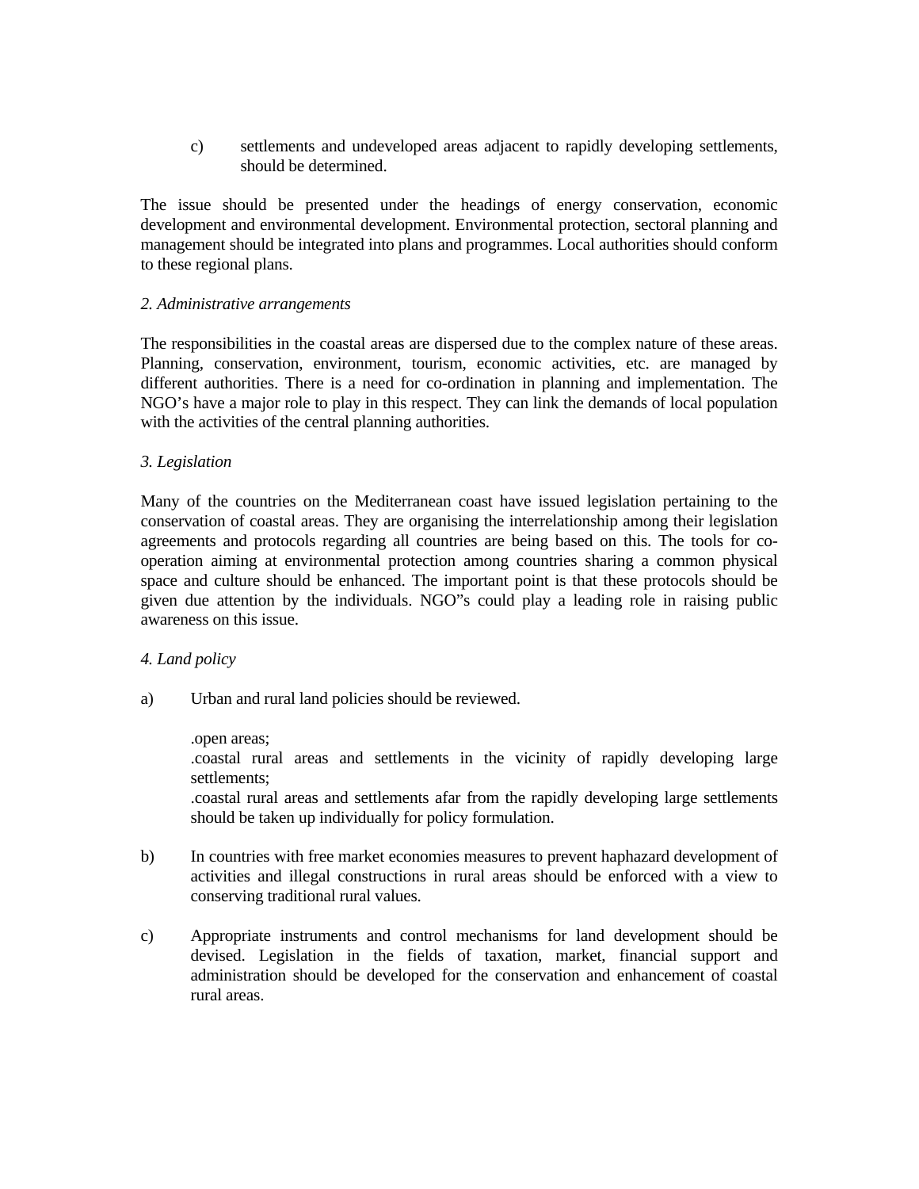c) settlements and undeveloped areas adjacent to rapidly developing settlements, should be determined.

The issue should be presented under the headings of energy conservation, economic development and environmental development. Environmental protection, sectoral planning and management should be integrated into plans and programmes. Local authorities should conform to these regional plans.

*2. Administrative arrangements*

The responsibilities in the coastal areas are dispersed due to the complex nature of these areas. Planning, conservation, environment, tourism, economic activities, etc. are managed by different authorities. There is a need for co-ordination in planning and implementation. The NGO's have a major role to play in this respect. They can link the demands of local population with the activities of the central planning authorities.

*3. Legislation*

Many of the countries on the Mediterranean coast have issued legislation pertaining to the conservation of coastal areas. They are organising the interrelationship among their legislation agreements and protocols regarding all countries are being based on this. The tools for co-operation aiming at environmental protection among countries sharing a common physical space and culture should be enhanced. The important point is that these protocols should be given due attention by the individuals. NGO"s could play a leading role in raising public awareness on this issue.

*4. Land policy*

a) Urban and rural land policies should be reviewed.

   .open areas;
   .coastal rural areas and settlements in the vicinity of rapidly developing large settlements;
   .coastal rural areas and settlements afar from the rapidly developing large settlements should be taken up individually for policy formulation.

b) In countries with free market economies measures to prevent haphazard development of activities and illegal constructions in rural areas should be enforced with a view to conserving traditional rural values.

c) Appropriate instruments and control mechanisms for land development should be devised. Legislation in the fields of taxation, market, financial support and administration should be developed for the conservation and enhancement of coastal rural areas.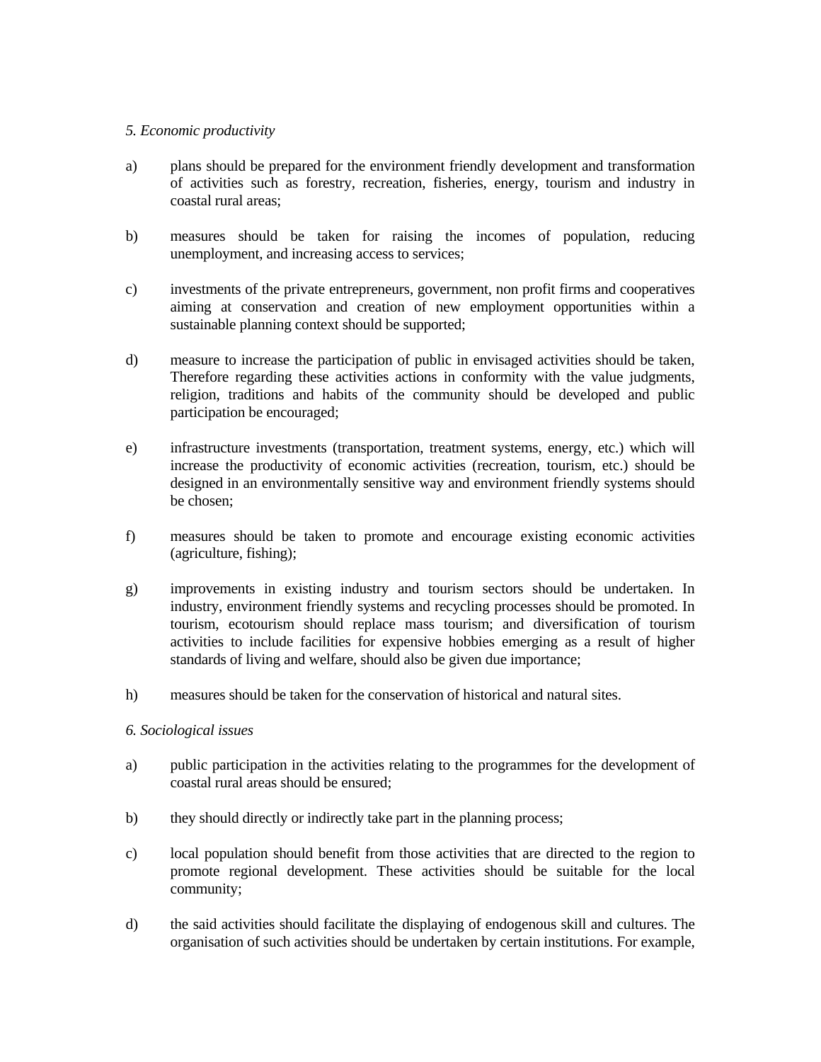*5. Economic productivity*

a) plans should be prepared for the environment friendly development and transformation of activities such as forestry, recreation, fisheries, energy, tourism and industry in coastal rural areas;

b) measures should be taken for raising the incomes of population, reducing unemployment, and increasing access to services;

c) investments of the private entrepreneurs, government, non profit firms and cooperatives aiming at conservation and creation of new employment opportunities within a sustainable planning context should be supported;

d) measure to increase the participation of public in envisaged activities should be taken, Therefore regarding these activities actions in conformity with the value judgments, religion, traditions and habits of the community should be developed and public participation be encouraged;

e) infrastructure investments (transportation, treatment systems, energy, etc.) which will increase the productivity of economic activities (recreation, tourism, etc.) should be designed in an environmentally sensitive way and environment friendly systems should be chosen;

f) measures should be taken to promote and encourage existing economic activities (agriculture, fishing);

g) improvements in existing industry and tourism sectors should be undertaken. In industry, environment friendly systems and recycling processes should be promoted. In tourism, ecotourism should replace mass tourism; and diversification of tourism activities to include facilities for expensive hobbies emerging as a result of higher standards of living and welfare, should also be given due importance;

h) measures should be taken for the conservation of historical and natural sites.

*6. Sociological issues*

a) public participation in the activities relating to the programmes for the development of coastal rural areas should be ensured;

b) they should directly or indirectly take part in the planning process;

c) local population should benefit from those activities that are directed to the region to promote regional development. These activities should be suitable for the local community;

d) the said activities should facilitate the displaying of endogenous skill and cultures. The organisation of such activities should be undertaken by certain institutions. For example,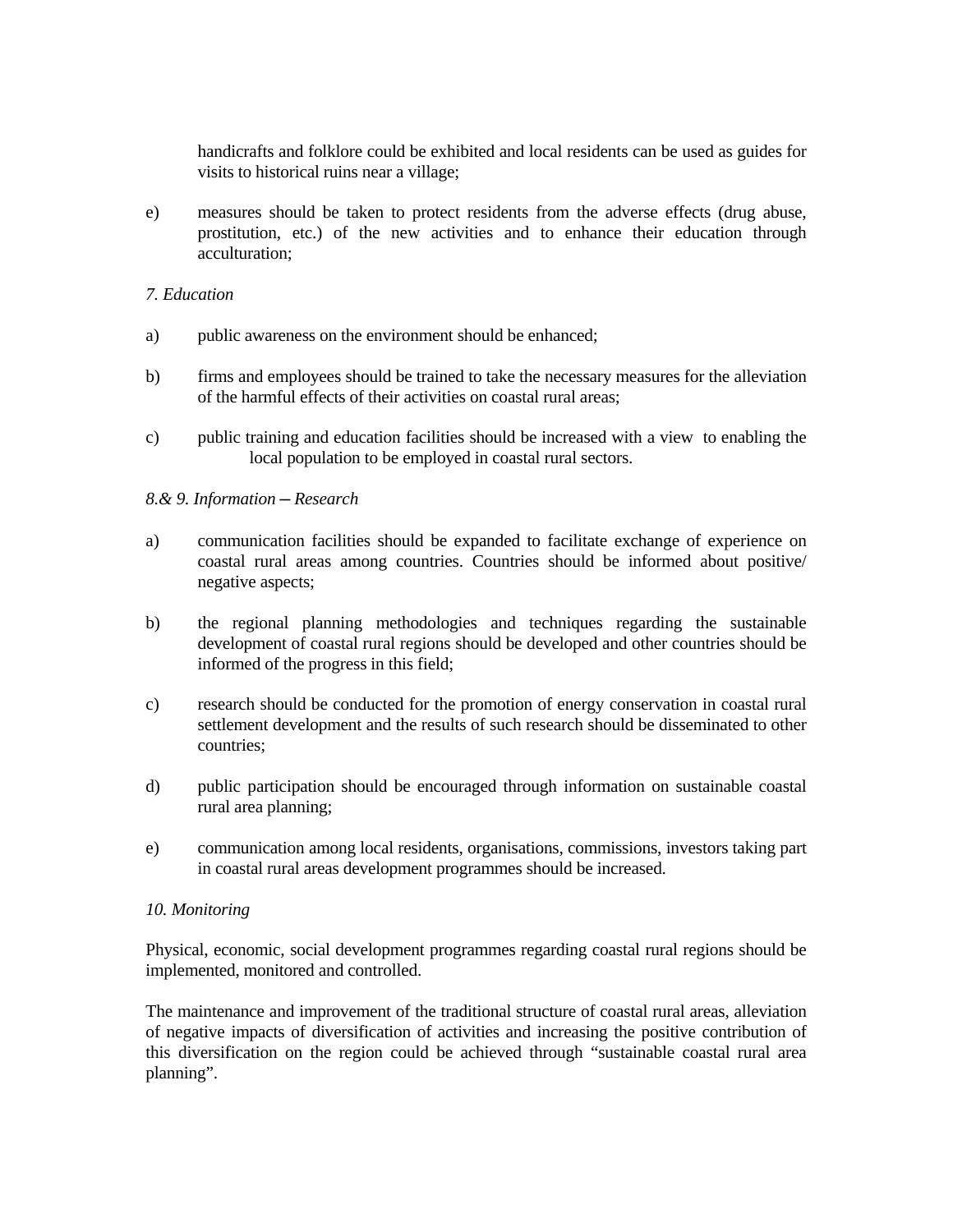handicrafts and folklore could be exhibited and local residents can be used as guides for visits to historical ruins near a village;

e) measures should be taken to protect residents from the adverse effects (drug abuse, prostitution, etc.) of the new activities and to enhance their education through acculturation;

*7. Education*

a) public awareness on the environment should be enhanced;

b) firms and employees should be trained to take the necessary measures for the alleviation of the harmful effects of their activities on coastal rural areas;

c) public training and education facilities should be increased with a view to enabling the local population to be employed in coastal rural sectors.

*8.& 9. Information – Research*

a) communication facilities should be expanded to facilitate exchange of experience on coastal rural areas among countries. Countries should be informed about positive/ negative aspects;

b) the regional planning methodologies and techniques regarding the sustainable development of coastal rural regions should be developed and other countries should be informed of the progress in this field;

c) research should be conducted for the promotion of energy conservation in coastal rural settlement development and the results of such research should be disseminated to other countries;

d) public participation should be encouraged through information on sustainable coastal rural area planning;

e) communication among local residents, organisations, commissions, investors taking part in coastal rural areas development programmes should be increased.

*10. Monitoring*

Physical, economic, social development programmes regarding coastal rural regions should be implemented, monitored and controlled.

The maintenance and improvement of the traditional structure of coastal rural areas, alleviation of negative impacts of diversification of activities and increasing the positive contribution of this diversification on the region could be achieved through "sustainable coastal rural area planning".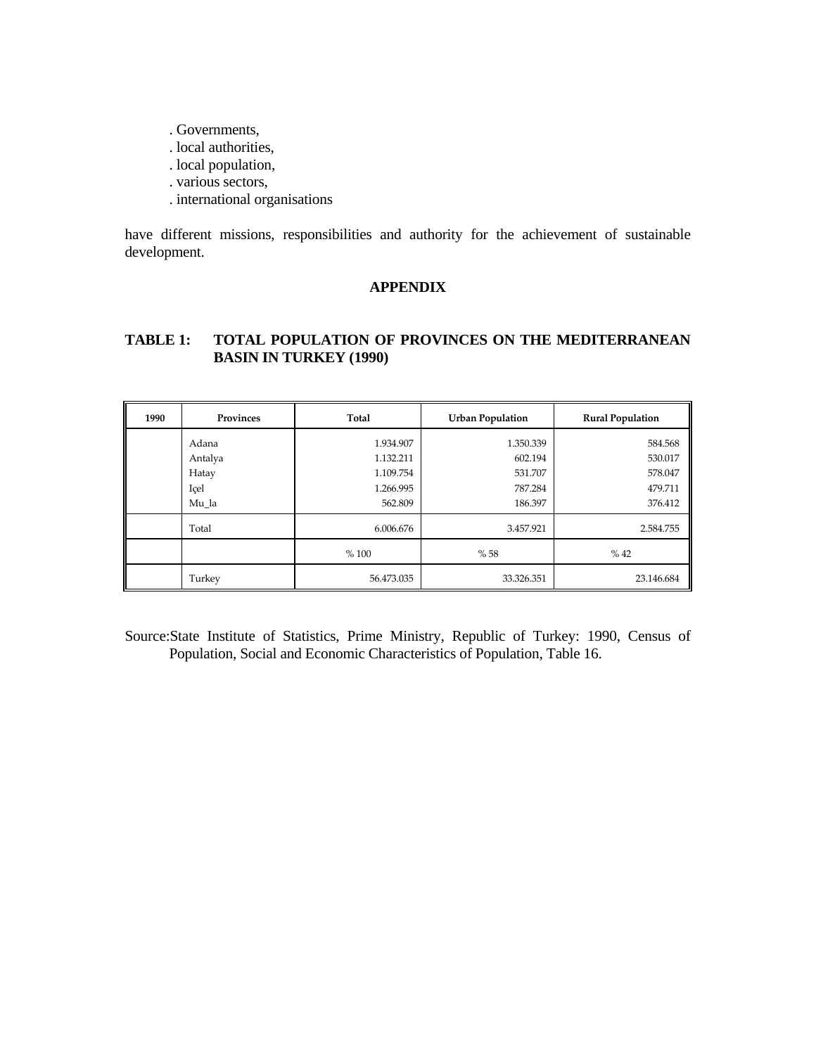. Governments,
. local authorities,
. local population,
. various sectors,
. international organisations

have different missions, responsibilities and authority for the achievement of sustainable development.

## APPENDIX

### TABLE 1: TOTAL POPULATION OF PROVINCES ON THE MEDITERRANEAN BASIN IN TURKEY (1990)

| 1990 | Provinces | Total | Urban Population | Rural Population |
|---|---|---|---|---|
| | Adana | 1.934.907 | 1.350.339 | 584.568 |
| | Antalya | 1.132.211 | 602.194 | 530.017 |
| | Hatay | 1.109.754 | 531.707 | 578.047 |
| | Içel | 1.266.995 | 787.284 | 479.711 |
| | Mu_la | 562.809 | 186.397 | 376.412 |
| | Total | 6.006.676 | 3.457.921 | 2.584.755 |
| | | % 100 | % 58 | % 42 |
| | Turkey | 56.473.035 | 33.326.351 | 23.146.684 |

Source:State Institute of Statistics, Prime Ministry, Republic of Turkey: 1990, Census of Population, Social and Economic Characteristics of Population, Table 16.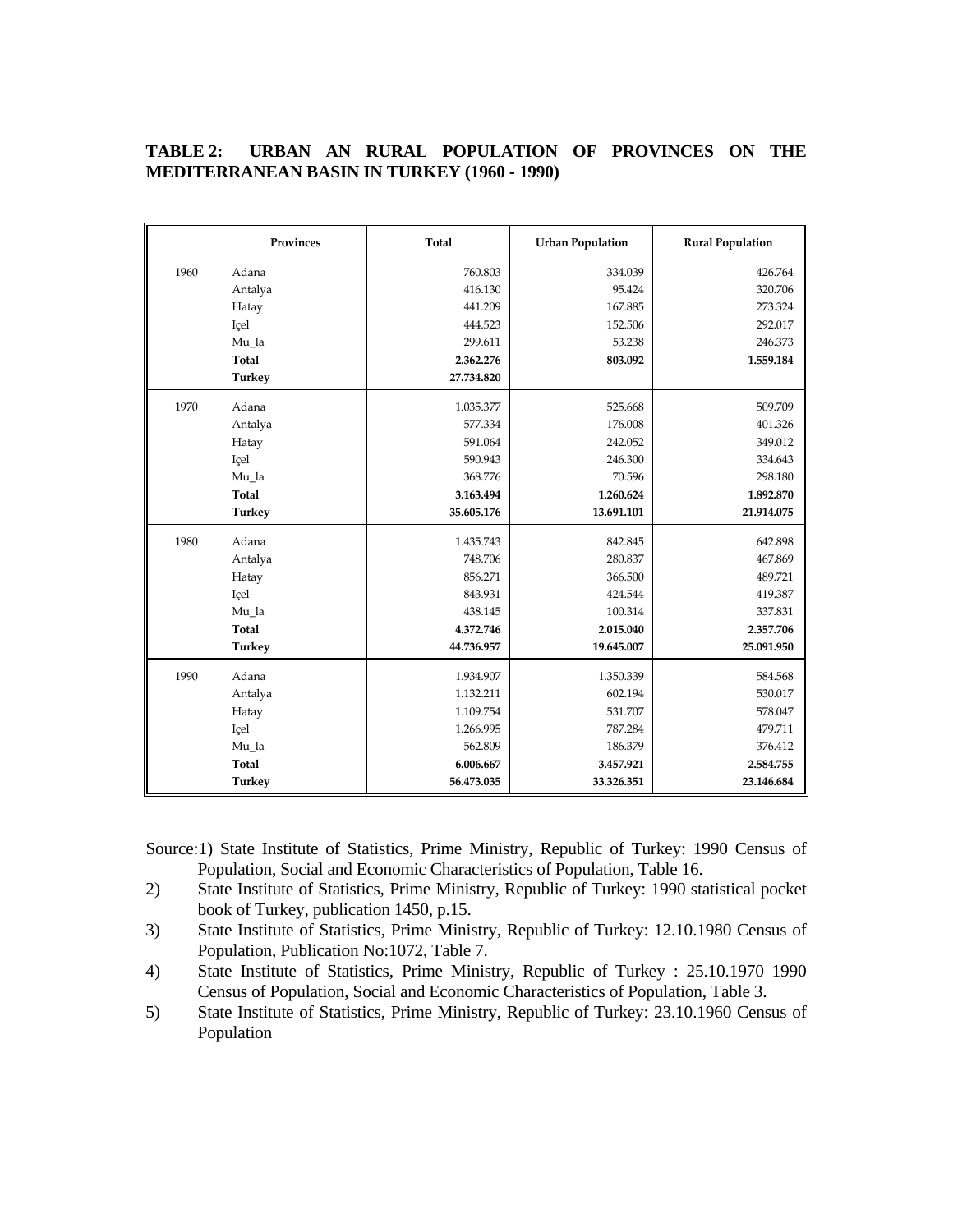**TABLE 2: URBAN AN RURAL POPULATION OF PROVINCES ON THE MEDITERRANEAN BASIN IN TURKEY (1960 - 1990)**

| | Provinces | Total | Urban Population | Rural Population |
|---|---|---|---|---|
| 1960 | Adana | 760.803 | 334.039 | 426.764 |
| | Antalya | 416.130 | 95.424 | 320.706 |
| | Hatay | 441.209 | 167.885 | 273.324 |
| | Içel | 444.523 | 152.506 | 292.017 |
| | Mu_la | 299.611 | 53.238 | 246.373 |
| | **Total** | **2.362.276** | **803.092** | **1.559.184** |
| | **Turkey** | **27.734.820** | | |
| 1970 | Adana | 1.035.377 | 525.668 | 509.709 |
| | Antalya | 577.334 | 176.008 | 401.326 |
| | Hatay | 591.064 | 242.052 | 349.012 |
| | Içel | 590.943 | 246.300 | 334.643 |
| | Mu_la | 368.776 | 70.596 | 298.180 |
| | **Total** | **3.163.494** | **1.260.624** | **1.892.870** |
| | **Turkey** | **35.605.176** | **13.691.101** | **21.914.075** |
| 1980 | Adana | 1.435.743 | 842.845 | 642.898 |
| | Antalya | 748.706 | 280.837 | 467.869 |
| | Hatay | 856.271 | 366.500 | 489.721 |
| | Içel | 843.931 | 424.544 | 419.387 |
| | Mu_la | 438.145 | 100.314 | 337.831 |
| | **Total** | **4.372.746** | **2.015.040** | **2.357.706** |
| | **Turkey** | **44.736.957** | **19.645.007** | **25.091.950** |
| 1990 | Adana | 1.934.907 | 1.350.339 | 584.568 |
| | Antalya | 1.132.211 | 602.194 | 530.017 |
| | Hatay | 1.109.754 | 531.707 | 578.047 |
| | Içel | 1.266.995 | 787.284 | 479.711 |
| | Mu_la | 562.809 | 186.379 | 376.412 |
| | **Total** | **6.006.667** | **3.457.921** | **2.584.755** |
| | **Turkey** | **56.473.035** | **33.326.351** | **23.146.684** |

Source:1) State Institute of Statistics, Prime Ministry, Republic of Turkey: 1990 Census of Population, Social and Economic Characteristics of Population, Table 16.

2) State Institute of Statistics, Prime Ministry, Republic of Turkey: 1990 statistical pocket book of Turkey, publication 1450, p.15.

3) State Institute of Statistics, Prime Ministry, Republic of Turkey: 12.10.1980 Census of Population, Publication No:1072, Table 7.

4) State Institute of Statistics, Prime Ministry, Republic of Turkey : 25.10.1970 1990 Census of Population, Social and Economic Characteristics of Population, Table 3.

5) State Institute of Statistics, Prime Ministry, Republic of Turkey: 23.10.1960 Census of Population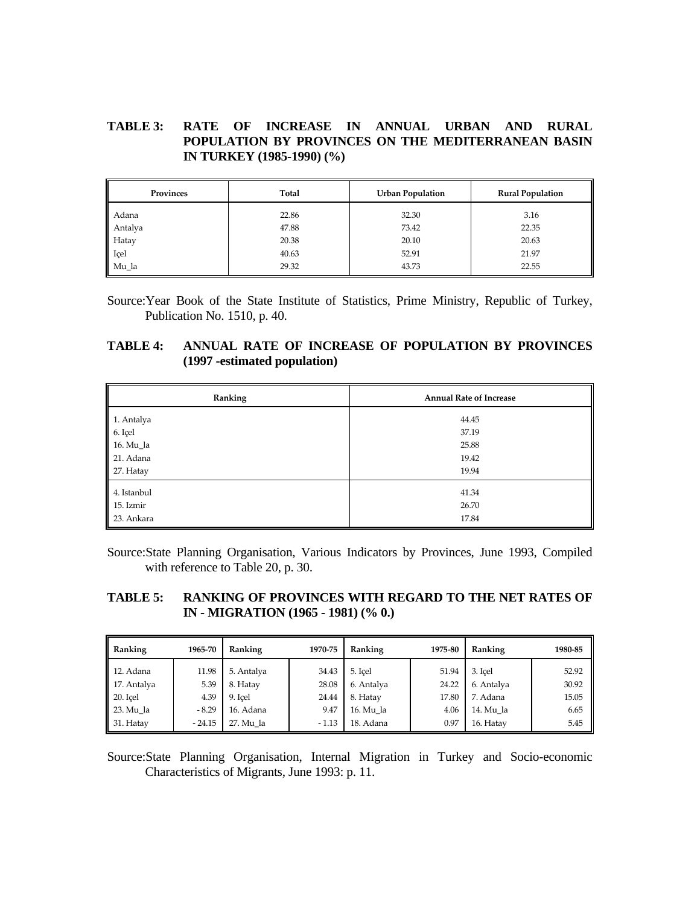**TABLE 3: RATE OF INCREASE IN ANNUAL URBAN AND RURAL POPULATION BY PROVINCES ON THE MEDITERRANEAN BASIN IN TURKEY (1985-1990) (%)**

| Provinces | Total | Urban Population | Rural Population |
|---|---|---|---|
| Adana | 22.86 | 32.30 | 3.16 |
| Antalya | 47.88 | 73.42 | 22.35 |
| Hatay | 20.38 | 20.10 | 20.63 |
| Içel | 40.63 | 52.91 | 21.97 |
| Mu_la | 29.32 | 43.73 | 22.55 |

Source:Year Book of the State Institute of Statistics, Prime Ministry, Republic of Turkey, Publication No. 1510, p. 40.

**TABLE 4: ANNUAL RATE OF INCREASE OF POPULATION BY PROVINCES (1997 -estimated population)**

| Ranking | Annual Rate of Increase |
|---|---|
| 1. Antalya | 44.45 |
| 6. Içel | 37.19 |
| 16. Mu_la | 25.88 |
| 21. Adana | 19.42 |
| 27. Hatay | 19.94 |
| 4. Istanbul | 41.34 |
| 15. Izmir | 26.70 |
| 23. Ankara | 17.84 |

Source:State Planning Organisation, Various Indicators by Provinces, June 1993, Compiled with reference to Table 20, p. 30.

**TABLE 5: RANKING OF PROVINCES WITH REGARD TO THE NET RATES OF IN - MIGRATION (1965 - 1981) (% 0.)**

| Ranking | 1965-70 | Ranking | 1970-75 | Ranking | 1975-80 | Ranking | 1980-85 |
|---|---|---|---|---|---|---|---|
| 12. Adana | 11.98 | 5. Antalya | 34.43 | 5. Içel | 51.94 | 3. Içel | 52.92 |
| 17. Antalya | 5.39 | 8. Hatay | 28.08 | 6. Antalya | 24.22 | 6. Antalya | 30.92 |
| 20. Içel | 4.39 | 9. Içel | 24.44 | 8. Hatay | 17.80 | 7. Adana | 15.05 |
| 23. Mu_la | - 8.29 | 16. Adana | 9.47 | 16. Mu_la | 4.06 | 14. Mu_la | 6.65 |
| 31. Hatay | - 24.15 | 27. Mu_la | - 1.13 | 18. Adana | 0.97 | 16. Hatay | 5.45 |

Source:State Planning Organisation, Internal Migration in Turkey and Socio-economic Characteristics of Migrants, June 1993: p. 11.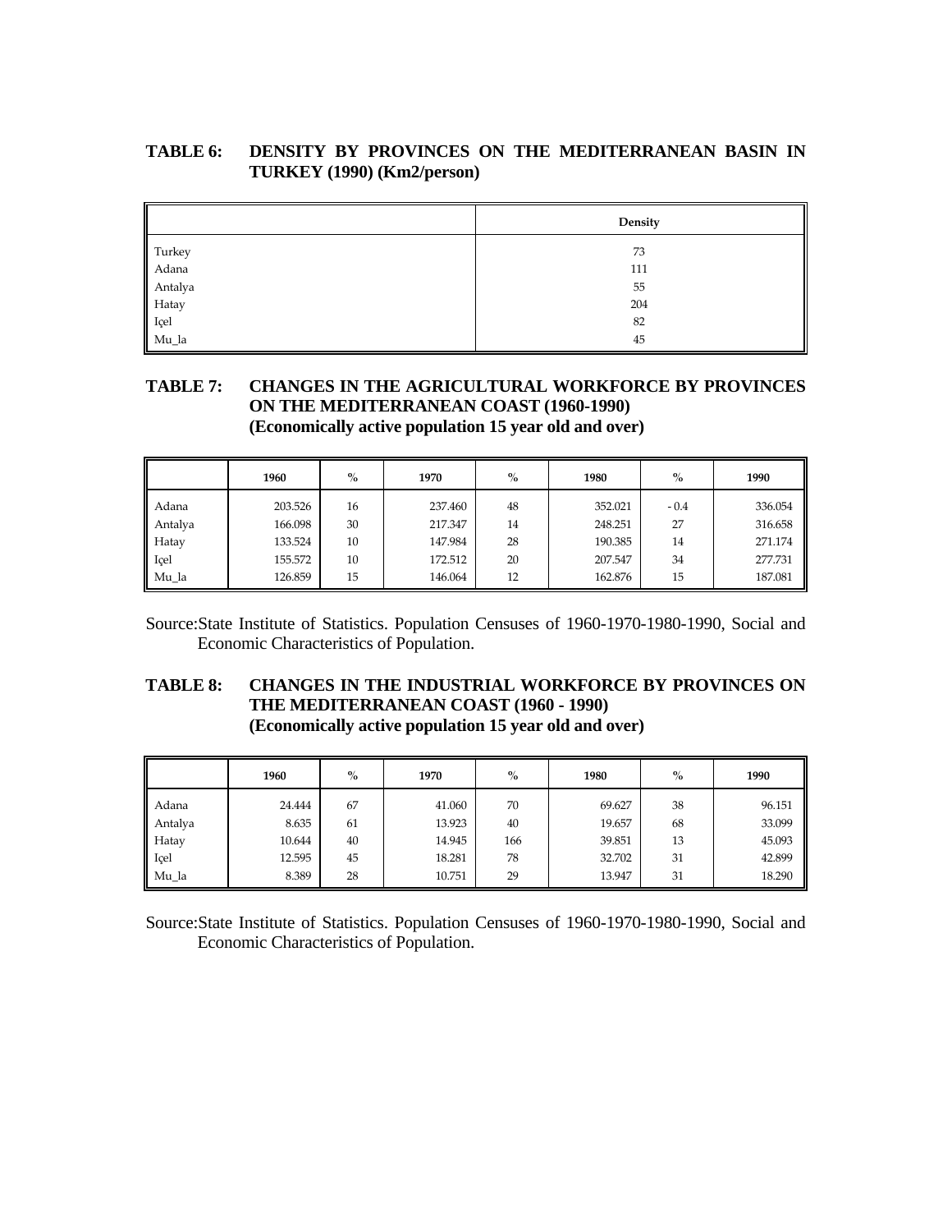**TABLE 6: DENSITY BY PROVINCES ON THE MEDITERRANEAN BASIN IN TURKEY (1990) (Km2/person)**

| | Density |
|---|---|
| Turkey | 73 |
| Adana | 111 |
| Antalya | 55 |
| Hatay | 204 |
| Içel | 82 |
| Mu_la | 45 |

**TABLE 7: CHANGES IN THE AGRICULTURAL WORKFORCE BY PROVINCES ON THE MEDITERRANEAN COAST (1960-1990) (Economically active population 15 year old and over)**

| | 1960 | % | 1970 | % | 1980 | % | 1990 |
|---|---|---|---|---|---|---|---|
| Adana | 203.526 | 16 | 237.460 | 48 | 352.021 | - 0.4 | 336.054 |
| Antalya | 166.098 | 30 | 217.347 | 14 | 248.251 | 27 | 316.658 |
| Hatay | 133.524 | 10 | 147.984 | 28 | 190.385 | 14 | 271.174 |
| Içel | 155.572 | 10 | 172.512 | 20 | 207.547 | 34 | 277.731 |
| Mu_la | 126.859 | 15 | 146.064 | 12 | 162.876 | 15 | 187.081 |

Source:State Institute of Statistics. Population Censuses of 1960-1970-1980-1990, Social and Economic Characteristics of Population.

**TABLE 8: CHANGES IN THE INDUSTRIAL WORKFORCE BY PROVINCES ON THE MEDITERRANEAN COAST (1960 - 1990) (Economically active population 15 year old and over)**

| | 1960 | % | 1970 | % | 1980 | % | 1990 |
|---|---|---|---|---|---|---|---|
| Adana | 24.444 | 67 | 41.060 | 70 | 69.627 | 38 | 96.151 |
| Antalya | 8.635 | 61 | 13.923 | 40 | 19.657 | 68 | 33.099 |
| Hatay | 10.644 | 40 | 14.945 | 166 | 39.851 | 13 | 45.093 |
| Içel | 12.595 | 45 | 18.281 | 78 | 32.702 | 31 | 42.899 |
| Mu_la | 8.389 | 28 | 10.751 | 29 | 13.947 | 31 | 18.290 |

Source:State Institute of Statistics. Population Censuses of 1960-1970-1980-1990, Social and Economic Characteristics of Population.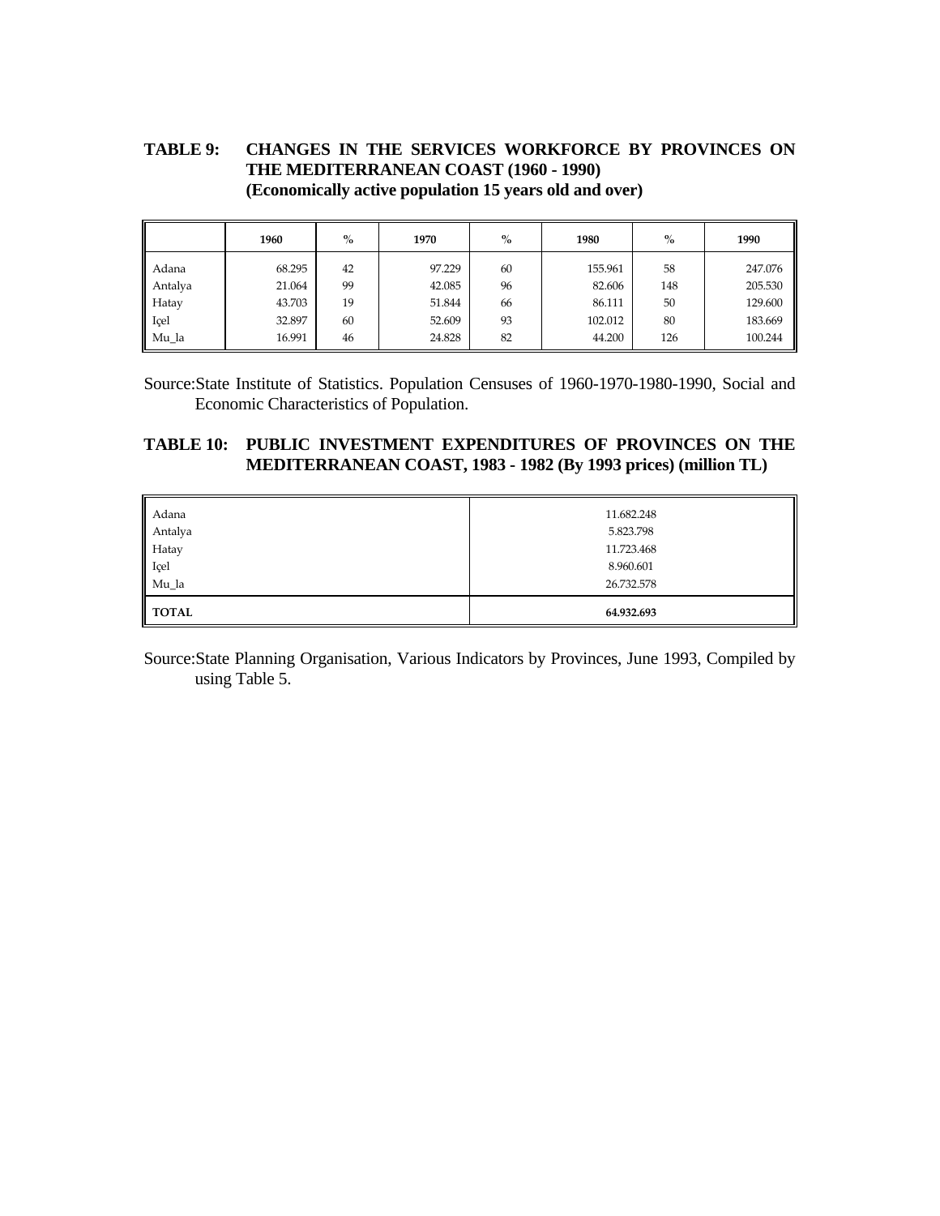**TABLE 9: CHANGES IN THE SERVICES WORKFORCE BY PROVINCES ON THE MEDITERRANEAN COAST (1960 - 1990)**
**(Economically active population 15 years old and over)**

| | 1960 | % | 1970 | % | 1980 | % | 1990 |
|---|---|---|---|---|---|---|---|
| Adana | 68.295 | 42 | 97.229 | 60 | 155.961 | 58 | 247.076 |
| Antalya | 21.064 | 99 | 42.085 | 96 | 82.606 | 148 | 205.530 |
| Hatay | 43.703 | 19 | 51.844 | 66 | 86.111 | 50 | 129.600 |
| Içel | 32.897 | 60 | 52.609 | 93 | 102.012 | 80 | 183.669 |
| Mu_la | 16.991 | 46 | 24.828 | 82 | 44.200 | 126 | 100.244 |

Source: State Institute of Statistics. Population Censuses of 1960-1970-1980-1990, Social and Economic Characteristics of Population.

**TABLE 10: PUBLIC INVESTMENT EXPENDITURES OF PROVINCES ON THE MEDITERRANEAN COAST, 1983 - 1982 (By 1993 prices) (million TL)**

| | |
|---|---|
| Adana | 11.682.248 |
| Antalya | 5.823.798 |
| Hatay | 11.723.468 |
| Içel | 8.960.601 |
| Mu_la | 26.732.578 |
| **TOTAL** | **64.932.693** |

Source: State Planning Organisation, Various Indicators by Provinces, June 1993, Compiled by using Table 5.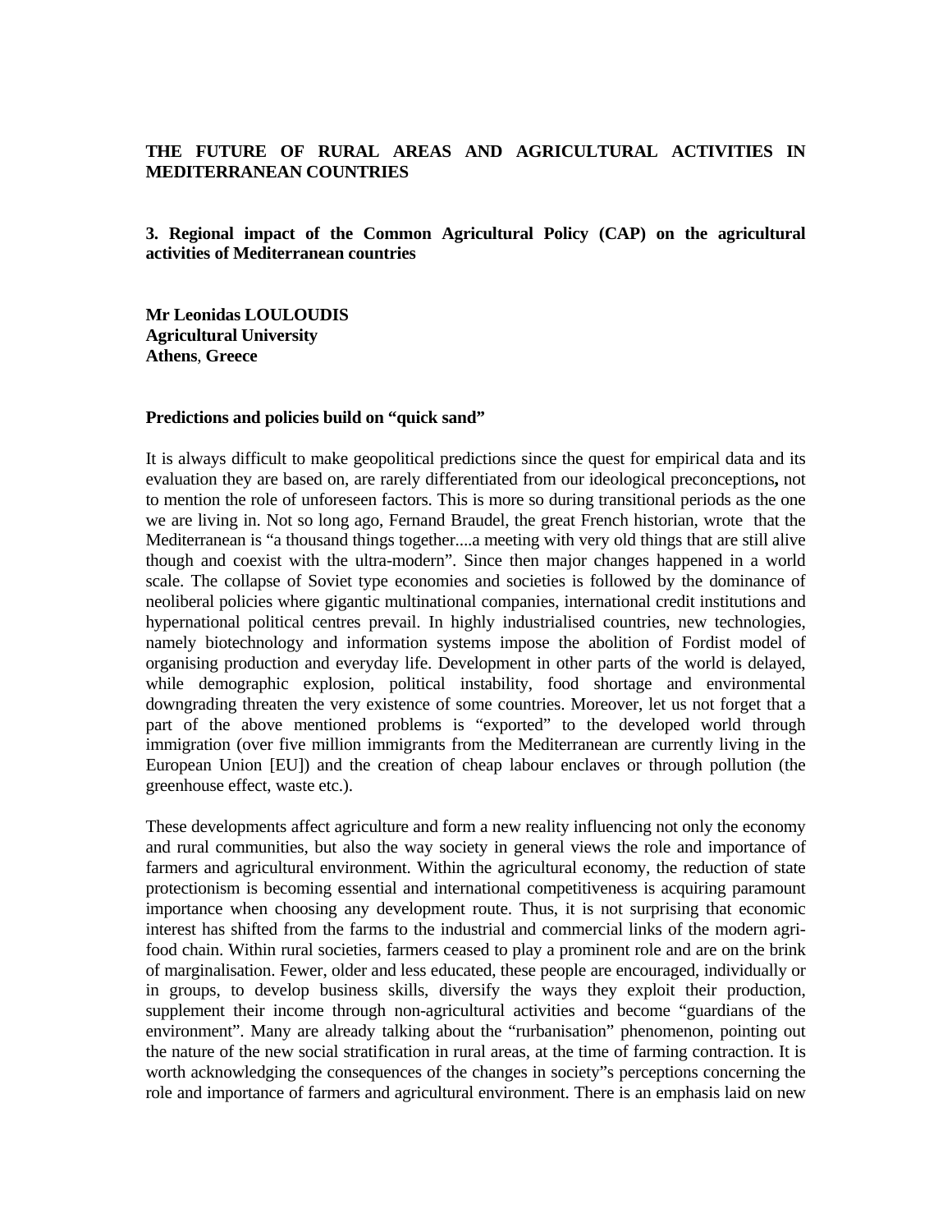**THE FUTURE OF RURAL AREAS AND AGRICULTURAL ACTIVITIES IN MEDITERRANEAN COUNTRIES**

**3. Regional impact of the Common Agricultural Policy (CAP) on the agricultural activities of Mediterranean countries**

**Mr Leonidas LOULOUDIS**
**Agricultural University**
**Athens**, **Greece**

### Predictions and policies build on "quick sand"

It is always difficult to make geopolitical predictions since the quest for empirical data and its evaluation they are based on, are rarely differentiated from our ideological preconceptions**,** not to mention the role of unforeseen factors. This is more so during transitional periods as the one we are living in. Not so long ago, Fernand Braudel, the great French historian, wrote that the Mediterranean is "a thousand things together....a meeting with very old things that are still alive though and coexist with the ultra-modern". Since then major changes happened in a world scale. The collapse of Soviet type economies and societies is followed by the dominance of neoliberal policies where gigantic multinational companies, international credit institutions and hypernational political centres prevail. In highly industrialised countries, new technologies, namely biotechnology and information systems impose the abolition of Fordist model of organising production and everyday life. Development in other parts of the world is delayed, while demographic explosion, political instability, food shortage and environmental downgrading threaten the very existence of some countries. Moreover, let us not forget that a part of the above mentioned problems is "exported" to the developed world through immigration (over five million immigrants from the Mediterranean are currently living in the European Union [EU]) and the creation of cheap labour enclaves or through pollution (the greenhouse effect, waste etc.).

These developments affect agriculture and form a new reality influencing not only the economy and rural communities, but also the way society in general views the role and importance of farmers and agricultural environment. Within the agricultural economy, the reduction of state protectionism is becoming essential and international competitiveness is acquiring paramount importance when choosing any development route. Thus, it is not surprising that economic interest has shifted from the farms to the industrial and commercial links of the modern agri-food chain. Within rural societies, farmers ceased to play a prominent role and are on the brink of marginalisation. Fewer, older and less educated, these people are encouraged, individually or in groups, to develop business skills, diversify the ways they exploit their production, supplement their income through non-agricultural activities and become "guardians of the environment". Many are already talking about the "rurbanisation" phenomenon, pointing out the nature of the new social stratification in rural areas, at the time of farming contraction. It is worth acknowledging the consequences of the changes in society"s perceptions concerning the role and importance of farmers and agricultural environment. There is an emphasis laid on new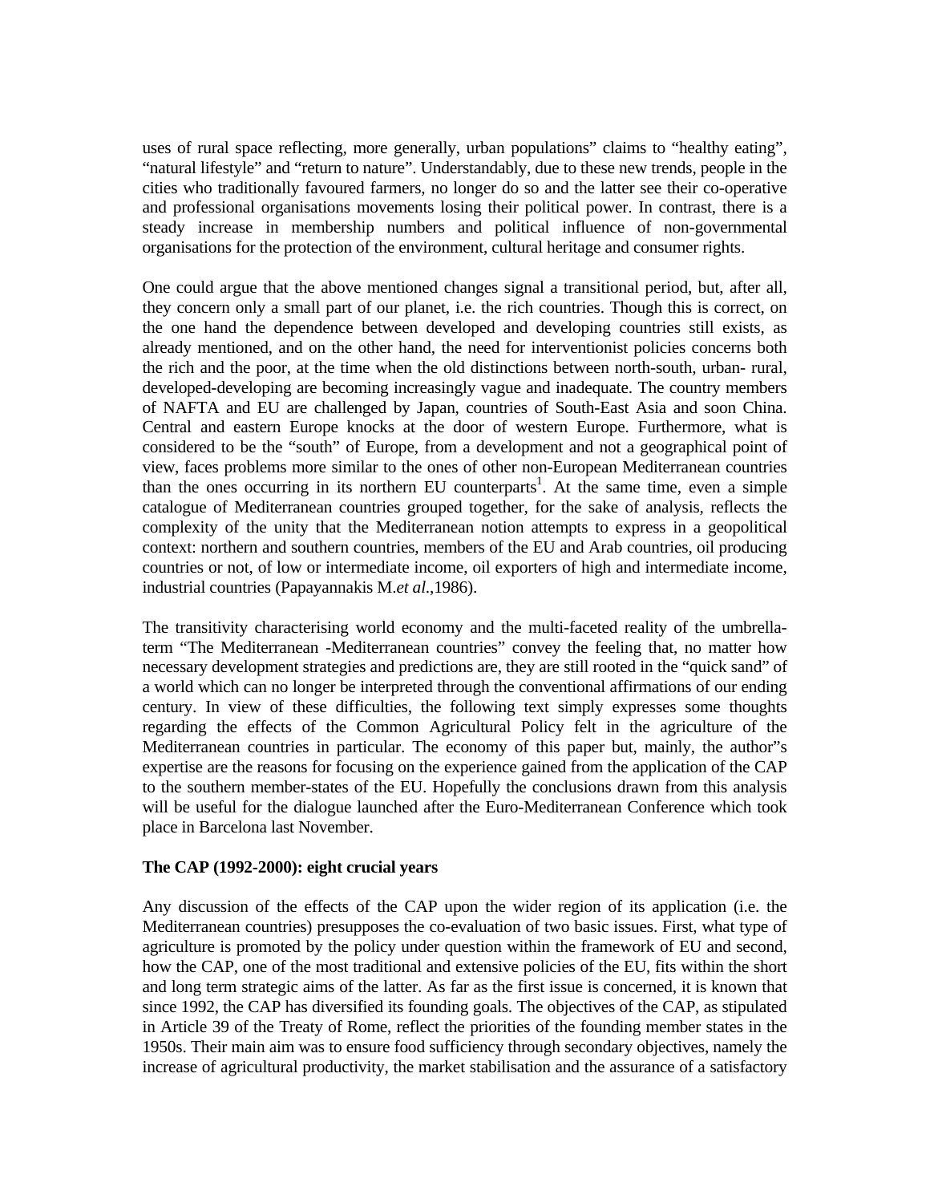uses of rural space reflecting, more generally, urban populations" claims to "healthy eating", "natural lifestyle" and "return to nature". Understandably, due to these new trends, people in the cities who traditionally favoured farmers, no longer do so and the latter see their co-operative and professional organisations movements losing their political power. In contrast, there is a steady increase in membership numbers and political influence of non-governmental organisations for the protection of the environment, cultural heritage and consumer rights.

One could argue that the above mentioned changes signal a transitional period, but, after all, they concern only a small part of our planet, i.e. the rich countries. Though this is correct, on the one hand the dependence between developed and developing countries still exists, as already mentioned, and on the other hand, the need for interventionist policies concerns both the rich and the poor, at the time when the old distinctions between north-south, urban- rural, developed-developing are becoming increasingly vague and inadequate. The country members of NAFTA and EU are challenged by Japan, countries of South-East Asia and soon China. Central and eastern Europe knocks at the door of western Europe. Furthermore, what is considered to be the "south" of Europe, from a development and not a geographical point of view, faces problems more similar to the ones of other non-European Mediterranean countries than the ones occurring in its northern EU counterparts[1]. At the same time, even a simple catalogue of Mediterranean countries grouped together, for the sake of analysis, reflects the complexity of the unity that the Mediterranean notion attempts to express in a geopolitical context: northern and southern countries, members of the EU and Arab countries, oil producing countries or not, of low or intermediate income, oil exporters of high and intermediate income, industrial countries (Papayannakis M.*et al*.,1986).

The transitivity characterising world economy and the multi-faceted reality of the umbrella-term "The Mediterranean -Mediterranean countries" convey the feeling that, no matter how necessary development strategies and predictions are, they are still rooted in the "quick sand" of a world which can no longer be interpreted through the conventional affirmations of our ending century. In view of these difficulties, the following text simply expresses some thoughts regarding the effects of the Common Agricultural Policy felt in the agriculture of the Mediterranean countries in particular. The economy of this paper but, mainly, the author"s expertise are the reasons for focusing on the experience gained from the application of the CAP to the southern member-states of the EU. Hopefully the conclusions drawn from this analysis will be useful for the dialogue launched after the Euro-Mediterranean Conference which took place in Barcelona last November.

**The CAP (1992-2000): eight crucial years**

Any discussion of the effects of the CAP upon the wider region of its application (i.e. the Mediterranean countries) presupposes the co-evaluation of two basic issues. First, what type of agriculture is promoted by the policy under question within the framework of EU and second, how the CAP, one of the most traditional and extensive policies of the EU, fits within the short and long term strategic aims of the latter. As far as the first issue is concerned, it is known that since 1992, the CAP has diversified its founding goals. The objectives of the CAP, as stipulated in Article 39 of the Treaty of Rome, reflect the priorities of the founding member states in the 1950s. Their main aim was to ensure food sufficiency through secondary objectives, namely the increase of agricultural productivity, the market stabilisation and the assurance of a satisfactory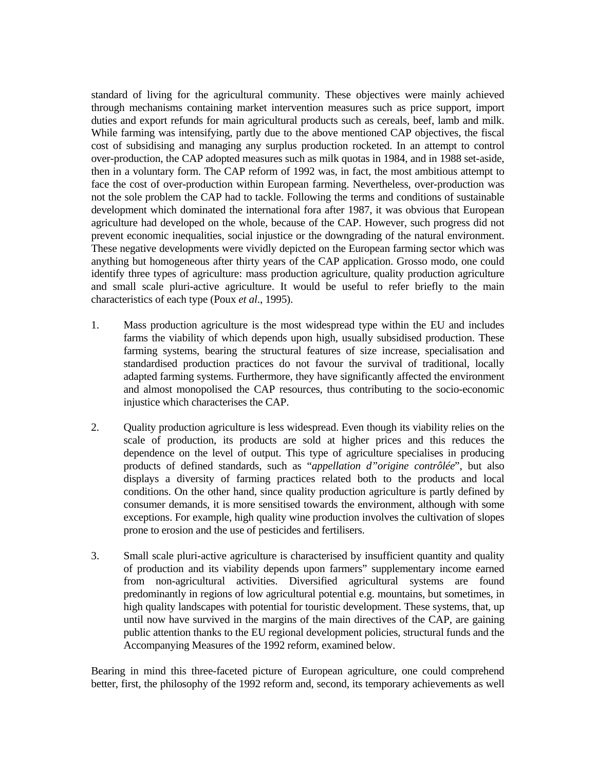standard of living for the agricultural community. These objectives were mainly achieved through mechanisms containing market intervention measures such as price support, import duties and export refunds for main agricultural products such as cereals, beef, lamb and milk. While farming was intensifying, partly due to the above mentioned CAP objectives, the fiscal cost of subsidising and managing any surplus production rocketed. In an attempt to control over-production, the CAP adopted measures such as milk quotas in 1984, and in 1988 set-aside, then in a voluntary form. The CAP reform of 1992 was, in fact, the most ambitious attempt to face the cost of over-production within European farming. Nevertheless, over-production was not the sole problem the CAP had to tackle. Following the terms and conditions of sustainable development which dominated the international fora after 1987, it was obvious that European agriculture had developed on the whole, because of the CAP. However, such progress did not prevent economic inequalities, social injustice or the downgrading of the natural environment. These negative developments were vividly depicted on the European farming sector which was anything but homogeneous after thirty years of the CAP application. Grosso modo, one could identify three types of agriculture: mass production agriculture, quality production agriculture and small scale pluri-active agriculture. It would be useful to refer briefly to the main characteristics of each type (Poux *et al*., 1995).

1. Mass production agriculture is the most widespread type within the EU and includes farms the viability of which depends upon high, usually subsidised production. These farming systems, bearing the structural features of size increase, specialisation and standardised production practices do not favour the survival of traditional, locally adapted farming systems. Furthermore, they have significantly affected the environment and almost monopolised the CAP resources, thus contributing to the socio-economic injustice which characterises the CAP.

2. Quality production agriculture is less widespread. Even though its viability relies on the scale of production, its products are sold at higher prices and this reduces the dependence on the level of output. This type of agriculture specialises in producing products of defined standards, such as "*appellation d"origine contrôlée*", but also displays a diversity of farming practices related both to the products and local conditions. On the other hand, since quality production agriculture is partly defined by consumer demands, it is more sensitised towards the environment, although with some exceptions. For example, high quality wine production involves the cultivation of slopes prone to erosion and the use of pesticides and fertilisers.

3. Small scale pluri-active agriculture is characterised by insufficient quantity and quality of production and its viability depends upon farmers" supplementary income earned from non-agricultural activities. Diversified agricultural systems are found predominantly in regions of low agricultural potential e.g. mountains, but sometimes, in high quality landscapes with potential for touristic development. These systems, that, up until now have survived in the margins of the main directives of the CAP, are gaining public attention thanks to the EU regional development policies, structural funds and the Accompanying Measures of the 1992 reform, examined below.

Bearing in mind this three-faceted picture of European agriculture, one could comprehend better, first, the philosophy of the 1992 reform and, second, its temporary achievements as well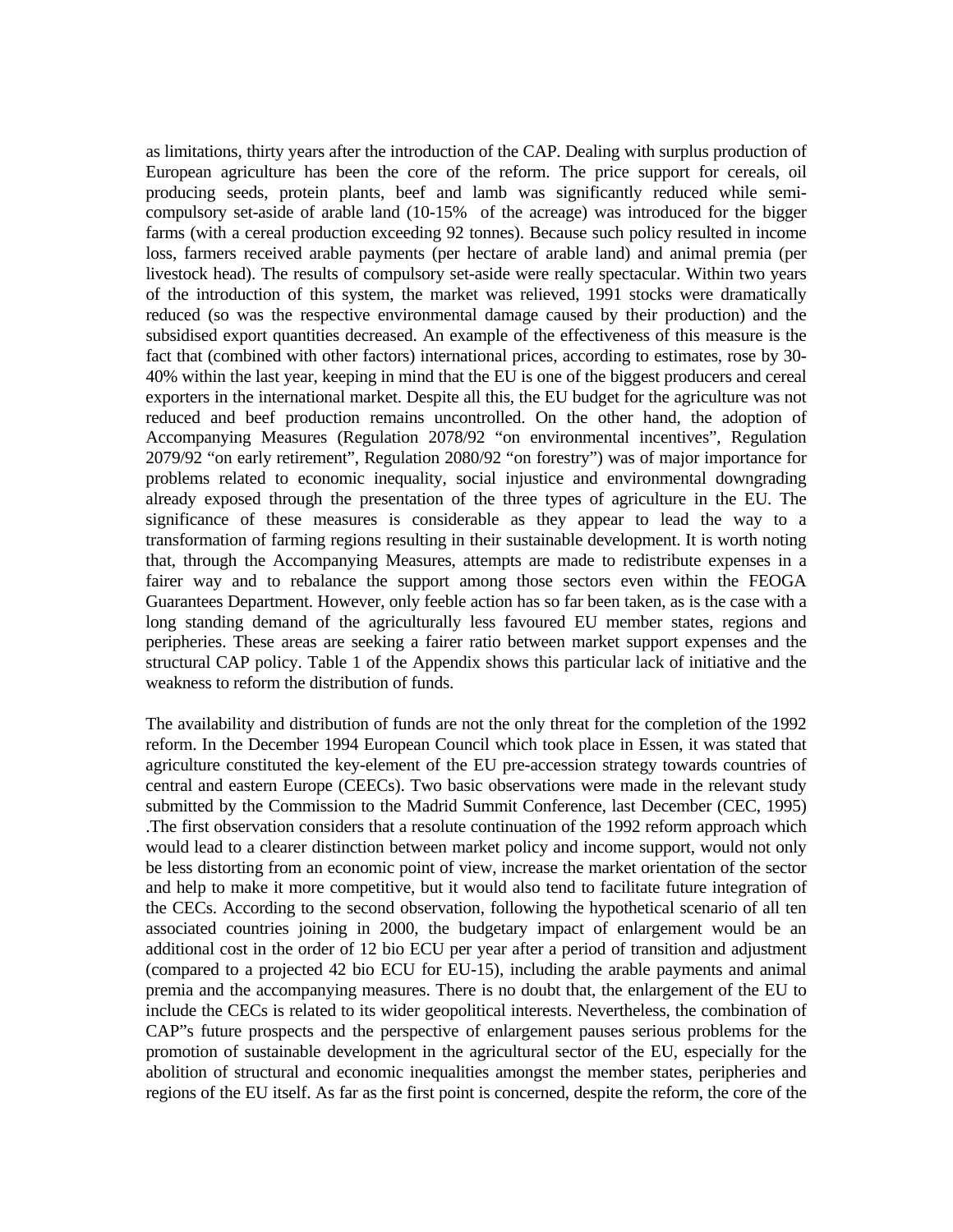as limitations, thirty years after the introduction of the CAP. Dealing with surplus production of European agriculture has been the core of the reform. The price support for cereals, oil producing seeds, protein plants, beef and lamb was significantly reduced while semi-compulsory set-aside of arable land (10-15% of the acreage) was introduced for the bigger farms (with a cereal production exceeding 92 tonnes). Because such policy resulted in income loss, farmers received arable payments (per hectare of arable land) and animal premia (per livestock head). The results of compulsory set-aside were really spectacular. Within two years of the introduction of this system, the market was relieved, 1991 stocks were dramatically reduced (so was the respective environmental damage caused by their production) and the subsidised export quantities decreased. An example of the effectiveness of this measure is the fact that (combined with other factors) international prices, according to estimates, rose by 30-40% within the last year, keeping in mind that the EU is one of the biggest producers and cereal exporters in the international market. Despite all this, the EU budget for the agriculture was not reduced and beef production remains uncontrolled. On the other hand, the adoption of Accompanying Measures (Regulation 2078/92 "on environmental incentives", Regulation 2079/92 "on early retirement", Regulation 2080/92 "on forestry") was of major importance for problems related to economic inequality, social injustice and environmental downgrading already exposed through the presentation of the three types of agriculture in the EU. The significance of these measures is considerable as they appear to lead the way to a transformation of farming regions resulting in their sustainable development. It is worth noting that, through the Accompanying Measures, attempts are made to redistribute expenses in a fairer way and to rebalance the support among those sectors even within the FEOGA Guarantees Department. However, only feeble action has so far been taken, as is the case with a long standing demand of the agriculturally less favoured EU member states, regions and peripheries. These areas are seeking a fairer ratio between market support expenses and the structural CAP policy. Table 1 of the Appendix shows this particular lack of initiative and the weakness to reform the distribution of funds.

The availability and distribution of funds are not the only threat for the completion of the 1992 reform. In the December 1994 European Council which took place in Essen, it was stated that agriculture constituted the key-element of the EU pre-accession strategy towards countries of central and eastern Europe (CEECs). Two basic observations were made in the relevant study submitted by the Commission to the Madrid Summit Conference, last December (CEC, 1995) .The first observation considers that a resolute continuation of the 1992 reform approach which would lead to a clearer distinction between market policy and income support, would not only be less distorting from an economic point of view, increase the market orientation of the sector and help to make it more competitive, but it would also tend to facilitate future integration of the CECs. According to the second observation, following the hypothetical scenario of all ten associated countries joining in 2000, the budgetary impact of enlargement would be an additional cost in the order of 12 bio ECU per year after a period of transition and adjustment (compared to a projected 42 bio ECU for EU-15), including the arable payments and animal premia and the accompanying measures. There is no doubt that, the enlargement of the EU to include the CECs is related to its wider geopolitical interests. Nevertheless, the combination of CAP"s future prospects and the perspective of enlargement pauses serious problems for the promotion of sustainable development in the agricultural sector of the EU, especially for the abolition of structural and economic inequalities amongst the member states, peripheries and regions of the EU itself. As far as the first point is concerned, despite the reform, the core of the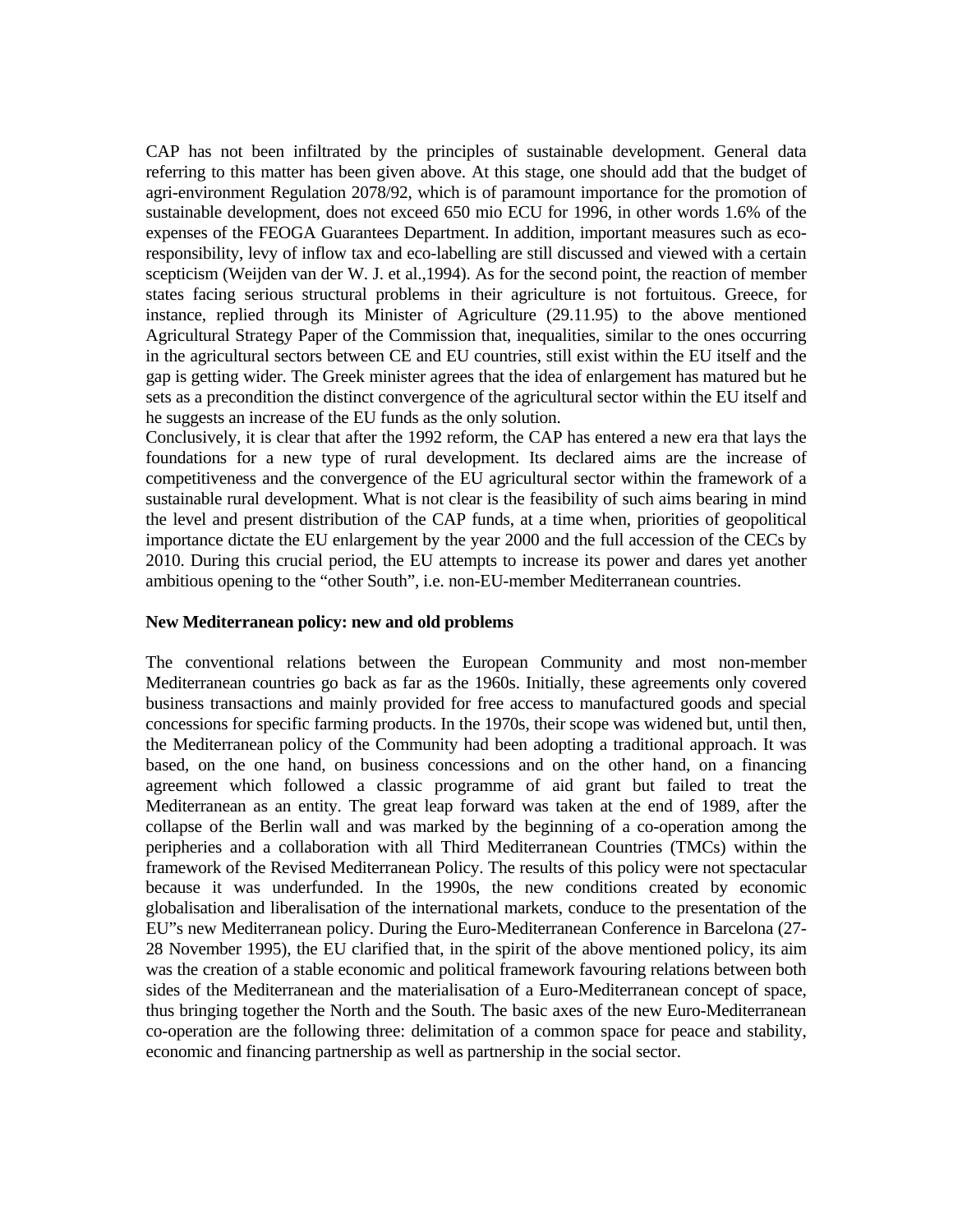CAP has not been infiltrated by the principles of sustainable development. General data referring to this matter has been given above. At this stage, one should add that the budget of agri-environment Regulation 2078/92, which is of paramount importance for the promotion of sustainable development, does not exceed 650 mio ECU for 1996, in other words 1.6% of the expenses of the FEOGA Guarantees Department. In addition, important measures such as eco-responsibility, levy of inflow tax and eco-labelling are still discussed and viewed with a certain scepticism (Weijden van der W. J. et al.,1994). As for the second point, the reaction of member states facing serious structural problems in their agriculture is not fortuitous. Greece, for instance, replied through its Minister of Agriculture (29.11.95) to the above mentioned Agricultural Strategy Paper of the Commission that, inequalities, similar to the ones occurring in the agricultural sectors between CE and EU countries, still exist within the EU itself and the gap is getting wider. The Greek minister agrees that the idea of enlargement has matured but he sets as a precondition the distinct convergence of the agricultural sector within the EU itself and he suggests an increase of the EU funds as the only solution.

Conclusively, it is clear that after the 1992 reform, the CAP has entered a new era that lays the foundations for a new type of rural development. Its declared aims are the increase of competitiveness and the convergence of the EU agricultural sector within the framework of a sustainable rural development. What is not clear is the feasibility of such aims bearing in mind the level and present distribution of the CAP funds, at a time when, priorities of geopolitical importance dictate the EU enlargement by the year 2000 and the full accession of the CECs by 2010. During this crucial period, the EU attempts to increase its power and dares yet another ambitious opening to the "other South", i.e. non-EU-member Mediterranean countries.

**New Mediterranean policy: new and old problems**

The conventional relations between the European Community and most non-member Mediterranean countries go back as far as the 1960s. Initially, these agreements only covered business transactions and mainly provided for free access to manufactured goods and special concessions for specific farming products. In the 1970s, their scope was widened but, until then, the Mediterranean policy of the Community had been adopting a traditional approach. It was based, on the one hand, on business concessions and on the other hand, on a financing agreement which followed a classic programme of aid grant but failed to treat the Mediterranean as an entity. The great leap forward was taken at the end of 1989, after the collapse of the Berlin wall and was marked by the beginning of a co-operation among the peripheries and a collaboration with all Third Mediterranean Countries (TMCs) within the framework of the Revised Mediterranean Policy. The results of this policy were not spectacular because it was underfunded. In the 1990s, the new conditions created by economic globalisation and liberalisation of the international markets, conduce to the presentation of the EU"s new Mediterranean policy. During the Euro-Mediterranean Conference in Barcelona (27-28 November 1995), the EU clarified that, in the spirit of the above mentioned policy, its aim was the creation of a stable economic and political framework favouring relations between both sides of the Mediterranean and the materialisation of a Euro-Mediterranean concept of space, thus bringing together the North and the South. The basic axes of the new Euro-Mediterranean co-operation are the following three: delimitation of a common space for peace and stability, economic and financing partnership as well as partnership in the social sector.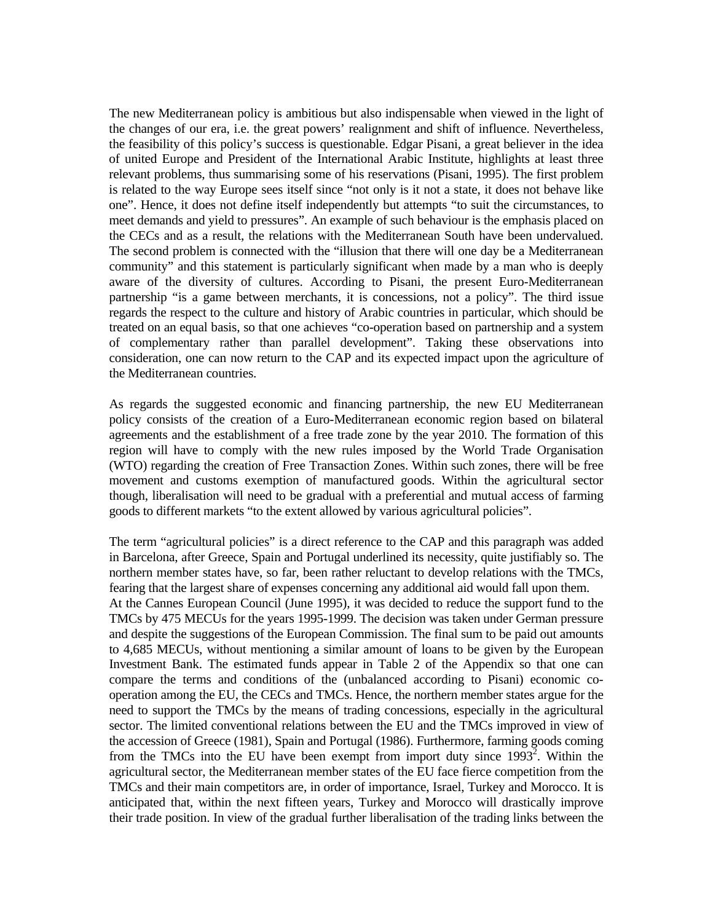The new Mediterranean policy is ambitious but also indispensable when viewed in the light of the changes of our era, i.e. the great powers' realignment and shift of influence. Nevertheless, the feasibility of this policy's success is questionable. Edgar Pisani, a great believer in the idea of united Europe and President of the International Arabic Institute, highlights at least three relevant problems, thus summarising some of his reservations (Pisani, 1995). The first problem is related to the way Europe sees itself since "not only is it not a state, it does not behave like one". Hence, it does not define itself independently but attempts "to suit the circumstances, to meet demands and yield to pressures". An example of such behaviour is the emphasis placed on the CECs and as a result, the relations with the Mediterranean South have been undervalued. The second problem is connected with the "illusion that there will one day be a Mediterranean community" and this statement is particularly significant when made by a man who is deeply aware of the diversity of cultures. According to Pisani, the present Euro-Mediterranean partnership "is a game between merchants, it is concessions, not a policy". The third issue regards the respect to the culture and history of Arabic countries in particular, which should be treated on an equal basis, so that one achieves "co-operation based on partnership and a system of complementary rather than parallel development". Taking these observations into consideration, one can now return to the CAP and its expected impact upon the agriculture of the Mediterranean countries.

As regards the suggested economic and financing partnership, the new EU Mediterranean policy consists of the creation of a Euro-Mediterranean economic region based on bilateral agreements and the establishment of a free trade zone by the year 2010. The formation of this region will have to comply with the new rules imposed by the World Trade Organisation (WTO) regarding the creation of Free Transaction Zones. Within such zones, there will be free movement and customs exemption of manufactured goods. Within the agricultural sector though, liberalisation will need to be gradual with a preferential and mutual access of farming goods to different markets "to the extent allowed by various agricultural policies".

The term "agricultural policies" is a direct reference to the CAP and this paragraph was added in Barcelona, after Greece, Spain and Portugal underlined its necessity, quite justifiably so. The northern member states have, so far, been rather reluctant to develop relations with the TMCs, fearing that the largest share of expenses concerning any additional aid would fall upon them.
At the Cannes European Council (June 1995), it was decided to reduce the support fund to the TMCs by 475 MECUs for the years 1995-1999. The decision was taken under German pressure and despite the suggestions of the European Commission. The final sum to be paid out amounts to 4,685 MECUs, without mentioning a similar amount of loans to be given by the European Investment Bank. The estimated funds appear in Table 2 of the Appendix so that one can compare the terms and conditions of the (unbalanced according to Pisani) economic co-operation among the EU, the CECs and TMCs. Hence, the northern member states argue for the need to support the TMCs by the means of trading concessions, especially in the agricultural sector. The limited conventional relations between the EU and the TMCs improved in view of the accession of Greece (1981), Spain and Portugal (1986). Furthermore, farming goods coming from the TMCs into the EU have been exempt from import duty since 1993[2]. Within the agricultural sector, the Mediterranean member states of the EU face fierce competition from the TMCs and their main competitors are, in order of importance, Israel, Turkey and Morocco. It is anticipated that, within the next fifteen years, Turkey and Morocco will drastically improve their trade position. In view of the gradual further liberalisation of the trading links between the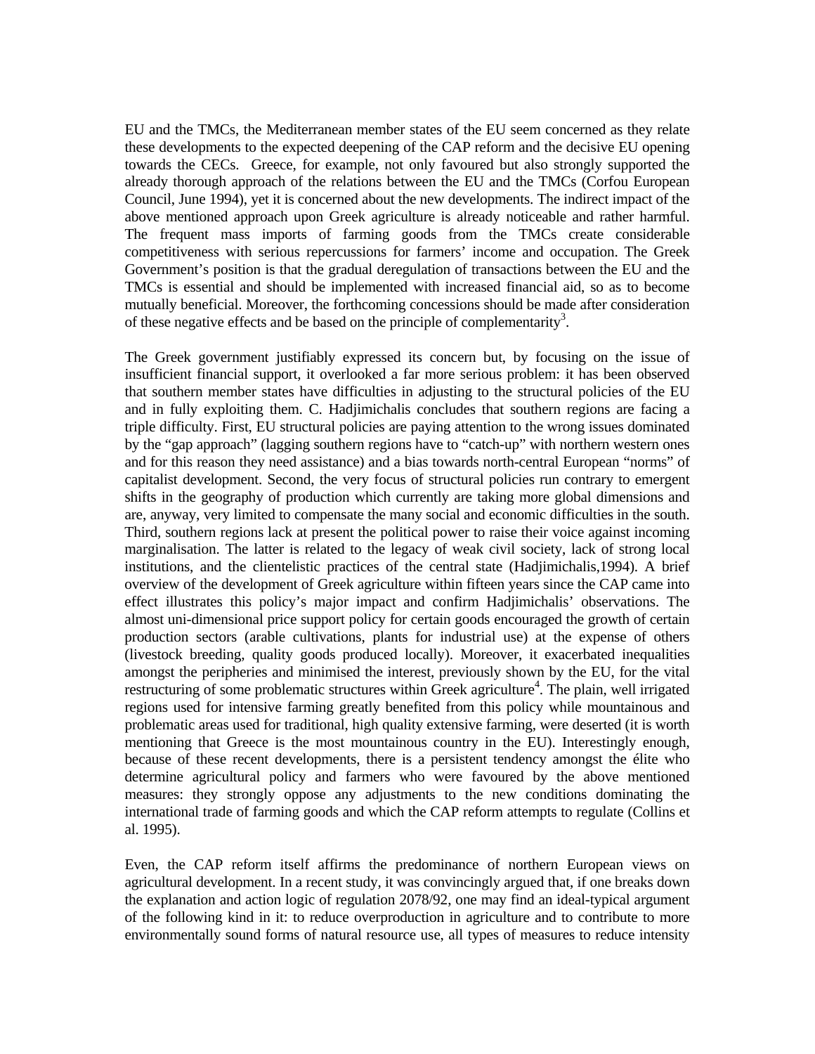EU and the TMCs, the Mediterranean member states of the EU seem concerned as they relate these developments to the expected deepening of the CAP reform and the decisive EU opening towards the CECs. Greece, for example, not only favoured but also strongly supported the already thorough approach of the relations between the EU and the TMCs (Corfou European Council, June 1994), yet it is concerned about the new developments. The indirect impact of the above mentioned approach upon Greek agriculture is already noticeable and rather harmful. The frequent mass imports of farming goods from the TMCs create considerable competitiveness with serious repercussions for farmers' income and occupation. The Greek Government's position is that the gradual deregulation of transactions between the EU and the TMCs is essential and should be implemented with increased financial aid, so as to become mutually beneficial. Moreover, the forthcoming concessions should be made after consideration of these negative effects and be based on the principle of complementarity[3].

The Greek government justifiably expressed its concern but, by focusing on the issue of insufficient financial support, it overlooked a far more serious problem: it has been observed that southern member states have difficulties in adjusting to the structural policies of the EU and in fully exploiting them. C. Hadjimichalis concludes that southern regions are facing a triple difficulty. First, EU structural policies are paying attention to the wrong issues dominated by the "gap approach" (lagging southern regions have to "catch-up" with northern western ones and for this reason they need assistance) and a bias towards north-central European "norms" of capitalist development. Second, the very focus of structural policies run contrary to emergent shifts in the geography of production which currently are taking more global dimensions and are, anyway, very limited to compensate the many social and economic difficulties in the south. Third, southern regions lack at present the political power to raise their voice against incoming marginalisation. The latter is related to the legacy of weak civil society, lack of strong local institutions, and the clientelistic practices of the central state (Hadjimichalis,1994). A brief overview of the development of Greek agriculture within fifteen years since the CAP came into effect illustrates this policy's major impact and confirm Hadjimichalis' observations. The almost uni-dimensional price support policy for certain goods encouraged the growth of certain production sectors (arable cultivations, plants for industrial use) at the expense of others (livestock breeding, quality goods produced locally). Moreover, it exacerbated inequalities amongst the peripheries and minimised the interest, previously shown by the EU, for the vital restructuring of some problematic structures within Greek agriculture[4]. The plain, well irrigated regions used for intensive farming greatly benefited from this policy while mountainous and problematic areas used for traditional, high quality extensive farming, were deserted (it is worth mentioning that Greece is the most mountainous country in the EU). Interestingly enough, because of these recent developments, there is a persistent tendency amongst the élite who determine agricultural policy and farmers who were favoured by the above mentioned measures: they strongly oppose any adjustments to the new conditions dominating the international trade of farming goods and which the CAP reform attempts to regulate (Collins et al. 1995).

Even, the CAP reform itself affirms the predominance of northern European views on agricultural development. In a recent study, it was convincingly argued that, if one breaks down the explanation and action logic of regulation 2078/92, one may find an ideal-typical argument of the following kind in it: to reduce overproduction in agriculture and to contribute to more environmentally sound forms of natural resource use, all types of measures to reduce intensity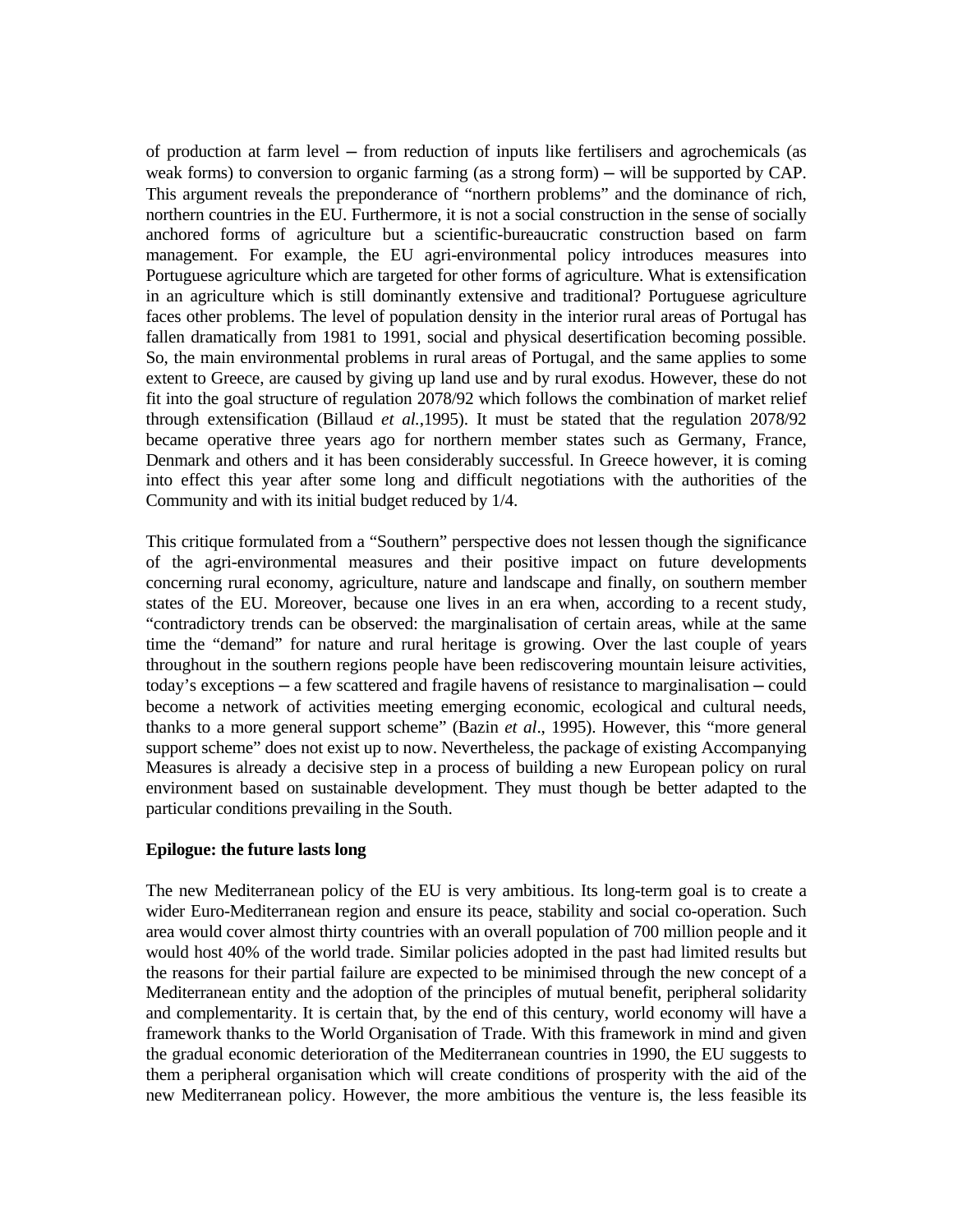of production at farm level – from reduction of inputs like fertilisers and agrochemicals (as weak forms) to conversion to organic farming (as a strong form) – will be supported by CAP. This argument reveals the preponderance of "northern problems" and the dominance of rich, northern countries in the EU. Furthermore, it is not a social construction in the sense of socially anchored forms of agriculture but a scientific-bureaucratic construction based on farm management. For example, the EU agri-environmental policy introduces measures into Portuguese agriculture which are targeted for other forms of agriculture. What is extensification in an agriculture which is still dominantly extensive and traditional? Portuguese agriculture faces other problems. The level of population density in the interior rural areas of Portugal has fallen dramatically from 1981 to 1991, social and physical desertification becoming possible. So, the main environmental problems in rural areas of Portugal, and the same applies to some extent to Greece, are caused by giving up land use and by rural exodus. However, these do not fit into the goal structure of regulation 2078/92 which follows the combination of market relief through extensification (Billaud *et al.*,1995). It must be stated that the regulation 2078/92 became operative three years ago for northern member states such as Germany, France, Denmark and others and it has been considerably successful. In Greece however, it is coming into effect this year after some long and difficult negotiations with the authorities of the Community and with its initial budget reduced by 1/4.

This critique formulated from a "Southern" perspective does not lessen though the significance of the agri-environmental measures and their positive impact on future developments concerning rural economy, agriculture, nature and landscape and finally, on southern member states of the EU. Moreover, because one lives in an era when, according to a recent study, "contradictory trends can be observed: the marginalisation of certain areas, while at the same time the "demand" for nature and rural heritage is growing. Over the last couple of years throughout in the southern regions people have been rediscovering mountain leisure activities, today's exceptions – a few scattered and fragile havens of resistance to marginalisation – could become a network of activities meeting emerging economic, ecological and cultural needs, thanks to a more general support scheme" (Bazin *et al*., 1995). However, this "more general support scheme" does not exist up to now. Nevertheless, the package of existing Accompanying Measures is already a decisive step in a process of building a new European policy on rural environment based on sustainable development. They must though be better adapted to the particular conditions prevailing in the South.

**Epilogue: the future lasts long**

The new Mediterranean policy of the EU is very ambitious. Its long-term goal is to create a wider Euro-Mediterranean region and ensure its peace, stability and social co-operation. Such area would cover almost thirty countries with an overall population of 700 million people and it would host 40% of the world trade. Similar policies adopted in the past had limited results but the reasons for their partial failure are expected to be minimised through the new concept of a Mediterranean entity and the adoption of the principles of mutual benefit, peripheral solidarity and complementarity. It is certain that, by the end of this century, world economy will have a framework thanks to the World Organisation of Trade. With this framework in mind and given the gradual economic deterioration of the Mediterranean countries in 1990, the EU suggests to them a peripheral organisation which will create conditions of prosperity with the aid of the new Mediterranean policy. However, the more ambitious the venture is, the less feasible its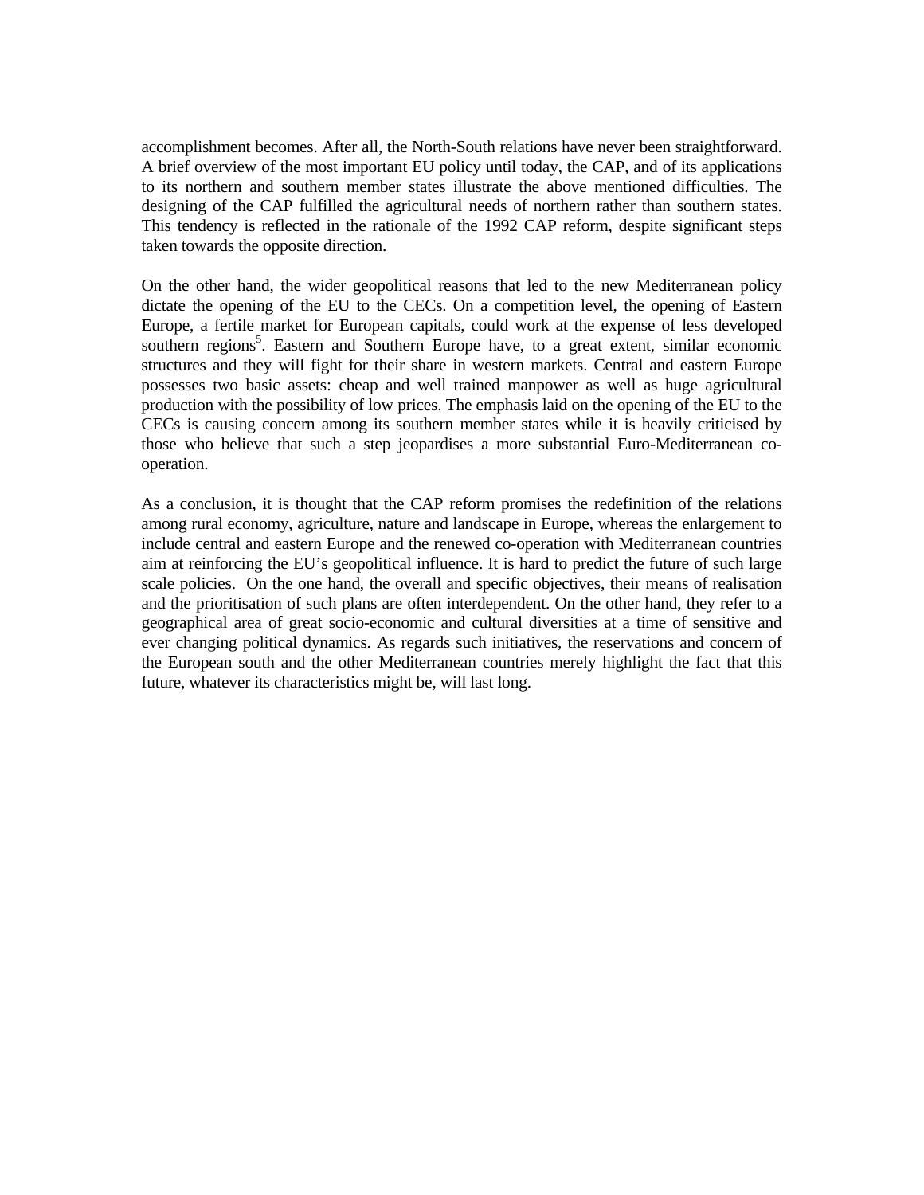accomplishment becomes. After all, the North-South relations have never been straightforward. A brief overview of the most important EU policy until today, the CAP, and of its applications to its northern and southern member states illustrate the above mentioned difficulties. The designing of the CAP fulfilled the agricultural needs of northern rather than southern states. This tendency is reflected in the rationale of the 1992 CAP reform, despite significant steps taken towards the opposite direction.

On the other hand, the wider geopolitical reasons that led to the new Mediterranean policy dictate the opening of the EU to the CECs. On a competition level, the opening of Eastern Europe, a fertile market for European capitals, could work at the expense of less developed southern regions[5]. Eastern and Southern Europe have, to a great extent, similar economic structures and they will fight for their share in western markets. Central and eastern Europe possesses two basic assets: cheap and well trained manpower as well as huge agricultural production with the possibility of low prices. The emphasis laid on the opening of the EU to the CECs is causing concern among its southern member states while it is heavily criticised by those who believe that such a step jeopardises a more substantial Euro-Mediterranean co-operation.

As a conclusion, it is thought that the CAP reform promises the redefinition of the relations among rural economy, agriculture, nature and landscape in Europe, whereas the enlargement to include central and eastern Europe and the renewed co-operation with Mediterranean countries aim at reinforcing the EU's geopolitical influence. It is hard to predict the future of such large scale policies. On the one hand, the overall and specific objectives, their means of realisation and the prioritisation of such plans are often interdependent. On the other hand, they refer to a geographical area of great socio-economic and cultural diversities at a time of sensitive and ever changing political dynamics. As regards such initiatives, the reservations and concern of the European south and the other Mediterranean countries merely highlight the fact that this future, whatever its characteristics might be, will last long.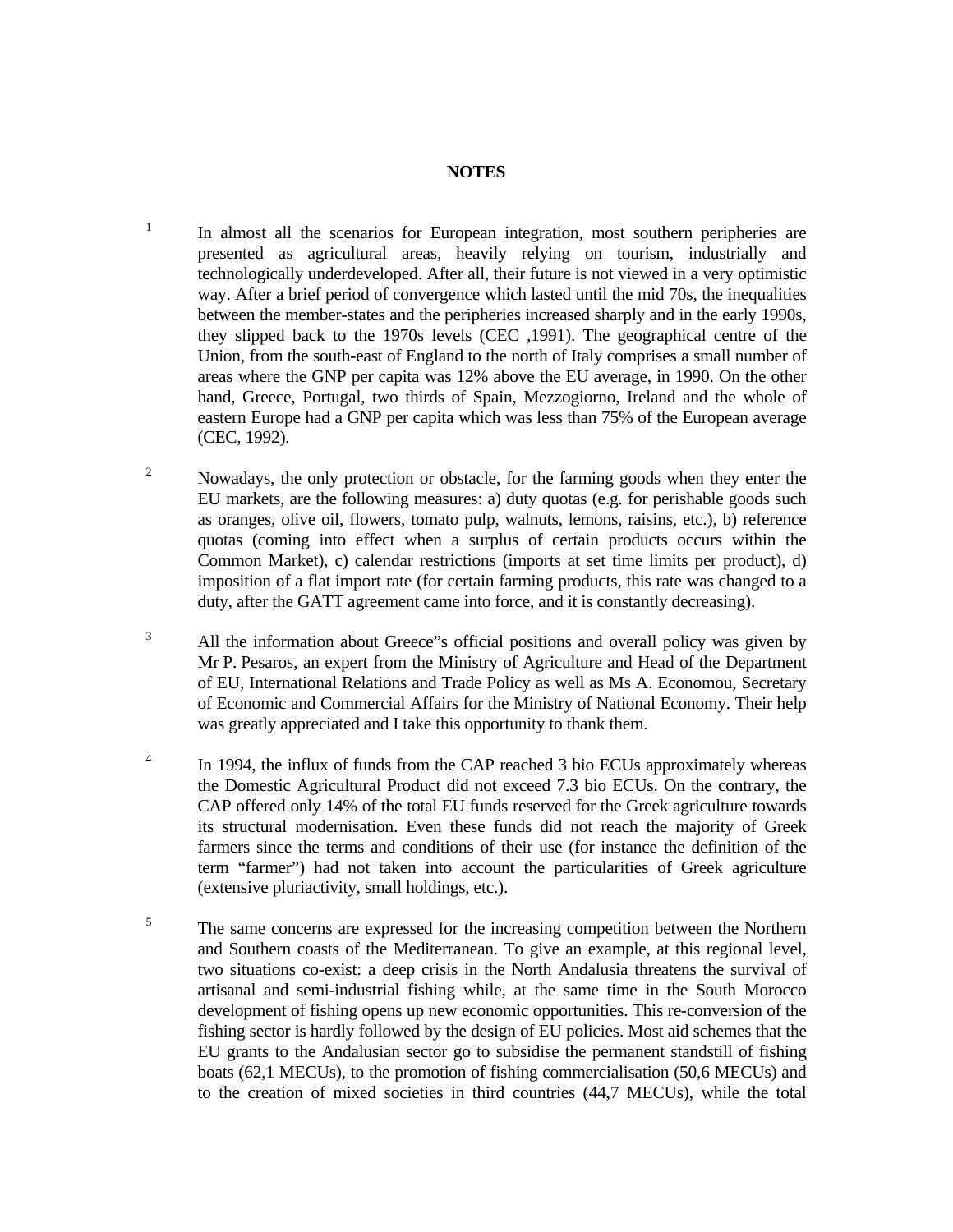## NOTES

1. In almost all the scenarios for European integration, most southern peripheries are presented as agricultural areas, heavily relying on tourism, industrially and technologically underdeveloped. After all, their future is not viewed in a very optimistic way. After a brief period of convergence which lasted until the mid 70s, the inequalities between the member-states and the peripheries increased sharply and in the early 1990s, they slipped back to the 1970s levels (CEC ,1991). The geographical centre of the Union, from the south-east of England to the north of Italy comprises a small number of areas where the GNP per capita was 12% above the EU average, in 1990. On the other hand, Greece, Portugal, two thirds of Spain, Mezzogiorno, Ireland and the whole of eastern Europe had a GNP per capita which was less than 75% of the European average (CEC, 1992).

2. Nowadays, the only protection or obstacle, for the farming goods when they enter the EU markets, are the following measures: a) duty quotas (e.g. for perishable goods such as oranges, olive oil, flowers, tomato pulp, walnuts, lemons, raisins, etc.), b) reference quotas (coming into effect when a surplus of certain products occurs within the Common Market), c) calendar restrictions (imports at set time limits per product), d) imposition of a flat import rate (for certain farming products, this rate was changed to a duty, after the GATT agreement came into force, and it is constantly decreasing).

3. All the information about Greece"s official positions and overall policy was given by Mr P. Pesaros, an expert from the Ministry of Agriculture and Head of the Department of EU, International Relations and Trade Policy as well as Ms A. Economou, Secretary of Economic and Commercial Affairs for the Ministry of National Economy. Their help was greatly appreciated and I take this opportunity to thank them.

4. In 1994, the influx of funds from the CAP reached 3 bio ECUs approximately whereas the Domestic Agricultural Product did not exceed 7.3 bio ECUs. On the contrary, the CAP offered only 14% of the total EU funds reserved for the Greek agriculture towards its structural modernisation. Even these funds did not reach the majority of Greek farmers since the terms and conditions of their use (for instance the definition of the term “farmer”) had not taken into account the particularities of Greek agriculture (extensive pluriactivity, small holdings, etc.).

5. The same concerns are expressed for the increasing competition between the Northern and Southern coasts of the Mediterranean. To give an example, at this regional level, two situations co-exist: a deep crisis in the North Andalusia threatens the survival of artisanal and semi-industrial fishing while, at the same time in the South Morocco development of fishing opens up new economic opportunities. This re-conversion of the fishing sector is hardly followed by the design of EU policies. Most aid schemes that the EU grants to the Andalusian sector go to subsidise the permanent standstill of fishing boats (62,1 MECUs), to the promotion of fishing commercialisation (50,6 MECUs) and to the creation of mixed societies in third countries (44,7 MECUs), while the total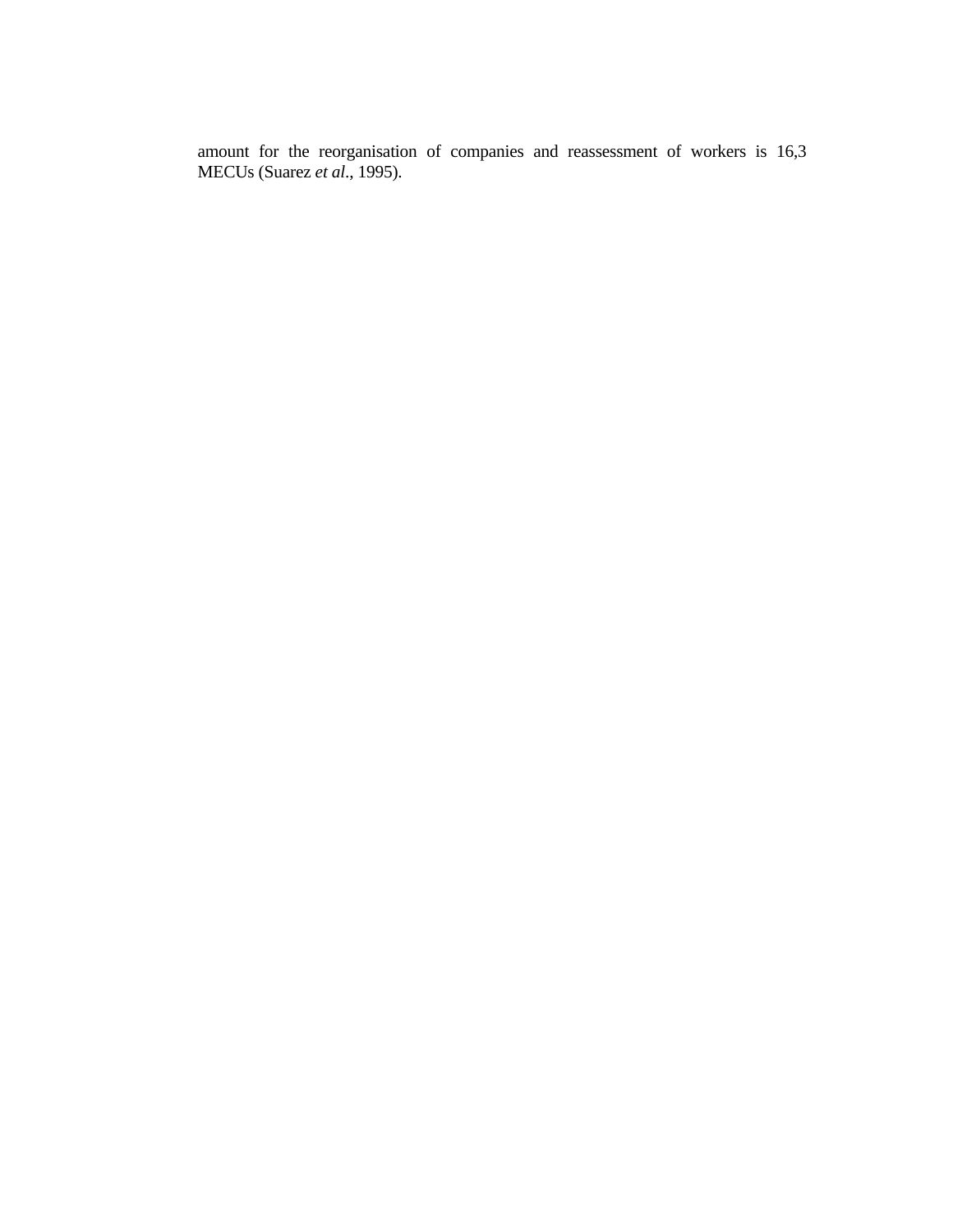amount for the reorganisation of companies and reassessment of workers is 16,3 MECUs (Suarez *et al*., 1995).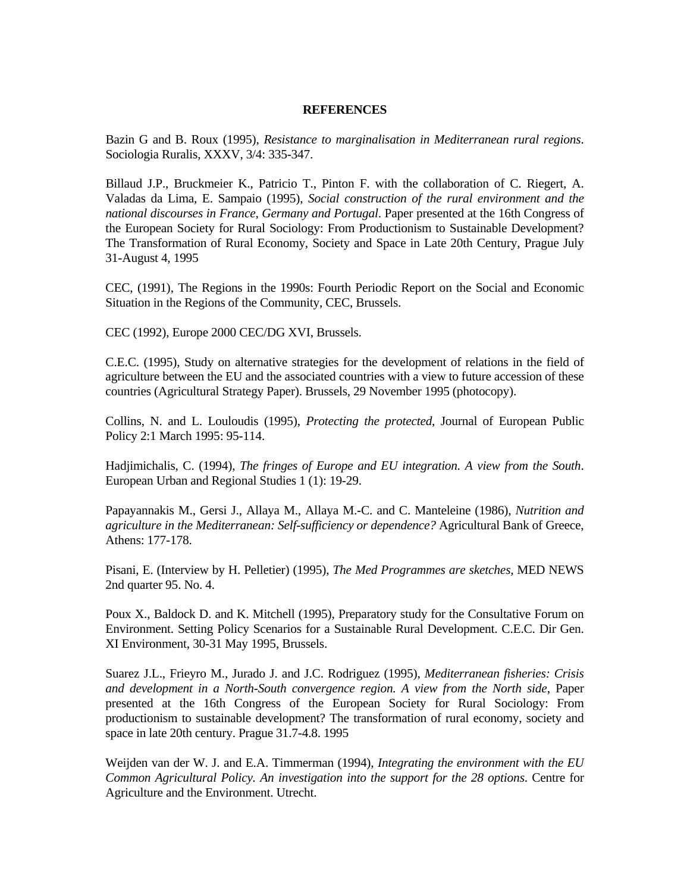**REFERENCES**

Bazin G and B. Roux (1995), *Resistance to marginalisation in Mediterranean rural regions*. Sociologia Ruralis, XXXV, 3/4: 335-347.

Billaud J.P., Bruckmeier K., Patricio T., Pinton F. with the collaboration of C. Riegert, A. Valadas da Lima, E. Sampaio (1995), *Social construction of the rural environment and the national discourses in France, Germany and Portugal*. Paper presented at the 16th Congress of the European Society for Rural Sociology: From Productionism to Sustainable Development? The Transformation of Rural Economy, Society and Space in Late 20th Century, Prague July 31-August 4, 1995

CEC, (1991), The Regions in the 1990s: Fourth Periodic Report on the Social and Economic Situation in the Regions of the Community, CEC, Brussels.

CEC (1992), Europe 2000 CEC/DG XVI, Brussels.

C.E.C. (1995), Study on alternative strategies for the development of relations in the field of agriculture between the EU and the associated countries with a view to future accession of these countries (Agricultural Strategy Paper). Brussels, 29 November 1995 (photocopy).

Collins, N. and L. Louloudis (1995), *Protecting the protected*, Journal of European Public Policy 2:1 March 1995: 95-114.

Hadjimichalis, C. (1994), *The fringes of Europe and EU integration. A view from the South*. European Urban and Regional Studies 1 (1): 19-29.

Papayannakis M., Gersi J., Allaya M., Allaya M.-C. and C. Manteleine (1986), *Nutrition and agriculture in the Mediterranean: Self-sufficiency or dependence?* Agricultural Bank of Greece, Athens: 177-178.

Pisani, E. (Interview by H. Pelletier) (1995), *The Med Programmes are sketches*, MED NEWS 2nd quarter 95. No. 4.

Poux X., Baldock D. and K. Mitchell (1995), Preparatory study for the Consultative Forum on Environment. Setting Policy Scenarios for a Sustainable Rural Development. C.E.C. Dir Gen. XI Environment, 30-31 May 1995, Brussels.

Suarez J.L., Frieyro M., Jurado J. and J.C. Rodriguez (1995), *Mediterranean fisheries: Crisis and development in a North-South convergence region. A view from the North side*, Paper presented at the 16th Congress of the European Society for Rural Sociology: From productionism to sustainable development? The transformation of rural economy, society and space in late 20th century. Prague 31.7-4.8. 1995

Weijden van der W. J. and E.A. Timmerman (1994), *Integrating the environment with the EU Common Agricultural Policy. An investigation into the support for the 28 options*. Centre for Agriculture and the Environment. Utrecht.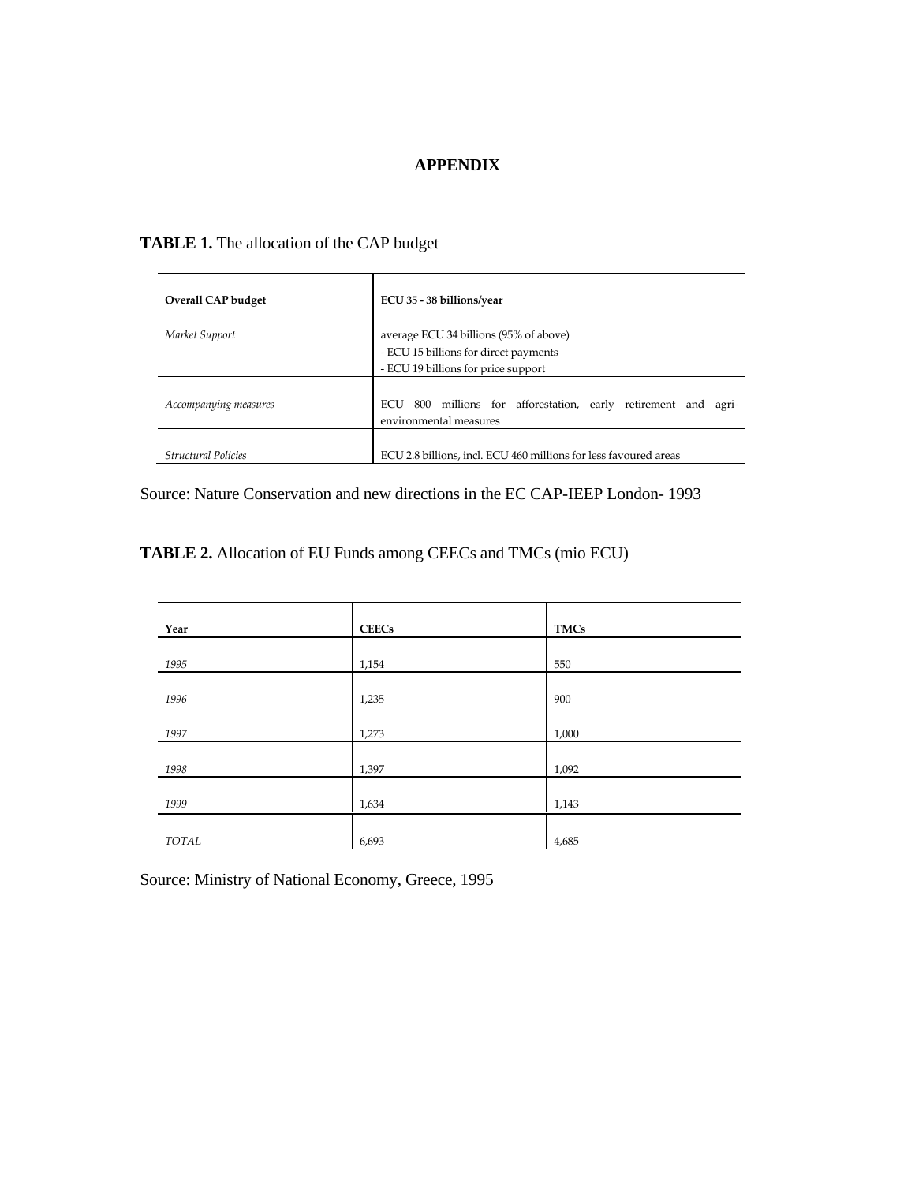# APPENDIX

**TABLE 1.** The allocation of the CAP budget

| **Overall CAP budget** | **ECU 35 - 38 billions/year** |
|---|---|
| *Market Support* | average ECU 34 billions (95% of above)<br>- ECU 15 billions for direct payments<br>- ECU 19 billions for price support |
| *Accompanying measures* | ECU 800 millions for afforestation, early retirement and agri-environmental measures |
| *Structural Policies* | ECU 2.8 billions, incl. ECU 460 millions for less favoured areas |

Source: Nature Conservation and new directions in the EC CAP-IEEP London- 1993

**TABLE 2.** Allocation of EU Funds among CEECs and TMCs (mio ECU)

| **Year** | **CEECs** | **TMCs** |
|---|---|---|
| *1995* | 1,154 | 550 |
| *1996* | 1,235 | 900 |
| *1997* | 1,273 | 1,000 |
| *1998* | 1,397 | 1,092 |
| *1999* | 1,634 | 1,143 |
| *TOTAL* | 6,693 | 4,685 |

Source: Ministry of National Economy, Greece, 1995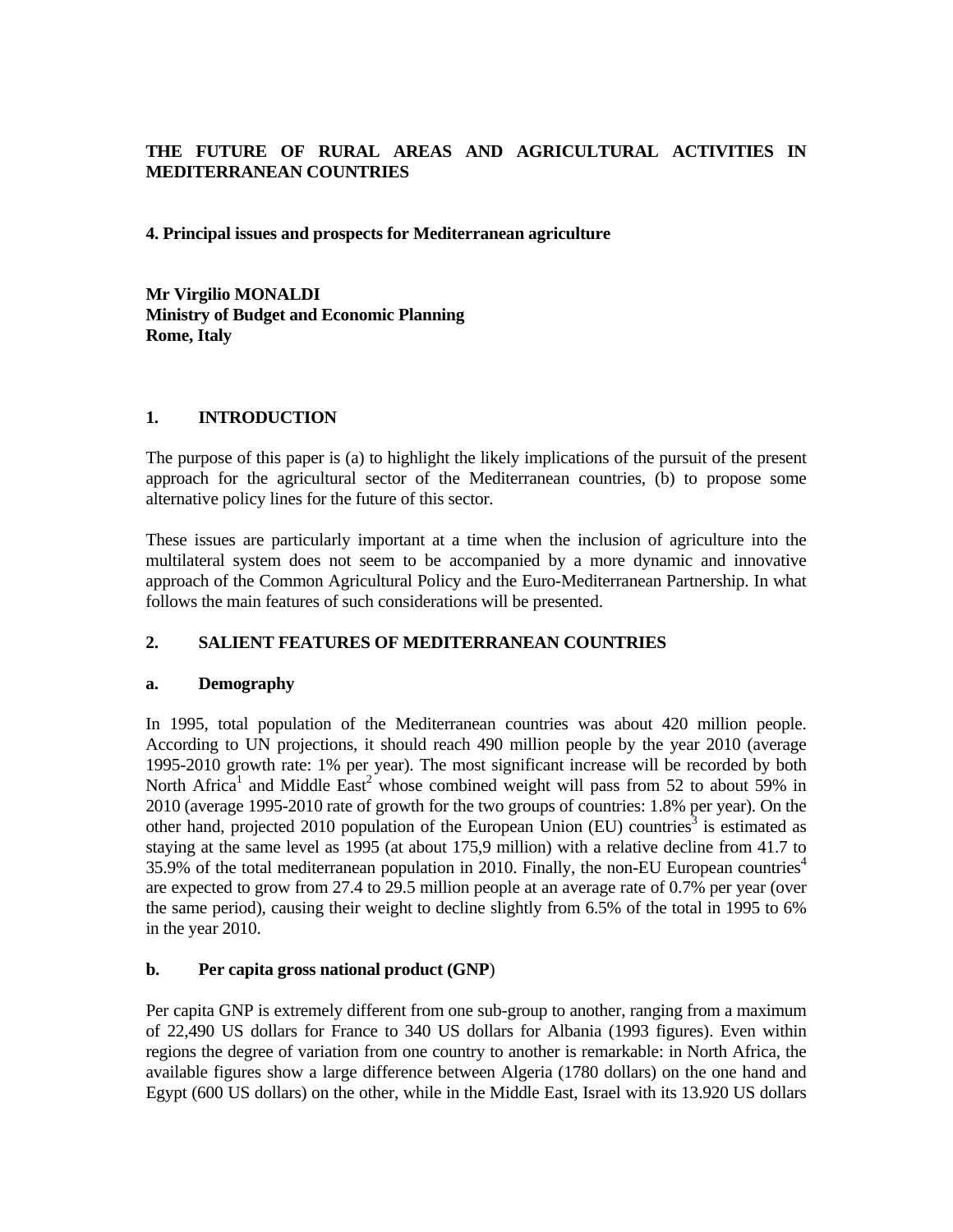**THE FUTURE OF RURAL AREAS AND AGRICULTURAL ACTIVITIES IN MEDITERRANEAN COUNTRIES**

**4. Principal issues and prospects for Mediterranean agriculture**

**Mr Virgilio MONALDI**
**Ministry of Budget and Economic Planning**
**Rome, Italy**

## 1. INTRODUCTION

The purpose of this paper is (a) to highlight the likely implications of the pursuit of the present approach for the agricultural sector of the Mediterranean countries, (b) to propose some alternative policy lines for the future of this sector.

These issues are particularly important at a time when the inclusion of agriculture into the multilateral system does not seem to be accompanied by a more dynamic and innovative approach of the Common Agricultural Policy and the Euro-Mediterranean Partnership. In what follows the main features of such considerations will be presented.

## 2. SALIENT FEATURES OF MEDITERRANEAN COUNTRIES

### a. Demography

In 1995, total population of the Mediterranean countries was about 420 million people. According to UN projections, it should reach 490 million people by the year 2010 (average 1995-2010 growth rate: 1% per year). The most significant increase will be recorded by both North Africa[1] and Middle East[2] whose combined weight will pass from 52 to about 59% in 2010 (average 1995-2010 rate of growth for the two groups of countries: 1.8% per year). On the other hand, projected 2010 population of the European Union (EU) countries[3] is estimated as staying at the same level as 1995 (at about 175,9 million) with a relative decline from 41.7 to 35.9% of the total mediterranean population in 2010. Finally, the non-EU European countries[4] are expected to grow from 27.4 to 29.5 million people at an average rate of 0.7% per year (over the same period), causing their weight to decline slightly from 6.5% of the total in 1995 to 6% in the year 2010.

### b. Per capita gross national product (GNP)

Per capita GNP is extremely different from one sub-group to another, ranging from a maximum of 22,490 US dollars for France to 340 US dollars for Albania (1993 figures). Even within regions the degree of variation from one country to another is remarkable: in North Africa, the available figures show a large difference between Algeria (1780 dollars) on the one hand and Egypt (600 US dollars) on the other, while in the Middle East, Israel with its 13.920 US dollars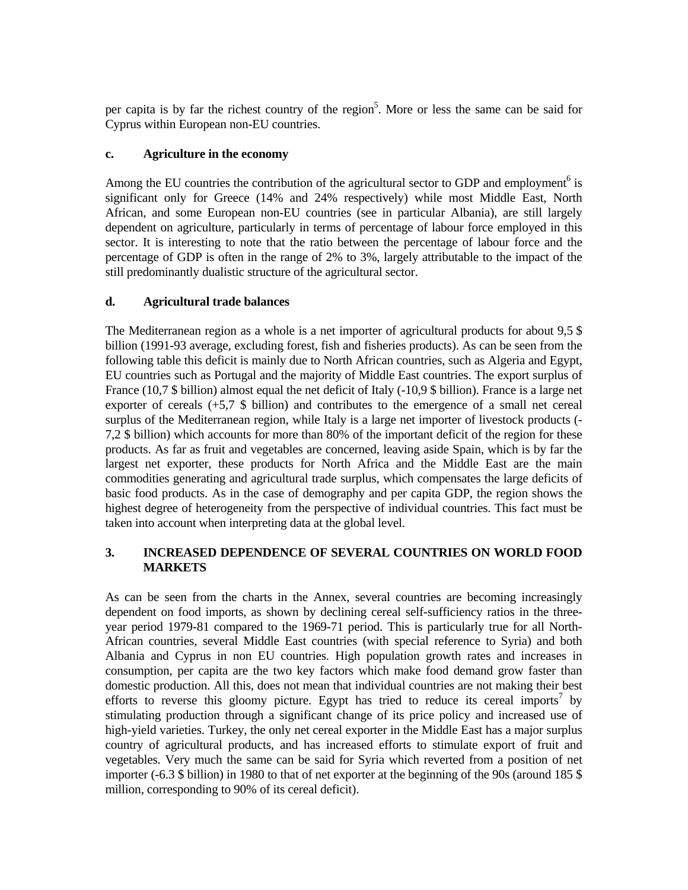per capita is by far the richest country of the region[5]. More or less the same can be said for Cyprus within European non-EU countries.

### c. Agriculture in the economy

Among the EU countries the contribution of the agricultural sector to GDP and employment[6] is significant only for Greece (14% and 24% respectively) while most Middle East, North African, and some European non-EU countries (see in particular Albania), are still largely dependent on agriculture, particularly in terms of percentage of labour force employed in this sector. It is interesting to note that the ratio between the percentage of labour force and the percentage of GDP is often in the range of 2% to 3%, largely attributable to the impact of the still predominantly dualistic structure of the agricultural sector.

### d. Agricultural trade balances

The Mediterranean region as a whole is a net importer of agricultural products for about 9,5 $ billion (1991-93 average, excluding forest, fish and fisheries products). As can be seen from the following table this deficit is mainly due to North African countries, such as Algeria and Egypt, EU countries such as Portugal and the majority of Middle East countries. The export surplus of France (10,7 $ billion) almost equal the net deficit of Italy (-10,9 $ billion). France is a large net exporter of cereals (+5,7 $ billion) and contributes to the emergence of a small net cereal surplus of the Mediterranean region, while Italy is a large net importer of livestock products (-7,2 $ billion) which accounts for more than 80% of the important deficit of the region for these products. As far as fruit and vegetables are concerned, leaving aside Spain, which is by far the largest net exporter, these products for North Africa and the Middle East are the main commodities generating and agricultural trade surplus, which compensates the large deficits of basic food products. As in the case of demography and per capita GDP, the region shows the highest degree of heterogeneity from the perspective of individual countries. This fact must be taken into account when interpreting data at the global level.

## 3. INCREASED DEPENDENCE OF SEVERAL COUNTRIES ON WORLD FOOD MARKETS

As can be seen from the charts in the Annex, several countries are becoming increasingly dependent on food imports, as shown by declining cereal self-sufficiency ratios in the three-year period 1979-81 compared to the 1969-71 period. This is particularly true for all North-African countries, several Middle East countries (with special reference to Syria) and both Albania and Cyprus in non EU countries. High population growth rates and increases in consumption, per capita are the two key factors which make food demand grow faster than domestic production. All this, does not mean that individual countries are not making their best efforts to reverse this gloomy picture. Egypt has tried to reduce its cereal imports[7] by stimulating production through a significant change of its price policy and increased use of high-yield varieties. Turkey, the only net cereal exporter in the Middle East has a major surplus country of agricultural products, and has increased efforts to stimulate export of fruit and vegetables. Very much the same can be said for Syria which reverted from a position of net importer (-6.3 $ billion) in 1980 to that of net exporter at the beginning of the 90s (around 185 $ million, corresponding to 90% of its cereal deficit).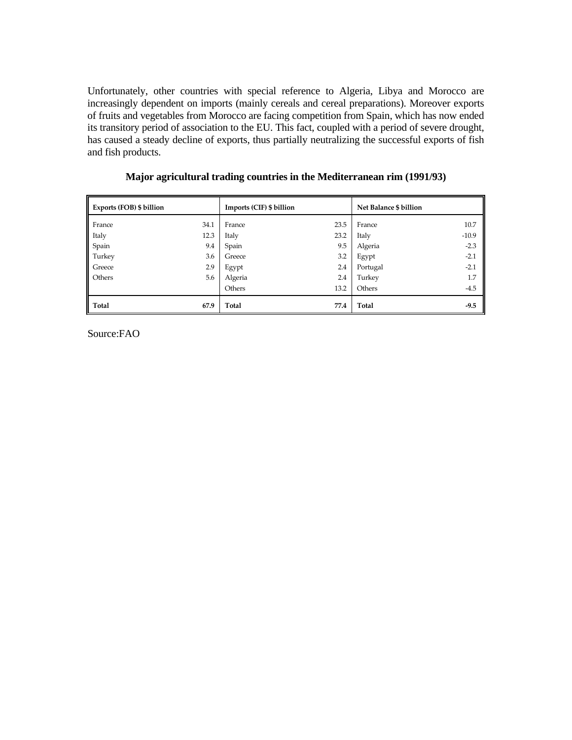Unfortunately, other countries with special reference to Algeria, Libya and Morocco are increasingly dependent on imports (mainly cereals and cereal preparations). Moreover exports of fruits and vegetables from Morocco are facing competition from Spain, which has now ended its transitory period of association to the EU. This fact, coupled with a period of severe drought, has caused a steady decline of exports, thus partially neutralizing the successful exports of fish and fish products.

**Major agricultural trading countries in the Mediterranean rim (1991/93)**

| Exports (FOB) $ billion | | Imports (CIF) $ billion | | Net Balance $ billion | |
|---|---|---|---|---|---|
| France | 34.1 | France | 23.5 | France | 10.7 |
| Italy | 12.3 | Italy | 23.2 | Italy | -10.9 |
| Spain | 9.4 | Spain | 9.5 | Algeria | -2.3 |
| Turkey | 3.6 | Greece | 3.2 | Egypt | -2.1 |
| Greece | 2.9 | Egypt | 2.4 | Portugal | -2.1 |
| Others | 5.6 | Algeria | 2.4 | Turkey | 1.7 |
| | | Others | 13.2 | Others | -4.5 |
| **Total** | **67.9** | **Total** | **77.4** | **Total** | **-9.5** |

Source:FAO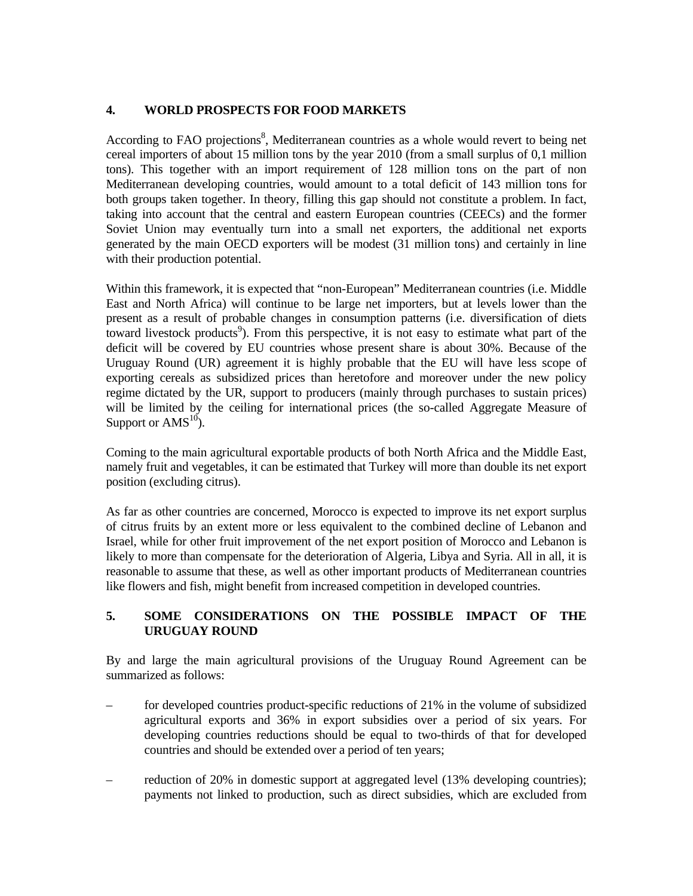## 4. WORLD PROSPECTS FOR FOOD MARKETS

According to FAO projections[8], Mediterranean countries as a whole would revert to being net cereal importers of about 15 million tons by the year 2010 (from a small surplus of 0,1 million tons). This together with an import requirement of 128 million tons on the part of non Mediterranean developing countries, would amount to a total deficit of 143 million tons for both groups taken together. In theory, filling this gap should not constitute a problem. In fact, taking into account that the central and eastern European countries (CEECs) and the former Soviet Union may eventually turn into a small net exporters, the additional net exports generated by the main OECD exporters will be modest (31 million tons) and certainly in line with their production potential.

Within this framework, it is expected that "non-European" Mediterranean countries (i.e. Middle East and North Africa) will continue to be large net importers, but at levels lower than the present as a result of probable changes in consumption patterns (i.e. diversification of diets toward livestock products[9]). From this perspective, it is not easy to estimate what part of the deficit will be covered by EU countries whose present share is about 30%. Because of the Uruguay Round (UR) agreement it is highly probable that the EU will have less scope of exporting cereals as subsidized prices than heretofore and moreover under the new policy regime dictated by the UR, support to producers (mainly through purchases to sustain prices) will be limited by the ceiling for international prices (the so-called Aggregate Measure of Support or AMS[10]).

Coming to the main agricultural exportable products of both North Africa and the Middle East, namely fruit and vegetables, it can be estimated that Turkey will more than double its net export position (excluding citrus).

As far as other countries are concerned, Morocco is expected to improve its net export surplus of citrus fruits by an extent more or less equivalent to the combined decline of Lebanon and Israel, while for other fruit improvement of the net export position of Morocco and Lebanon is likely to more than compensate for the deterioration of Algeria, Libya and Syria. All in all, it is reasonable to assume that these, as well as other important products of Mediterranean countries like flowers and fish, might benefit from increased competition in developed countries.

## 5. SOME CONSIDERATIONS ON THE POSSIBLE IMPACT OF THE URUGUAY ROUND

By and large the main agricultural provisions of the Uruguay Round Agreement can be summarized as follows:

– for developed countries product-specific reductions of 21% in the volume of subsidized agricultural exports and 36% in export subsidies over a period of six years. For developing countries reductions should be equal to two-thirds of that for developed countries and should be extended over a period of ten years;

– reduction of 20% in domestic support at aggregated level (13% developing countries); payments not linked to production, such as direct subsidies, which are excluded from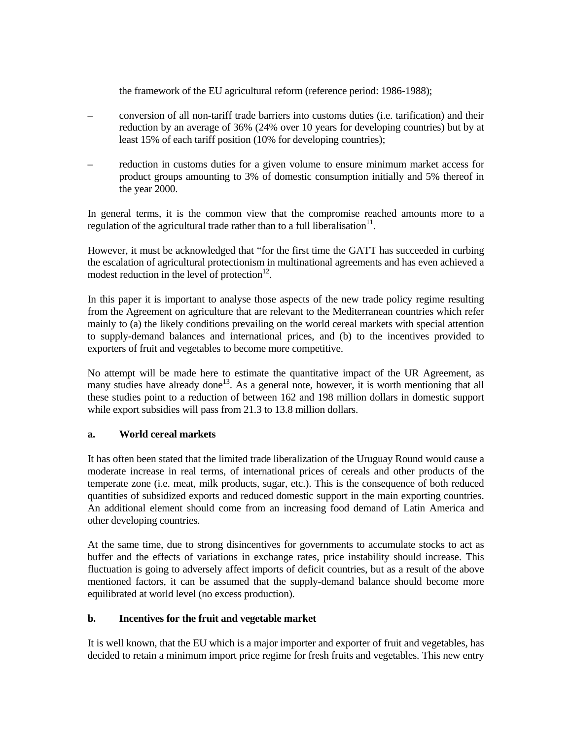the framework of the EU agricultural reform (reference period: 1986-1988);

- conversion of all non-tariff trade barriers into customs duties (i.e. tarification) and their reduction by an average of 36% (24% over 10 years for developing countries) but by at least 15% of each tariff position (10% for developing countries);
- reduction in customs duties for a given volume to ensure minimum market access for product groups amounting to 3% of domestic consumption initially and 5% thereof in the year 2000.

In general terms, it is the common view that the compromise reached amounts more to a regulation of the agricultural trade rather than to a full liberalisation[11].

However, it must be acknowledged that "for the first time the GATT has succeeded in curbing the escalation of agricultural protectionism in multinational agreements and has even achieved a modest reduction in the level of protection[12].

In this paper it is important to analyse those aspects of the new trade policy regime resulting from the Agreement on agriculture that are relevant to the Mediterranean countries which refer mainly to (a) the likely conditions prevailing on the world cereal markets with special attention to supply-demand balances and international prices, and (b) to the incentives provided to exporters of fruit and vegetables to become more competitive.

No attempt will be made here to estimate the quantitative impact of the UR Agreement, as many studies have already done[13]. As a general note, however, it is worth mentioning that all these studies point to a reduction of between 162 and 198 million dollars in domestic support while export subsidies will pass from 21.3 to 13.8 million dollars.

### a. World cereal markets

It has often been stated that the limited trade liberalization of the Uruguay Round would cause a moderate increase in real terms, of international prices of cereals and other products of the temperate zone (i.e. meat, milk products, sugar, etc.). This is the consequence of both reduced quantities of subsidized exports and reduced domestic support in the main exporting countries. An additional element should come from an increasing food demand of Latin America and other developing countries.

At the same time, due to strong disincentives for governments to accumulate stocks to act as buffer and the effects of variations in exchange rates, price instability should increase. This fluctuation is going to adversely affect imports of deficit countries, but as a result of the above mentioned factors, it can be assumed that the supply-demand balance should become more equilibrated at world level (no excess production).

### b. Incentives for the fruit and vegetable market

It is well known, that the EU which is a major importer and exporter of fruit and vegetables, has decided to retain a minimum import price regime for fresh fruits and vegetables. This new entry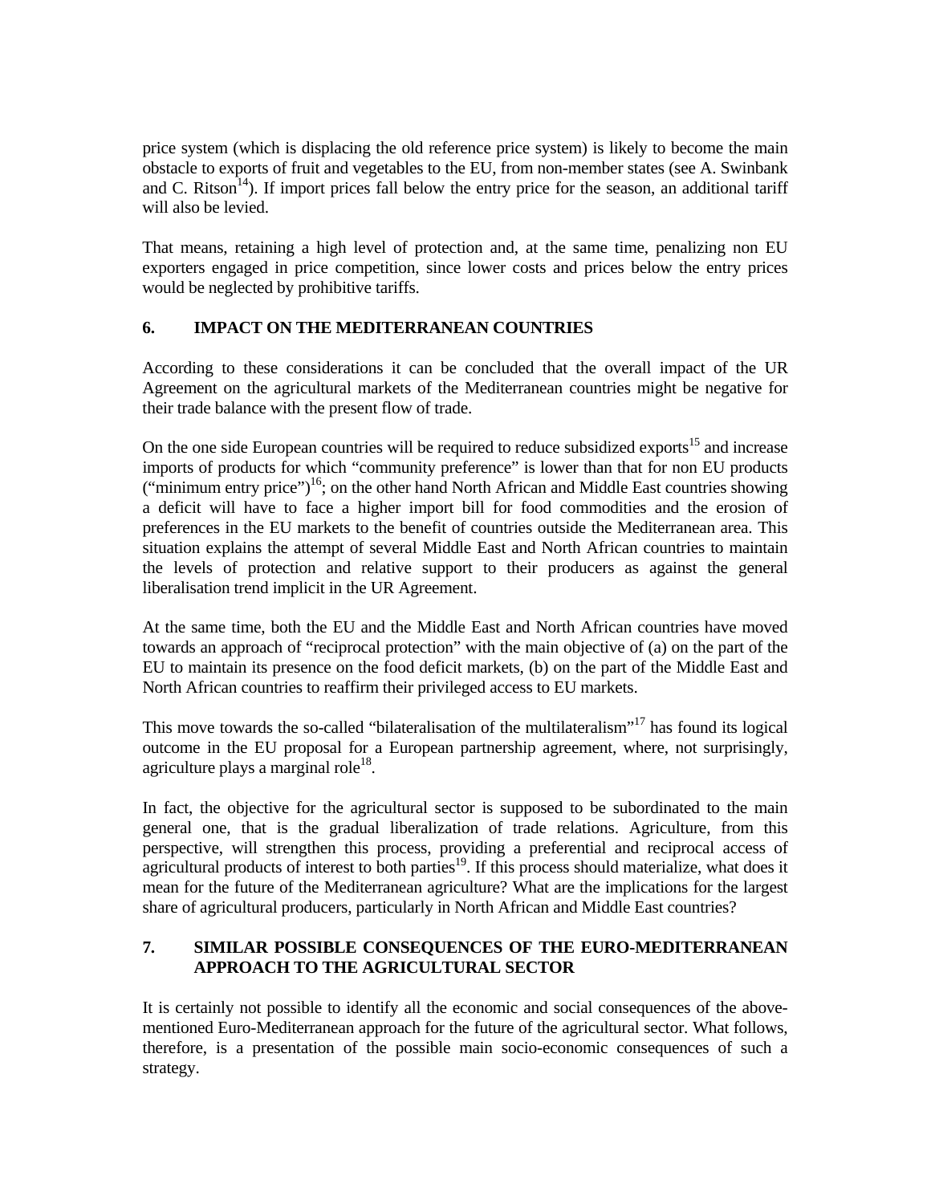price system (which is displacing the old reference price system) is likely to become the main obstacle to exports of fruit and vegetables to the EU, from non-member states (see A. Swinbank and C. Ritson[14]). If import prices fall below the entry price for the season, an additional tariff will also be levied.

That means, retaining a high level of protection and, at the same time, penalizing non EU exporters engaged in price competition, since lower costs and prices below the entry prices would be neglected by prohibitive tariffs.

## 6. IMPACT ON THE MEDITERRANEAN COUNTRIES

According to these considerations it can be concluded that the overall impact of the UR Agreement on the agricultural markets of the Mediterranean countries might be negative for their trade balance with the present flow of trade.

On the one side European countries will be required to reduce subsidized exports[15] and increase imports of products for which "community preference" is lower than that for non EU products ("minimum entry price")[16]; on the other hand North African and Middle East countries showing a deficit will have to face a higher import bill for food commodities and the erosion of preferences in the EU markets to the benefit of countries outside the Mediterranean area. This situation explains the attempt of several Middle East and North African countries to maintain the levels of protection and relative support to their producers as against the general liberalisation trend implicit in the UR Agreement.

At the same time, both the EU and the Middle East and North African countries have moved towards an approach of "reciprocal protection" with the main objective of (a) on the part of the EU to maintain its presence on the food deficit markets, (b) on the part of the Middle East and North African countries to reaffirm their privileged access to EU markets.

This move towards the so-called "bilateralisation of the multilateralism"[17] has found its logical outcome in the EU proposal for a European partnership agreement, where, not surprisingly, agriculture plays a marginal role[18].

In fact, the objective for the agricultural sector is supposed to be subordinated to the main general one, that is the gradual liberalization of trade relations. Agriculture, from this perspective, will strengthen this process, providing a preferential and reciprocal access of agricultural products of interest to both parties[19]. If this process should materialize, what does it mean for the future of the Mediterranean agriculture? What are the implications for the largest share of agricultural producers, particularly in North African and Middle East countries?

## 7. SIMILAR POSSIBLE CONSEQUENCES OF THE EURO-MEDITERRANEAN APPROACH TO THE AGRICULTURAL SECTOR

It is certainly not possible to identify all the economic and social consequences of the above-mentioned Euro-Mediterranean approach for the future of the agricultural sector. What follows, therefore, is a presentation of the possible main socio-economic consequences of such a strategy.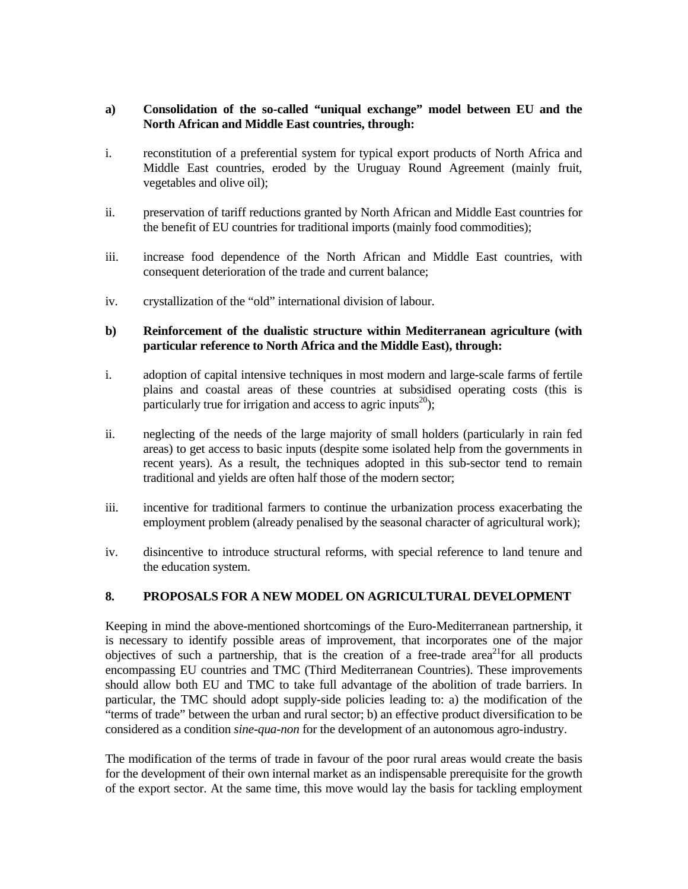**a) Consolidation of the so-called "uniqual exchange" model between EU and the North African and Middle East countries, through:**

i. reconstitution of a preferential system for typical export products of North Africa and Middle East countries, eroded by the Uruguay Round Agreement (mainly fruit, vegetables and olive oil);

ii. preservation of tariff reductions granted by North African and Middle East countries for the benefit of EU countries for traditional imports (mainly food commodities);

iii. increase food dependence of the North African and Middle East countries, with consequent deterioration of the trade and current balance;

iv. crystallization of the "old" international division of labour.

**b) Reinforcement of the dualistic structure within Mediterranean agriculture (with particular reference to North Africa and the Middle East), through:**

i. adoption of capital intensive techniques in most modern and large-scale farms of fertile plains and coastal areas of these countries at subsidised operating costs (this is particularly true for irrigation and access to agric inputs[20]);

ii. neglecting of the needs of the large majority of small holders (particularly in rain fed areas) to get access to basic inputs (despite some isolated help from the governments in recent years). As a result, the techniques adopted in this sub-sector tend to remain traditional and yields are often half those of the modern sector;

iii. incentive for traditional farmers to continue the urbanization process exacerbating the employment problem (already penalised by the seasonal character of agricultural work);

iv. disincentive to introduce structural reforms, with special reference to land tenure and the education system.

## 8. PROPOSALS FOR A NEW MODEL ON AGRICULTURAL DEVELOPMENT

Keeping in mind the above-mentioned shortcomings of the Euro-Mediterranean partnership, it is necessary to identify possible areas of improvement, that incorporates one of the major objectives of such a partnership, that is the creation of a free-trade area[21] for all products encompassing EU countries and TMC (Third Mediterranean Countries). These improvements should allow both EU and TMC to take full advantage of the abolition of trade barriers. In particular, the TMC should adopt supply-side policies leading to: a) the modification of the "terms of trade" between the urban and rural sector; b) an effective product diversification to be considered as a condition *sine-qua-non* for the development of an autonomous agro-industry.

The modification of the terms of trade in favour of the poor rural areas would create the basis for the development of their own internal market as an indispensable prerequisite for the growth of the export sector. At the same time, this move would lay the basis for tackling employment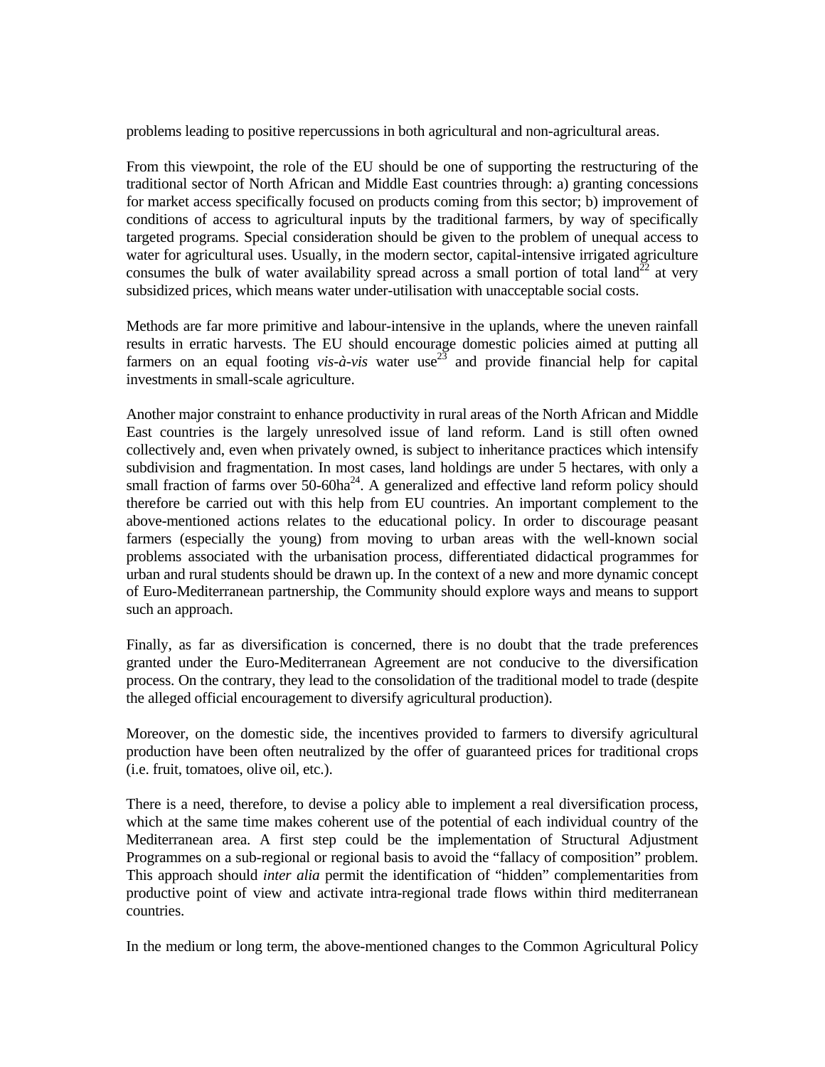problems leading to positive repercussions in both agricultural and non-agricultural areas.

From this viewpoint, the role of the EU should be one of supporting the restructuring of the traditional sector of North African and Middle East countries through: a) granting concessions for market access specifically focused on products coming from this sector; b) improvement of conditions of access to agricultural inputs by the traditional farmers, by way of specifically targeted programs. Special consideration should be given to the problem of unequal access to water for agricultural uses. Usually, in the modern sector, capital-intensive irrigated agriculture consumes the bulk of water availability spread across a small portion of total land[22] at very subsidized prices, which means water under-utilisation with unacceptable social costs.

Methods are far more primitive and labour-intensive in the uplands, where the uneven rainfall results in erratic harvests. The EU should encourage domestic policies aimed at putting all farmers on an equal footing *vis-à-vis* water use[23] and provide financial help for capital investments in small-scale agriculture.

Another major constraint to enhance productivity in rural areas of the North African and Middle East countries is the largely unresolved issue of land reform. Land is still often owned collectively and, even when privately owned, is subject to inheritance practices which intensify subdivision and fragmentation. In most cases, land holdings are under 5 hectares, with only a small fraction of farms over 50-60ha[24]. A generalized and effective land reform policy should therefore be carried out with this help from EU countries. An important complement to the above-mentioned actions relates to the educational policy. In order to discourage peasant farmers (especially the young) from moving to urban areas with the well-known social problems associated with the urbanisation process, differentiated didactical programmes for urban and rural students should be drawn up. In the context of a new and more dynamic concept of Euro-Mediterranean partnership, the Community should explore ways and means to support such an approach.

Finally, as far as diversification is concerned, there is no doubt that the trade preferences granted under the Euro-Mediterranean Agreement are not conducive to the diversification process. On the contrary, they lead to the consolidation of the traditional model to trade (despite the alleged official encouragement to diversify agricultural production).

Moreover, on the domestic side, the incentives provided to farmers to diversify agricultural production have been often neutralized by the offer of guaranteed prices for traditional crops (i.e. fruit, tomatoes, olive oil, etc.).

There is a need, therefore, to devise a policy able to implement a real diversification process, which at the same time makes coherent use of the potential of each individual country of the Mediterranean area. A first step could be the implementation of Structural Adjustment Programmes on a sub-regional or regional basis to avoid the "fallacy of composition" problem. This approach should *inter alia* permit the identification of "hidden" complementarities from productive point of view and activate intra-regional trade flows within third mediterranean countries.

In the medium or long term, the above-mentioned changes to the Common Agricultural Policy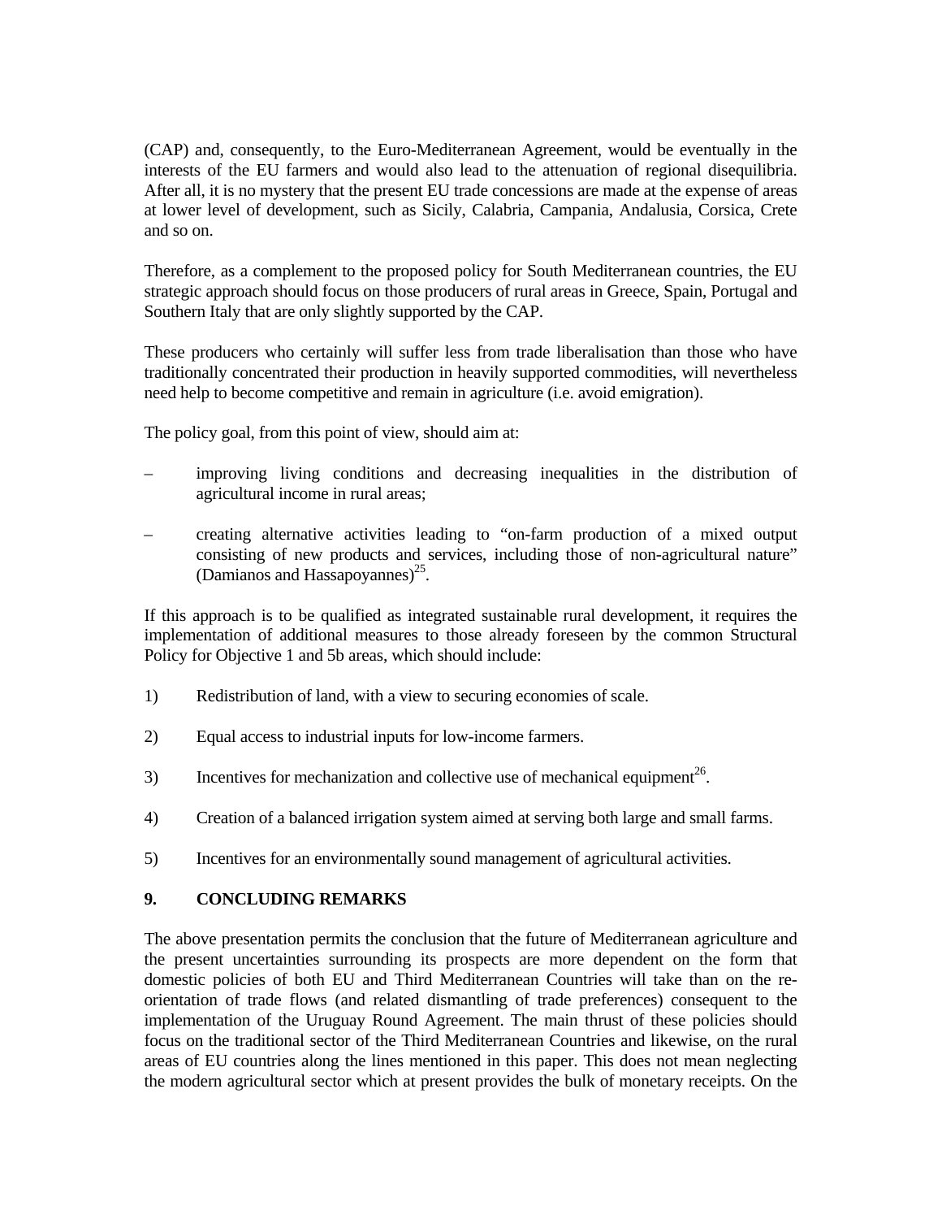(CAP) and, consequently, to the Euro-Mediterranean Agreement, would be eventually in the interests of the EU farmers and would also lead to the attenuation of regional disequilibria. After all, it is no mystery that the present EU trade concessions are made at the expense of areas at lower level of development, such as Sicily, Calabria, Campania, Andalusia, Corsica, Crete and so on.

Therefore, as a complement to the proposed policy for South Mediterranean countries, the EU strategic approach should focus on those producers of rural areas in Greece, Spain, Portugal and Southern Italy that are only slightly supported by the CAP.

These producers who certainly will suffer less from trade liberalisation than those who have traditionally concentrated their production in heavily supported commodities, will nevertheless need help to become competitive and remain in agriculture (i.e. avoid emigration).

The policy goal, from this point of view, should aim at:

– improving living conditions and decreasing inequalities in the distribution of agricultural income in rural areas;

– creating alternative activities leading to "on-farm production of a mixed output consisting of new products and services, including those of non-agricultural nature" (Damianos and Hassapoyannes)[25].

If this approach is to be qualified as integrated sustainable rural development, it requires the implementation of additional measures to those already foreseen by the common Structural Policy for Objective 1 and 5b areas, which should include:

1) Redistribution of land, with a view to securing economies of scale.

2) Equal access to industrial inputs for low-income farmers.

3) Incentives for mechanization and collective use of mechanical equipment[26].

4) Creation of a balanced irrigation system aimed at serving both large and small farms.

5) Incentives for an environmentally sound management of agricultural activities.

## 9. CONCLUDING REMARKS

The above presentation permits the conclusion that the future of Mediterranean agriculture and the present uncertainties surrounding its prospects are more dependent on the form that domestic policies of both EU and Third Mediterranean Countries will take than on the re-orientation of trade flows (and related dismantling of trade preferences) consequent to the implementation of the Uruguay Round Agreement. The main thrust of these policies should focus on the traditional sector of the Third Mediterranean Countries and likewise, on the rural areas of EU countries along the lines mentioned in this paper. This does not mean neglecting the modern agricultural sector which at present provides the bulk of monetary receipts. On the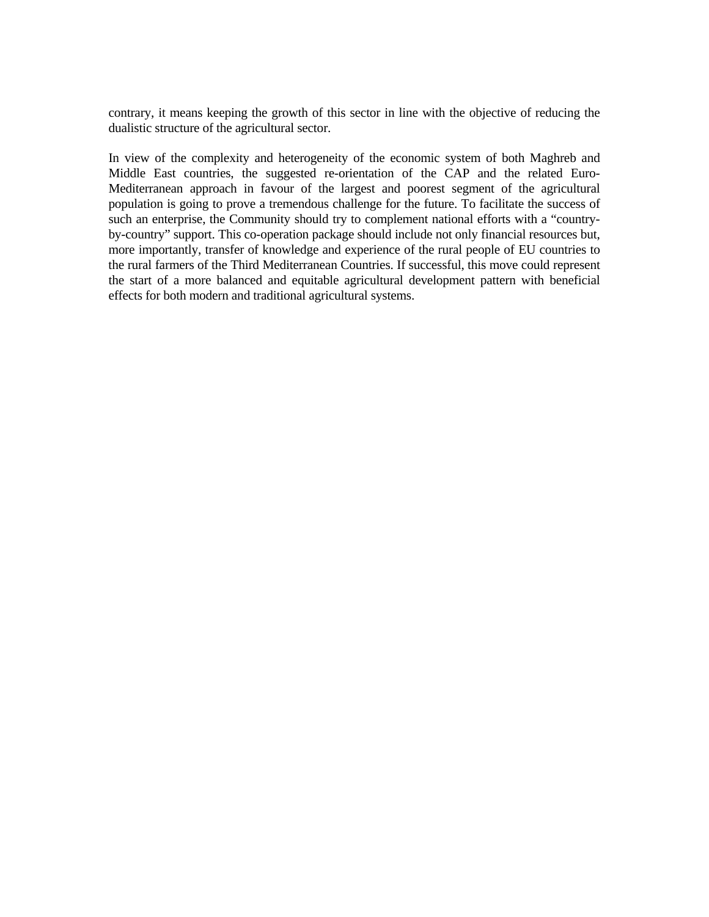contrary, it means keeping the growth of this sector in line with the objective of reducing the dualistic structure of the agricultural sector.

In view of the complexity and heterogeneity of the economic system of both Maghreb and Middle East countries, the suggested re-orientation of the CAP and the related Euro-Mediterranean approach in favour of the largest and poorest segment of the agricultural population is going to prove a tremendous challenge for the future. To facilitate the success of such an enterprise, the Community should try to complement national efforts with a "country-by-country" support. This co-operation package should include not only financial resources but, more importantly, transfer of knowledge and experience of the rural people of EU countries to the rural farmers of the Third Mediterranean Countries. If successful, this move could represent the start of a more balanced and equitable agricultural development pattern with beneficial effects for both modern and traditional agricultural systems.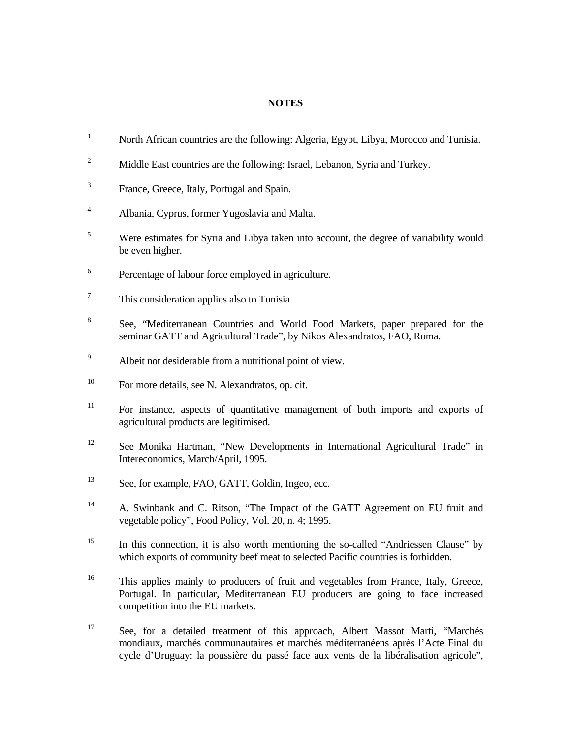## NOTES

1. North African countries are the following: Algeria, Egypt, Libya, Morocco and Tunisia.

2. Middle East countries are the following: Israel, Lebanon, Syria and Turkey.

3. France, Greece, Italy, Portugal and Spain.

4. Albania, Cyprus, former Yugoslavia and Malta.

5. Were estimates for Syria and Libya taken into account, the degree of variability would be even higher.

6. Percentage of labour force employed in agriculture.

7. This consideration applies also to Tunisia.

8. See, "Mediterranean Countries and World Food Markets, paper prepared for the seminar GATT and Agricultural Trade", by Nikos Alexandratos, FAO, Roma.

9. Albeit not desiderable from a nutritional point of view.

10. For more details, see N. Alexandratos, op. cit.

11. For instance, aspects of quantitative management of both imports and exports of agricultural products are legitimised.

12. See Monika Hartman, "New Developments in International Agricultural Trade" in Intereconomics, March/April, 1995.

13. See, for example, FAO, GATT, Goldin, Ingeo, ecc.

14. A. Swinbank and C. Ritson, "The Impact of the GATT Agreement on EU fruit and vegetable policy", Food Policy, Vol. 20, n. 4; 1995.

15. In this connection, it is also worth mentioning the so-called "Andriessen Clause" by which exports of community beef meat to selected Pacific countries is forbidden.

16. This applies mainly to producers of fruit and vegetables from France, Italy, Greece, Portugal. In particular, Mediterranean EU producers are going to face increased competition into the EU markets.

17. See, for a detailed treatment of this approach, Albert Massot Marti, "Marchés mondiaux, marchés communautaires et marchés méditerranéens après l'Acte Final du cycle d'Uruguay: la poussière du passé face aux vents de la libéralisation agricole",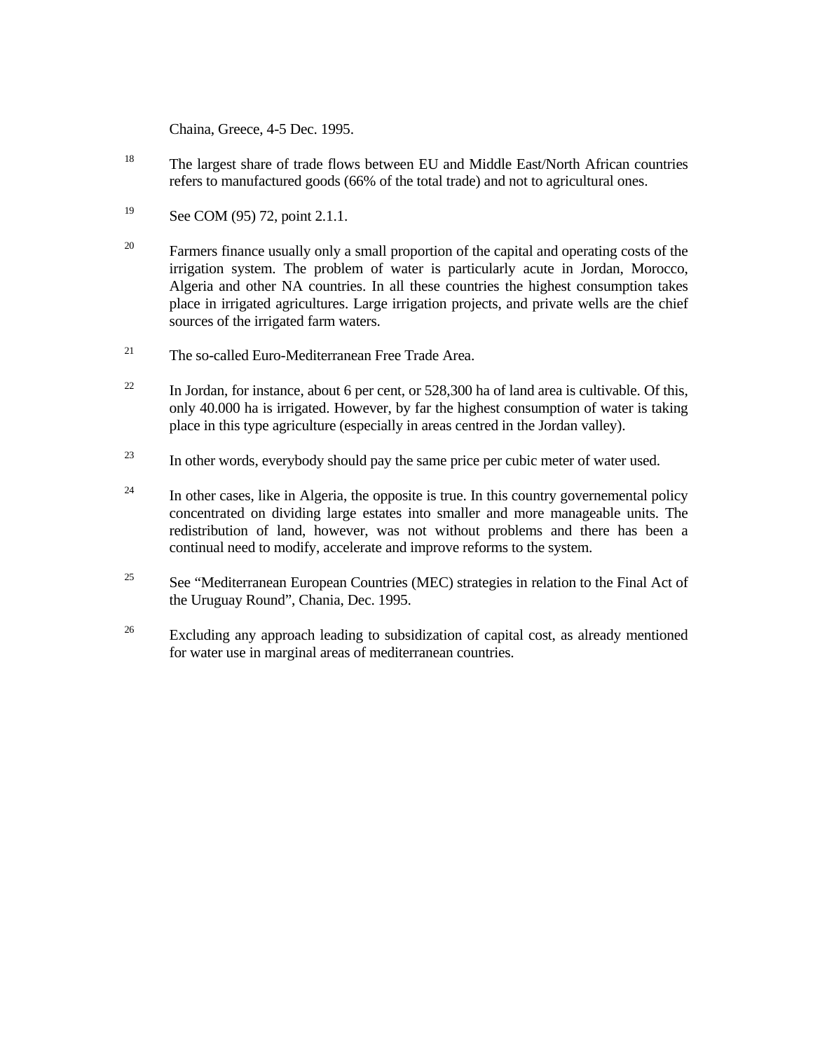Chaina, Greece, 4-5 Dec. 1995.

[18] The largest share of trade flows between EU and Middle East/North African countries refers to manufactured goods (66% of the total trade) and not to agricultural ones.

[19] See COM (95) 72, point 2.1.1.

[20] Farmers finance usually only a small proportion of the capital and operating costs of the irrigation system. The problem of water is particularly acute in Jordan, Morocco, Algeria and other NA countries. In all these countries the highest consumption takes place in irrigated agricultures. Large irrigation projects, and private wells are the chief sources of the irrigated farm waters.

[21] The so-called Euro-Mediterranean Free Trade Area.

[22] In Jordan, for instance, about 6 per cent, or 528,300 ha of land area is cultivable. Of this, only 40.000 ha is irrigated. However, by far the highest consumption of water is taking place in this type agriculture (especially in areas centred in the Jordan valley).

[23] In other words, everybody should pay the same price per cubic meter of water used.

[24] In other cases, like in Algeria, the opposite is true. In this country governemental policy concentrated on dividing large estates into smaller and more manageable units. The redistribution of land, however, was not without problems and there has been a continual need to modify, accelerate and improve reforms to the system.

[25] See "Mediterranean European Countries (MEC) strategies in relation to the Final Act of the Uruguay Round", Chania, Dec. 1995.

[26] Excluding any approach leading to subsidization of capital cost, as already mentioned for water use in marginal areas of mediterranean countries.